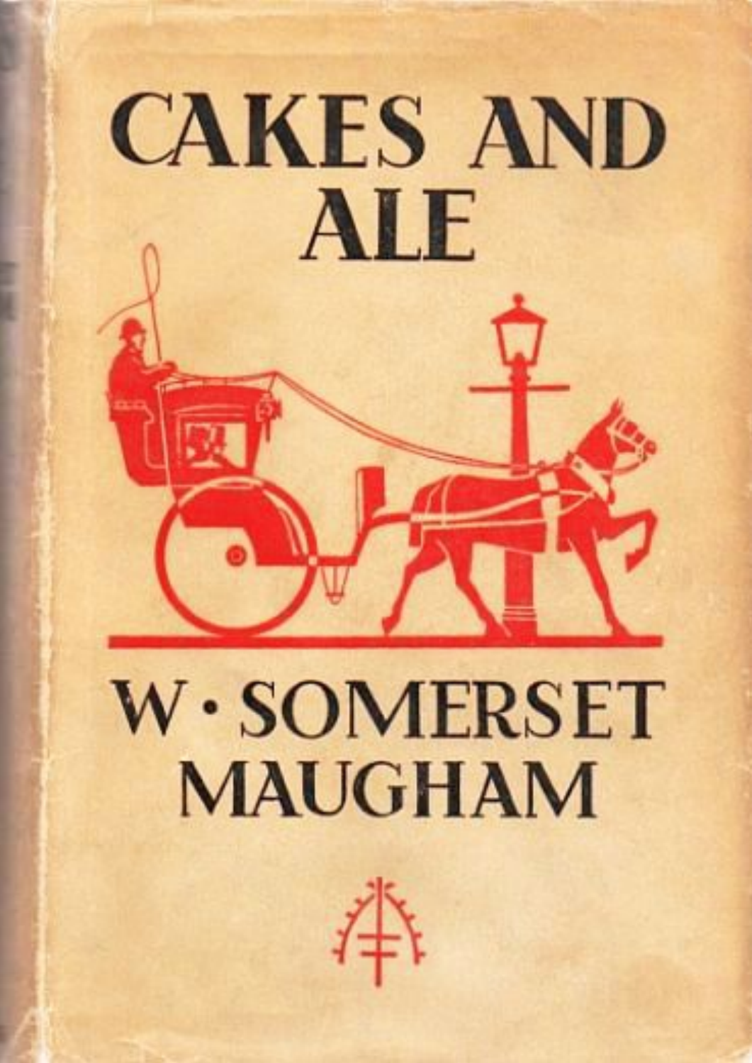# CAKES AND ALE

W · SOMERSET MAUGHAM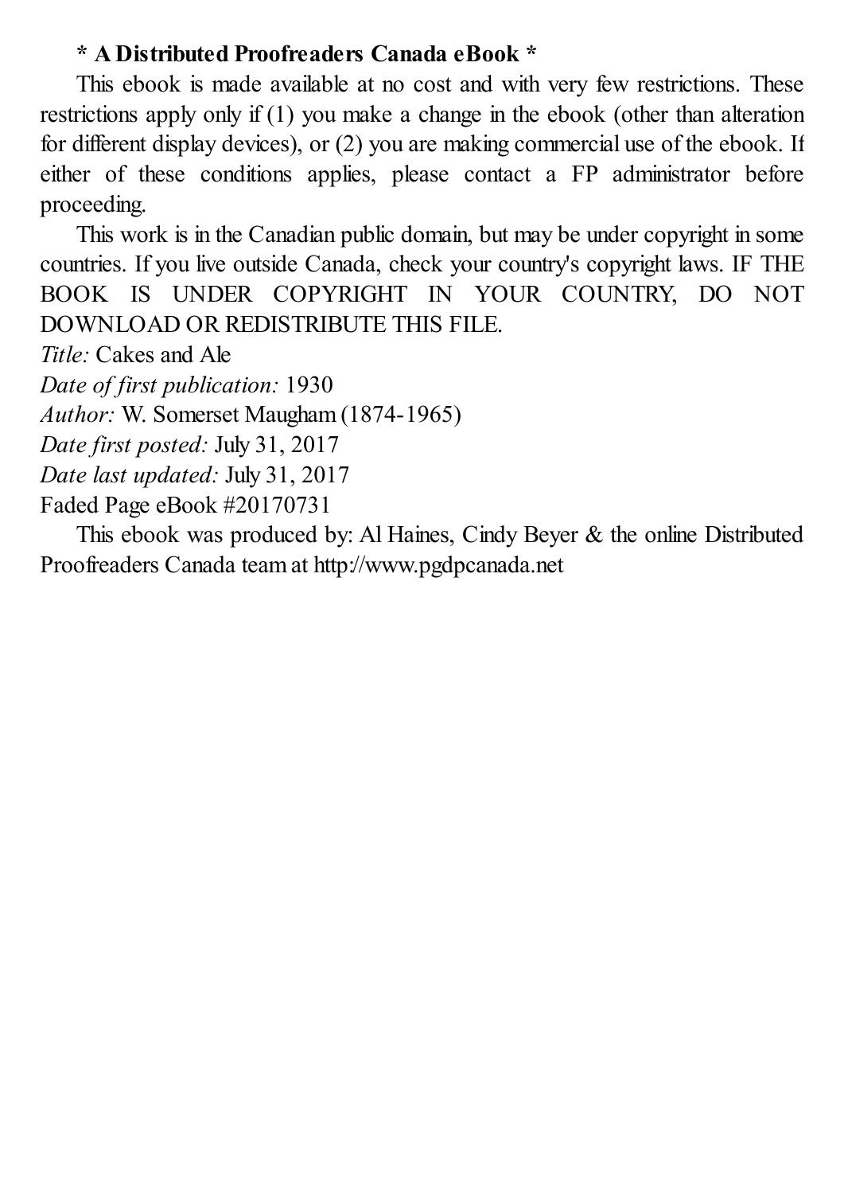**\* A Distributed Proofreaders Canada eBook \***

This ebook is made available at no cost and with very few restrictions. These restrictions apply only if (1) you make a change in the ebook (other than alteration for different display devices), or (2) you are making commercial use of the ebook. If either of these conditions applies, please contact a FP administrator before proceeding.

This work is in the Canadian public domain, but may be under copyright in some countries. If you live outside Canada, check your country's copyright laws. IF THE BOOK IS UNDER COPYRIGHT IN YOUR COUNTRY, DO NOT DOWNLOAD OR REDISTRIBUTE THIS FILE.

*Title:* Cakes and Ale
*Date of first publication:* 1930
*Author:* W. Somerset Maugham (1874-1965)
*Date first posted:* July 31, 2017
*Date last updated:* July 31, 2017
Faded Page eBook #20170731

This ebook was produced by: Al Haines, Cindy Beyer & the online Distributed Proofreaders Canada team at http://www.pgdpcanada.net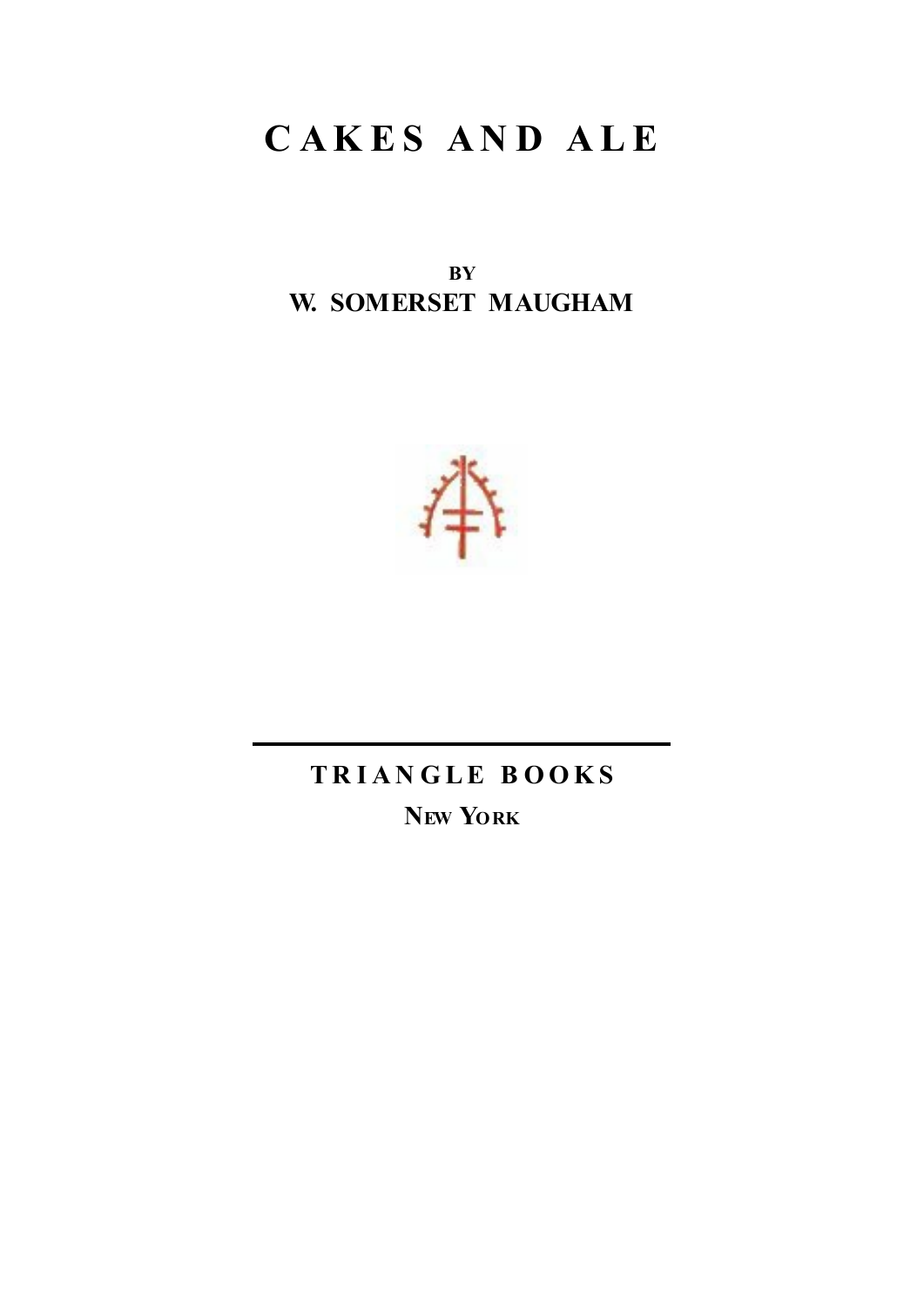# CAKES AND ALE

BY

**W. SOMERSET MAUGHAM**

**TRIANGLE BOOKS**

**NEW YORK**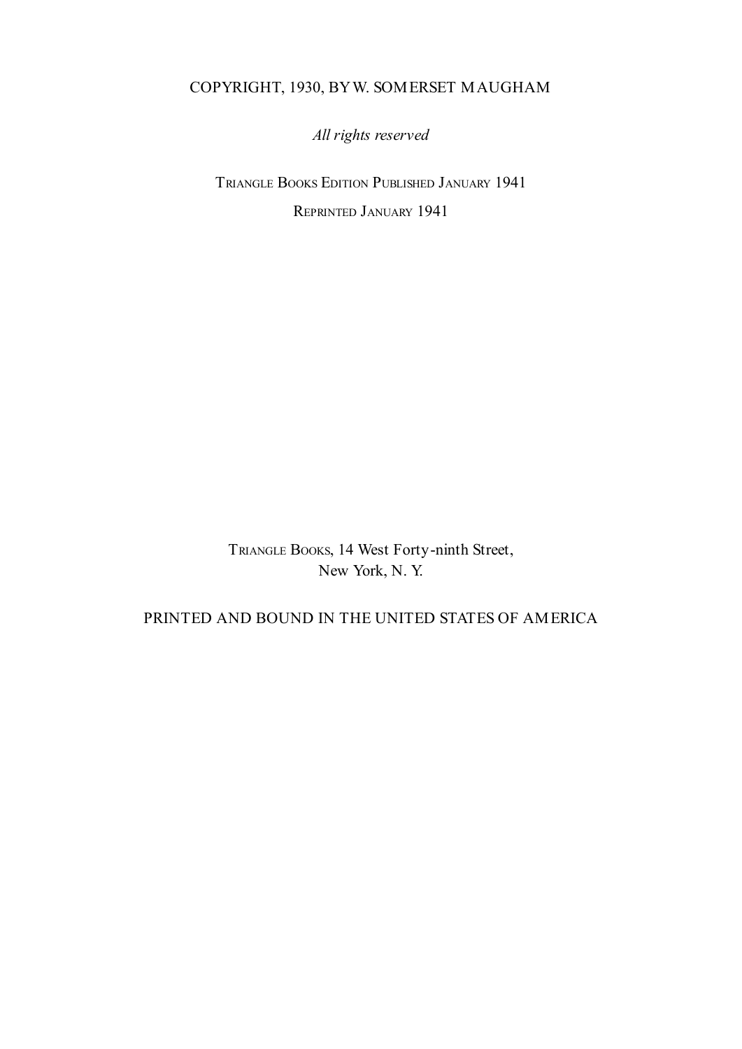COPYRIGHT, 1930, BY W. SOMERSET MAUGHAM

*All rights reserved*

TRIANGLE BOOKS EDITION PUBLISHED JANUARY 1941

REPRINTED JANUARY 1941

TRIANGLE BOOKS, 14 West Forty-ninth Street,
New York, N. Y.

PRINTED AND BOUND IN THE UNITED STATES OF AMERICA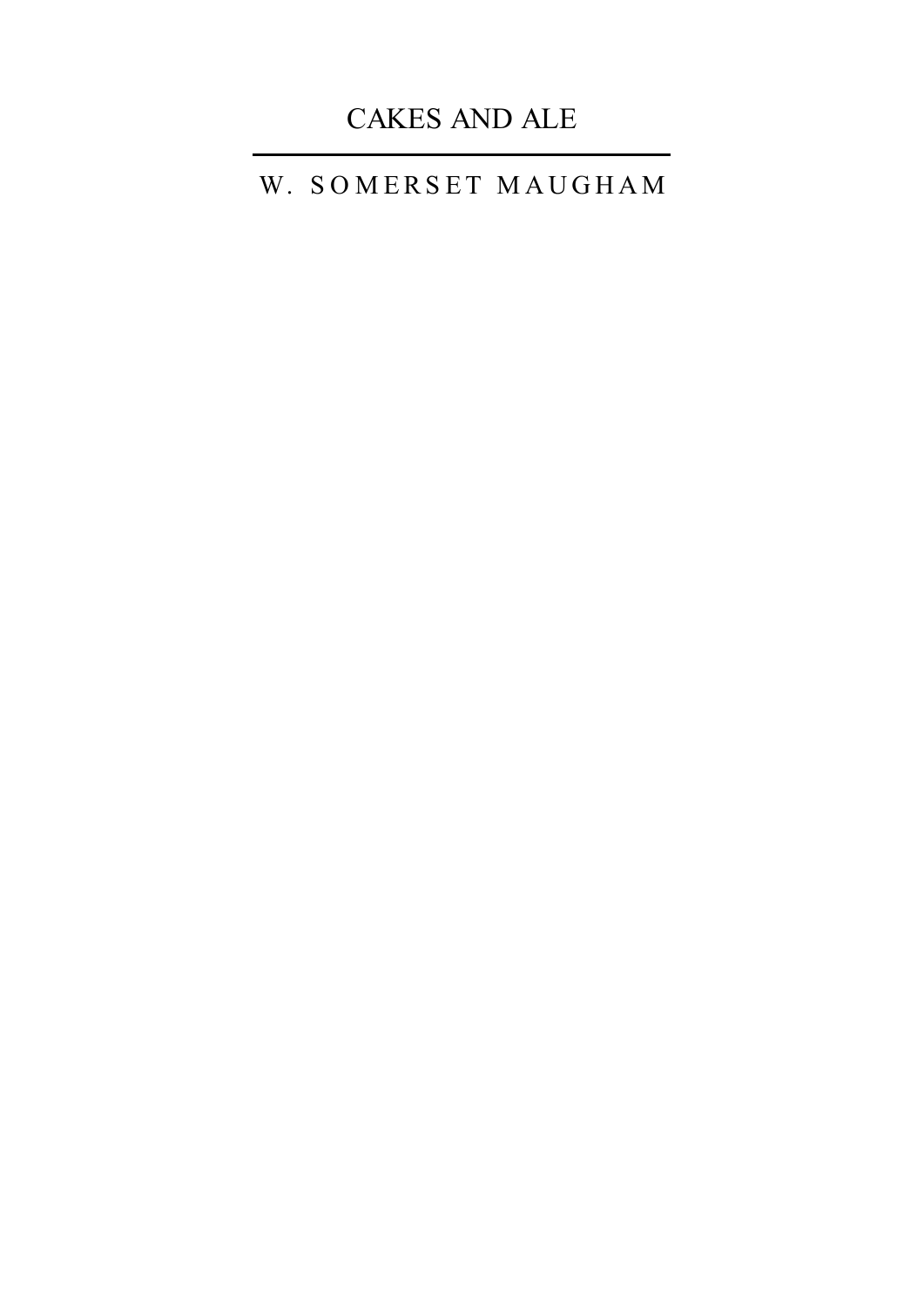# CAKES AND ALE

---

## W. SOMERSET MAUGHAM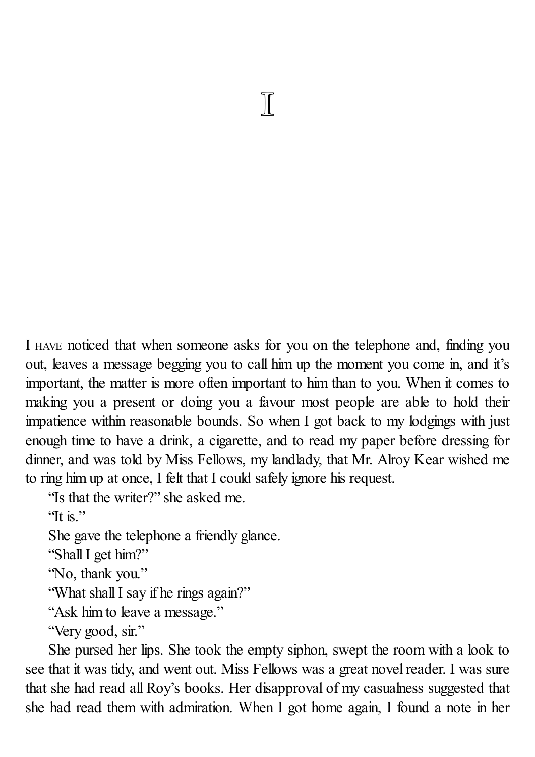# I

I HAVE noticed that when someone asks for you on the telephone and, finding you out, leaves a message begging you to call him up the moment you come in, and it's important, the matter is more often important to him than to you. When it comes to making you a present or doing you a favour most people are able to hold their impatience within reasonable bounds. So when I got back to my lodgings with just enough time to have a drink, a cigarette, and to read my paper before dressing for dinner, and was told by Miss Fellows, my landlady, that Mr. Alroy Kear wished me to ring him up at once, I felt that I could safely ignore his request.

"Is that the writer?" she asked me.

"It is."

She gave the telephone a friendly glance.

"Shall I get him?"

"No, thank you."

"What shall I say if he rings again?"

"Ask him to leave a message."

"Very good, sir."

She pursed her lips. She took the empty siphon, swept the room with a look to see that it was tidy, and went out. Miss Fellows was a great novel reader. I was sure that she had read all Roy's books. Her disapproval of my casualness suggested that she had read them with admiration. When I got home again, I found a note in her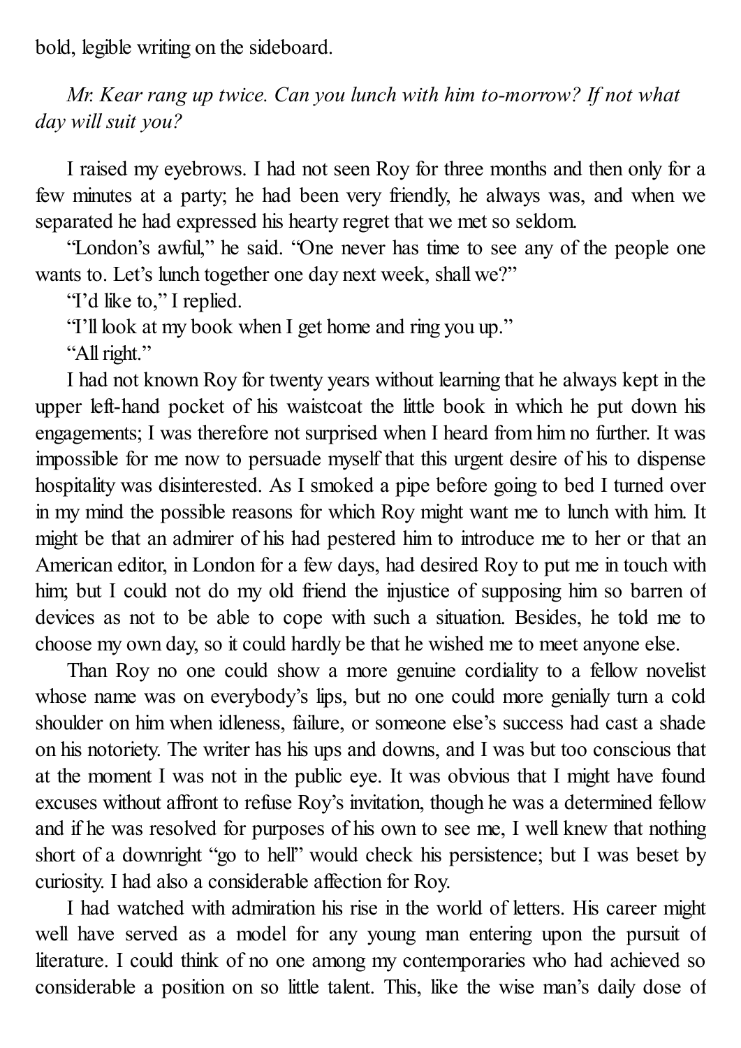bold, legible writing on the sideboard.

*Mr. Kear rang up twice. Can you lunch with him to-morrow? If not what day will suit you?*

I raised my eyebrows. I had not seen Roy for three months and then only for a few minutes at a party; he had been very friendly, he always was, and when we separated he had expressed his hearty regret that we met so seldom.

"London's awful," he said. "One never has time to see any of the people one wants to. Let's lunch together one day next week, shall we?"

"I'd like to," I replied.

"I'll look at my book when I get home and ring you up."

"All right."

I had not known Roy for twenty years without learning that he always kept in the upper left-hand pocket of his waistcoat the little book in which he put down his engagements; I was therefore not surprised when I heard from him no further. It was impossible for me now to persuade myself that this urgent desire of his to dispense hospitality was disinterested. As I smoked a pipe before going to bed I turned over in my mind the possible reasons for which Roy might want me to lunch with him. It might be that an admirer of his had pestered him to introduce me to her or that an American editor, in London for a few days, had desired Roy to put me in touch with him; but I could not do my old friend the injustice of supposing him so barren of devices as not to be able to cope with such a situation. Besides, he told me to choose my own day, so it could hardly be that he wished me to meet anyone else.

Than Roy no one could show a more genuine cordiality to a fellow novelist whose name was on everybody's lips, but no one could more genially turn a cold shoulder on him when idleness, failure, or someone else's success had cast a shade on his notoriety. The writer has his ups and downs, and I was but too conscious that at the moment I was not in the public eye. It was obvious that I might have found excuses without affront to refuse Roy's invitation, though he was a determined fellow and if he was resolved for purposes of his own to see me, I well knew that nothing short of a downright "go to hell" would check his persistence; but I was beset by curiosity. I had also a considerable affection for Roy.

I had watched with admiration his rise in the world of letters. His career might well have served as a model for any young man entering upon the pursuit of literature. I could think of no one among my contemporaries who had achieved so considerable a position on so little talent. This, like the wise man's daily dose of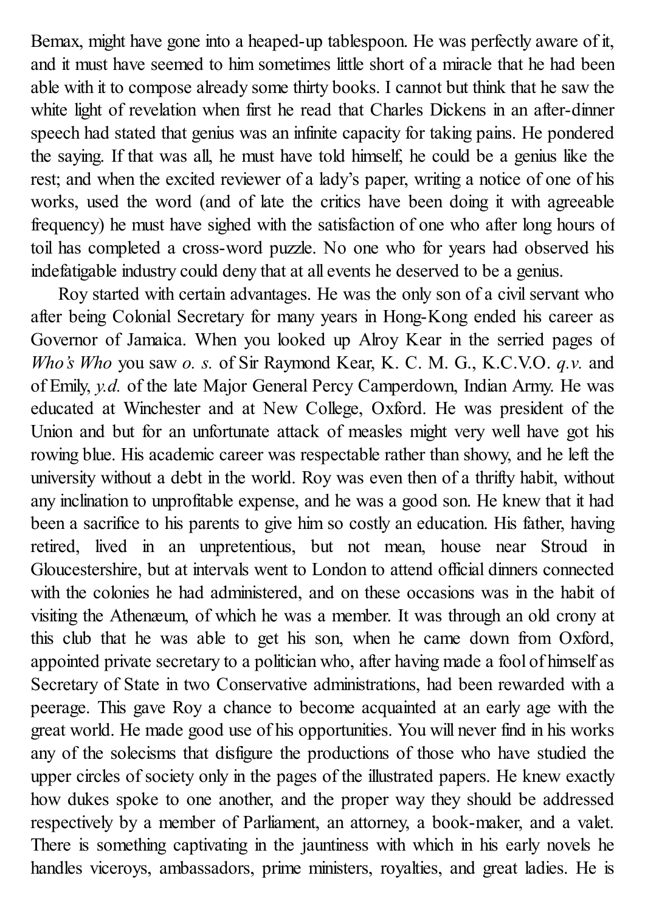Bemax, might have gone into a heaped-up tablespoon. He was perfectly aware of it, and it must have seemed to him sometimes little short of a miracle that he had been able with it to compose already some thirty books. I cannot but think that he saw the white light of revelation when first he read that Charles Dickens in an after-dinner speech had stated that genius was an infinite capacity for taking pains. He pondered the saying. If that was all, he must have told himself, he could be a genius like the rest; and when the excited reviewer of a lady's paper, writing a notice of one of his works, used the word (and of late the critics have been doing it with agreeable frequency) he must have sighed with the satisfaction of one who after long hours of toil has completed a cross-word puzzle. No one who for years had observed his indefatigable industry could deny that at all events he deserved to be a genius.

Roy started with certain advantages. He was the only son of a civil servant who after being Colonial Secretary for many years in Hong-Kong ended his career as Governor of Jamaica. When you looked up Alroy Kear in the serried pages of *Who's Who* you saw *o. s.* of Sir Raymond Kear, K. C. M. G., K.C.V.O. *q.v.* and of Emily, *y.d.* of the late Major General Percy Camperdown, Indian Army. He was educated at Winchester and at New College, Oxford. He was president of the Union and but for an unfortunate attack of measles might very well have got his rowing blue. His academic career was respectable rather than showy, and he left the university without a debt in the world. Roy was even then of a thrifty habit, without any inclination to unprofitable expense, and he was a good son. He knew that it had been a sacrifice to his parents to give him so costly an education. His father, having retired, lived in an unpretentious, but not mean, house near Stroud in Gloucestershire, but at intervals went to London to attend official dinners connected with the colonies he had administered, and on these occasions was in the habit of visiting the Athenæum, of which he was a member. It was through an old crony at this club that he was able to get his son, when he came down from Oxford, appointed private secretary to a politician who, after having made a fool of himself as Secretary of State in two Conservative administrations, had been rewarded with a peerage. This gave Roy a chance to become acquainted at an early age with the great world. He made good use of his opportunities. You will never find in his works any of the solecisms that disfigure the productions of those who have studied the upper circles of society only in the pages of the illustrated papers. He knew exactly how dukes spoke to one another, and the proper way they should be addressed respectively by a member of Parliament, an attorney, a book-maker, and a valet. There is something captivating in the jauntiness with which in his early novels he handles viceroys, ambassadors, prime ministers, royalties, and great ladies. He is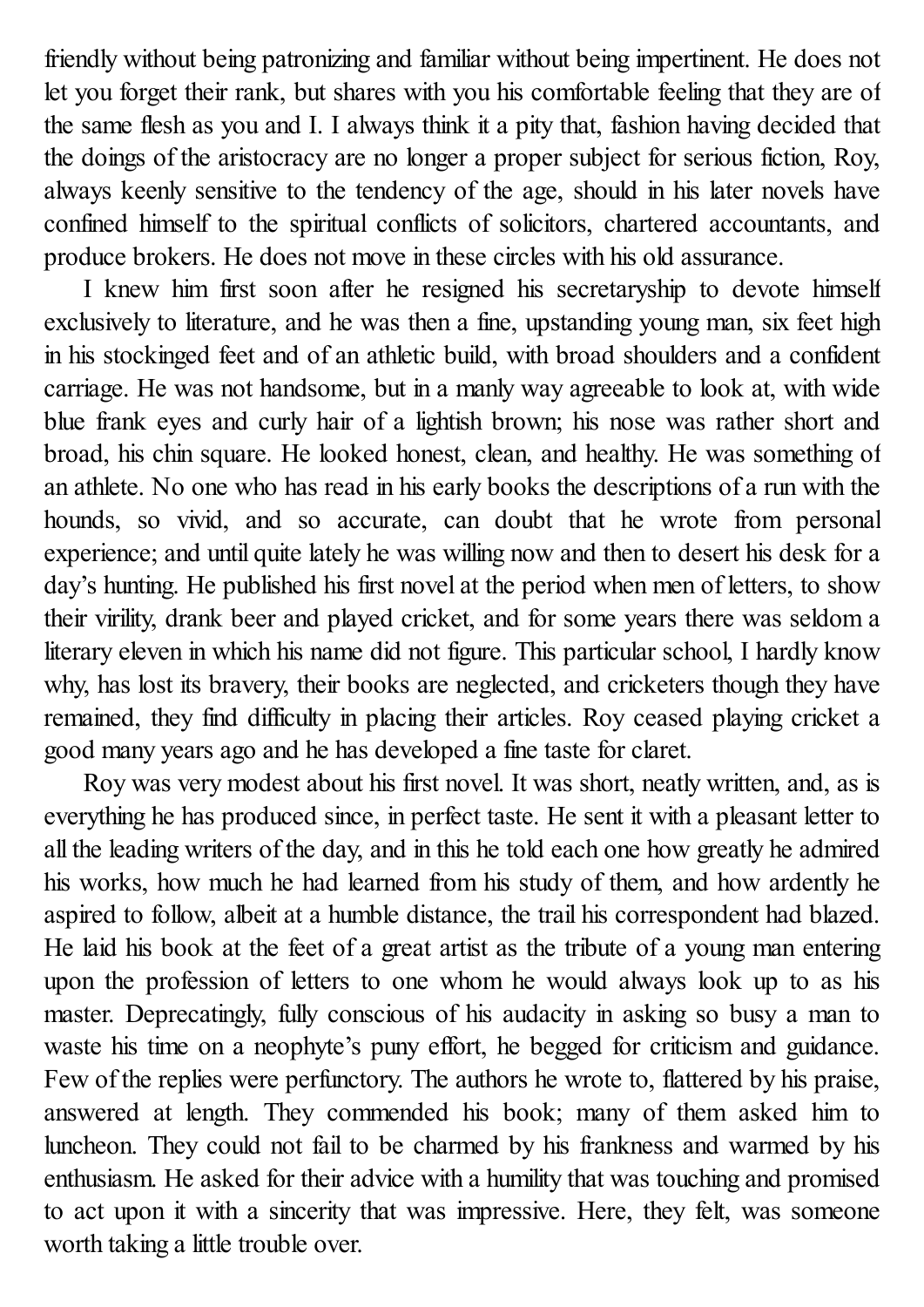friendly without being patronizing and familiar without being impertinent. He does not let you forget their rank, but shares with you his comfortable feeling that they are of the same flesh as you and I. I always think it a pity that, fashion having decided that the doings of the aristocracy are no longer a proper subject for serious fiction, Roy, always keenly sensitive to the tendency of the age, should in his later novels have confined himself to the spiritual conflicts of solicitors, chartered accountants, and produce brokers. He does not move in these circles with his old assurance.

I knew him first soon after he resigned his secretaryship to devote himself exclusively to literature, and he was then a fine, upstanding young man, six feet high in his stockinged feet and of an athletic build, with broad shoulders and a confident carriage. He was not handsome, but in a manly way agreeable to look at, with wide blue frank eyes and curly hair of a lightish brown; his nose was rather short and broad, his chin square. He looked honest, clean, and healthy. He was something of an athlete. No one who has read in his early books the descriptions of a run with the hounds, so vivid, and so accurate, can doubt that he wrote from personal experience; and until quite lately he was willing now and then to desert his desk for a day's hunting. He published his first novel at the period when men of letters, to show their virility, drank beer and played cricket, and for some years there was seldom a literary eleven in which his name did not figure. This particular school, I hardly know why, has lost its bravery, their books are neglected, and cricketers though they have remained, they find difficulty in placing their articles. Roy ceased playing cricket a good many years ago and he has developed a fine taste for claret.

Roy was very modest about his first novel. It was short, neatly written, and, as is everything he has produced since, in perfect taste. He sent it with a pleasant letter to all the leading writers of the day, and in this he told each one how greatly he admired his works, how much he had learned from his study of them, and how ardently he aspired to follow, albeit at a humble distance, the trail his correspondent had blazed. He laid his book at the feet of a great artist as the tribute of a young man entering upon the profession of letters to one whom he would always look up to as his master. Deprecatingly, fully conscious of his audacity in asking so busy a man to waste his time on a neophyte's puny effort, he begged for criticism and guidance. Few of the replies were perfunctory. The authors he wrote to, flattered by his praise, answered at length. They commended his book; many of them asked him to luncheon. They could not fail to be charmed by his frankness and warmed by his enthusiasm. He asked for their advice with a humility that was touching and promised to act upon it with a sincerity that was impressive. Here, they felt, was someone worth taking a little trouble over.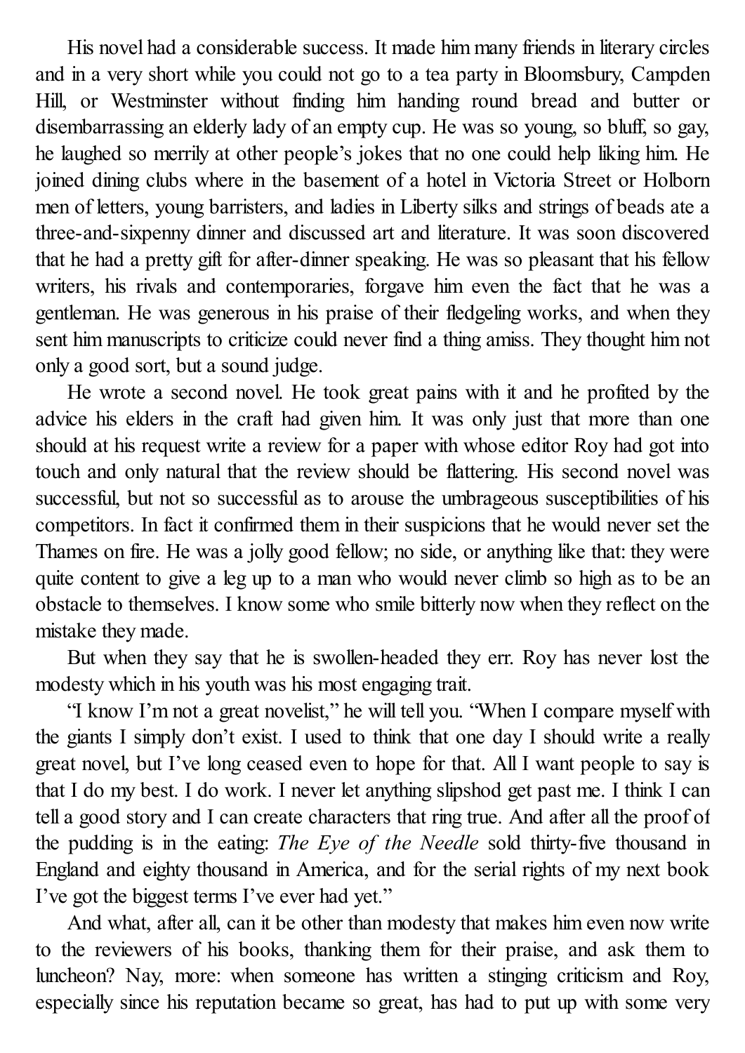His novel had a considerable success. It made him many friends in literary circles and in a very short while you could not go to a tea party in Bloomsbury, Campden Hill, or Westminster without finding him handing round bread and butter or disembarrassing an elderly lady of an empty cup. He was so young, so bluff, so gay, he laughed so merrily at other people's jokes that no one could help liking him. He joined dining clubs where in the basement of a hotel in Victoria Street or Holborn men of letters, young barristers, and ladies in Liberty silks and strings of beads ate a three-and-sixpenny dinner and discussed art and literature. It was soon discovered that he had a pretty gift for after-dinner speaking. He was so pleasant that his fellow writers, his rivals and contemporaries, forgave him even the fact that he was a gentleman. He was generous in his praise of their fledgeling works, and when they sent him manuscripts to criticize could never find a thing amiss. They thought him not only a good sort, but a sound judge.

He wrote a second novel. He took great pains with it and he profited by the advice his elders in the craft had given him. It was only just that more than one should at his request write a review for a paper with whose editor Roy had got into touch and only natural that the review should be flattering. His second novel was successful, but not so successful as to arouse the umbrageous susceptibilities of his competitors. In fact it confirmed them in their suspicions that he would never set the Thames on fire. He was a jolly good fellow; no side, or anything like that: they were quite content to give a leg up to a man who would never climb so high as to be an obstacle to themselves. I know some who smile bitterly now when they reflect on the mistake they made.

But when they say that he is swollen-headed they err. Roy has never lost the modesty which in his youth was his most engaging trait.

"I know I'm not a great novelist," he will tell you. "When I compare myself with the giants I simply don't exist. I used to think that one day I should write a really great novel, but I've long ceased even to hope for that. All I want people to say is that I do my best. I do work. I never let anything slipshod get past me. I think I can tell a good story and I can create characters that ring true. And after all the proof of the pudding is in the eating: *The Eye of the Needle* sold thirty-five thousand in England and eighty thousand in America, and for the serial rights of my next book I've got the biggest terms I've ever had yet."

And what, after all, can it be other than modesty that makes him even now write to the reviewers of his books, thanking them for their praise, and ask them to luncheon? Nay, more: when someone has written a stinging criticism and Roy, especially since his reputation became so great, has had to put up with some very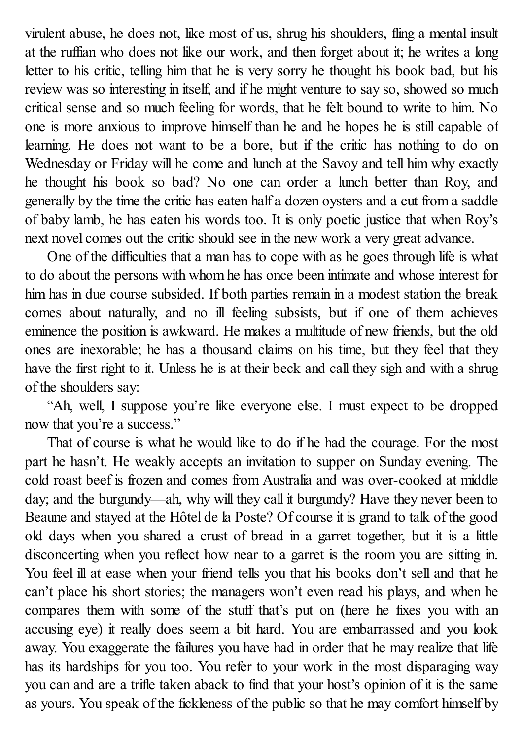virulent abuse, he does not, like most of us, shrug his shoulders, fling a mental insult at the ruffian who does not like our work, and then forget about it; he writes a long letter to his critic, telling him that he is very sorry he thought his book bad, but his review was so interesting in itself, and if he might venture to say so, showed so much critical sense and so much feeling for words, that he felt bound to write to him. No one is more anxious to improve himself than he and he hopes he is still capable of learning. He does not want to be a bore, but if the critic has nothing to do on Wednesday or Friday will he come and lunch at the Savoy and tell him why exactly he thought his book so bad? No one can order a lunch better than Roy, and generally by the time the critic has eaten half a dozen oysters and a cut from a saddle of baby lamb, he has eaten his words too. It is only poetic justice that when Roy's next novel comes out the critic should see in the new work a very great advance.

One of the difficulties that a man has to cope with as he goes through life is what to do about the persons with whom he has once been intimate and whose interest for him has in due course subsided. If both parties remain in a modest station the break comes about naturally, and no ill feeling subsists, but if one of them achieves eminence the position is awkward. He makes a multitude of new friends, but the old ones are inexorable; he has a thousand claims on his time, but they feel that they have the first right to it. Unless he is at their beck and call they sigh and with a shrug of the shoulders say:

"Ah, well, I suppose you're like everyone else. I must expect to be dropped now that you're a success."

That of course is what he would like to do if he had the courage. For the most part he hasn't. He weakly accepts an invitation to supper on Sunday evening. The cold roast beef is frozen and comes from Australia and was over-cooked at middle day; and the burgundy—ah, why will they call it burgundy? Have they never been to Beaune and stayed at the Hôtel de la Poste? Of course it is grand to talk of the good old days when you shared a crust of bread in a garret together, but it is a little disconcerting when you reflect how near to a garret is the room you are sitting in. You feel ill at ease when your friend tells you that his books don't sell and that he can't place his short stories; the managers won't even read his plays, and when he compares them with some of the stuff that's put on (here he fixes you with an accusing eye) it really does seem a bit hard. You are embarrassed and you look away. You exaggerate the failures you have had in order that he may realize that life has its hardships for you too. You refer to your work in the most disparaging way you can and are a trifle taken aback to find that your host's opinion of it is the same as yours. You speak of the fickleness of the public so that he may comfort himself by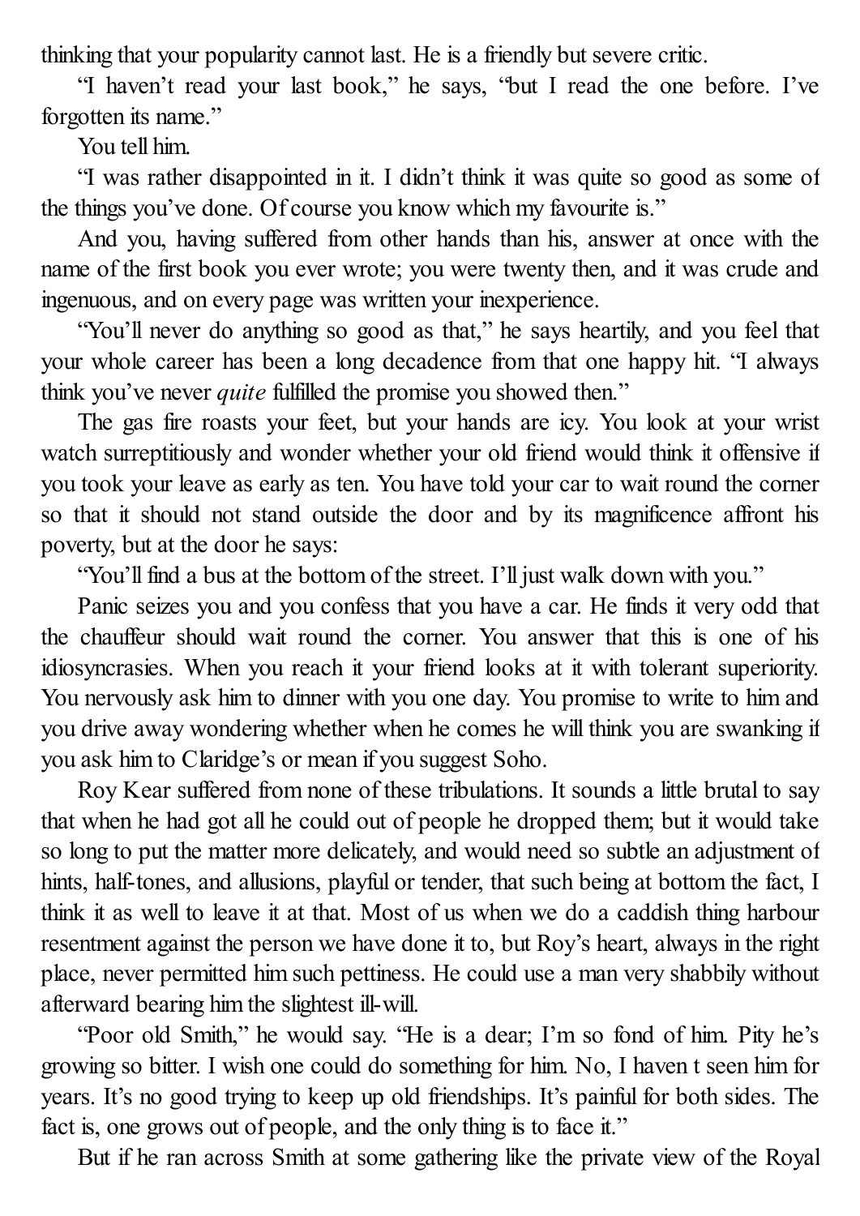thinking that your popularity cannot last. He is a friendly but severe critic.

"I haven't read your last book," he says, "but I read the one before. I've forgotten its name."

You tell him.

"I was rather disappointed in it. I didn't think it was quite so good as some of the things you've done. Of course you know which my favourite is."

And you, having suffered from other hands than his, answer at once with the name of the first book you ever wrote; you were twenty then, and it was crude and ingenuous, and on every page was written your inexperience.

"You'll never do anything so good as that," he says heartily, and you feel that your whole career has been a long decadence from that one happy hit. "I always think you've never *quite* fulfilled the promise you showed then."

The gas fire roasts your feet, but your hands are icy. You look at your wrist watch surreptitiously and wonder whether your old friend would think it offensive if you took your leave as early as ten. You have told your car to wait round the corner so that it should not stand outside the door and by its magnificence affront his poverty, but at the door he says:

"You'll find a bus at the bottom of the street. I'll just walk down with you."

Panic seizes you and you confess that you have a car. He finds it very odd that the chauffeur should wait round the corner. You answer that this is one of his idiosyncrasies. When you reach it your friend looks at it with tolerant superiority. You nervously ask him to dinner with you one day. You promise to write to him and you drive away wondering whether when he comes he will think you are swanking if you ask him to Claridge's or mean if you suggest Soho.

Roy Kear suffered from none of these tribulations. It sounds a little brutal to say that when he had got all he could out of people he dropped them; but it would take so long to put the matter more delicately, and would need so subtle an adjustment of hints, half-tones, and allusions, playful or tender, that such being at bottom the fact, I think it as well to leave it at that. Most of us when we do a caddish thing harbour resentment against the person we have done it to, but Roy's heart, always in the right place, never permitted him such pettiness. He could use a man very shabbily without afterward bearing him the slightest ill-will.

"Poor old Smith," he would say. "He is a dear; I'm so fond of him. Pity he's growing so bitter. I wish one could do something for him. No, I haven t seen him for years. It's no good trying to keep up old friendships. It's painful for both sides. The fact is, one grows out of people, and the only thing is to face it."

But if he ran across Smith at some gathering like the private view of the Royal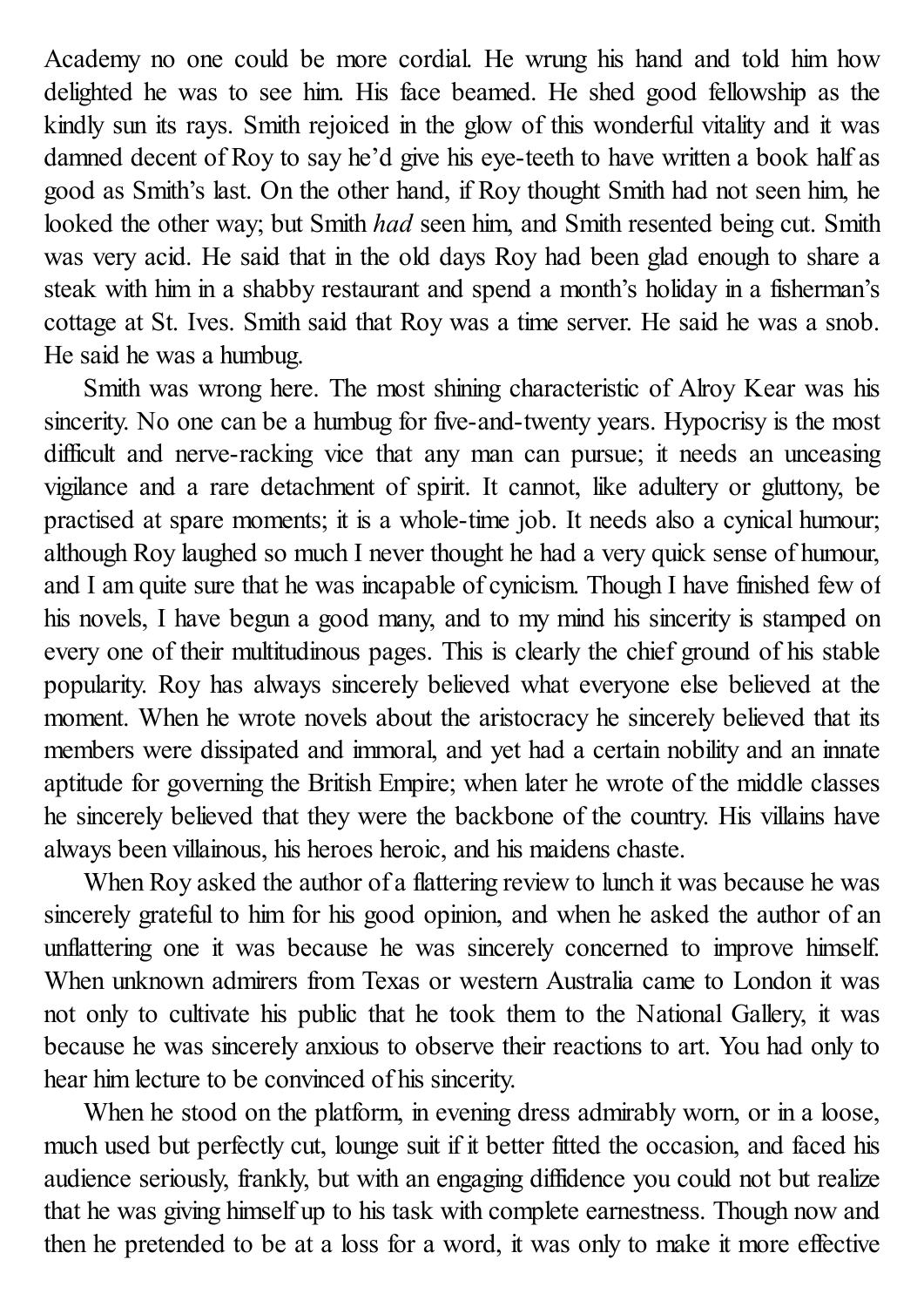Academy no one could be more cordial. He wrung his hand and told him how delighted he was to see him. His face beamed. He shed good fellowship as the kindly sun its rays. Smith rejoiced in the glow of this wonderful vitality and it was damned decent of Roy to say he'd give his eye-teeth to have written a book half as good as Smith's last. On the other hand, if Roy thought Smith had not seen him, he looked the other way; but Smith *had* seen him, and Smith resented being cut. Smith was very acid. He said that in the old days Roy had been glad enough to share a steak with him in a shabby restaurant and spend a month's holiday in a fisherman's cottage at St. Ives. Smith said that Roy was a time server. He said he was a snob. He said he was a humbug.

Smith was wrong here. The most shining characteristic of Alroy Kear was his sincerity. No one can be a humbug for five-and-twenty years. Hypocrisy is the most difficult and nerve-racking vice that any man can pursue; it needs an unceasing vigilance and a rare detachment of spirit. It cannot, like adultery or gluttony, be practised at spare moments; it is a whole-time job. It needs also a cynical humour; although Roy laughed so much I never thought he had a very quick sense of humour, and I am quite sure that he was incapable of cynicism. Though I have finished few of his novels, I have begun a good many, and to my mind his sincerity is stamped on every one of their multitudinous pages. This is clearly the chief ground of his stable popularity. Roy has always sincerely believed what everyone else believed at the moment. When he wrote novels about the aristocracy he sincerely believed that its members were dissipated and immoral, and yet had a certain nobility and an innate aptitude for governing the British Empire; when later he wrote of the middle classes he sincerely believed that they were the backbone of the country. His villains have always been villainous, his heroes heroic, and his maidens chaste.

When Roy asked the author of a flattering review to lunch it was because he was sincerely grateful to him for his good opinion, and when he asked the author of an unflattering one it was because he was sincerely concerned to improve himself. When unknown admirers from Texas or western Australia came to London it was not only to cultivate his public that he took them to the National Gallery, it was because he was sincerely anxious to observe their reactions to art. You had only to hear him lecture to be convinced of his sincerity.

When he stood on the platform, in evening dress admirably worn, or in a loose, much used but perfectly cut, lounge suit if it better fitted the occasion, and faced his audience seriously, frankly, but with an engaging diffidence you could not but realize that he was giving himself up to his task with complete earnestness. Though now and then he pretended to be at a loss for a word, it was only to make it more effective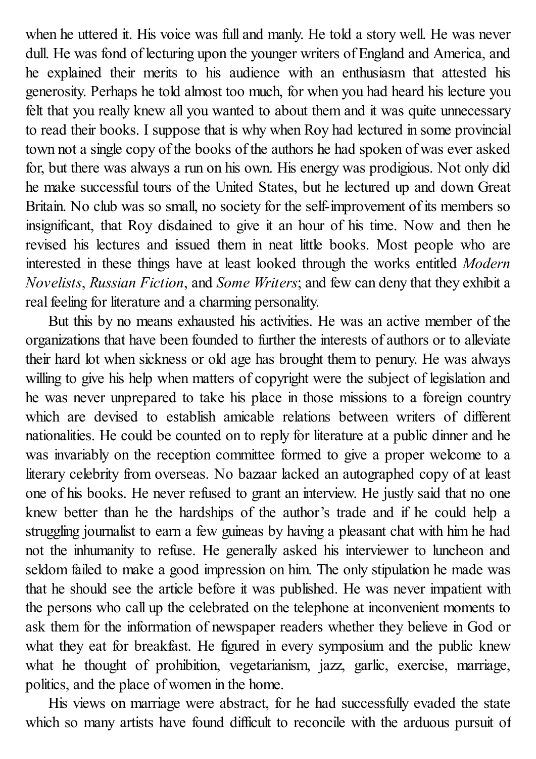when he uttered it. His voice was full and manly. He told a story well. He was never dull. He was fond of lecturing upon the younger writers of England and America, and he explained their merits to his audience with an enthusiasm that attested his generosity. Perhaps he told almost too much, for when you had heard his lecture you felt that you really knew all you wanted to about them and it was quite unnecessary to read their books. I suppose that is why when Roy had lectured in some provincial town not a single copy of the books of the authors he had spoken of was ever asked for, but there was always a run on his own. His energy was prodigious. Not only did he make successful tours of the United States, but he lectured up and down Great Britain. No club was so small, no society for the self-improvement of its members so insignificant, that Roy disdained to give it an hour of his time. Now and then he revised his lectures and issued them in neat little books. Most people who are interested in these things have at least looked through the works entitled *Modern Novelists*, *Russian Fiction*, and *Some Writers*; and few can deny that they exhibit a real feeling for literature and a charming personality.

But this by no means exhausted his activities. He was an active member of the organizations that have been founded to further the interests of authors or to alleviate their hard lot when sickness or old age has brought them to penury. He was always willing to give his help when matters of copyright were the subject of legislation and he was never unprepared to take his place in those missions to a foreign country which are devised to establish amicable relations between writers of different nationalities. He could be counted on to reply for literature at a public dinner and he was invariably on the reception committee formed to give a proper welcome to a literary celebrity from overseas. No bazaar lacked an autographed copy of at least one of his books. He never refused to grant an interview. He justly said that no one knew better than he the hardships of the author's trade and if he could help a struggling journalist to earn a few guineas by having a pleasant chat with him he had not the inhumanity to refuse. He generally asked his interviewer to luncheon and seldom failed to make a good impression on him. The only stipulation he made was that he should see the article before it was published. He was never impatient with the persons who call up the celebrated on the telephone at inconvenient moments to ask them for the information of newspaper readers whether they believe in God or what they eat for breakfast. He figured in every symposium and the public knew what he thought of prohibition, vegetarianism, jazz, garlic, exercise, marriage, politics, and the place of women in the home.

His views on marriage were abstract, for he had successfully evaded the state which so many artists have found difficult to reconcile with the arduous pursuit of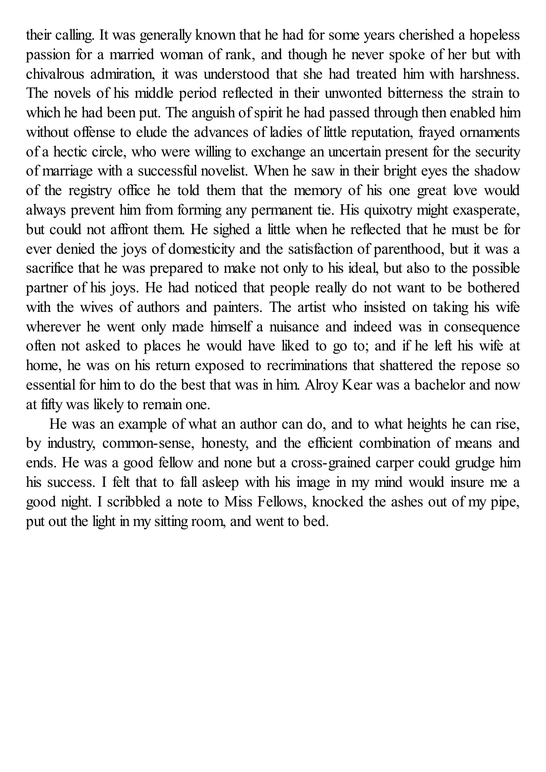their calling. It was generally known that he had for some years cherished a hopeless passion for a married woman of rank, and though he never spoke of her but with chivalrous admiration, it was understood that she had treated him with harshness. The novels of his middle period reflected in their unwonted bitterness the strain to which he had been put. The anguish of spirit he had passed through then enabled him without offense to elude the advances of ladies of little reputation, frayed ornaments of a hectic circle, who were willing to exchange an uncertain present for the security of marriage with a successful novelist. When he saw in their bright eyes the shadow of the registry office he told them that the memory of his one great love would always prevent him from forming any permanent tie. His quixotry might exasperate, but could not affront them. He sighed a little when he reflected that he must be for ever denied the joys of domesticity and the satisfaction of parenthood, but it was a sacrifice that he was prepared to make not only to his ideal, but also to the possible partner of his joys. He had noticed that people really do not want to be bothered with the wives of authors and painters. The artist who insisted on taking his wife wherever he went only made himself a nuisance and indeed was in consequence often not asked to places he would have liked to go to; and if he left his wife at home, he was on his return exposed to recriminations that shattered the repose so essential for him to do the best that was in him. Alroy Kear was a bachelor and now at fifty was likely to remain one.

He was an example of what an author can do, and to what heights he can rise, by industry, common-sense, honesty, and the efficient combination of means and ends. He was a good fellow and none but a cross-grained carper could grudge him his success. I felt that to fall asleep with his image in my mind would insure me a good night. I scribbled a note to Miss Fellows, knocked the ashes out of my pipe, put out the light in my sitting room, and went to bed.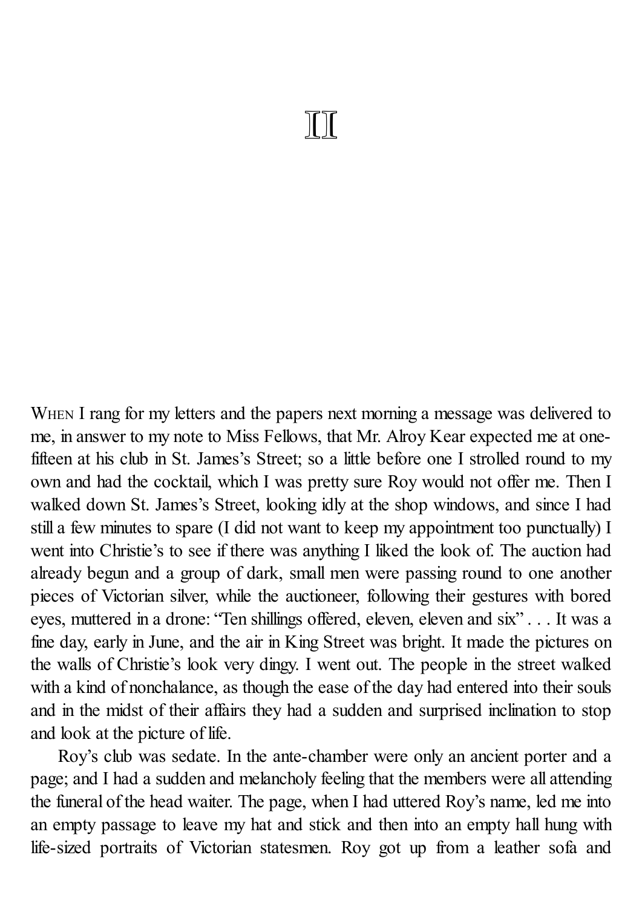# II

WHEN I rang for my letters and the papers next morning a message was delivered to me, in answer to my note to Miss Fellows, that Mr. Alroy Kear expected me at one-fifteen at his club in St. James's Street; so a little before one I strolled round to my own and had the cocktail, which I was pretty sure Roy would not offer me. Then I walked down St. James's Street, looking idly at the shop windows, and since I had still a few minutes to spare (I did not want to keep my appointment too punctually) I went into Christie's to see if there was anything I liked the look of. The auction had already begun and a group of dark, small men were passing round to one another pieces of Victorian silver, while the auctioneer, following their gestures with bored eyes, muttered in a drone: "Ten shillings offered, eleven, eleven and six" . . . It was a fine day, early in June, and the air in King Street was bright. It made the pictures on the walls of Christie's look very dingy. I went out. The people in the street walked with a kind of nonchalance, as though the ease of the day had entered into their souls and in the midst of their affairs they had a sudden and surprised inclination to stop and look at the picture of life.

Roy's club was sedate. In the ante-chamber were only an ancient porter and a page; and I had a sudden and melancholy feeling that the members were all attending the funeral of the head waiter. The page, when I had uttered Roy's name, led me into an empty passage to leave my hat and stick and then into an empty hall hung with life-sized portraits of Victorian statesmen. Roy got up from a leather sofa and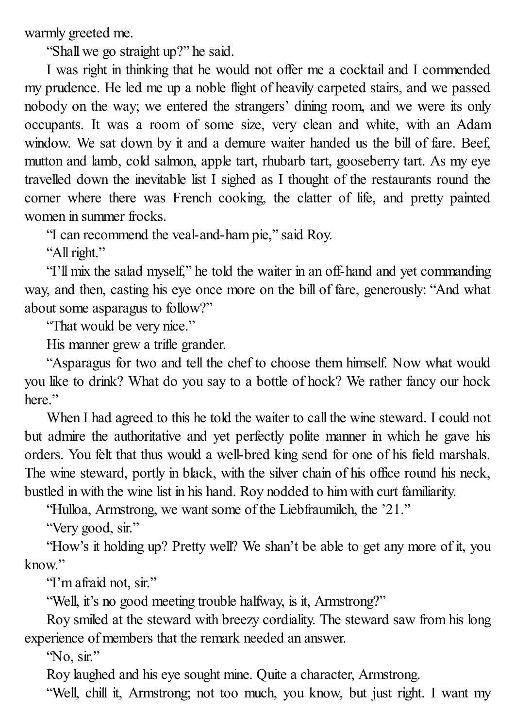warmly greeted me.

"Shall we go straight up?" he said.

I was right in thinking that he would not offer me a cocktail and I commended my prudence. He led me up a noble flight of heavily carpeted stairs, and we passed nobody on the way; we entered the strangers' dining room, and we were its only occupants. It was a room of some size, very clean and white, with an Adam window. We sat down by it and a demure waiter handed us the bill of fare. Beef, mutton and lamb, cold salmon, apple tart, rhubarb tart, gooseberry tart. As my eye travelled down the inevitable list I sighed as I thought of the restaurants round the corner where there was French cooking, the clatter of life, and pretty painted women in summer frocks.

"I can recommend the veal-and-ham pie," said Roy.

"All right."

"I'll mix the salad myself," he told the waiter in an off-hand and yet commanding way, and then, casting his eye once more on the bill of fare, generously: "And what about some asparagus to follow?"

"That would be very nice."

His manner grew a trifle grander.

"Asparagus for two and tell the chef to choose them himself. Now what would you like to drink? What do you say to a bottle of hock? We rather fancy our hock here."

When I had agreed to this he told the waiter to call the wine steward. I could not but admire the authoritative and yet perfectly polite manner in which he gave his orders. You felt that thus would a well-bred king send for one of his field marshals. The wine steward, portly in black, with the silver chain of his office round his neck, bustled in with the wine list in his hand. Roy nodded to him with curt familiarity.

"Hulloa, Armstrong, we want some of the Liebfraumilch, the '21."

"Very good, sir."

"How's it holding up? Pretty well? We shan't be able to get any more of it, you know."

"I'm afraid not, sir."

"Well, it's no good meeting trouble halfway, is it, Armstrong?"

Roy smiled at the steward with breezy cordiality. The steward saw from his long experience of members that the remark needed an answer.

"No, sir."

Roy laughed and his eye sought mine. Quite a character, Armstrong.

"Well, chill it, Armstrong; not too much, you know, but just right. I want my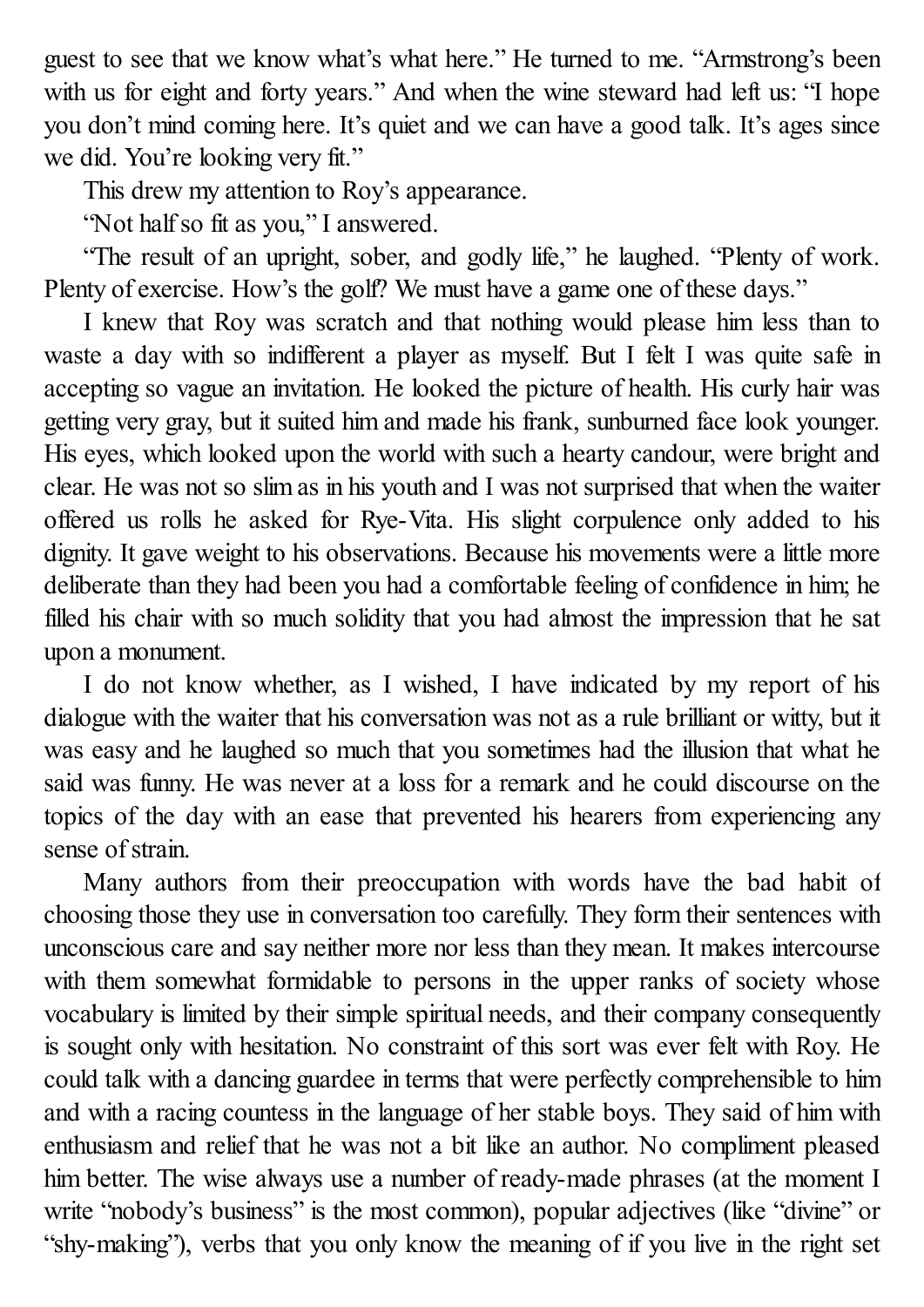guest to see that we know what's what here." He turned to me. "Armstrong's been with us for eight and forty years." And when the wine steward had left us: "I hope you don't mind coming here. It's quiet and we can have a good talk. It's ages since we did. You're looking very fit."

This drew my attention to Roy's appearance.

"Not half so fit as you," I answered.

"The result of an upright, sober, and godly life," he laughed. "Plenty of work. Plenty of exercise. How's the golf? We must have a game one of these days."

I knew that Roy was scratch and that nothing would please him less than to waste a day with so indifferent a player as myself. But I felt I was quite safe in accepting so vague an invitation. He looked the picture of health. His curly hair was getting very gray, but it suited him and made his frank, sunburned face look younger. His eyes, which looked upon the world with such a hearty candour, were bright and clear. He was not so slim as in his youth and I was not surprised that when the waiter offered us rolls he asked for Rye-Vita. His slight corpulence only added to his dignity. It gave weight to his observations. Because his movements were a little more deliberate than they had been you had a comfortable feeling of confidence in him; he filled his chair with so much solidity that you had almost the impression that he sat upon a monument.

I do not know whether, as I wished, I have indicated by my report of his dialogue with the waiter that his conversation was not as a rule brilliant or witty, but it was easy and he laughed so much that you sometimes had the illusion that what he said was funny. He was never at a loss for a remark and he could discourse on the topics of the day with an ease that prevented his hearers from experiencing any sense of strain.

Many authors from their preoccupation with words have the bad habit of choosing those they use in conversation too carefully. They form their sentences with unconscious care and say neither more nor less than they mean. It makes intercourse with them somewhat formidable to persons in the upper ranks of society whose vocabulary is limited by their simple spiritual needs, and their company consequently is sought only with hesitation. No constraint of this sort was ever felt with Roy. He could talk with a dancing guardee in terms that were perfectly comprehensible to him and with a racing countess in the language of her stable boys. They said of him with enthusiasm and relief that he was not a bit like an author. No compliment pleased him better. The wise always use a number of ready-made phrases (at the moment I write "nobody's business" is the most common), popular adjectives (like "divine" or "shy-making"), verbs that you only know the meaning of if you live in the right set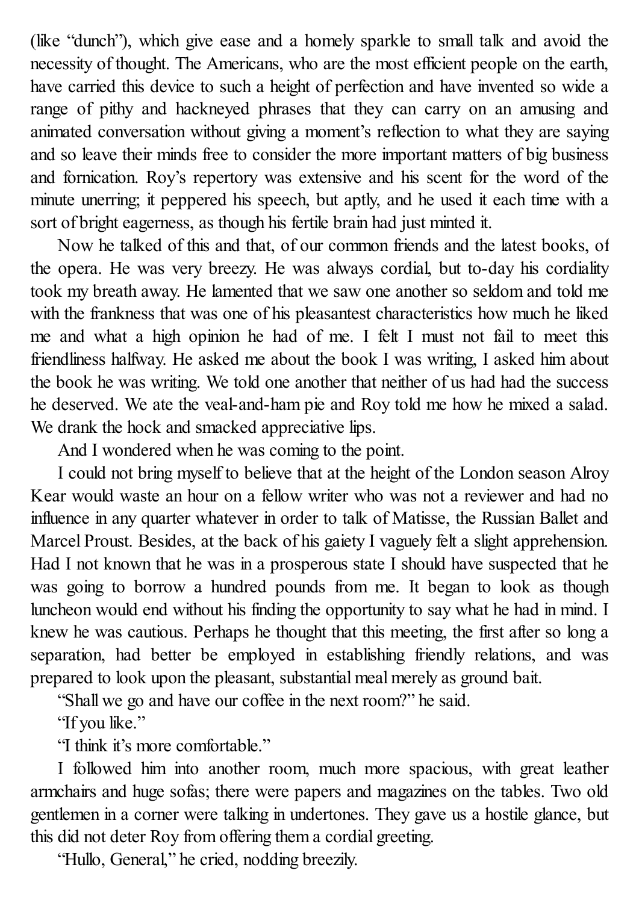(like “dunch”), which give ease and a homely sparkle to small talk and avoid the necessity of thought. The Americans, who are the most efficient people on the earth, have carried this device to such a height of perfection and have invented so wide a range of pithy and hackneyed phrases that they can carry on an amusing and animated conversation without giving a moment’s reflection to what they are saying and so leave their minds free to consider the more important matters of big business and fornication. Roy’s repertory was extensive and his scent for the word of the minute unerring; it peppered his speech, but aptly, and he used it each time with a sort of bright eagerness, as though his fertile brain had just minted it.

Now he talked of this and that, of our common friends and the latest books, of the opera. He was very breezy. He was always cordial, but to-day his cordiality took my breath away. He lamented that we saw one another so seldom and told me with the frankness that was one of his pleasantest characteristics how much he liked me and what a high opinion he had of me. I felt I must not fail to meet this friendliness halfway. He asked me about the book I was writing, I asked him about the book he was writing. We told one another that neither of us had had the success he deserved. We ate the veal-and-ham pie and Roy told me how he mixed a salad. We drank the hock and smacked appreciative lips.

And I wondered when he was coming to the point.

I could not bring myself to believe that at the height of the London season Alroy Kear would waste an hour on a fellow writer who was not a reviewer and had no influence in any quarter whatever in order to talk of Matisse, the Russian Ballet and Marcel Proust. Besides, at the back of his gaiety I vaguely felt a slight apprehension. Had I not known that he was in a prosperous state I should have suspected that he was going to borrow a hundred pounds from me. It began to look as though luncheon would end without his finding the opportunity to say what he had in mind. I knew he was cautious. Perhaps he thought that this meeting, the first after so long a separation, had better be employed in establishing friendly relations, and was prepared to look upon the pleasant, substantial meal merely as ground bait.

“Shall we go and have our coffee in the next room?” he said.

“If you like.”

“I think it’s more comfortable.”

I followed him into another room, much more spacious, with great leather armchairs and huge sofas; there were papers and magazines on the tables. Two old gentlemen in a corner were talking in undertones. They gave us a hostile glance, but this did not deter Roy from offering them a cordial greeting.

“Hullo, General,” he cried, nodding breezily.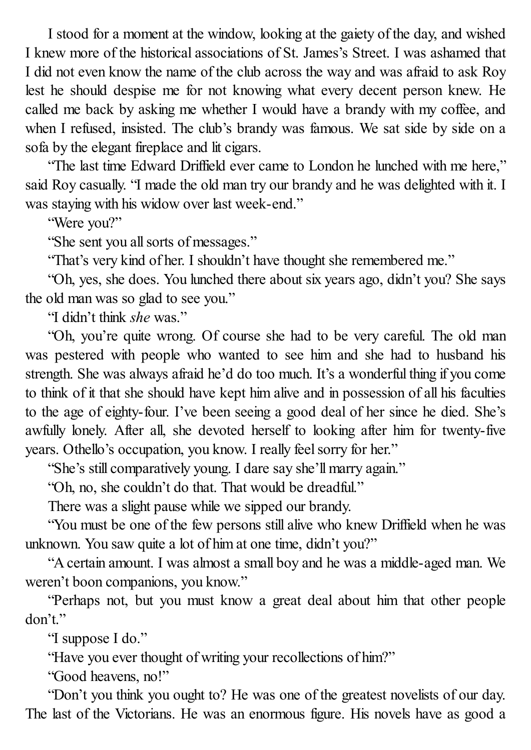I stood for a moment at the window, looking at the gaiety of the day, and wished I knew more of the historical associations of St. James's Street. I was ashamed that I did not even know the name of the club across the way and was afraid to ask Roy lest he should despise me for not knowing what every decent person knew. He called me back by asking me whether I would have a brandy with my coffee, and when I refused, insisted. The club's brandy was famous. We sat side by side on a sofa by the elegant fireplace and lit cigars.

"The last time Edward Driffield ever came to London he lunched with me here," said Roy casually. "I made the old man try our brandy and he was delighted with it. I was staying with his widow over last week-end."

"Were you?"

"She sent you all sorts of messages."

"That's very kind of her. I shouldn't have thought she remembered me."

"Oh, yes, she does. You lunched there about six years ago, didn't you? She says the old man was so glad to see you."

"I didn't think *she* was."

"Oh, you're quite wrong. Of course she had to be very careful. The old man was pestered with people who wanted to see him and she had to husband his strength. She was always afraid he'd do too much. It's a wonderful thing if you come to think of it that she should have kept him alive and in possession of all his faculties to the age of eighty-four. I've been seeing a good deal of her since he died. She's awfully lonely. After all, she devoted herself to looking after him for twenty-five years. Othello's occupation, you know. I really feel sorry for her."

"She's still comparatively young. I dare say she'll marry again."

"Oh, no, she couldn't do that. That would be dreadful."

There was a slight pause while we sipped our brandy.

"You must be one of the few persons still alive who knew Driffield when he was unknown. You saw quite a lot of him at one time, didn't you?"

"A certain amount. I was almost a small boy and he was a middle-aged man. We weren't boon companions, you know."

"Perhaps not, but you must know a great deal about him that other people don't."

"I suppose I do."

"Have you ever thought of writing your recollections of him?"

"Good heavens, no!"

"Don't you think you ought to? He was one of the greatest novelists of our day. The last of the Victorians. He was an enormous figure. His novels have as good a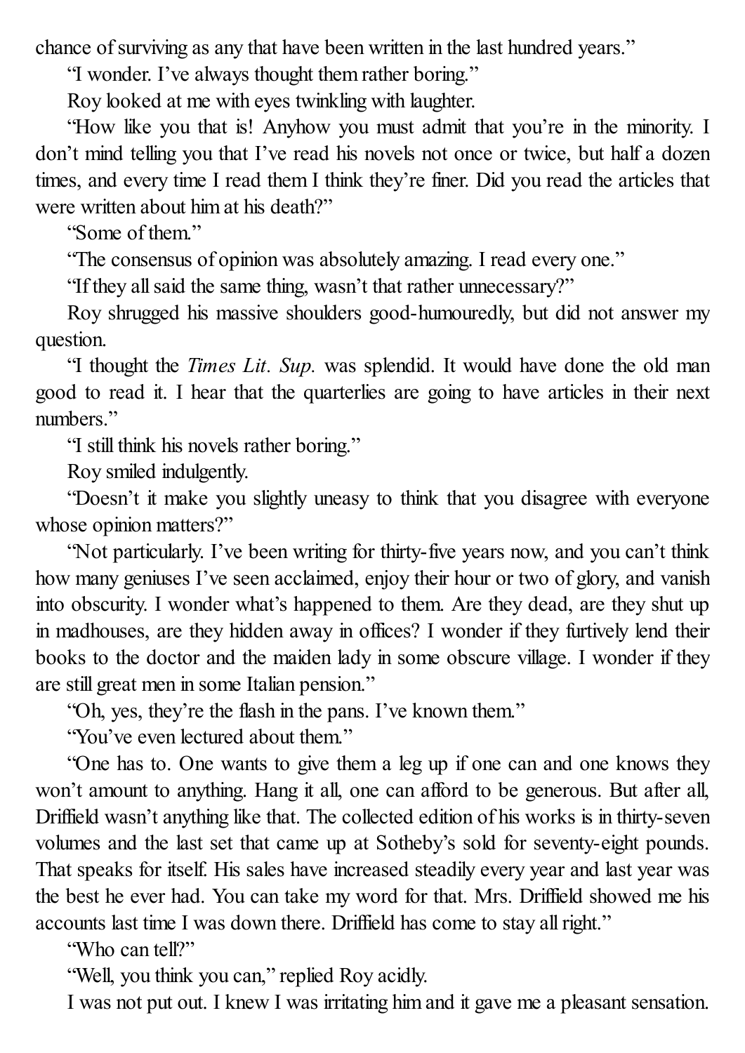chance of surviving as any that have been written in the last hundred years."

"I wonder. I've always thought them rather boring."

Roy looked at me with eyes twinkling with laughter.

"How like you that is! Anyhow you must admit that you're in the minority. I don't mind telling you that I've read his novels not once or twice, but half a dozen times, and every time I read them I think they're finer. Did you read the articles that were written about him at his death?"

"Some of them."

"The consensus of opinion was absolutely amazing. I read every one."

"If they all said the same thing, wasn't that rather unnecessary?"

Roy shrugged his massive shoulders good-humouredly, but did not answer my question.

"I thought the *Times Lit. Sup.* was splendid. It would have done the old man good to read it. I hear that the quarterlies are going to have articles in their next numbers."

"I still think his novels rather boring."

Roy smiled indulgently.

"Doesn't it make you slightly uneasy to think that you disagree with everyone whose opinion matters?"

"Not particularly. I've been writing for thirty-five years now, and you can't think how many geniuses I've seen acclaimed, enjoy their hour or two of glory, and vanish into obscurity. I wonder what's happened to them. Are they dead, are they shut up in madhouses, are they hidden away in offices? I wonder if they furtively lend their books to the doctor and the maiden lady in some obscure village. I wonder if they are still great men in some Italian pension."

"Oh, yes, they're the flash in the pans. I've known them."

"You've even lectured about them."

"One has to. One wants to give them a leg up if one can and one knows they won't amount to anything. Hang it all, one can afford to be generous. But after all, Driffield wasn't anything like that. The collected edition of his works is in thirty-seven volumes and the last set that came up at Sotheby's sold for seventy-eight pounds. That speaks for itself. His sales have increased steadily every year and last year was the best he ever had. You can take my word for that. Mrs. Driffield showed me his accounts last time I was down there. Driffield has come to stay all right."

"Who can tell?"

"Well, you think you can," replied Roy acidly.

I was not put out. I knew I was irritating him and it gave me a pleasant sensation.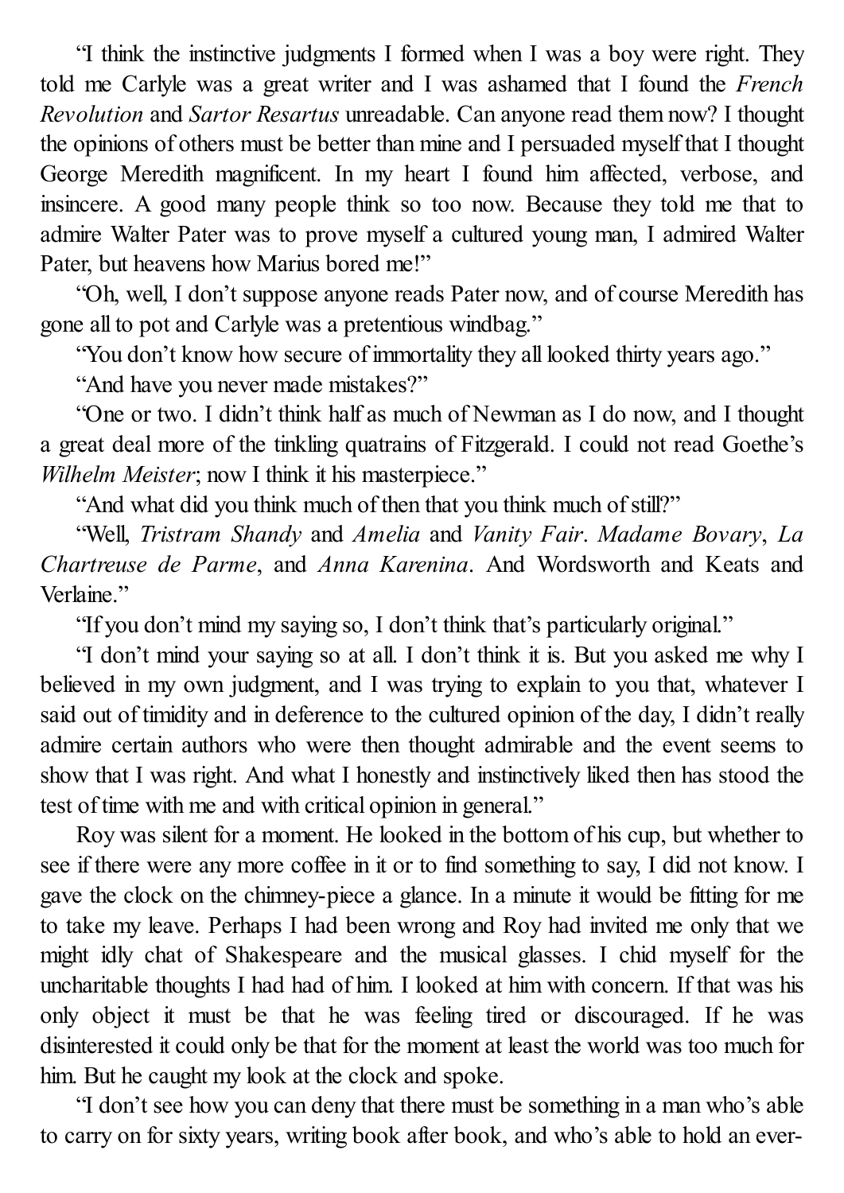"I think the instinctive judgments I formed when I was a boy were right. They told me Carlyle was a great writer and I was ashamed that I found the *French Revolution* and *Sartor Resartus* unreadable. Can anyone read them now? I thought the opinions of others must be better than mine and I persuaded myself that I thought George Meredith magnificent. In my heart I found him affected, verbose, and insincere. A good many people think so too now. Because they told me that to admire Walter Pater was to prove myself a cultured young man, I admired Walter Pater, but heavens how Marius bored me!"

"Oh, well, I don't suppose anyone reads Pater now, and of course Meredith has gone all to pot and Carlyle was a pretentious windbag."

"You don't know how secure of immortality they all looked thirty years ago."

"And have you never made mistakes?"

"One or two. I didn't think half as much of Newman as I do now, and I thought a great deal more of the tinkling quatrains of Fitzgerald. I could not read Goethe's *Wilhelm Meister*; now I think it his masterpiece."

"And what did you think much of then that you think much of still?"

"Well, *Tristram Shandy* and *Amelia* and *Vanity Fair*. *Madame Bovary*, *La Chartreuse de Parme*, and *Anna Karenina*. And Wordsworth and Keats and Verlaine."

"If you don't mind my saying so, I don't think that's particularly original."

"I don't mind your saying so at all. I don't think it is. But you asked me why I believed in my own judgment, and I was trying to explain to you that, whatever I said out of timidity and in deference to the cultured opinion of the day, I didn't really admire certain authors who were then thought admirable and the event seems to show that I was right. And what I honestly and instinctively liked then has stood the test of time with me and with critical opinion in general."

Roy was silent for a moment. He looked in the bottom of his cup, but whether to see if there were any more coffee in it or to find something to say, I did not know. I gave the clock on the chimney-piece a glance. In a minute it would be fitting for me to take my leave. Perhaps I had been wrong and Roy had invited me only that we might idly chat of Shakespeare and the musical glasses. I chid myself for the uncharitable thoughts I had had of him. I looked at him with concern. If that was his only object it must be that he was feeling tired or discouraged. If he was disinterested it could only be that for the moment at least the world was too much for him. But he caught my look at the clock and spoke.

"I don't see how you can deny that there must be something in a man who's able to carry on for sixty years, writing book after book, and who's able to hold an ever-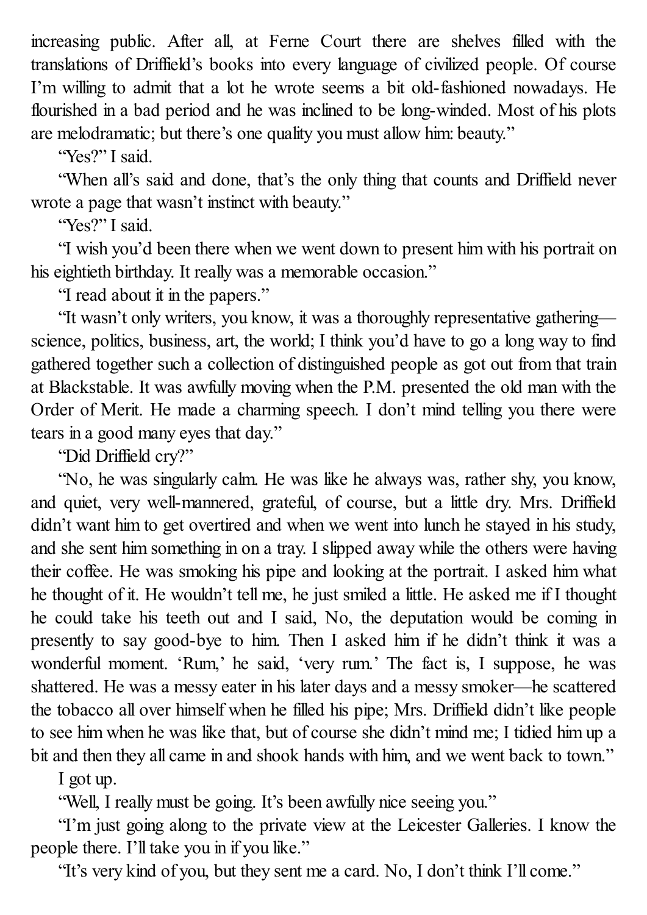increasing public. After all, at Ferne Court there are shelves filled with the translations of Driffield's books into every language of civilized people. Of course I'm willing to admit that a lot he wrote seems a bit old-fashioned nowadays. He flourished in a bad period and he was inclined to be long-winded. Most of his plots are melodramatic; but there's one quality you must allow him: beauty."

"Yes?" I said.

"When all's said and done, that's the only thing that counts and Driffield never wrote a page that wasn't instinct with beauty."

"Yes?" I said.

"I wish you'd been there when we went down to present him with his portrait on his eightieth birthday. It really was a memorable occasion."

"I read about it in the papers."

"It wasn't only writers, you know, it was a thoroughly representative gathering—science, politics, business, art, the world; I think you'd have to go a long way to find gathered together such a collection of distinguished people as got out from that train at Blackstable. It was awfully moving when the P.M. presented the old man with the Order of Merit. He made a charming speech. I don't mind telling you there were tears in a good many eyes that day."

"Did Driffield cry?"

"No, he was singularly calm. He was like he always was, rather shy, you know, and quiet, very well-mannered, grateful, of course, but a little dry. Mrs. Driffield didn't want him to get overtired and when we went into lunch he stayed in his study, and she sent him something in on a tray. I slipped away while the others were having their coffee. He was smoking his pipe and looking at the portrait. I asked him what he thought of it. He wouldn't tell me, he just smiled a little. He asked me if I thought he could take his teeth out and I said, No, the deputation would be coming in presently to say good-bye to him. Then I asked him if he didn't think it was a wonderful moment. 'Rum,' he said, 'very rum.' The fact is, I suppose, he was shattered. He was a messy eater in his later days and a messy smoker—he scattered the tobacco all over himself when he filled his pipe; Mrs. Driffield didn't like people to see him when he was like that, but of course she didn't mind me; I tidied him up a bit and then they all came in and shook hands with him, and we went back to town."

I got up.

"Well, I really must be going. It's been awfully nice seeing you."

"I'm just going along to the private view at the Leicester Galleries. I know the people there. I'll take you in if you like."

"It's very kind of you, but they sent me a card. No, I don't think I'll come."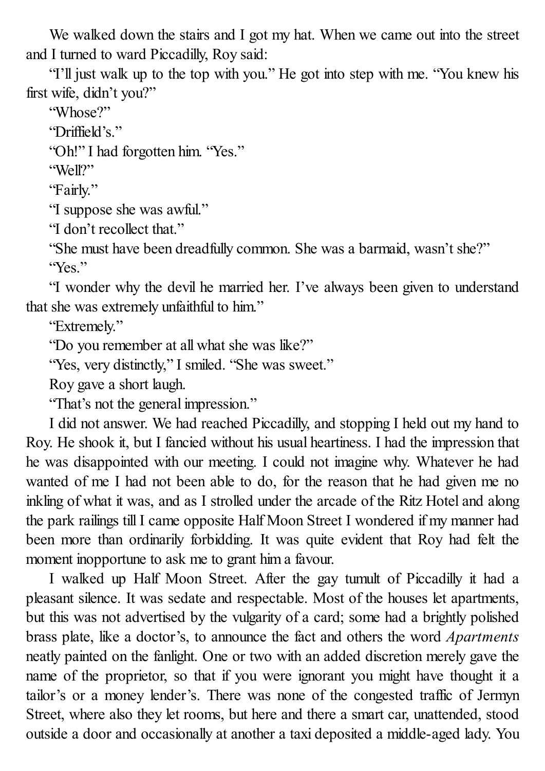We walked down the stairs and I got my hat. When we came out into the street and I turned to ward Piccadilly, Roy said:

"I'll just walk up to the top with you." He got into step with me. "You knew his first wife, didn't you?"

"Whose?"

"Driffield's."

"Oh!" I had forgotten him. "Yes."

"Well?"

"Fairly."

"I suppose she was awful."

"I don't recollect that."

"She must have been dreadfully common. She was a barmaid, wasn't she?"

"Yes."

"I wonder why the devil he married her. I've always been given to understand that she was extremely unfaithful to him."

"Extremely."

"Do you remember at all what she was like?"

"Yes, very distinctly," I smiled. "She was sweet."

Roy gave a short laugh.

"That's not the general impression."

I did not answer. We had reached Piccadilly, and stopping I held out my hand to Roy. He shook it, but I fancied without his usual heartiness. I had the impression that he was disappointed with our meeting. I could not imagine why. Whatever he had wanted of me I had not been able to do, for the reason that he had given me no inkling of what it was, and as I strolled under the arcade of the Ritz Hotel and along the park railings till I came opposite Half Moon Street I wondered if my manner had been more than ordinarily forbidding. It was quite evident that Roy had felt the moment inopportune to ask me to grant him a favour.

I walked up Half Moon Street. After the gay tumult of Piccadilly it had a pleasant silence. It was sedate and respectable. Most of the houses let apartments, but this was not advertised by the vulgarity of a card; some had a brightly polished brass plate, like a doctor's, to announce the fact and others the word *Apartments* neatly painted on the fanlight. One or two with an added discretion merely gave the name of the proprietor, so that if you were ignorant you might have thought it a tailor's or a money lender's. There was none of the congested traffic of Jermyn Street, where also they let rooms, but here and there a smart car, unattended, stood outside a door and occasionally at another a taxi deposited a middle-aged lady. You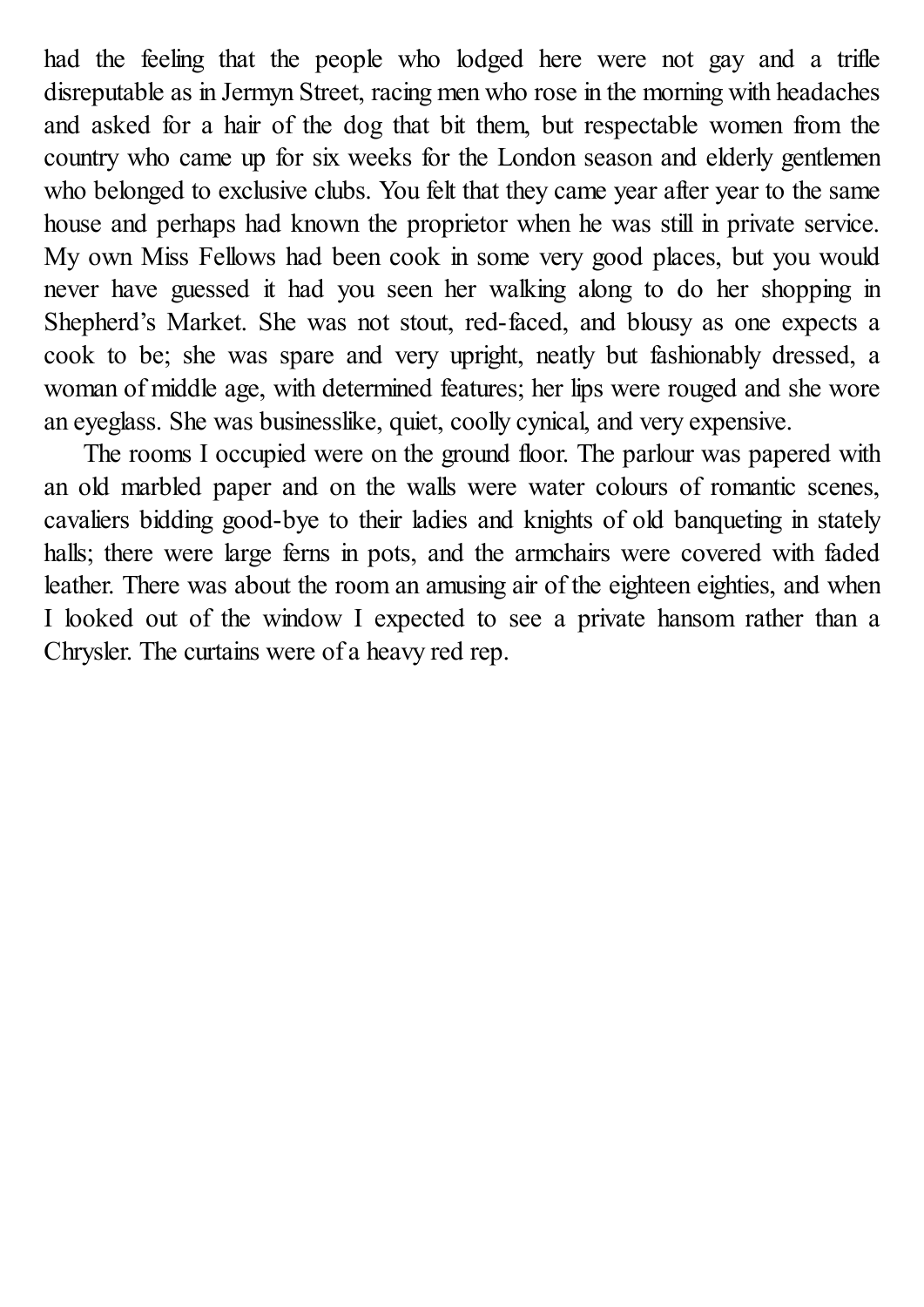had the feeling that the people who lodged here were not gay and a trifle disreputable as in Jermyn Street, racing men who rose in the morning with headaches and asked for a hair of the dog that bit them, but respectable women from the country who came up for six weeks for the London season and elderly gentlemen who belonged to exclusive clubs. You felt that they came year after year to the same house and perhaps had known the proprietor when he was still in private service. My own Miss Fellows had been cook in some very good places, but you would never have guessed it had you seen her walking along to do her shopping in Shepherd's Market. She was not stout, red-faced, and blousy as one expects a cook to be; she was spare and very upright, neatly but fashionably dressed, a woman of middle age, with determined features; her lips were rouged and she wore an eyeglass. She was businesslike, quiet, coolly cynical, and very expensive.

The rooms I occupied were on the ground floor. The parlour was papered with an old marbled paper and on the walls were water colours of romantic scenes, cavaliers bidding good-bye to their ladies and knights of old banqueting in stately halls; there were large ferns in pots, and the armchairs were covered with faded leather. There was about the room an amusing air of the eighteen eighties, and when I looked out of the window I expected to see a private hansom rather than a Chrysler. The curtains were of a heavy red rep.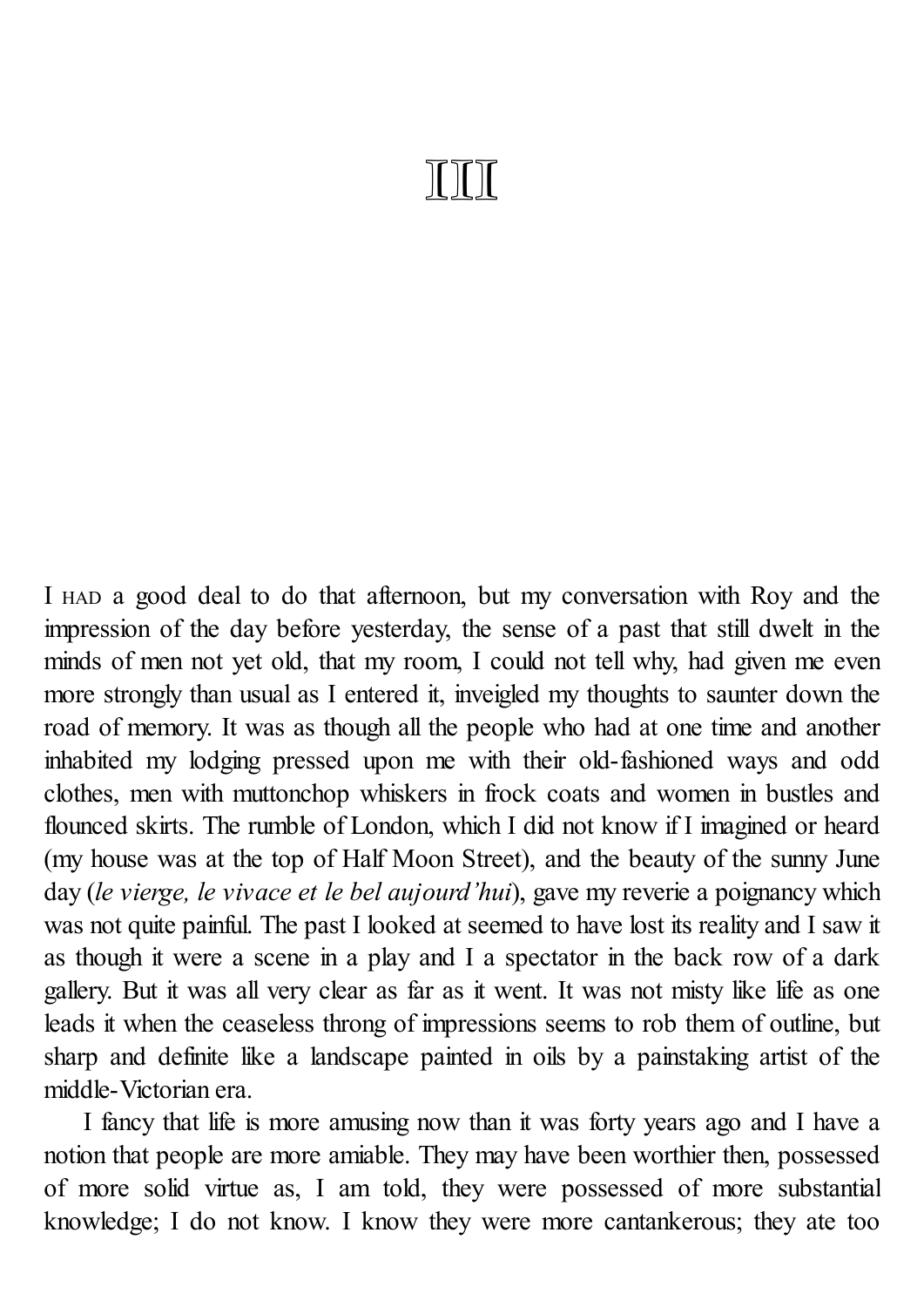# III

I HAD a good deal to do that afternoon, but my conversation with Roy and the impression of the day before yesterday, the sense of a past that still dwelt in the minds of men not yet old, that my room, I could not tell why, had given me even more strongly than usual as I entered it, inveigled my thoughts to saunter down the road of memory. It was as though all the people who had at one time and another inhabited my lodging pressed upon me with their old-fashioned ways and odd clothes, men with muttonchop whiskers in frock coats and women in bustles and flounced skirts. The rumble of London, which I did not know if I imagined or heard (my house was at the top of Half Moon Street), and the beauty of the sunny June day (*le vierge, le vivace et le bel aujourd'hui*), gave my reverie a poignancy which was not quite painful. The past I looked at seemed to have lost its reality and I saw it as though it were a scene in a play and I a spectator in the back row of a dark gallery. But it was all very clear as far as it went. It was not misty like life as one leads it when the ceaseless throng of impressions seems to rob them of outline, but sharp and definite like a landscape painted in oils by a painstaking artist of the middle-Victorian era.

I fancy that life is more amusing now than it was forty years ago and I have a notion that people are more amiable. They may have been worthier then, possessed of more solid virtue as, I am told, they were possessed of more substantial knowledge; I do not know. I know they were more cantankerous; they ate too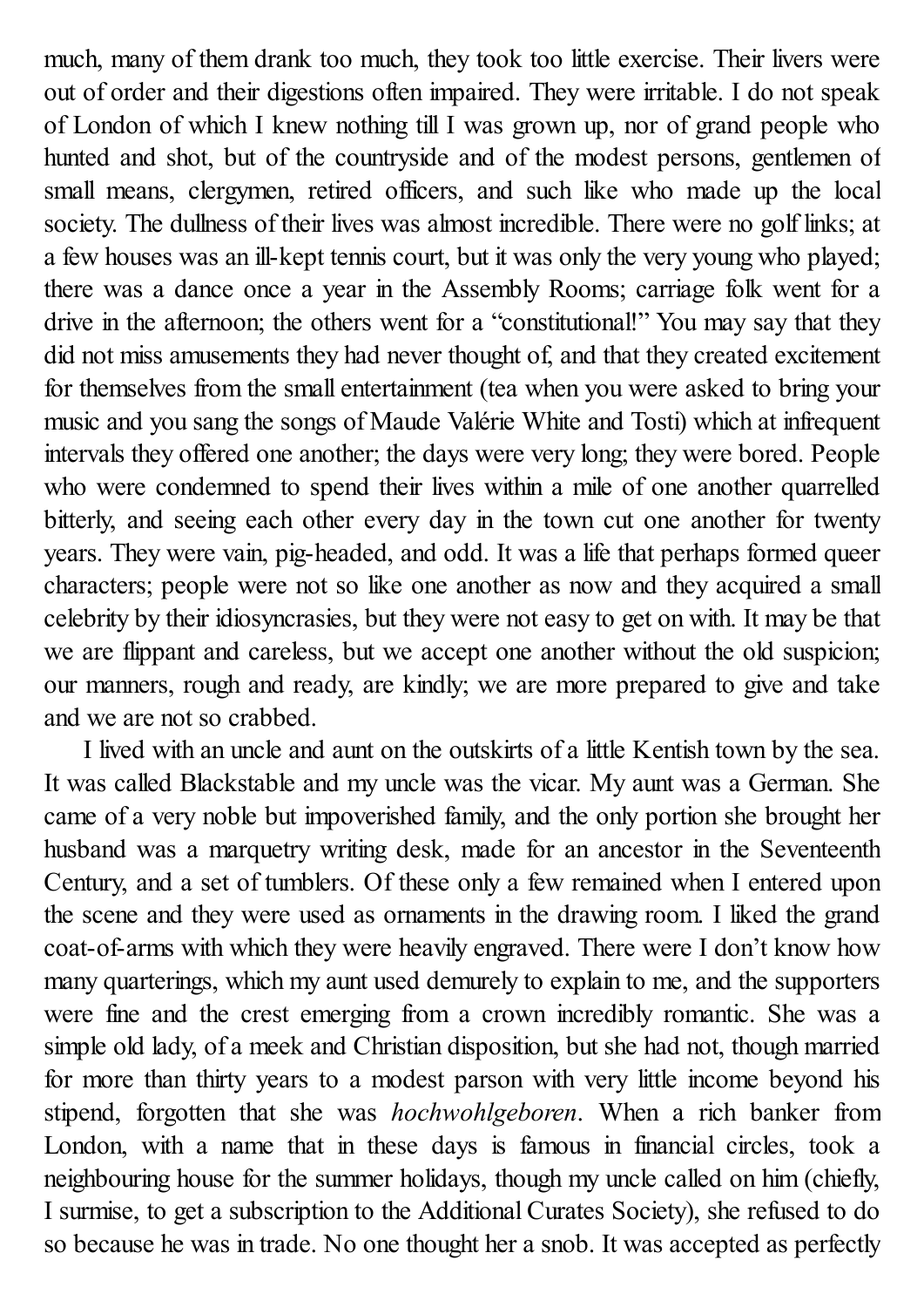much, many of them drank too much, they took too little exercise. Their livers were out of order and their digestions often impaired. They were irritable. I do not speak of London of which I knew nothing till I was grown up, nor of grand people who hunted and shot, but of the countryside and of the modest persons, gentlemen of small means, clergymen, retired officers, and such like who made up the local society. The dullness of their lives was almost incredible. There were no golf links; at a few houses was an ill-kept tennis court, but it was only the very young who played; there was a dance once a year in the Assembly Rooms; carriage folk went for a drive in the afternoon; the others went for a "constitutional!" You may say that they did not miss amusements they had never thought of, and that they created excitement for themselves from the small entertainment (tea when you were asked to bring your music and you sang the songs of Maude Valérie White and Tosti) which at infrequent intervals they offered one another; the days were very long; they were bored. People who were condemned to spend their lives within a mile of one another quarrelled bitterly, and seeing each other every day in the town cut one another for twenty years. They were vain, pig-headed, and odd. It was a life that perhaps formed queer characters; people were not so like one another as now and they acquired a small celebrity by their idiosyncrasies, but they were not easy to get on with. It may be that we are flippant and careless, but we accept one another without the old suspicion; our manners, rough and ready, are kindly; we are more prepared to give and take and we are not so crabbed.

I lived with an uncle and aunt on the outskirts of a little Kentish town by the sea. It was called Blackstable and my uncle was the vicar. My aunt was a German. She came of a very noble but impoverished family, and the only portion she brought her husband was a marquetry writing desk, made for an ancestor in the Seventeenth Century, and a set of tumblers. Of these only a few remained when I entered upon the scene and they were used as ornaments in the drawing room. I liked the grand coat-of-arms with which they were heavily engraved. There were I don't know how many quarterings, which my aunt used demurely to explain to me, and the supporters were fine and the crest emerging from a crown incredibly romantic. She was a simple old lady, of a meek and Christian disposition, but she had not, though married for more than thirty years to a modest parson with very little income beyond his stipend, forgotten that she was *hochwohlgeboren*. When a rich banker from London, with a name that in these days is famous in financial circles, took a neighbouring house for the summer holidays, though my uncle called on him (chiefly, I surmise, to get a subscription to the Additional Curates Society), she refused to do so because he was in trade. No one thought her a snob. It was accepted as perfectly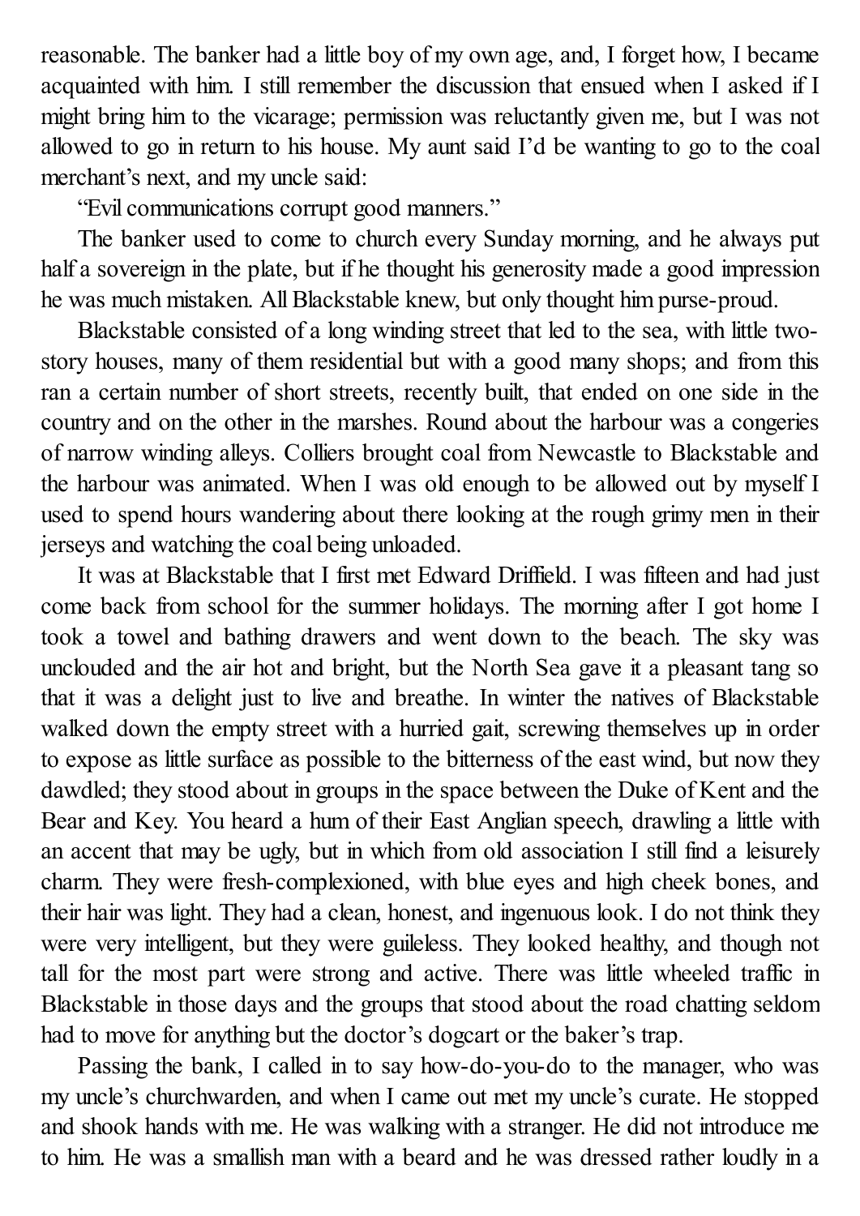reasonable. The banker had a little boy of my own age, and, I forget how, I became acquainted with him. I still remember the discussion that ensued when I asked if I might bring him to the vicarage; permission was reluctantly given me, but I was not allowed to go in return to his house. My aunt said I'd be wanting to go to the coal merchant's next, and my uncle said:

"Evil communications corrupt good manners."

The banker used to come to church every Sunday morning, and he always put half a sovereign in the plate, but if he thought his generosity made a good impression he was much mistaken. All Blackstable knew, but only thought him purse-proud.

Blackstable consisted of a long winding street that led to the sea, with little two-story houses, many of them residential but with a good many shops; and from this ran a certain number of short streets, recently built, that ended on one side in the country and on the other in the marshes. Round about the harbour was a congeries of narrow winding alleys. Colliers brought coal from Newcastle to Blackstable and the harbour was animated. When I was old enough to be allowed out by myself I used to spend hours wandering about there looking at the rough grimy men in their jerseys and watching the coal being unloaded.

It was at Blackstable that I first met Edward Driffield. I was fifteen and had just come back from school for the summer holidays. The morning after I got home I took a towel and bathing drawers and went down to the beach. The sky was unclouded and the air hot and bright, but the North Sea gave it a pleasant tang so that it was a delight just to live and breathe. In winter the natives of Blackstable walked down the empty street with a hurried gait, screwing themselves up in order to expose as little surface as possible to the bitterness of the east wind, but now they dawdled; they stood about in groups in the space between the Duke of Kent and the Bear and Key. You heard a hum of their East Anglian speech, drawling a little with an accent that may be ugly, but in which from old association I still find a leisurely charm. They were fresh-complexioned, with blue eyes and high cheek bones, and their hair was light. They had a clean, honest, and ingenuous look. I do not think they were very intelligent, but they were guileless. They looked healthy, and though not tall for the most part were strong and active. There was little wheeled traffic in Blackstable in those days and the groups that stood about the road chatting seldom had to move for anything but the doctor's dogcart or the baker's trap.

Passing the bank, I called in to say how-do-you-do to the manager, who was my uncle's churchwarden, and when I came out met my uncle's curate. He stopped and shook hands with me. He was walking with a stranger. He did not introduce me to him. He was a smallish man with a beard and he was dressed rather loudly in a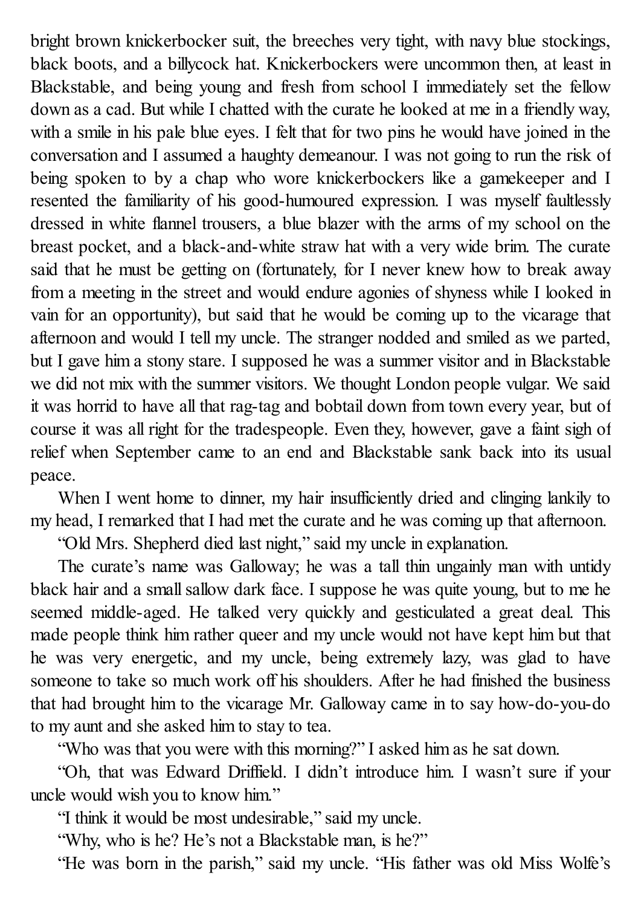bright brown knickerbocker suit, the breeches very tight, with navy blue stockings, black boots, and a billycock hat. Knickerbockers were uncommon then, at least in Blackstable, and being young and fresh from school I immediately set the fellow down as a cad. But while I chatted with the curate he looked at me in a friendly way, with a smile in his pale blue eyes. I felt that for two pins he would have joined in the conversation and I assumed a haughty demeanour. I was not going to run the risk of being spoken to by a chap who wore knickerbockers like a gamekeeper and I resented the familiarity of his good-humoured expression. I was myself faultlessly dressed in white flannel trousers, a blue blazer with the arms of my school on the breast pocket, and a black-and-white straw hat with a very wide brim. The curate said that he must be getting on (fortunately, for I never knew how to break away from a meeting in the street and would endure agonies of shyness while I looked in vain for an opportunity), but said that he would be coming up to the vicarage that afternoon and would I tell my uncle. The stranger nodded and smiled as we parted, but I gave him a stony stare. I supposed he was a summer visitor and in Blackstable we did not mix with the summer visitors. We thought London people vulgar. We said it was horrid to have all that rag-tag and bobtail down from town every year, but of course it was all right for the tradespeople. Even they, however, gave a faint sigh of relief when September came to an end and Blackstable sank back into its usual peace.

When I went home to dinner, my hair insufficiently dried and clinging lankily to my head, I remarked that I had met the curate and he was coming up that afternoon.

"Old Mrs. Shepherd died last night," said my uncle in explanation.

The curate's name was Galloway; he was a tall thin ungainly man with untidy black hair and a small sallow dark face. I suppose he was quite young, but to me he seemed middle-aged. He talked very quickly and gesticulated a great deal. This made people think him rather queer and my uncle would not have kept him but that he was very energetic, and my uncle, being extremely lazy, was glad to have someone to take so much work off his shoulders. After he had finished the business that had brought him to the vicarage Mr. Galloway came in to say how-do-you-do to my aunt and she asked him to stay to tea.

"Who was that you were with this morning?" I asked him as he sat down.

"Oh, that was Edward Driffield. I didn't introduce him. I wasn't sure if your uncle would wish you to know him."

"I think it would be most undesirable," said my uncle.

"Why, who is he? He's not a Blackstable man, is he?"

"He was born in the parish," said my uncle. "His father was old Miss Wolfe's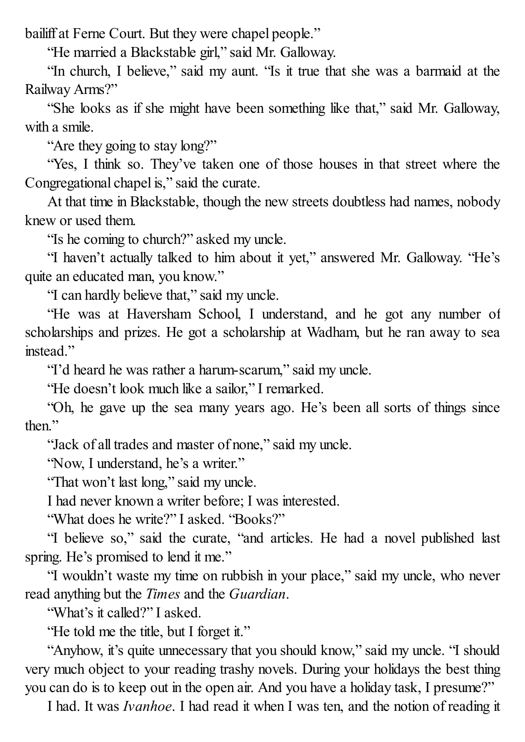bailiff at Ferne Court. But they were chapel people."

"He married a Blackstable girl," said Mr. Galloway.

"In church, I believe," said my aunt. "Is it true that she was a barmaid at the Railway Arms?"

"She looks as if she might have been something like that," said Mr. Galloway, with a smile.

"Are they going to stay long?"

"Yes, I think so. They've taken one of those houses in that street where the Congregational chapel is," said the curate.

At that time in Blackstable, though the new streets doubtless had names, nobody knew or used them.

"Is he coming to church?" asked my uncle.

"I haven't actually talked to him about it yet," answered Mr. Galloway. "He's quite an educated man, you know."

"I can hardly believe that," said my uncle.

"He was at Haversham School, I understand, and he got any number of scholarships and prizes. He got a scholarship at Wadham, but he ran away to sea instead."

"I'd heard he was rather a harum-scarum," said my uncle.

"He doesn't look much like a sailor," I remarked.

"Oh, he gave up the sea many years ago. He's been all sorts of things since then."

"Jack of all trades and master of none," said my uncle.

"Now, I understand, he's a writer."

"That won't last long," said my uncle.

I had never known a writer before; I was interested.

"What does he write?" I asked. "Books?"

"I believe so," said the curate, "and articles. He had a novel published last spring. He's promised to lend it me."

"I wouldn't waste my time on rubbish in your place," said my uncle, who never read anything but the *Times* and the *Guardian*.

"What's it called?" I asked.

"He told me the title, but I forget it."

"Anyhow, it's quite unnecessary that you should know," said my uncle. "I should very much object to your reading trashy novels. During your holidays the best thing you can do is to keep out in the open air. And you have a holiday task, I presume?"

I had. It was *Ivanhoe*. I had read it when I was ten, and the notion of reading it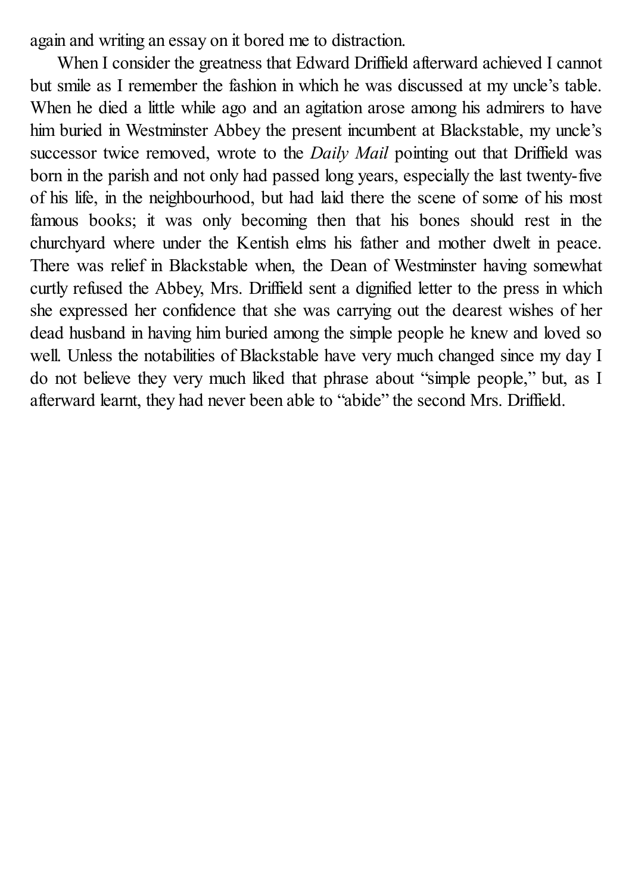again and writing an essay on it bored me to distraction.

When I consider the greatness that Edward Driffield afterward achieved I cannot but smile as I remember the fashion in which he was discussed at my uncle's table. When he died a little while ago and an agitation arose among his admirers to have him buried in Westminster Abbey the present incumbent at Blackstable, my uncle's successor twice removed, wrote to the *Daily Mail* pointing out that Driffield was born in the parish and not only had passed long years, especially the last twenty-five of his life, in the neighbourhood, but had laid there the scene of some of his most famous books; it was only becoming then that his bones should rest in the churchyard where under the Kentish elms his father and mother dwelt in peace. There was relief in Blackstable when, the Dean of Westminster having somewhat curtly refused the Abbey, Mrs. Driffield sent a dignified letter to the press in which she expressed her confidence that she was carrying out the dearest wishes of her dead husband in having him buried among the simple people he knew and loved so well. Unless the notabilities of Blackstable have very much changed since my day I do not believe they very much liked that phrase about "simple people," but, as I afterward learnt, they had never been able to "abide" the second Mrs. Driffield.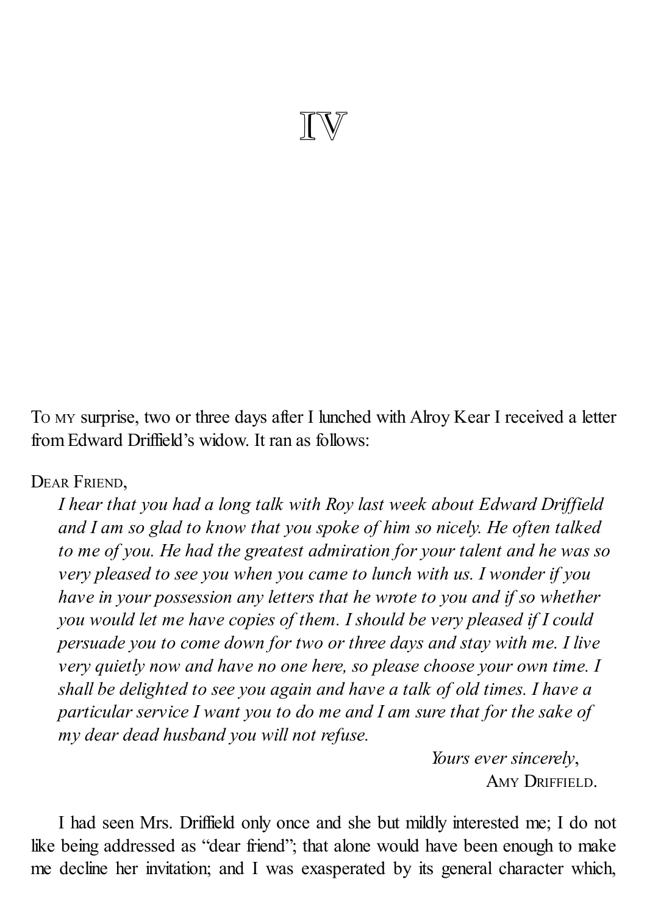# IV

To my surprise, two or three days after I lunched with Alroy Kear I received a letter from Edward Driffield's widow. It ran as follows:

Dear Friend,

*I hear that you had a long talk with Roy last week about Edward Driffield and I am so glad to know that you spoke of him so nicely. He often talked to me of you. He had the greatest admiration for your talent and he was so very pleased to see you when you came to lunch with us. I wonder if you have in your possession any letters that he wrote to you and if so whether you would let me have copies of them. I should be very pleased if I could persuade you to come down for two or three days and stay with me. I live very quietly now and have no one here, so please choose your own time. I shall be delighted to see you again and have a talk of old times. I have a particular service I want you to do me and I am sure that for the sake of my dear dead husband you will not refuse.*

*Yours ever sincerely*,
Amy Driffield.

I had seen Mrs. Driffield only once and she but mildly interested me; I do not like being addressed as "dear friend"; that alone would have been enough to make me decline her invitation; and I was exasperated by its general character which,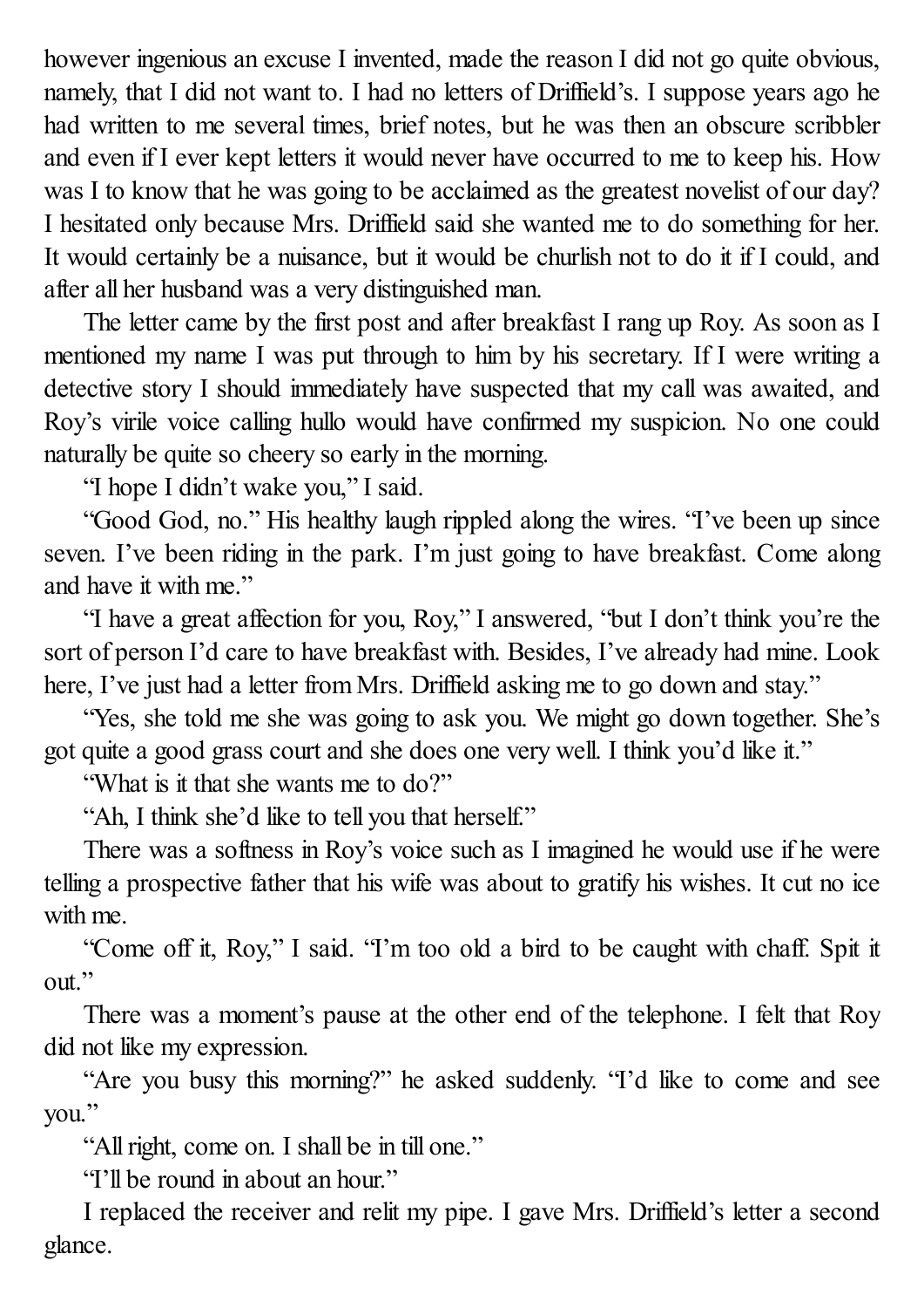however ingenious an excuse I invented, made the reason I did not go quite obvious, namely, that I did not want to. I had no letters of Driffield's. I suppose years ago he had written to me several times, brief notes, but he was then an obscure scribbler and even if I ever kept letters it would never have occurred to me to keep his. How was I to know that he was going to be acclaimed as the greatest novelist of our day? I hesitated only because Mrs. Driffield said she wanted me to do something for her. It would certainly be a nuisance, but it would be churlish not to do it if I could, and after all her husband was a very distinguished man.

The letter came by the first post and after breakfast I rang up Roy. As soon as I mentioned my name I was put through to him by his secretary. If I were writing a detective story I should immediately have suspected that my call was awaited, and Roy's virile voice calling hullo would have confirmed my suspicion. No one could naturally be quite so cheery so early in the morning.

"I hope I didn't wake you," I said.

"Good God, no." His healthy laugh rippled along the wires. "I've been up since seven. I've been riding in the park. I'm just going to have breakfast. Come along and have it with me."

"I have a great affection for you, Roy," I answered, "but I don't think you're the sort of person I'd care to have breakfast with. Besides, I've already had mine. Look here, I've just had a letter from Mrs. Driffield asking me to go down and stay."

"Yes, she told me she was going to ask you. We might go down together. She's got quite a good grass court and she does one very well. I think you'd like it."

"What is it that she wants me to do?"

"Ah, I think she'd like to tell you that herself."

There was a softness in Roy's voice such as I imagined he would use if he were telling a prospective father that his wife was about to gratify his wishes. It cut no ice with me.

"Come off it, Roy," I said. "I'm too old a bird to be caught with chaff. Spit it out."

There was a moment's pause at the other end of the telephone. I felt that Roy did not like my expression.

"Are you busy this morning?" he asked suddenly. "I'd like to come and see you."

"All right, come on. I shall be in till one."

"I'll be round in about an hour."

I replaced the receiver and relit my pipe. I gave Mrs. Driffield's letter a second glance.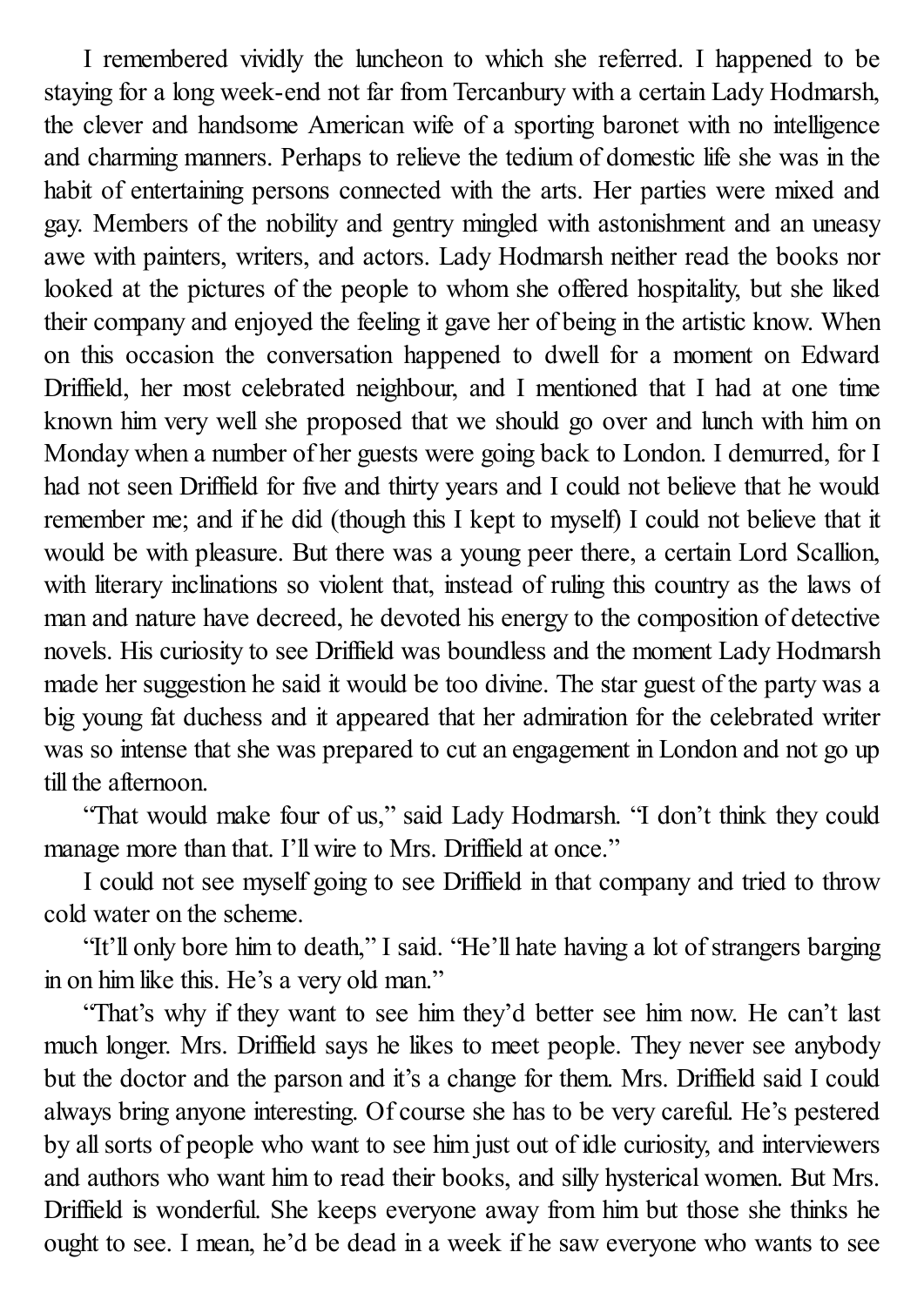I remembered vividly the luncheon to which she referred. I happened to be staying for a long week-end not far from Tercanbury with a certain Lady Hodmarsh, the clever and handsome American wife of a sporting baronet with no intelligence and charming manners. Perhaps to relieve the tedium of domestic life she was in the habit of entertaining persons connected with the arts. Her parties were mixed and gay. Members of the nobility and gentry mingled with astonishment and an uneasy awe with painters, writers, and actors. Lady Hodmarsh neither read the books nor looked at the pictures of the people to whom she offered hospitality, but she liked their company and enjoyed the feeling it gave her of being in the artistic know. When on this occasion the conversation happened to dwell for a moment on Edward Driffield, her most celebrated neighbour, and I mentioned that I had at one time known him very well she proposed that we should go over and lunch with him on Monday when a number of her guests were going back to London. I demurred, for I had not seen Driffield for five and thirty years and I could not believe that he would remember me; and if he did (though this I kept to myself) I could not believe that it would be with pleasure. But there was a young peer there, a certain Lord Scallion, with literary inclinations so violent that, instead of ruling this country as the laws of man and nature have decreed, he devoted his energy to the composition of detective novels. His curiosity to see Driffield was boundless and the moment Lady Hodmarsh made her suggestion he said it would be too divine. The star guest of the party was a big young fat duchess and it appeared that her admiration for the celebrated writer was so intense that she was prepared to cut an engagement in London and not go up till the afternoon.

"That would make four of us," said Lady Hodmarsh. "I don't think they could manage more than that. I'll wire to Mrs. Driffield at once."

I could not see myself going to see Driffield in that company and tried to throw cold water on the scheme.

"It'll only bore him to death," I said. "He'll hate having a lot of strangers barging in on him like this. He's a very old man."

"That's why if they want to see him they'd better see him now. He can't last much longer. Mrs. Driffield says he likes to meet people. They never see anybody but the doctor and the parson and it's a change for them. Mrs. Driffield said I could always bring anyone interesting. Of course she has to be very careful. He's pestered by all sorts of people who want to see him just out of idle curiosity, and interviewers and authors who want him to read their books, and silly hysterical women. But Mrs. Driffield is wonderful. She keeps everyone away from him but those she thinks he ought to see. I mean, he'd be dead in a week if he saw everyone who wants to see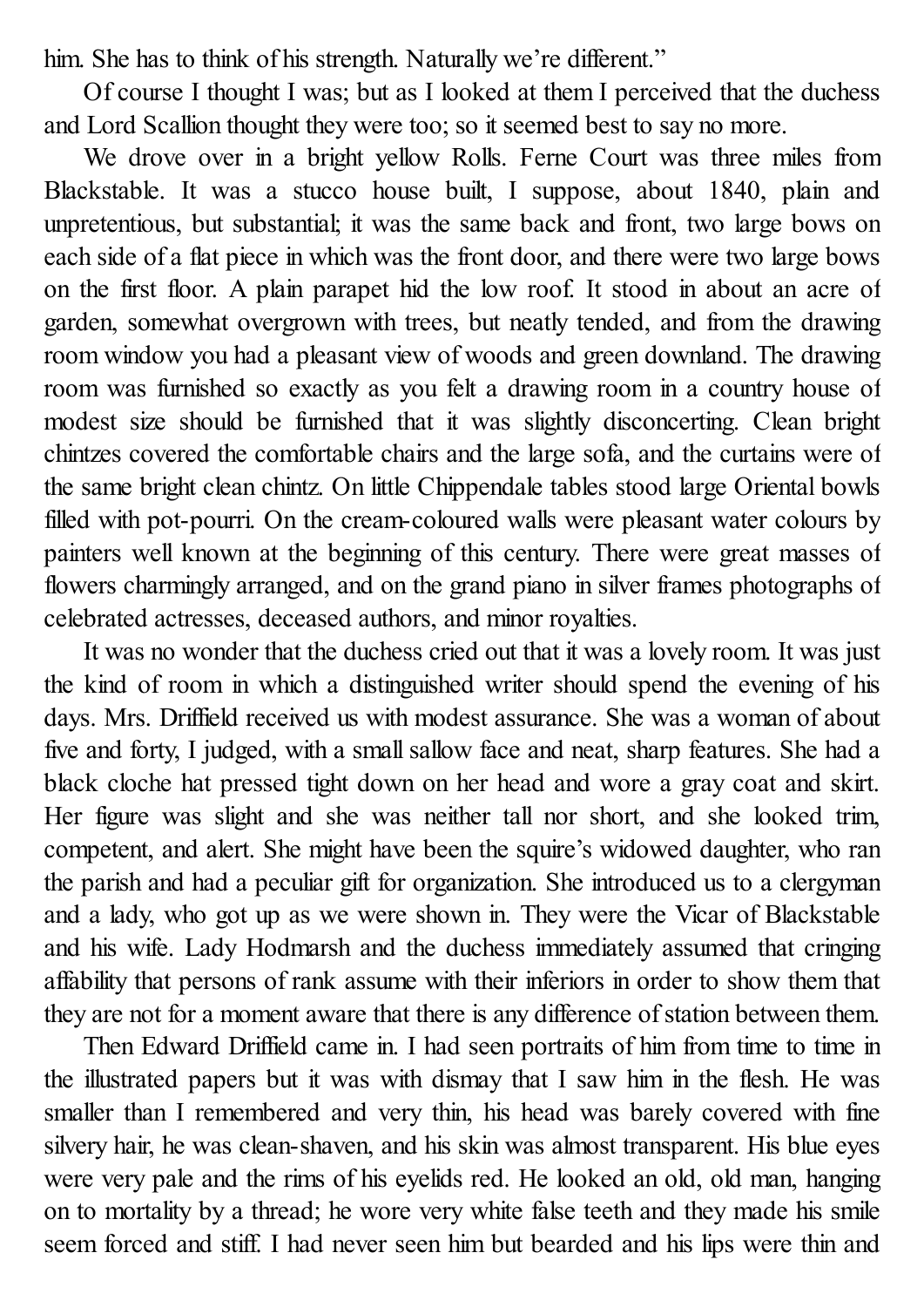him. She has to think of his strength. Naturally we're different."

Of course I thought I was; but as I looked at them I perceived that the duchess and Lord Scallion thought they were too; so it seemed best to say no more.

We drove over in a bright yellow Rolls. Ferne Court was three miles from Blackstable. It was a stucco house built, I suppose, about 1840, plain and unpretentious, but substantial; it was the same back and front, two large bows on each side of a flat piece in which was the front door, and there were two large bows on the first floor. A plain parapet hid the low roof. It stood in about an acre of garden, somewhat overgrown with trees, but neatly tended, and from the drawing room window you had a pleasant view of woods and green downland. The drawing room was furnished so exactly as you felt a drawing room in a country house of modest size should be furnished that it was slightly disconcerting. Clean bright chintzes covered the comfortable chairs and the large sofa, and the curtains were of the same bright clean chintz. On little Chippendale tables stood large Oriental bowls filled with pot-pourri. On the cream-coloured walls were pleasant water colours by painters well known at the beginning of this century. There were great masses of flowers charmingly arranged, and on the grand piano in silver frames photographs of celebrated actresses, deceased authors, and minor royalties.

It was no wonder that the duchess cried out that it was a lovely room. It was just the kind of room in which a distinguished writer should spend the evening of his days. Mrs. Driffield received us with modest assurance. She was a woman of about five and forty, I judged, with a small sallow face and neat, sharp features. She had a black cloche hat pressed tight down on her head and wore a gray coat and skirt. Her figure was slight and she was neither tall nor short, and she looked trim, competent, and alert. She might have been the squire's widowed daughter, who ran the parish and had a peculiar gift for organization. She introduced us to a clergyman and a lady, who got up as we were shown in. They were the Vicar of Blackstable and his wife. Lady Hodmarsh and the duchess immediately assumed that cringing affability that persons of rank assume with their inferiors in order to show them that they are not for a moment aware that there is any difference of station between them.

Then Edward Driffield came in. I had seen portraits of him from time to time in the illustrated papers but it was with dismay that I saw him in the flesh. He was smaller than I remembered and very thin, his head was barely covered with fine silvery hair, he was clean-shaven, and his skin was almost transparent. His blue eyes were very pale and the rims of his eyelids red. He looked an old, old man, hanging on to mortality by a thread; he wore very white false teeth and they made his smile seem forced and stiff. I had never seen him but bearded and his lips were thin and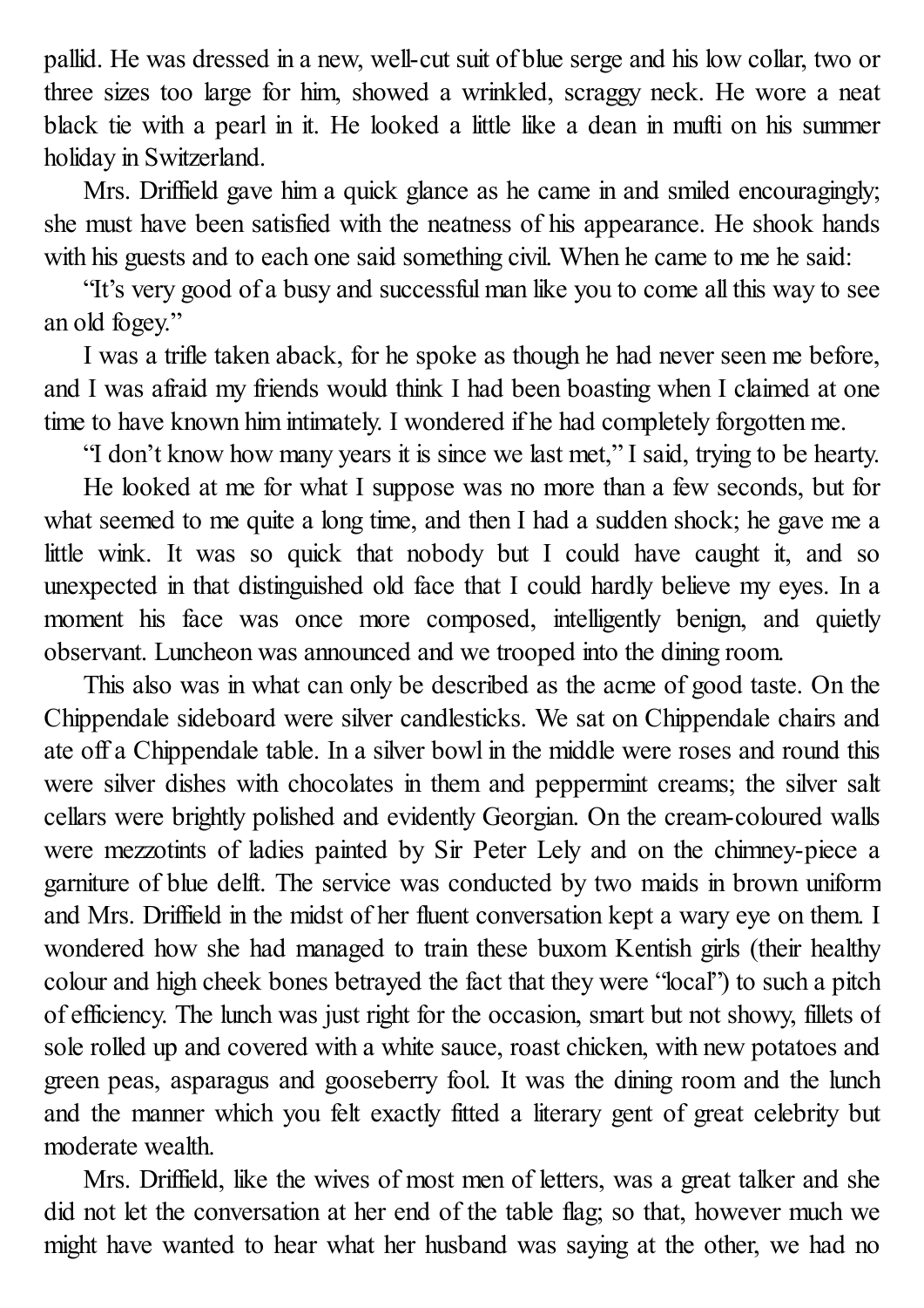pallid. He was dressed in a new, well-cut suit of blue serge and his low collar, two or three sizes too large for him, showed a wrinkled, scraggy neck. He wore a neat black tie with a pearl in it. He looked a little like a dean in mufti on his summer holiday in Switzerland.

Mrs. Driffield gave him a quick glance as he came in and smiled encouragingly; she must have been satisfied with the neatness of his appearance. He shook hands with his guests and to each one said something civil. When he came to me he said:

"It's very good of a busy and successful man like you to come all this way to see an old fogey."

I was a trifle taken aback, for he spoke as though he had never seen me before, and I was afraid my friends would think I had been boasting when I claimed at one time to have known him intimately. I wondered if he had completely forgotten me.

"I don't know how many years it is since we last met," I said, trying to be hearty.

He looked at me for what I suppose was no more than a few seconds, but for what seemed to me quite a long time, and then I had a sudden shock; he gave me a little wink. It was so quick that nobody but I could have caught it, and so unexpected in that distinguished old face that I could hardly believe my eyes. In a moment his face was once more composed, intelligently benign, and quietly observant. Luncheon was announced and we trooped into the dining room.

This also was in what can only be described as the acme of good taste. On the Chippendale sideboard were silver candlesticks. We sat on Chippendale chairs and ate off a Chippendale table. In a silver bowl in the middle were roses and round this were silver dishes with chocolates in them and peppermint creams; the silver salt cellars were brightly polished and evidently Georgian. On the cream-coloured walls were mezzotints of ladies painted by Sir Peter Lely and on the chimney-piece a garniture of blue delft. The service was conducted by two maids in brown uniform and Mrs. Driffield in the midst of her fluent conversation kept a wary eye on them. I wondered how she had managed to train these buxom Kentish girls (their healthy colour and high cheek bones betrayed the fact that they were "local") to such a pitch of efficiency. The lunch was just right for the occasion, smart but not showy, fillets of sole rolled up and covered with a white sauce, roast chicken, with new potatoes and green peas, asparagus and gooseberry fool. It was the dining room and the lunch and the manner which you felt exactly fitted a literary gent of great celebrity but moderate wealth.

Mrs. Driffield, like the wives of most men of letters, was a great talker and she did not let the conversation at her end of the table flag; so that, however much we might have wanted to hear what her husband was saying at the other, we had no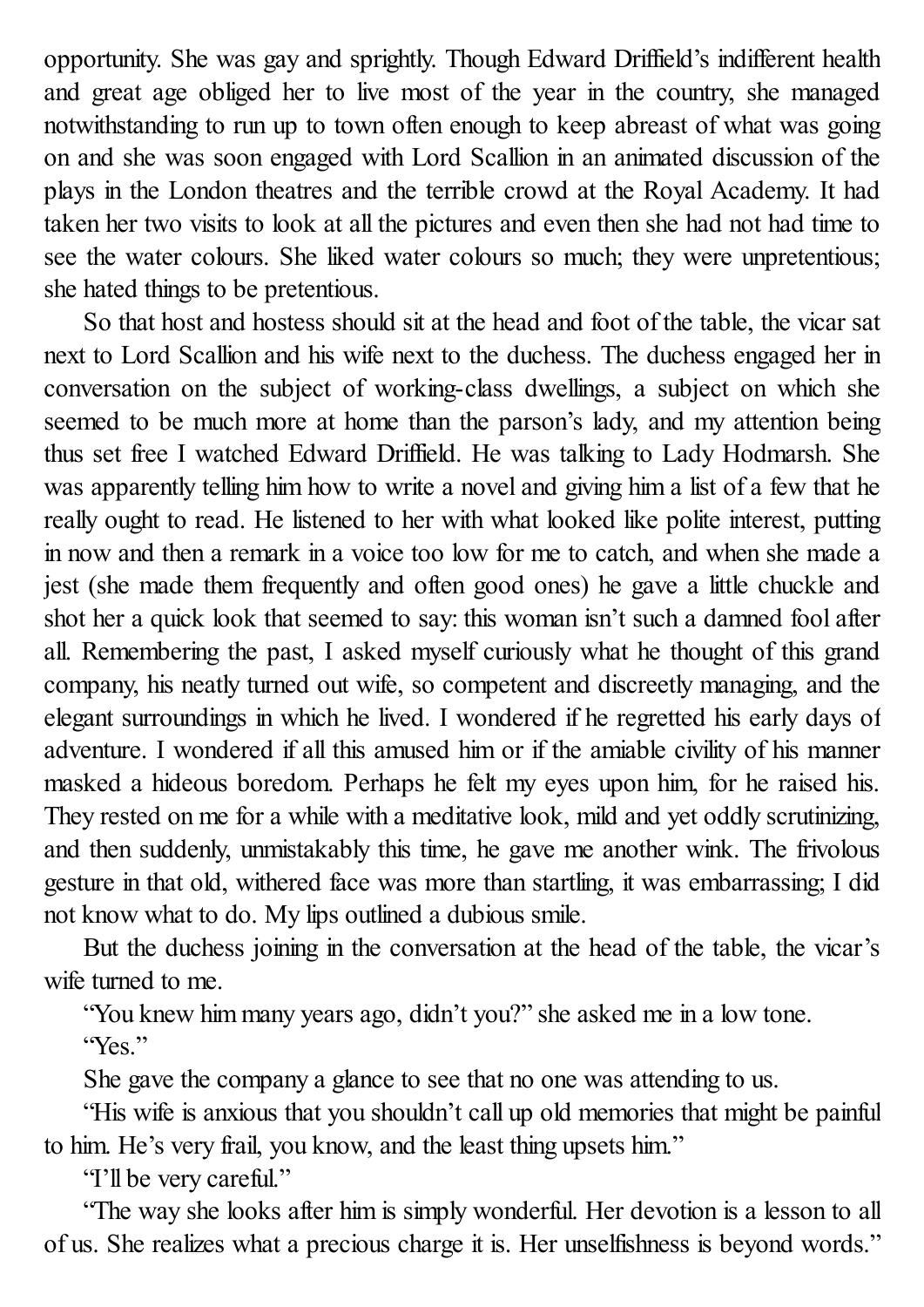opportunity. She was gay and sprightly. Though Edward Driffield's indifferent health and great age obliged her to live most of the year in the country, she managed notwithstanding to run up to town often enough to keep abreast of what was going on and she was soon engaged with Lord Scallion in an animated discussion of the plays in the London theatres and the terrible crowd at the Royal Academy. It had taken her two visits to look at all the pictures and even then she had not had time to see the water colours. She liked water colours so much; they were unpretentious; she hated things to be pretentious.

So that host and hostess should sit at the head and foot of the table, the vicar sat next to Lord Scallion and his wife next to the duchess. The duchess engaged her in conversation on the subject of working-class dwellings, a subject on which she seemed to be much more at home than the parson's lady, and my attention being thus set free I watched Edward Driffield. He was talking to Lady Hodmarsh. She was apparently telling him how to write a novel and giving him a list of a few that he really ought to read. He listened to her with what looked like polite interest, putting in now and then a remark in a voice too low for me to catch, and when she made a jest (she made them frequently and often good ones) he gave a little chuckle and shot her a quick look that seemed to say: this woman isn't such a damned fool after all. Remembering the past, I asked myself curiously what he thought of this grand company, his neatly turned out wife, so competent and discreetly managing, and the elegant surroundings in which he lived. I wondered if he regretted his early days of adventure. I wondered if all this amused him or if the amiable civility of his manner masked a hideous boredom. Perhaps he felt my eyes upon him, for he raised his. They rested on me for a while with a meditative look, mild and yet oddly scrutinizing, and then suddenly, unmistakably this time, he gave me another wink. The frivolous gesture in that old, withered face was more than startling, it was embarrassing; I did not know what to do. My lips outlined a dubious smile.

But the duchess joining in the conversation at the head of the table, the vicar's wife turned to me.

"You knew him many years ago, didn't you?" she asked me in a low tone.

"Yes."

She gave the company a glance to see that no one was attending to us.

"His wife is anxious that you shouldn't call up old memories that might be painful to him. He's very frail, you know, and the least thing upsets him."

"I'll be very careful."

"The way she looks after him is simply wonderful. Her devotion is a lesson to all of us. She realizes what a precious charge it is. Her unselfishness is beyond words."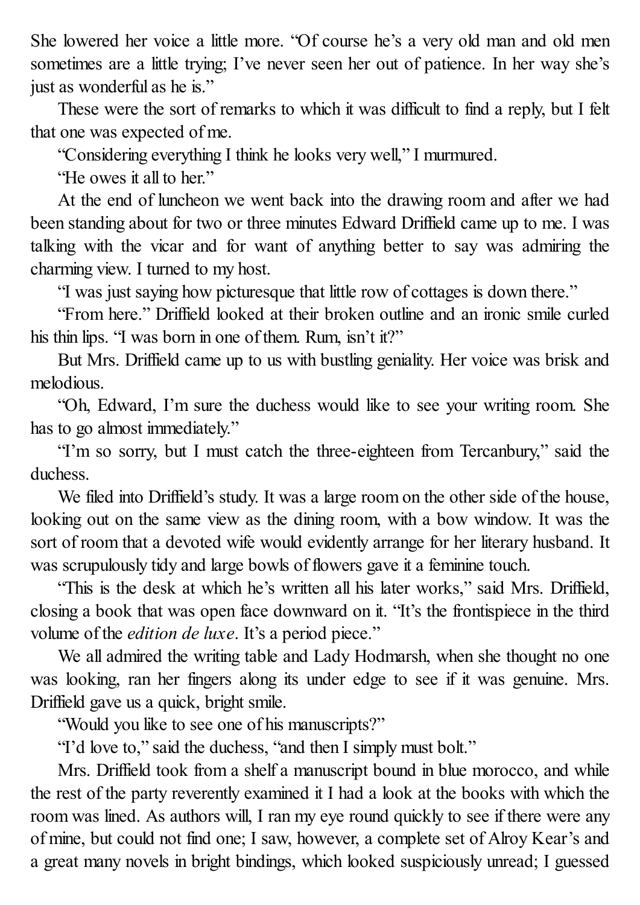She lowered her voice a little more. "Of course he's a very old man and old men sometimes are a little trying; I've never seen her out of patience. In her way she's just as wonderful as he is."

These were the sort of remarks to which it was difficult to find a reply, but I felt that one was expected of me.

"Considering everything I think he looks very well," I murmured.

"He owes it all to her."

At the end of luncheon we went back into the drawing room and after we had been standing about for two or three minutes Edward Driffield came up to me. I was talking with the vicar and for want of anything better to say was admiring the charming view. I turned to my host.

"I was just saying how picturesque that little row of cottages is down there."

"From here." Driffield looked at their broken outline and an ironic smile curled his thin lips. "I was born in one of them. Rum, isn't it?"

But Mrs. Driffield came up to us with bustling geniality. Her voice was brisk and melodious.

"Oh, Edward, I'm sure the duchess would like to see your writing room. She has to go almost immediately."

"I'm so sorry, but I must catch the three-eighteen from Tercanbury," said the duchess.

We filed into Driffield's study. It was a large room on the other side of the house, looking out on the same view as the dining room, with a bow window. It was the sort of room that a devoted wife would evidently arrange for her literary husband. It was scrupulously tidy and large bowls of flowers gave it a feminine touch.

"This is the desk at which he's written all his later works," said Mrs. Driffield, closing a book that was open face downward on it. "It's the frontispiece in the third volume of the *edition de luxe*. It's a period piece."

We all admired the writing table and Lady Hodmarsh, when she thought no one was looking, ran her fingers along its under edge to see if it was genuine. Mrs. Driffield gave us a quick, bright smile.

"Would you like to see one of his manuscripts?"

"I'd love to," said the duchess, "and then I simply must bolt."

Mrs. Driffield took from a shelf a manuscript bound in blue morocco, and while the rest of the party reverently examined it I had a look at the books with which the room was lined. As authors will, I ran my eye round quickly to see if there were any of mine, but could not find one; I saw, however, a complete set of Alroy Kear's and a great many novels in bright bindings, which looked suspiciously unread; I guessed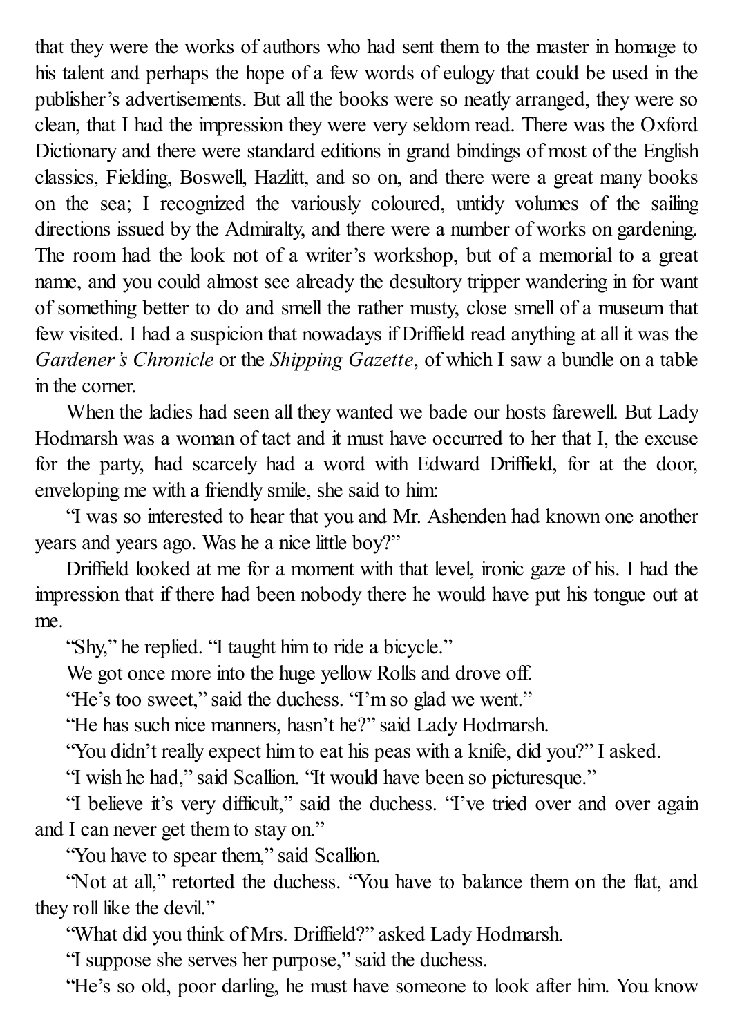that they were the works of authors who had sent them to the master in homage to his talent and perhaps the hope of a few words of eulogy that could be used in the publisher's advertisements. But all the books were so neatly arranged, they were so clean, that I had the impression they were very seldom read. There was the Oxford Dictionary and there were standard editions in grand bindings of most of the English classics, Fielding, Boswell, Hazlitt, and so on, and there were a great many books on the sea; I recognized the variously coloured, untidy volumes of the sailing directions issued by the Admiralty, and there were a number of works on gardening. The room had the look not of a writer's workshop, but of a memorial to a great name, and you could almost see already the desultory tripper wandering in for want of something better to do and smell the rather musty, close smell of a museum that few visited. I had a suspicion that nowadays if Driffield read anything at all it was the *Gardener's Chronicle* or the *Shipping Gazette*, of which I saw a bundle on a table in the corner.

When the ladies had seen all they wanted we bade our hosts farewell. But Lady Hodmarsh was a woman of tact and it must have occurred to her that I, the excuse for the party, had scarcely had a word with Edward Driffield, for at the door, enveloping me with a friendly smile, she said to him:

"I was so interested to hear that you and Mr. Ashenden had known one another years and years ago. Was he a nice little boy?"

Driffield looked at me for a moment with that level, ironic gaze of his. I had the impression that if there had been nobody there he would have put his tongue out at me.

"Shy," he replied. "I taught him to ride a bicycle."

We got once more into the huge yellow Rolls and drove off.

"He's too sweet," said the duchess. "I'm so glad we went."

"He has such nice manners, hasn't he?" said Lady Hodmarsh.

"You didn't really expect him to eat his peas with a knife, did you?" I asked.

"I wish he had," said Scallion. "It would have been so picturesque."

"I believe it's very difficult," said the duchess. "I've tried over and over again and I can never get them to stay on."

"You have to spear them," said Scallion.

"Not at all," retorted the duchess. "You have to balance them on the flat, and they roll like the devil."

"What did you think of Mrs. Driffield?" asked Lady Hodmarsh.

"I suppose she serves her purpose," said the duchess.

"He's so old, poor darling, he must have someone to look after him. You know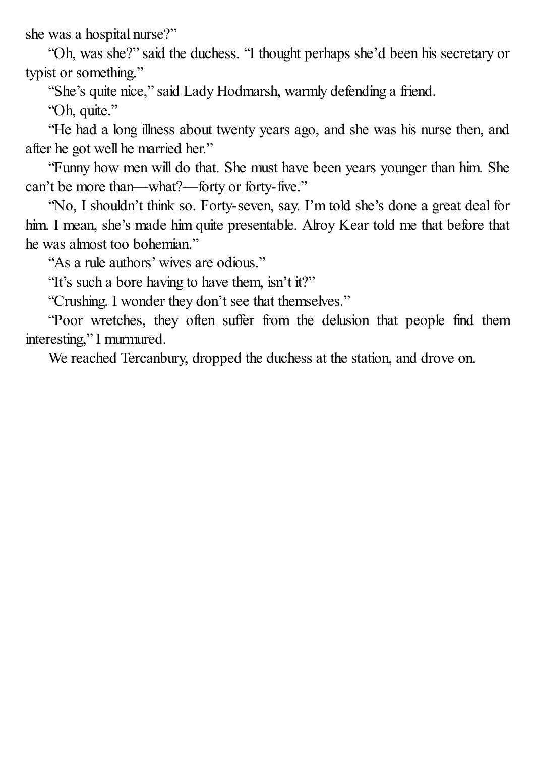she was a hospital nurse?"

"Oh, was she?" said the duchess. "I thought perhaps she'd been his secretary or typist or something."

"She's quite nice," said Lady Hodmarsh, warmly defending a friend.

"Oh, quite."

"He had a long illness about twenty years ago, and she was his nurse then, and after he got well he married her."

"Funny how men will do that. She must have been years younger than him. She can't be more than—what?—forty or forty-five."

"No, I shouldn't think so. Forty-seven, say. I'm told she's done a great deal for him. I mean, she's made him quite presentable. Alroy Kear told me that before that he was almost too bohemian."

"As a rule authors' wives are odious."

"It's such a bore having to have them, isn't it?"

"Crushing. I wonder they don't see that themselves."

"Poor wretches, they often suffer from the delusion that people find them interesting," I murmured.

We reached Tercanbury, dropped the duchess at the station, and drove on.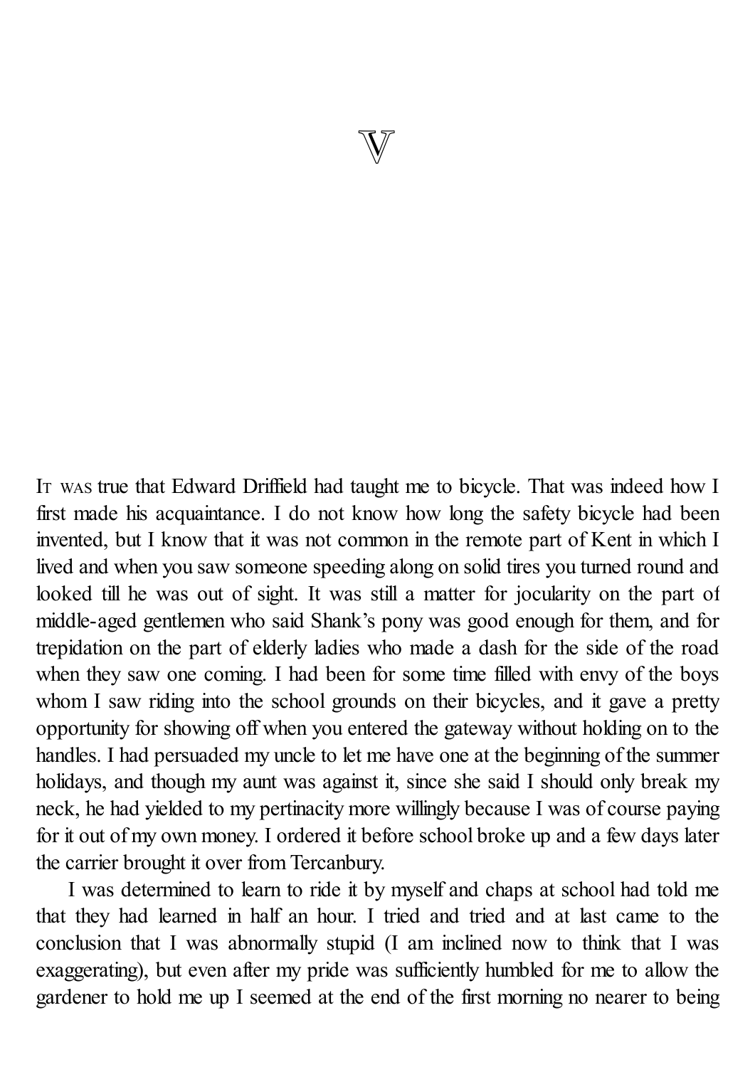# V

IT WAS true that Edward Driffield had taught me to bicycle. That was indeed how I first made his acquaintance. I do not know how long the safety bicycle had been invented, but I know that it was not common in the remote part of Kent in which I lived and when you saw someone speeding along on solid tires you turned round and looked till he was out of sight. It was still a matter for jocularity on the part of middle-aged gentlemen who said Shank's pony was good enough for them, and for trepidation on the part of elderly ladies who made a dash for the side of the road when they saw one coming. I had been for some time filled with envy of the boys whom I saw riding into the school grounds on their bicycles, and it gave a pretty opportunity for showing off when you entered the gateway without holding on to the handles. I had persuaded my uncle to let me have one at the beginning of the summer holidays, and though my aunt was against it, since she said I should only break my neck, he had yielded to my pertinacity more willingly because I was of course paying for it out of my own money. I ordered it before school broke up and a few days later the carrier brought it over from Tercanbury.

I was determined to learn to ride it by myself and chaps at school had told me that they had learned in half an hour. I tried and tried and at last came to the conclusion that I was abnormally stupid (I am inclined now to think that I was exaggerating), but even after my pride was sufficiently humbled for me to allow the gardener to hold me up I seemed at the end of the first morning no nearer to being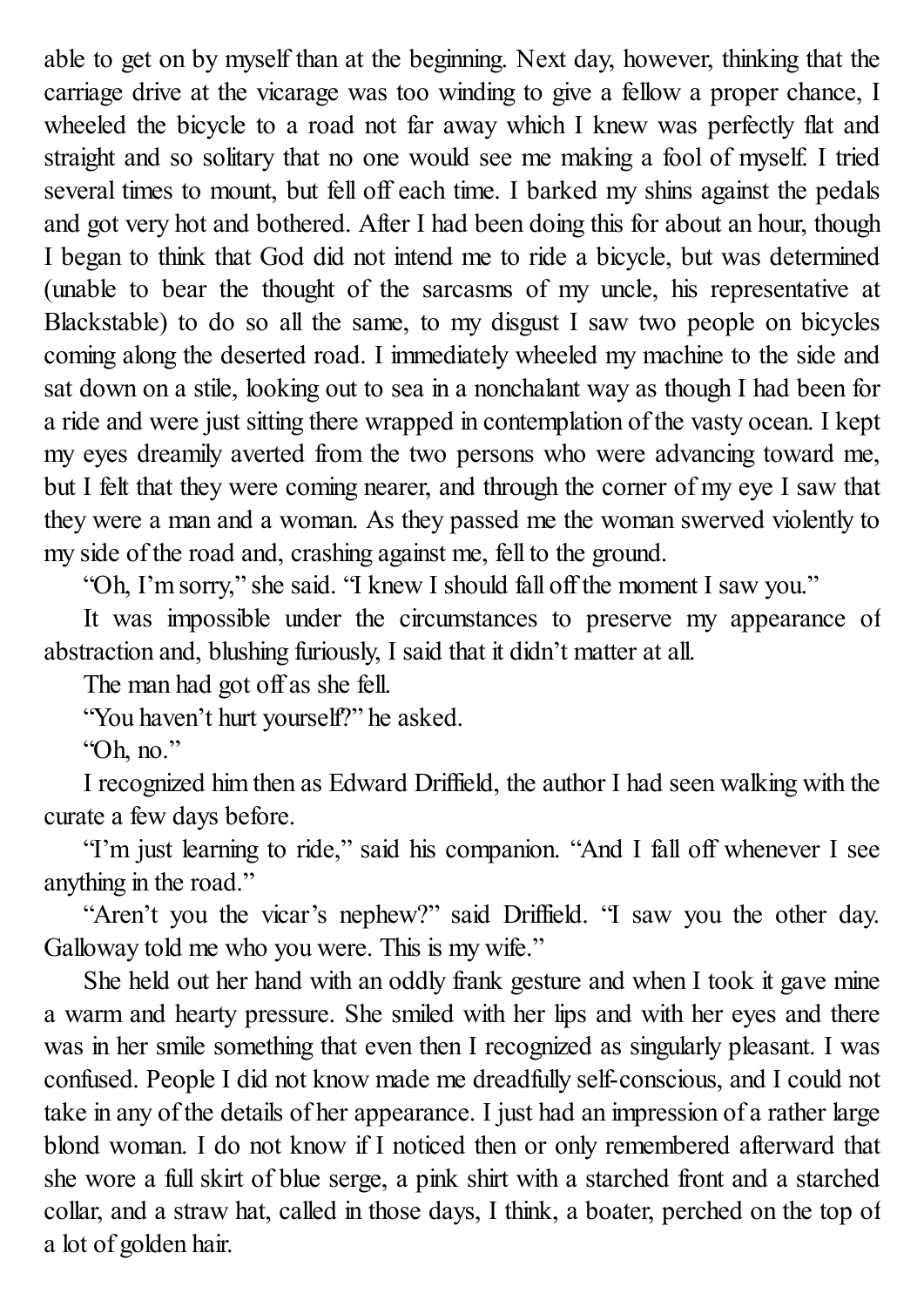able to get on by myself than at the beginning. Next day, however, thinking that the carriage drive at the vicarage was too winding to give a fellow a proper chance, I wheeled the bicycle to a road not far away which I knew was perfectly flat and straight and so solitary that no one would see me making a fool of myself. I tried several times to mount, but fell off each time. I barked my shins against the pedals and got very hot and bothered. After I had been doing this for about an hour, though I began to think that God did not intend me to ride a bicycle, but was determined (unable to bear the thought of the sarcasms of my uncle, his representative at Blackstable) to do so all the same, to my disgust I saw two people on bicycles coming along the deserted road. I immediately wheeled my machine to the side and sat down on a stile, looking out to sea in a nonchalant way as though I had been for a ride and were just sitting there wrapped in contemplation of the vasty ocean. I kept my eyes dreamily averted from the two persons who were advancing toward me, but I felt that they were coming nearer, and through the corner of my eye I saw that they were a man and a woman. As they passed me the woman swerved violently to my side of the road and, crashing against me, fell to the ground.

"Oh, I'm sorry," she said. "I knew I should fall off the moment I saw you."

It was impossible under the circumstances to preserve my appearance of abstraction and, blushing furiously, I said that it didn't matter at all.

The man had got off as she fell.

"You haven't hurt yourself?" he asked.

"Oh, no."

I recognized him then as Edward Driffield, the author I had seen walking with the curate a few days before.

"I'm just learning to ride," said his companion. "And I fall off whenever I see anything in the road."

"Aren't you the vicar's nephew?" said Driffield. "I saw you the other day. Galloway told me who you were. This is my wife."

She held out her hand with an oddly frank gesture and when I took it gave mine a warm and hearty pressure. She smiled with her lips and with her eyes and there was in her smile something that even then I recognized as singularly pleasant. I was confused. People I did not know made me dreadfully self-conscious, and I could not take in any of the details of her appearance. I just had an impression of a rather large blond woman. I do not know if I noticed then or only remembered afterward that she wore a full skirt of blue serge, a pink shirt with a starched front and a starched collar, and a straw hat, called in those days, I think, a boater, perched on the top of a lot of golden hair.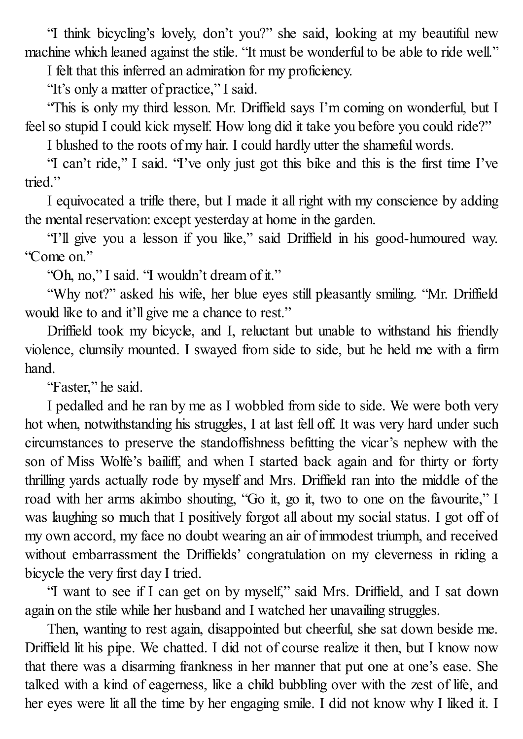"I think bicycling's lovely, don't you?" she said, looking at my beautiful new machine which leaned against the stile. "It must be wonderful to be able to ride well."

I felt that this inferred an admiration for my proficiency.

"It's only a matter of practice," I said.

"This is only my third lesson. Mr. Driffield says I'm coming on wonderful, but I feel so stupid I could kick myself. How long did it take you before you could ride?"

I blushed to the roots of my hair. I could hardly utter the shameful words.

"I can't ride," I said. "I've only just got this bike and this is the first time I've tried."

I equivocated a trifle there, but I made it all right with my conscience by adding the mental reservation: except yesterday at home in the garden.

"I'll give you a lesson if you like," said Driffield in his good-humoured way. "Come on."

"Oh, no," I said. "I wouldn't dream of it."

"Why not?" asked his wife, her blue eyes still pleasantly smiling. "Mr. Driffield would like to and it'll give me a chance to rest."

Driffield took my bicycle, and I, reluctant but unable to withstand his friendly violence, clumsily mounted. I swayed from side to side, but he held me with a firm hand.

"Faster," he said.

I pedalled and he ran by me as I wobbled from side to side. We were both very hot when, notwithstanding his struggles, I at last fell off. It was very hard under such circumstances to preserve the standoffishness befitting the vicar's nephew with the son of Miss Wolfe's bailiff, and when I started back again and for thirty or forty thrilling yards actually rode by myself and Mrs. Driffield ran into the middle of the road with her arms akimbo shouting, "Go it, go it, two to one on the favourite," I was laughing so much that I positively forgot all about my social status. I got off of my own accord, my face no doubt wearing an air of immodest triumph, and received without embarrassment the Driffields' congratulation on my cleverness in riding a bicycle the very first day I tried.

"I want to see if I can get on by myself," said Mrs. Driffield, and I sat down again on the stile while her husband and I watched her unavailing struggles.

Then, wanting to rest again, disappointed but cheerful, she sat down beside me. Driffield lit his pipe. We chatted. I did not of course realize it then, but I know now that there was a disarming frankness in her manner that put one at one's ease. She talked with a kind of eagerness, like a child bubbling over with the zest of life, and her eyes were lit all the time by her engaging smile. I did not know why I liked it. I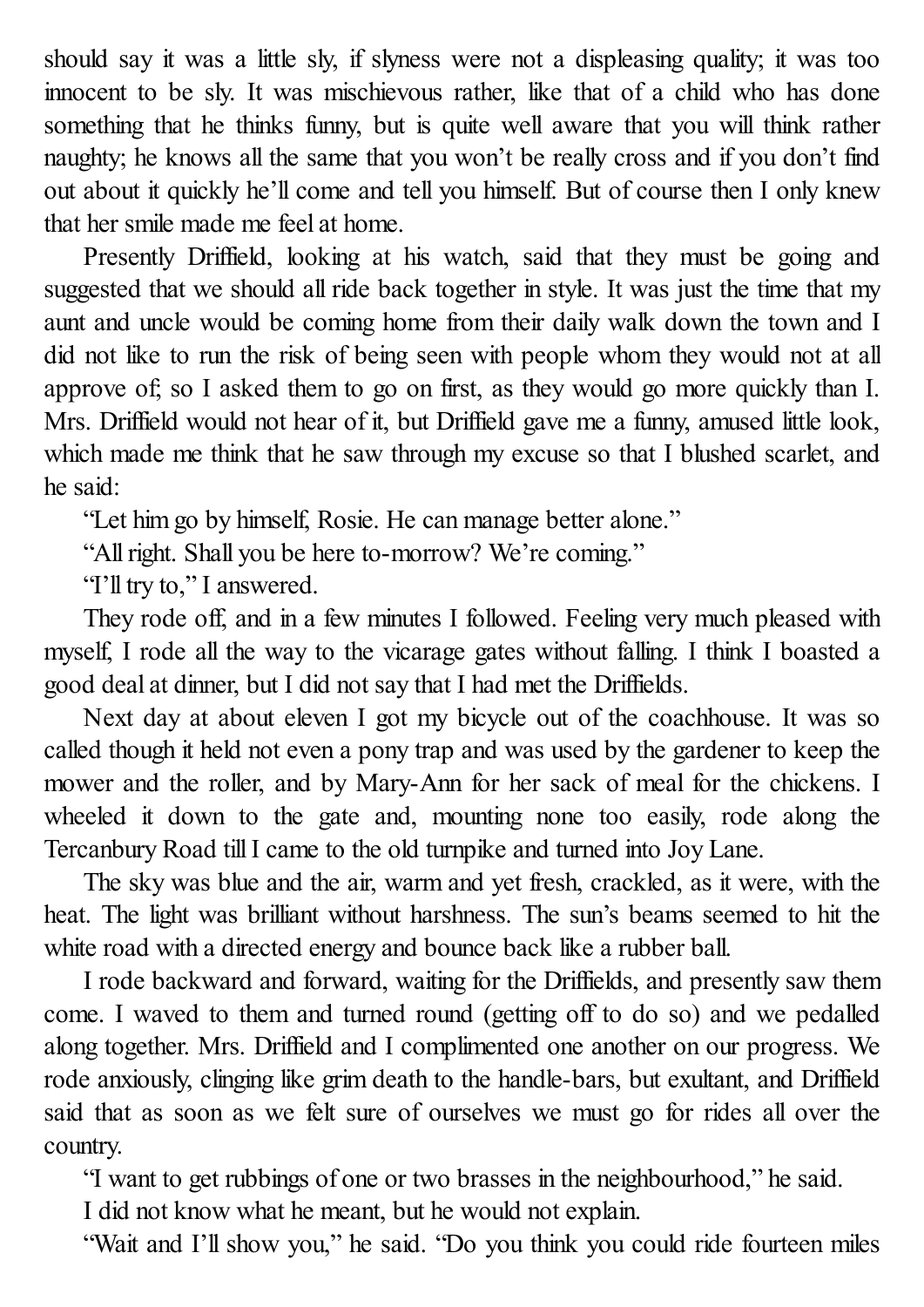should say it was a little sly, if slyness were not a displeasing quality; it was too innocent to be sly. It was mischievous rather, like that of a child who has done something that he thinks funny, but is quite well aware that you will think rather naughty; he knows all the same that you won't be really cross and if you don't find out about it quickly he'll come and tell you himself. But of course then I only knew that her smile made me feel at home.

Presently Driffield, looking at his watch, said that they must be going and suggested that we should all ride back together in style. It was just the time that my aunt and uncle would be coming home from their daily walk down the town and I did not like to run the risk of being seen with people whom they would not at all approve of; so I asked them to go on first, as they would go more quickly than I. Mrs. Driffield would not hear of it, but Driffield gave me a funny, amused little look, which made me think that he saw through my excuse so that I blushed scarlet, and he said:

"Let him go by himself, Rosie. He can manage better alone."

"All right. Shall you be here to-morrow? We're coming."

"I'll try to," I answered.

They rode off, and in a few minutes I followed. Feeling very much pleased with myself, I rode all the way to the vicarage gates without falling. I think I boasted a good deal at dinner, but I did not say that I had met the Driffields.

Next day at about eleven I got my bicycle out of the coachhouse. It was so called though it held not even a pony trap and was used by the gardener to keep the mower and the roller, and by Mary-Ann for her sack of meal for the chickens. I wheeled it down to the gate and, mounting none too easily, rode along the Tercanbury Road till I came to the old turnpike and turned into Joy Lane.

The sky was blue and the air, warm and yet fresh, crackled, as it were, with the heat. The light was brilliant without harshness. The sun's beams seemed to hit the white road with a directed energy and bounce back like a rubber ball.

I rode backward and forward, waiting for the Driffields, and presently saw them come. I waved to them and turned round (getting off to do so) and we pedalled along together. Mrs. Driffield and I complimented one another on our progress. We rode anxiously, clinging like grim death to the handle-bars, but exultant, and Driffield said that as soon as we felt sure of ourselves we must go for rides all over the country.

"I want to get rubbings of one or two brasses in the neighbourhood," he said.

I did not know what he meant, but he would not explain.

"Wait and I'll show you," he said. "Do you think you could ride fourteen miles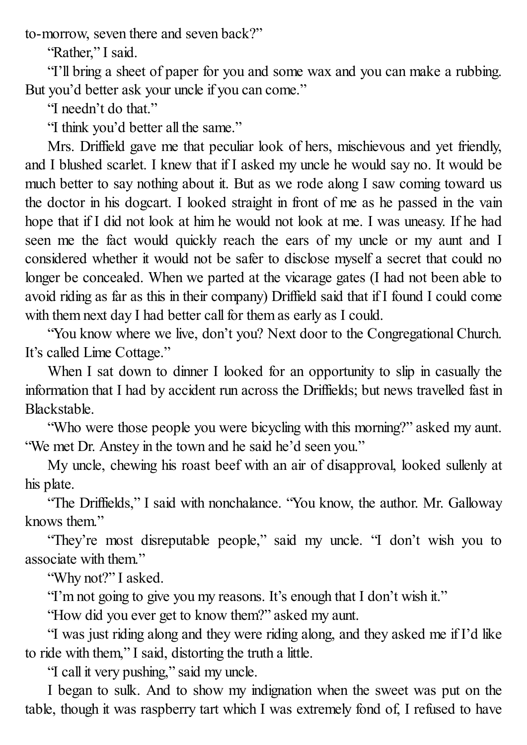to-morrow, seven there and seven back?"

"Rather," I said.

"I'll bring a sheet of paper for you and some wax and you can make a rubbing. But you'd better ask your uncle if you can come."

"I needn't do that."

"I think you'd better all the same."

Mrs. Driffield gave me that peculiar look of hers, mischievous and yet friendly, and I blushed scarlet. I knew that if I asked my uncle he would say no. It would be much better to say nothing about it. But as we rode along I saw coming toward us the doctor in his dogcart. I looked straight in front of me as he passed in the vain hope that if I did not look at him he would not look at me. I was uneasy. If he had seen me the fact would quickly reach the ears of my uncle or my aunt and I considered whether it would not be safer to disclose myself a secret that could no longer be concealed. When we parted at the vicarage gates (I had not been able to avoid riding as far as this in their company) Driffield said that if I found I could come with them next day I had better call for them as early as I could.

"You know where we live, don't you? Next door to the Congregational Church. It's called Lime Cottage."

When I sat down to dinner I looked for an opportunity to slip in casually the information that I had by accident run across the Driffields; but news travelled fast in Blackstable.

"Who were those people you were bicycling with this morning?" asked my aunt. "We met Dr. Anstey in the town and he said he'd seen you."

My uncle, chewing his roast beef with an air of disapproval, looked sullenly at his plate.

"The Driffields," I said with nonchalance. "You know, the author. Mr. Galloway knows them."

"They're most disreputable people," said my uncle. "I don't wish you to associate with them."

"Why not?" I asked.

"I'm not going to give you my reasons. It's enough that I don't wish it."

"How did you ever get to know them?" asked my aunt.

"I was just riding along and they were riding along, and they asked me if I'd like to ride with them," I said, distorting the truth a little.

"I call it very pushing," said my uncle.

I began to sulk. And to show my indignation when the sweet was put on the table, though it was raspberry tart which I was extremely fond of, I refused to have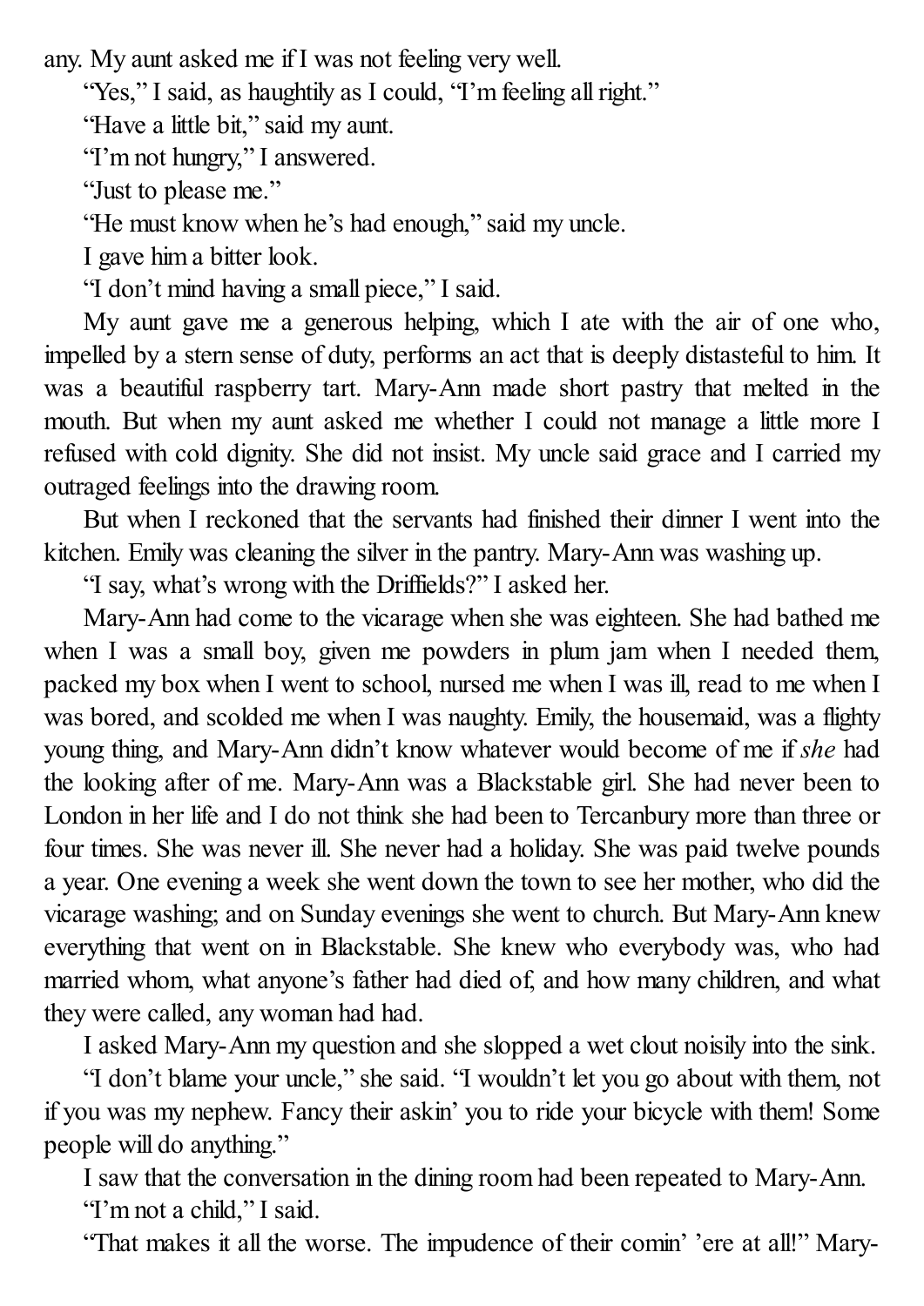any. My aunt asked me if I was not feeling very well.

"Yes," I said, as haughtily as I could, "I'm feeling all right."

"Have a little bit," said my aunt.

"I'm not hungry," I answered.

"Just to please me."

"He must know when he's had enough," said my uncle.

I gave him a bitter look.

"I don't mind having a small piece," I said.

My aunt gave me a generous helping, which I ate with the air of one who, impelled by a stern sense of duty, performs an act that is deeply distasteful to him. It was a beautiful raspberry tart. Mary-Ann made short pastry that melted in the mouth. But when my aunt asked me whether I could not manage a little more I refused with cold dignity. She did not insist. My uncle said grace and I carried my outraged feelings into the drawing room.

But when I reckoned that the servants had finished their dinner I went into the kitchen. Emily was cleaning the silver in the pantry. Mary-Ann was washing up.

"I say, what's wrong with the Driffields?" I asked her.

Mary-Ann had come to the vicarage when she was eighteen. She had bathed me when I was a small boy, given me powders in plum jam when I needed them, packed my box when I went to school, nursed me when I was ill, read to me when I was bored, and scolded me when I was naughty. Emily, the housemaid, was a flighty young thing, and Mary-Ann didn't know whatever would become of me if *she* had the looking after of me. Mary-Ann was a Blackstable girl. She had never been to London in her life and I do not think she had been to Tercanbury more than three or four times. She was never ill. She never had a holiday. She was paid twelve pounds a year. One evening a week she went down the town to see her mother, who did the vicarage washing; and on Sunday evenings she went to church. But Mary-Ann knew everything that went on in Blackstable. She knew who everybody was, who had married whom, what anyone's father had died of, and how many children, and what they were called, any woman had had.

I asked Mary-Ann my question and she slopped a wet clout noisily into the sink.

"I don't blame your uncle," she said. "I wouldn't let you go about with them, not if you was my nephew. Fancy their askin' you to ride your bicycle with them! Some people will do anything."

I saw that the conversation in the dining room had been repeated to Mary-Ann.

"I'm not a child," I said.

"That makes it all the worse. The impudence of their comin' 'ere at all!" Mary-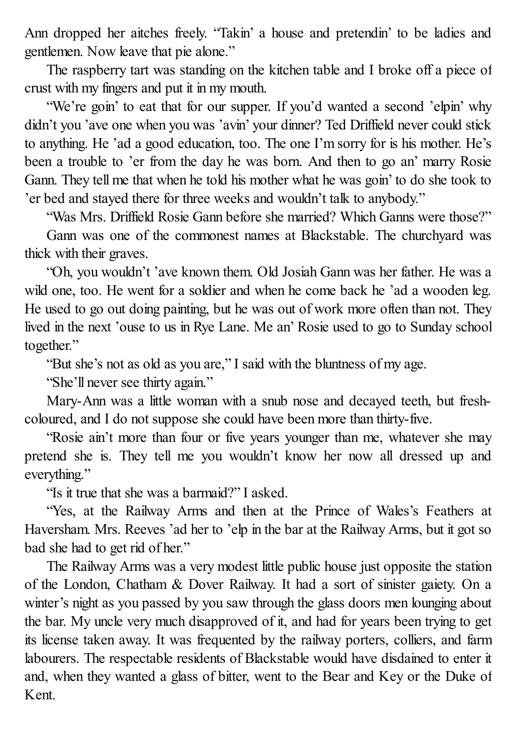Ann dropped her aitches freely. "Takin' a house and pretendin' to be ladies and gentlemen. Now leave that pie alone."

The raspberry tart was standing on the kitchen table and I broke off a piece of crust with my fingers and put it in my mouth.

"We're goin' to eat that for our supper. If you'd wanted a second 'elpin' why didn't you 'ave one when you was 'avin' your dinner? Ted Driffield never could stick to anything. He 'ad a good education, too. The one I'm sorry for is his mother. He's been a trouble to 'er from the day he was born. And then to go an' marry Rosie Gann. They tell me that when he told his mother what he was goin' to do she took to 'er bed and stayed there for three weeks and wouldn't talk to anybody."

"Was Mrs. Driffield Rosie Gann before she married? Which Ganns were those?"

Gann was one of the commonest names at Blackstable. The churchyard was thick with their graves.

"Oh, you wouldn't 'ave known them. Old Josiah Gann was her father. He was a wild one, too. He went for a soldier and when he come back he 'ad a wooden leg. He used to go out doing painting, but he was out of work more often than not. They lived in the next 'ouse to us in Rye Lane. Me an' Rosie used to go to Sunday school together."

"But she's not as old as you are," I said with the bluntness of my age.

"She'll never see thirty again."

Mary-Ann was a little woman with a snub nose and decayed teeth, but fresh-coloured, and I do not suppose she could have been more than thirty-five.

"Rosie ain't more than four or five years younger than me, whatever she may pretend she is. They tell me you wouldn't know her now all dressed up and everything."

"Is it true that she was a barmaid?" I asked.

"Yes, at the Railway Arms and then at the Prince of Wales's Feathers at Haversham. Mrs. Reeves 'ad her to 'elp in the bar at the Railway Arms, but it got so bad she had to get rid of her."

The Railway Arms was a very modest little public house just opposite the station of the London, Chatham & Dover Railway. It had a sort of sinister gaiety. On a winter's night as you passed by you saw through the glass doors men lounging about the bar. My uncle very much disapproved of it, and had for years been trying to get its license taken away. It was frequented by the railway porters, colliers, and farm labourers. The respectable residents of Blackstable would have disdained to enter it and, when they wanted a glass of bitter, went to the Bear and Key or the Duke of Kent.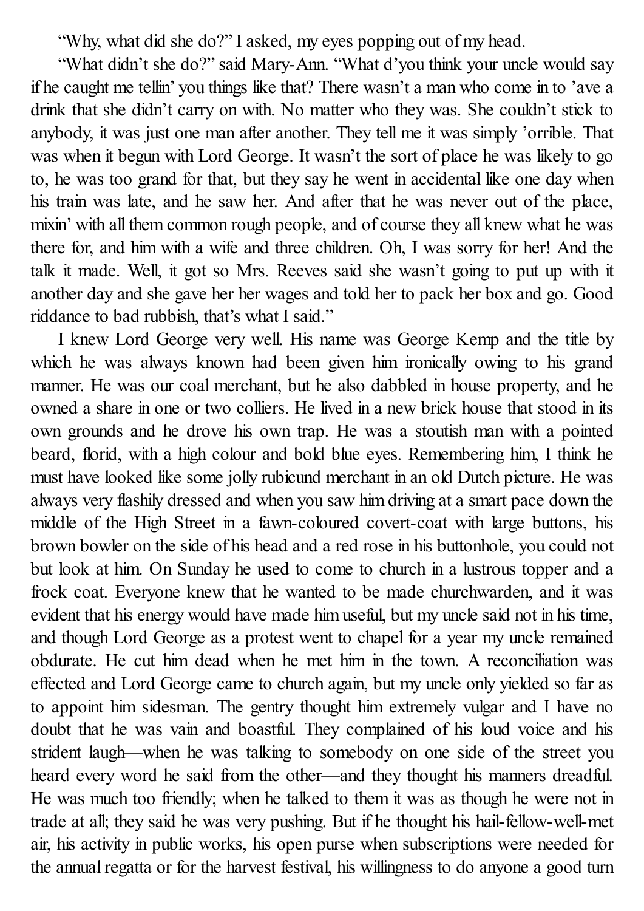"Why, what did she do?" I asked, my eyes popping out of my head.

"What didn't she do?" said Mary-Ann. "What d'you think your uncle would say if he caught me tellin' you things like that? There wasn't a man who come in to 'ave a drink that she didn't carry on with. No matter who they was. She couldn't stick to anybody, it was just one man after another. They tell me it was simply 'orrible. That was when it begun with Lord George. It wasn't the sort of place he was likely to go to, he was too grand for that, but they say he went in accidental like one day when his train was late, and he saw her. And after that he was never out of the place, mixin' with all them common rough people, and of course they all knew what he was there for, and him with a wife and three children. Oh, I was sorry for her! And the talk it made. Well, it got so Mrs. Reeves said she wasn't going to put up with it another day and she gave her her wages and told her to pack her box and go. Good riddance to bad rubbish, that's what I said."

I knew Lord George very well. His name was George Kemp and the title by which he was always known had been given him ironically owing to his grand manner. He was our coal merchant, but he also dabbled in house property, and he owned a share in one or two colliers. He lived in a new brick house that stood in its own grounds and he drove his own trap. He was a stoutish man with a pointed beard, florid, with a high colour and bold blue eyes. Remembering him, I think he must have looked like some jolly rubicund merchant in an old Dutch picture. He was always very flashily dressed and when you saw him driving at a smart pace down the middle of the High Street in a fawn-coloured covert-coat with large buttons, his brown bowler on the side of his head and a red rose in his buttonhole, you could not but look at him. On Sunday he used to come to church in a lustrous topper and a frock coat. Everyone knew that he wanted to be made churchwarden, and it was evident that his energy would have made him useful, but my uncle said not in his time, and though Lord George as a protest went to chapel for a year my uncle remained obdurate. He cut him dead when he met him in the town. A reconciliation was effected and Lord George came to church again, but my uncle only yielded so far as to appoint him sidesman. The gentry thought him extremely vulgar and I have no doubt that he was vain and boastful. They complained of his loud voice and his strident laugh—when he was talking to somebody on one side of the street you heard every word he said from the other—and they thought his manners dreadful. He was much too friendly; when he talked to them it was as though he were not in trade at all; they said he was very pushing. But if he thought his hail-fellow-well-met air, his activity in public works, his open purse when subscriptions were needed for the annual regatta or for the harvest festival, his willingness to do anyone a good turn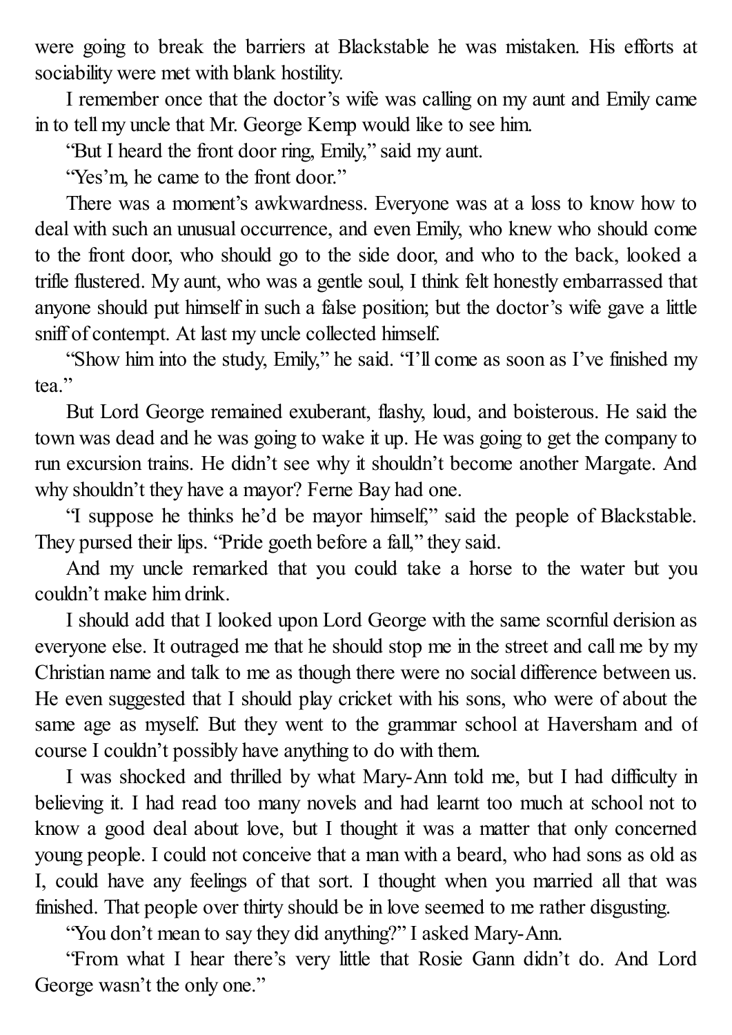were going to break the barriers at Blackstable he was mistaken. His efforts at sociability were met with blank hostility.

I remember once that the doctor's wife was calling on my aunt and Emily came in to tell my uncle that Mr. George Kemp would like to see him.

"But I heard the front door ring, Emily," said my aunt.

"Yes'm, he came to the front door."

There was a moment's awkwardness. Everyone was at a loss to know how to deal with such an unusual occurrence, and even Emily, who knew who should come to the front door, who should go to the side door, and who to the back, looked a trifle flustered. My aunt, who was a gentle soul, I think felt honestly embarrassed that anyone should put himself in such a false position; but the doctor's wife gave a little sniff of contempt. At last my uncle collected himself.

"Show him into the study, Emily," he said. "I'll come as soon as I've finished my tea."

But Lord George remained exuberant, flashy, loud, and boisterous. He said the town was dead and he was going to wake it up. He was going to get the company to run excursion trains. He didn't see why it shouldn't become another Margate. And why shouldn't they have a mayor? Ferne Bay had one.

"I suppose he thinks he'd be mayor himself," said the people of Blackstable. They pursed their lips. "Pride goeth before a fall," they said.

And my uncle remarked that you could take a horse to the water but you couldn't make him drink.

I should add that I looked upon Lord George with the same scornful derision as everyone else. It outraged me that he should stop me in the street and call me by my Christian name and talk to me as though there were no social difference between us. He even suggested that I should play cricket with his sons, who were of about the same age as myself. But they went to the grammar school at Haversham and of course I couldn't possibly have anything to do with them.

I was shocked and thrilled by what Mary-Ann told me, but I had difficulty in believing it. I had read too many novels and had learnt too much at school not to know a good deal about love, but I thought it was a matter that only concerned young people. I could not conceive that a man with a beard, who had sons as old as I, could have any feelings of that sort. I thought when you married all that was finished. That people over thirty should be in love seemed to me rather disgusting.

"You don't mean to say they did anything?" I asked Mary-Ann.

"From what I hear there's very little that Rosie Gann didn't do. And Lord George wasn't the only one."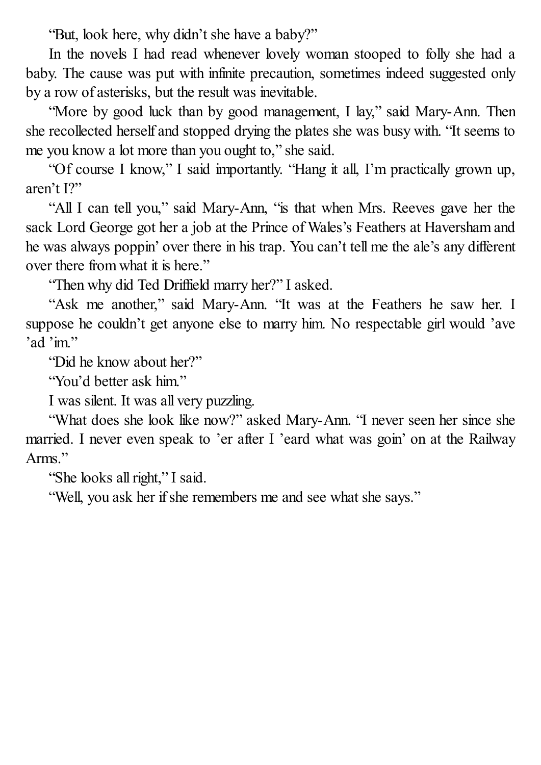"But, look here, why didn't she have a baby?"

In the novels I had read whenever lovely woman stooped to folly she had a baby. The cause was put with infinite precaution, sometimes indeed suggested only by a row of asterisks, but the result was inevitable.

"More by good luck than by good management, I lay," said Mary-Ann. Then she recollected herself and stopped drying the plates she was busy with. "It seems to me you know a lot more than you ought to," she said.

"Of course I know," I said importantly. "Hang it all, I'm practically grown up, aren't I?"

"All I can tell you," said Mary-Ann, "is that when Mrs. Reeves gave her the sack Lord George got her a job at the Prince of Wales's Feathers at Haversham and he was always poppin' over there in his trap. You can't tell me the ale's any different over there from what it is here."

"Then why did Ted Driffield marry her?" I asked.

"Ask me another," said Mary-Ann. "It was at the Feathers he saw her. I suppose he couldn't get anyone else to marry him. No respectable girl would 'ave 'ad 'im."

"Did he know about her?"

"You'd better ask him."

I was silent. It was all very puzzling.

"What does she look like now?" asked Mary-Ann. "I never seen her since she married. I never even speak to 'er after I 'eard what was goin' on at the Railway Arms."

"She looks all right," I said.

"Well, you ask her if she remembers me and see what she says."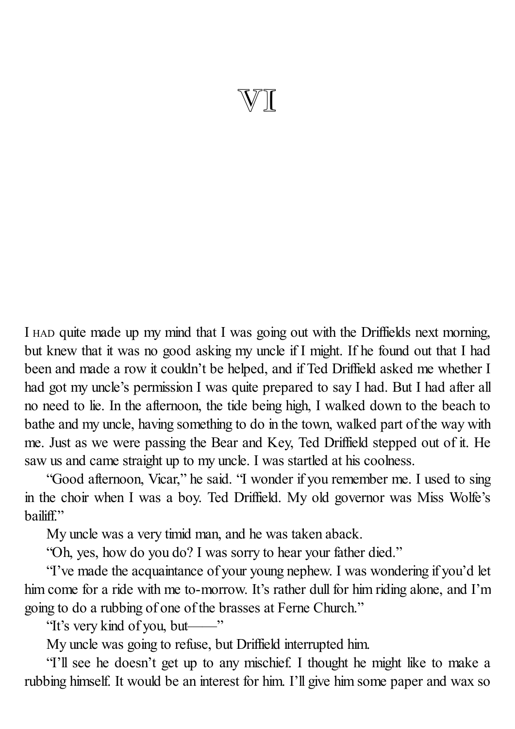# VI

I HAD quite made up my mind that I was going out with the Driffields next morning, but knew that it was no good asking my uncle if I might. If he found out that I had been and made a row it couldn't be helped, and if Ted Driffield asked me whether I had got my uncle's permission I was quite prepared to say I had. But I had after all no need to lie. In the afternoon, the tide being high, I walked down to the beach to bathe and my uncle, having something to do in the town, walked part of the way with me. Just as we were passing the Bear and Key, Ted Driffield stepped out of it. He saw us and came straight up to my uncle. I was startled at his coolness.

"Good afternoon, Vicar," he said. "I wonder if you remember me. I used to sing in the choir when I was a boy. Ted Driffield. My old governor was Miss Wolfe's bailiff."

My uncle was a very timid man, and he was taken aback.

"Oh, yes, how do you do? I was sorry to hear your father died."

"I've made the acquaintance of your young nephew. I was wondering if you'd let him come for a ride with me to-morrow. It's rather dull for him riding alone, and I'm going to do a rubbing of one of the brasses at Ferne Church."

"It's very kind of you, but——"

My uncle was going to refuse, but Driffield interrupted him.

"I'll see he doesn't get up to any mischief. I thought he might like to make a rubbing himself. It would be an interest for him. I'll give him some paper and wax so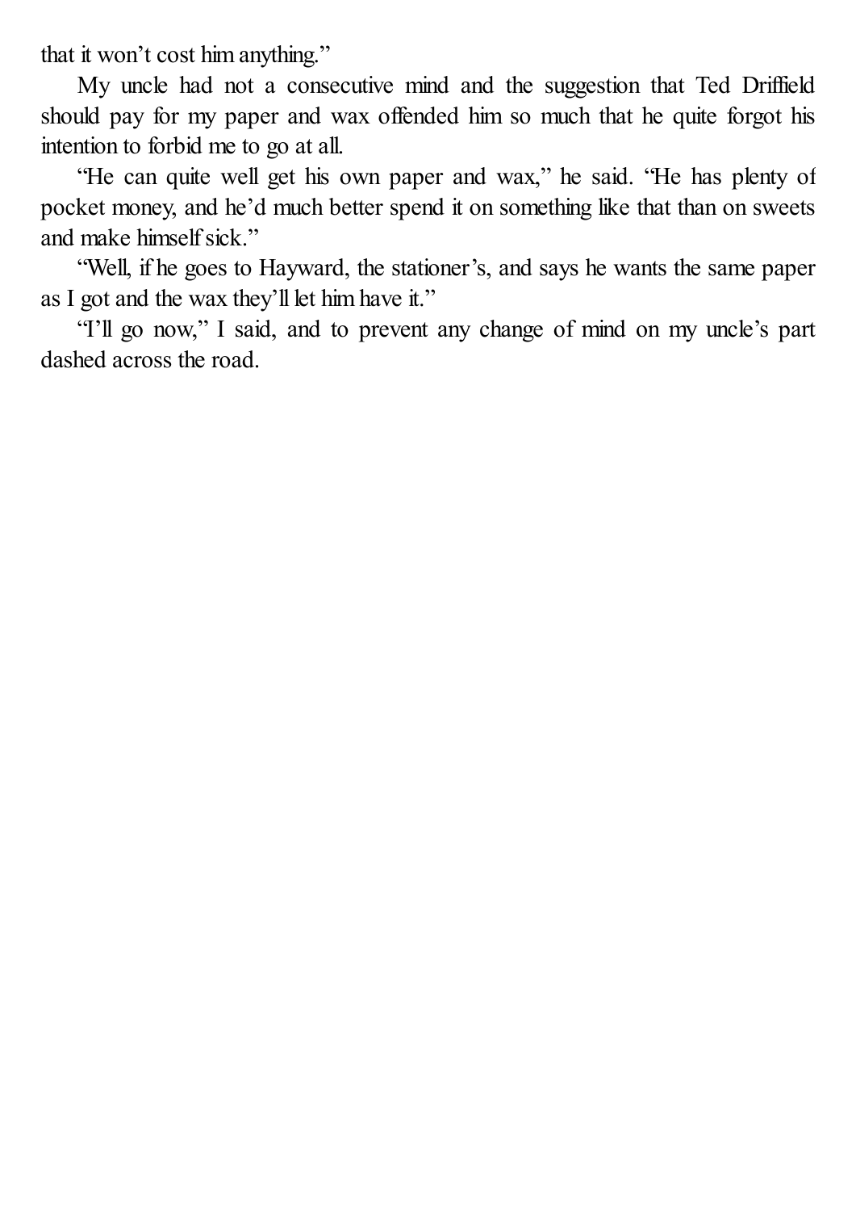that it won't cost him anything."

My uncle had not a consecutive mind and the suggestion that Ted Driffield should pay for my paper and wax offended him so much that he quite forgot his intention to forbid me to go at all.

"He can quite well get his own paper and wax," he said. "He has plenty of pocket money, and he'd much better spend it on something like that than on sweets and make himself sick."

"Well, if he goes to Hayward, the stationer's, and says he wants the same paper as I got and the wax they'll let him have it."

"I'll go now," I said, and to prevent any change of mind on my uncle's part dashed across the road.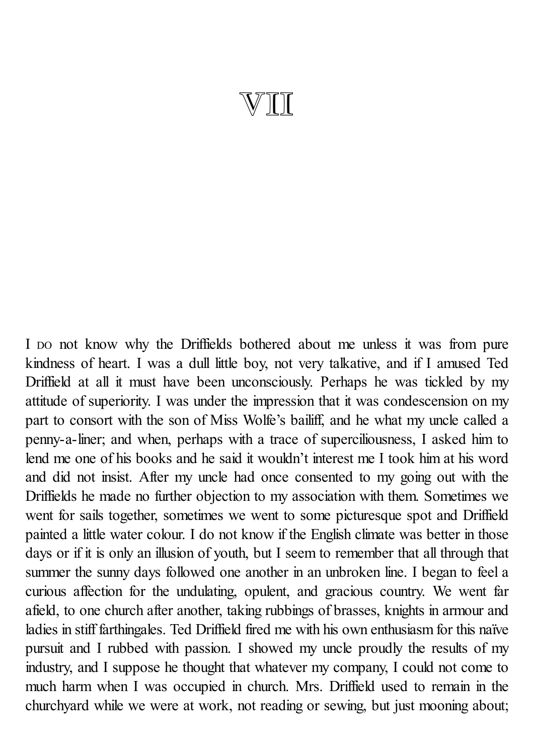# VII

I DO not know why the Driffields bothered about me unless it was from pure kindness of heart. I was a dull little boy, not very talkative, and if I amused Ted Driffield at all it must have been unconsciously. Perhaps he was tickled by my attitude of superiority. I was under the impression that it was condescension on my part to consort with the son of Miss Wolfe's bailiff, and he what my uncle called a penny-a-liner; and when, perhaps with a trace of superciliousness, I asked him to lend me one of his books and he said it wouldn't interest me I took him at his word and did not insist. After my uncle had once consented to my going out with the Driffields he made no further objection to my association with them. Sometimes we went for sails together, sometimes we went to some picturesque spot and Driffield painted a little water colour. I do not know if the English climate was better in those days or if it is only an illusion of youth, but I seem to remember that all through that summer the sunny days followed one another in an unbroken line. I began to feel a curious affection for the undulating, opulent, and gracious country. We went far afield, to one church after another, taking rubbings of brasses, knights in armour and ladies in stiff farthingales. Ted Driffield fired me with his own enthusiasm for this naïve pursuit and I rubbed with passion. I showed my uncle proudly the results of my industry, and I suppose he thought that whatever my company, I could not come to much harm when I was occupied in church. Mrs. Driffield used to remain in the churchyard while we were at work, not reading or sewing, but just mooning about;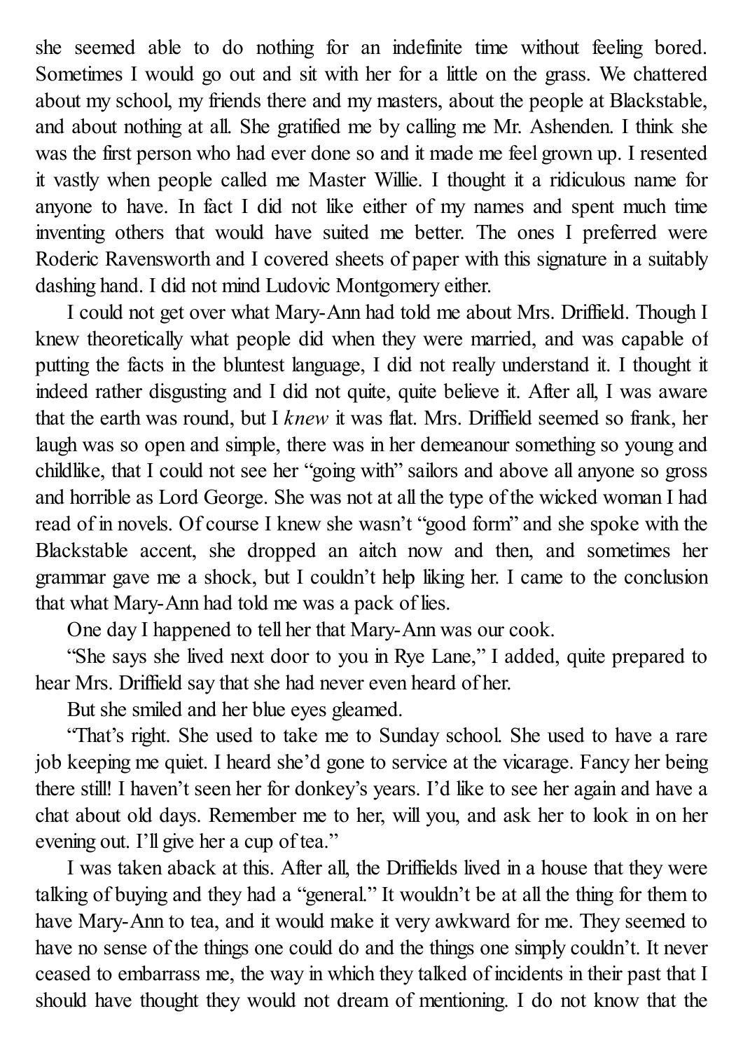she seemed able to do nothing for an indefinite time without feeling bored. Sometimes I would go out and sit with her for a little on the grass. We chattered about my school, my friends there and my masters, about the people at Blackstable, and about nothing at all. She gratified me by calling me Mr. Ashenden. I think she was the first person who had ever done so and it made me feel grown up. I resented it vastly when people called me Master Willie. I thought it a ridiculous name for anyone to have. In fact I did not like either of my names and spent much time inventing others that would have suited me better. The ones I preferred were Roderic Ravensworth and I covered sheets of paper with this signature in a suitably dashing hand. I did not mind Ludovic Montgomery either.

I could not get over what Mary-Ann had told me about Mrs. Driffield. Though I knew theoretically what people did when they were married, and was capable of putting the facts in the bluntest language, I did not really understand it. I thought it indeed rather disgusting and I did not quite, quite believe it. After all, I was aware that the earth was round, but I *knew* it was flat. Mrs. Driffield seemed so frank, her laugh was so open and simple, there was in her demeanour something so young and childlike, that I could not see her "going with" sailors and above all anyone so gross and horrible as Lord George. She was not at all the type of the wicked woman I had read of in novels. Of course I knew she wasn't "good form" and she spoke with the Blackstable accent, she dropped an aitch now and then, and sometimes her grammar gave me a shock, but I couldn't help liking her. I came to the conclusion that what Mary-Ann had told me was a pack of lies.

One day I happened to tell her that Mary-Ann was our cook.

"She says she lived next door to you in Rye Lane," I added, quite prepared to hear Mrs. Driffield say that she had never even heard of her.

But she smiled and her blue eyes gleamed.

"That's right. She used to take me to Sunday school. She used to have a rare job keeping me quiet. I heard she'd gone to service at the vicarage. Fancy her being there still! I haven't seen her for donkey's years. I'd like to see her again and have a chat about old days. Remember me to her, will you, and ask her to look in on her evening out. I'll give her a cup of tea."

I was taken aback at this. After all, the Driffields lived in a house that they were talking of buying and they had a "general." It wouldn't be at all the thing for them to have Mary-Ann to tea, and it would make it very awkward for me. They seemed to have no sense of the things one could do and the things one simply couldn't. It never ceased to embarrass me, the way in which they talked of incidents in their past that I should have thought they would not dream of mentioning. I do not know that the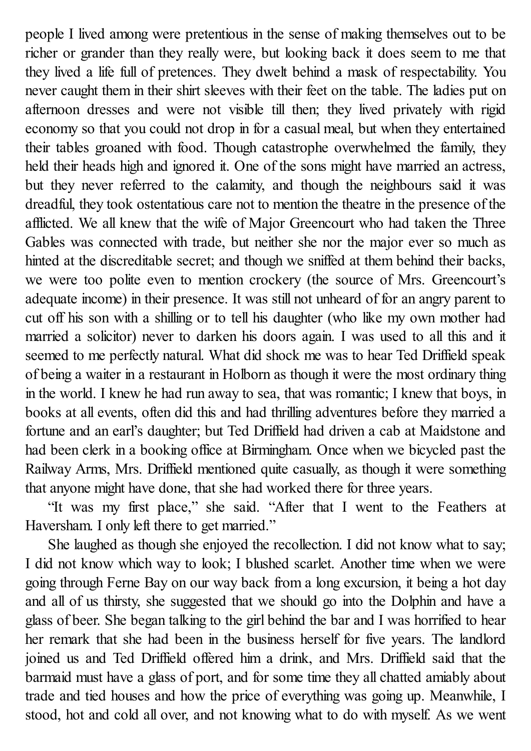people I lived among were pretentious in the sense of making themselves out to be richer or grander than they really were, but looking back it does seem to me that they lived a life full of pretences. They dwelt behind a mask of respectability. You never caught them in their shirt sleeves with their feet on the table. The ladies put on afternoon dresses and were not visible till then; they lived privately with rigid economy so that you could not drop in for a casual meal, but when they entertained their tables groaned with food. Though catastrophe overwhelmed the family, they held their heads high and ignored it. One of the sons might have married an actress, but they never referred to the calamity, and though the neighbours said it was dreadful, they took ostentatious care not to mention the theatre in the presence of the afflicted. We all knew that the wife of Major Greencourt who had taken the Three Gables was connected with trade, but neither she nor the major ever so much as hinted at the discreditable secret; and though we sniffed at them behind their backs, we were too polite even to mention crockery (the source of Mrs. Greencourt's adequate income) in their presence. It was still not unheard of for an angry parent to cut off his son with a shilling or to tell his daughter (who like my own mother had married a solicitor) never to darken his doors again. I was used to all this and it seemed to me perfectly natural. What did shock me was to hear Ted Driffield speak of being a waiter in a restaurant in Holborn as though it were the most ordinary thing in the world. I knew he had run away to sea, that was romantic; I knew that boys, in books at all events, often did this and had thrilling adventures before they married a fortune and an earl's daughter; but Ted Driffield had driven a cab at Maidstone and had been clerk in a booking office at Birmingham. Once when we bicycled past the Railway Arms, Mrs. Driffield mentioned quite casually, as though it were something that anyone might have done, that she had worked there for three years.

"It was my first place," she said. "After that I went to the Feathers at Haversham. I only left there to get married."

She laughed as though she enjoyed the recollection. I did not know what to say; I did not know which way to look; I blushed scarlet. Another time when we were going through Ferne Bay on our way back from a long excursion, it being a hot day and all of us thirsty, she suggested that we should go into the Dolphin and have a glass of beer. She began talking to the girl behind the bar and I was horrified to hear her remark that she had been in the business herself for five years. The landlord joined us and Ted Driffield offered him a drink, and Mrs. Driffield said that the barmaid must have a glass of port, and for some time they all chatted amiably about trade and tied houses and how the price of everything was going up. Meanwhile, I stood, hot and cold all over, and not knowing what to do with myself. As we went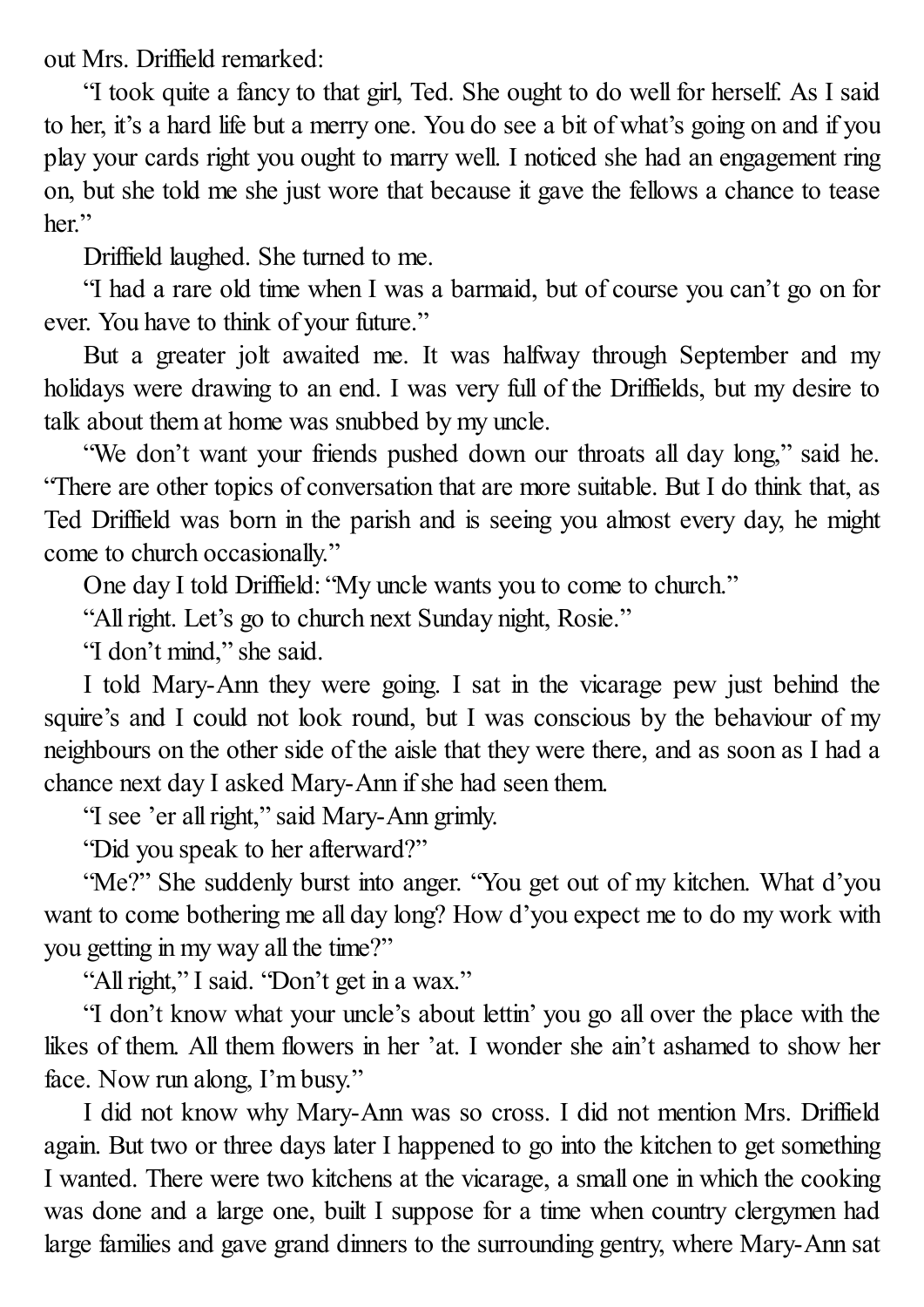out Mrs. Driffield remarked:

"I took quite a fancy to that girl, Ted. She ought to do well for herself. As I said to her, it's a hard life but a merry one. You do see a bit of what's going on and if you play your cards right you ought to marry well. I noticed she had an engagement ring on, but she told me she just wore that because it gave the fellows a chance to tease her."

Driffield laughed. She turned to me.

"I had a rare old time when I was a barmaid, but of course you can't go on for ever. You have to think of your future."

But a greater jolt awaited me. It was halfway through September and my holidays were drawing to an end. I was very full of the Driffields, but my desire to talk about them at home was snubbed by my uncle.

"We don't want your friends pushed down our throats all day long," said he. "There are other topics of conversation that are more suitable. But I do think that, as Ted Driffield was born in the parish and is seeing you almost every day, he might come to church occasionally."

One day I told Driffield: "My uncle wants you to come to church."

"All right. Let's go to church next Sunday night, Rosie."

"I don't mind," she said.

I told Mary-Ann they were going. I sat in the vicarage pew just behind the squire's and I could not look round, but I was conscious by the behaviour of my neighbours on the other side of the aisle that they were there, and as soon as I had a chance next day I asked Mary-Ann if she had seen them.

"I see 'er all right," said Mary-Ann grimly.

"Did you speak to her afterward?"

"Me?" She suddenly burst into anger. "You get out of my kitchen. What d'you want to come bothering me all day long? How d'you expect me to do my work with you getting in my way all the time?"

"All right," I said. "Don't get in a wax."

"I don't know what your uncle's about lettin' you go all over the place with the likes of them. All them flowers in her 'at. I wonder she ain't ashamed to show her face. Now run along, I'm busy."

I did not know why Mary-Ann was so cross. I did not mention Mrs. Driffield again. But two or three days later I happened to go into the kitchen to get something I wanted. There were two kitchens at the vicarage, a small one in which the cooking was done and a large one, built I suppose for a time when country clergymen had large families and gave grand dinners to the surrounding gentry, where Mary-Ann sat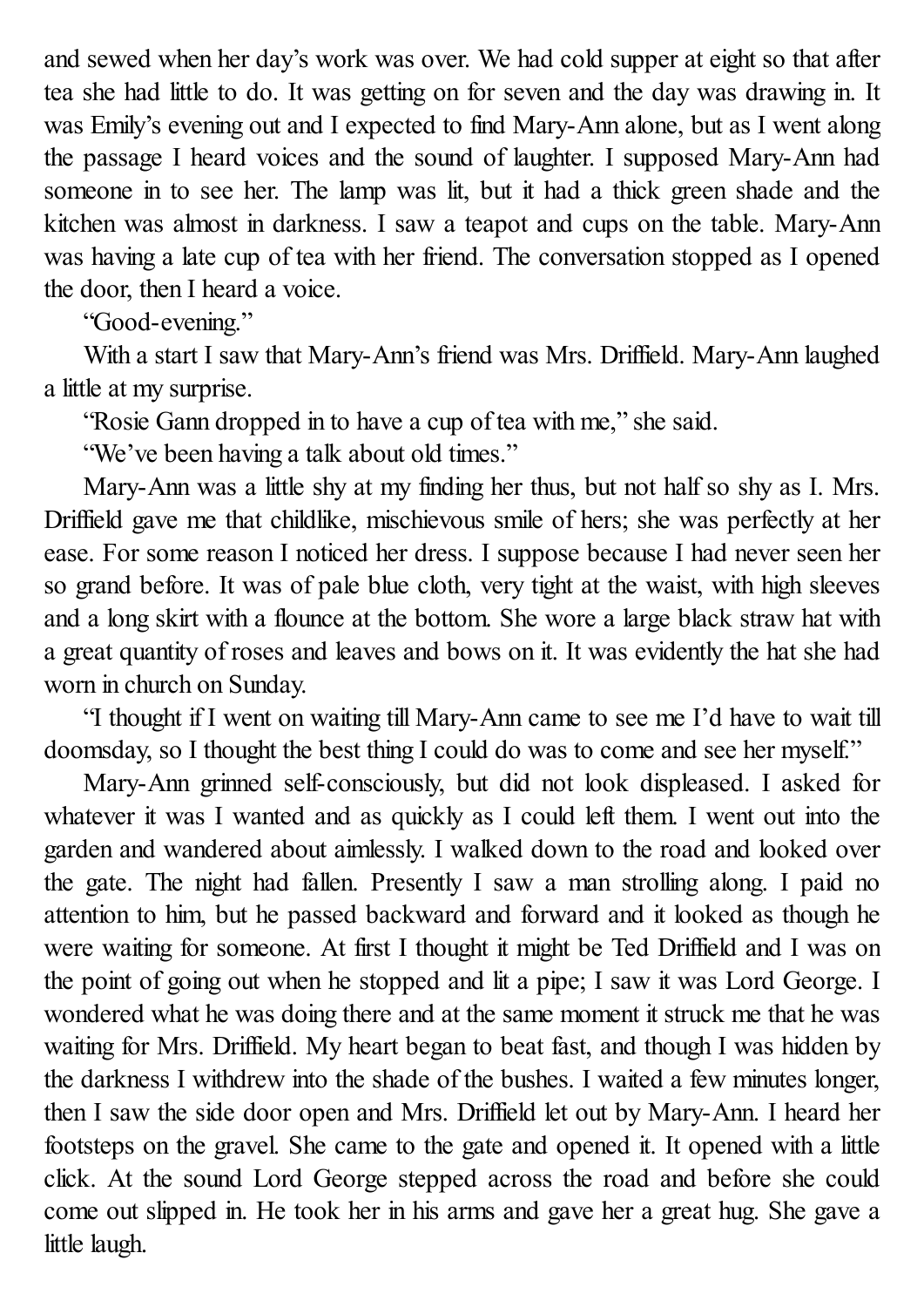and sewed when her day's work was over. We had cold supper at eight so that after tea she had little to do. It was getting on for seven and the day was drawing in. It was Emily's evening out and I expected to find Mary-Ann alone, but as I went along the passage I heard voices and the sound of laughter. I supposed Mary-Ann had someone in to see her. The lamp was lit, but it had a thick green shade and the kitchen was almost in darkness. I saw a teapot and cups on the table. Mary-Ann was having a late cup of tea with her friend. The conversation stopped as I opened the door, then I heard a voice.

"Good-evening."

With a start I saw that Mary-Ann's friend was Mrs. Driffield. Mary-Ann laughed a little at my surprise.

"Rosie Gann dropped in to have a cup of tea with me," she said.

"We've been having a talk about old times."

Mary-Ann was a little shy at my finding her thus, but not half so shy as I. Mrs. Driffield gave me that childlike, mischievous smile of hers; she was perfectly at her ease. For some reason I noticed her dress. I suppose because I had never seen her so grand before. It was of pale blue cloth, very tight at the waist, with high sleeves and a long skirt with a flounce at the bottom. She wore a large black straw hat with a great quantity of roses and leaves and bows on it. It was evidently the hat she had worn in church on Sunday.

"I thought if I went on waiting till Mary-Ann came to see me I'd have to wait till doomsday, so I thought the best thing I could do was to come and see her myself."

Mary-Ann grinned self-consciously, but did not look displeased. I asked for whatever it was I wanted and as quickly as I could left them. I went out into the garden and wandered about aimlessly. I walked down to the road and looked over the gate. The night had fallen. Presently I saw a man strolling along. I paid no attention to him, but he passed backward and forward and it looked as though he were waiting for someone. At first I thought it might be Ted Driffield and I was on the point of going out when he stopped and lit a pipe; I saw it was Lord George. I wondered what he was doing there and at the same moment it struck me that he was waiting for Mrs. Driffield. My heart began to beat fast, and though I was hidden by the darkness I withdrew into the shade of the bushes. I waited a few minutes longer, then I saw the side door open and Mrs. Driffield let out by Mary-Ann. I heard her footsteps on the gravel. She came to the gate and opened it. It opened with a little click. At the sound Lord George stepped across the road and before she could come out slipped in. He took her in his arms and gave her a great hug. She gave a little laugh.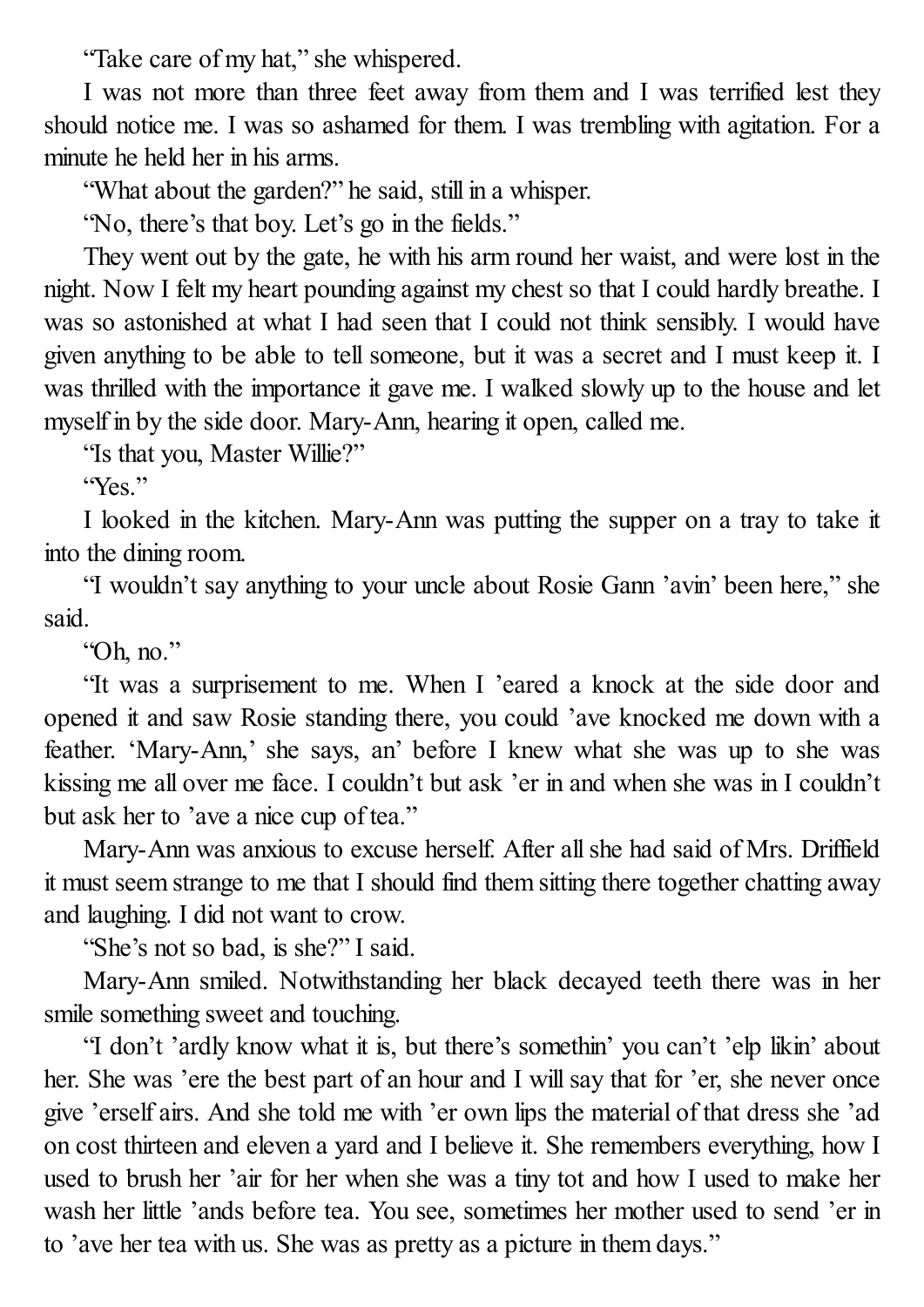"Take care of my hat," she whispered.

I was not more than three feet away from them and I was terrified lest they should notice me. I was so ashamed for them. I was trembling with agitation. For a minute he held her in his arms.

"What about the garden?" he said, still in a whisper.

"No, there's that boy. Let's go in the fields."

They went out by the gate, he with his arm round her waist, and were lost in the night. Now I felt my heart pounding against my chest so that I could hardly breathe. I was so astonished at what I had seen that I could not think sensibly. I would have given anything to be able to tell someone, but it was a secret and I must keep it. I was thrilled with the importance it gave me. I walked slowly up to the house and let myself in by the side door. Mary-Ann, hearing it open, called me.

"Is that you, Master Willie?"

"Yes."

I looked in the kitchen. Mary-Ann was putting the supper on a tray to take it into the dining room.

"I wouldn't say anything to your uncle about Rosie Gann 'avin' been here," she said.

"Oh, no."

"It was a surprisement to me. When I 'eared a knock at the side door and opened it and saw Rosie standing there, you could 'ave knocked me down with a feather. 'Mary-Ann,' she says, an' before I knew what she was up to she was kissing me all over me face. I couldn't but ask 'er in and when she was in I couldn't but ask her to 'ave a nice cup of tea."

Mary-Ann was anxious to excuse herself. After all she had said of Mrs. Driffield it must seem strange to me that I should find them sitting there together chatting away and laughing. I did not want to crow.

"She's not so bad, is she?" I said.

Mary-Ann smiled. Notwithstanding her black decayed teeth there was in her smile something sweet and touching.

"I don't 'ardly know what it is, but there's somethin' you can't 'elp likin' about her. She was 'ere the best part of an hour and I will say that for 'er, she never once give 'erself airs. And she told me with 'er own lips the material of that dress she 'ad on cost thirteen and eleven a yard and I believe it. She remembers everything, how I used to brush her 'air for her when she was a tiny tot and how I used to make her wash her little 'ands before tea. You see, sometimes her mother used to send 'er in to 'ave her tea with us. She was as pretty as a picture in them days."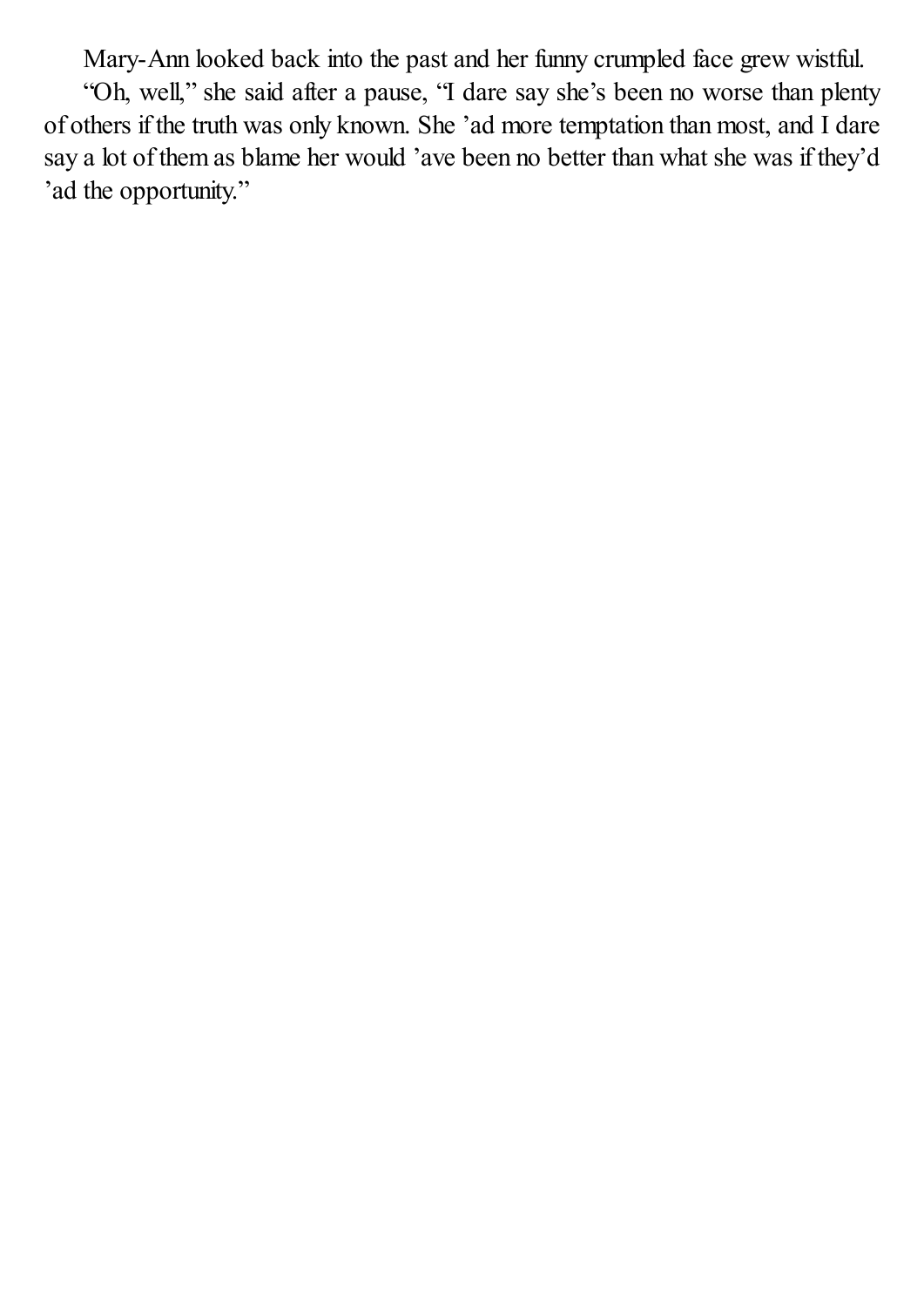Mary-Ann looked back into the past and her funny crumpled face grew wistful.

"Oh, well," she said after a pause, "I dare say she's been no worse than plenty of others if the truth was only known. She 'ad more temptation than most, and I dare say a lot of them as blame her would 'ave been no better than what she was if they'd 'ad the opportunity."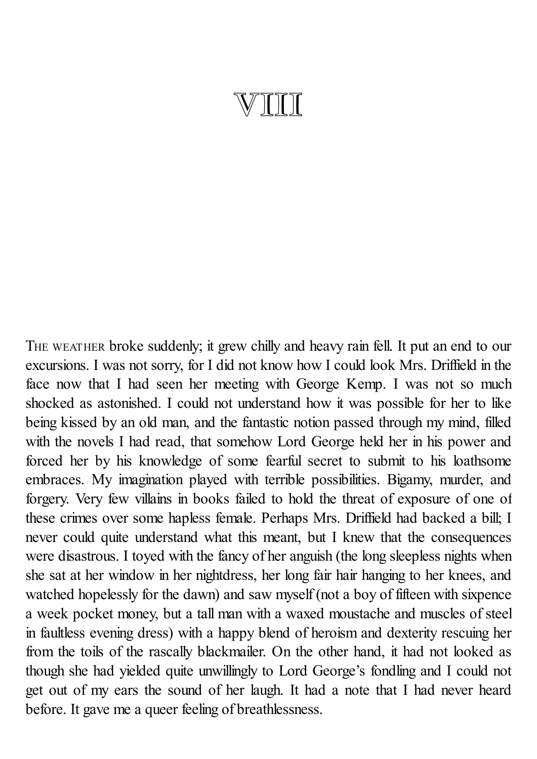# VIII

THE WEATHER broke suddenly; it grew chilly and heavy rain fell. It put an end to our excursions. I was not sorry, for I did not know how I could look Mrs. Driffield in the face now that I had seen her meeting with George Kemp. I was not so much shocked as astonished. I could not understand how it was possible for her to like being kissed by an old man, and the fantastic notion passed through my mind, filled with the novels I had read, that somehow Lord George held her in his power and forced her by his knowledge of some fearful secret to submit to his loathsome embraces. My imagination played with terrible possibilities. Bigamy, murder, and forgery. Very few villains in books failed to hold the threat of exposure of one of these crimes over some hapless female. Perhaps Mrs. Driffield had backed a bill; I never could quite understand what this meant, but I knew that the consequences were disastrous. I toyed with the fancy of her anguish (the long sleepless nights when she sat at her window in her nightdress, her long fair hair hanging to her knees, and watched hopelessly for the dawn) and saw myself (not a boy of fifteen with sixpence a week pocket money, but a tall man with a waxed moustache and muscles of steel in faultless evening dress) with a happy blend of heroism and dexterity rescuing her from the toils of the rascally blackmailer. On the other hand, it had not looked as though she had yielded quite unwillingly to Lord George's fondling and I could not get out of my ears the sound of her laugh. It had a note that I had never heard before. It gave me a queer feeling of breathlessness.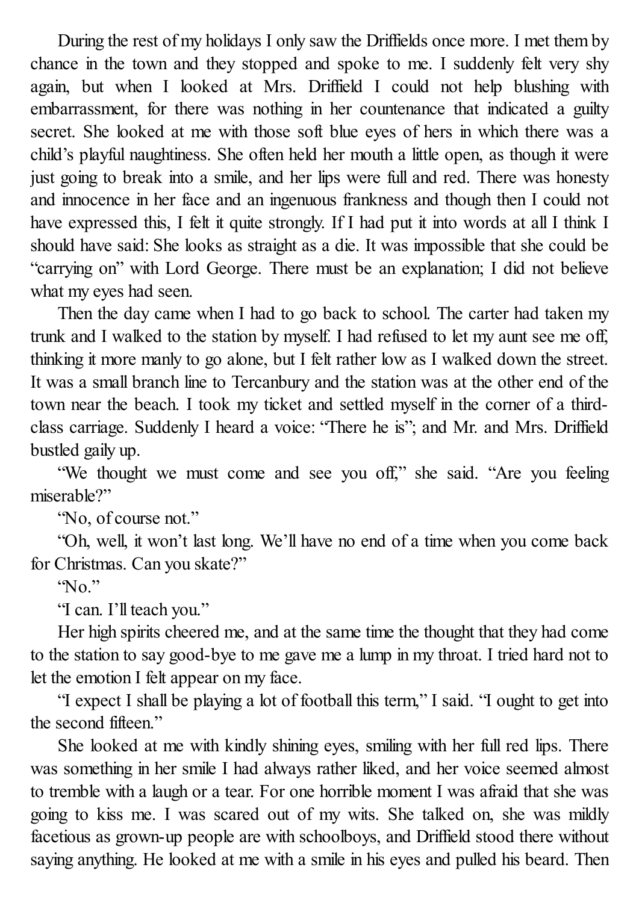During the rest of my holidays I only saw the Driffields once more. I met them by chance in the town and they stopped and spoke to me. I suddenly felt very shy again, but when I looked at Mrs. Driffield I could not help blushing with embarrassment, for there was nothing in her countenance that indicated a guilty secret. She looked at me with those soft blue eyes of hers in which there was a child's playful naughtiness. She often held her mouth a little open, as though it were just going to break into a smile, and her lips were full and red. There was honesty and innocence in her face and an ingenuous frankness and though then I could not have expressed this, I felt it quite strongly. If I had put it into words at all I think I should have said: She looks as straight as a die. It was impossible that she could be "carrying on" with Lord George. There must be an explanation; I did not believe what my eyes had seen.

Then the day came when I had to go back to school. The carter had taken my trunk and I walked to the station by myself. I had refused to let my aunt see me off, thinking it more manly to go alone, but I felt rather low as I walked down the street. It was a small branch line to Tercanbury and the station was at the other end of the town near the beach. I took my ticket and settled myself in the corner of a third-class carriage. Suddenly I heard a voice: "There he is"; and Mr. and Mrs. Driffield bustled gaily up.

"We thought we must come and see you off," she said. "Are you feeling miserable?"

"No, of course not."

"Oh, well, it won't last long. We'll have no end of a time when you come back for Christmas. Can you skate?"

"No."

"I can. I'll teach you."

Her high spirits cheered me, and at the same time the thought that they had come to the station to say good-bye to me gave me a lump in my throat. I tried hard not to let the emotion I felt appear on my face.

"I expect I shall be playing a lot of football this term," I said. "I ought to get into the second fifteen."

She looked at me with kindly shining eyes, smiling with her full red lips. There was something in her smile I had always rather liked, and her voice seemed almost to tremble with a laugh or a tear. For one horrible moment I was afraid that she was going to kiss me. I was scared out of my wits. She talked on, she was mildly facetious as grown-up people are with schoolboys, and Driffield stood there without saying anything. He looked at me with a smile in his eyes and pulled his beard. Then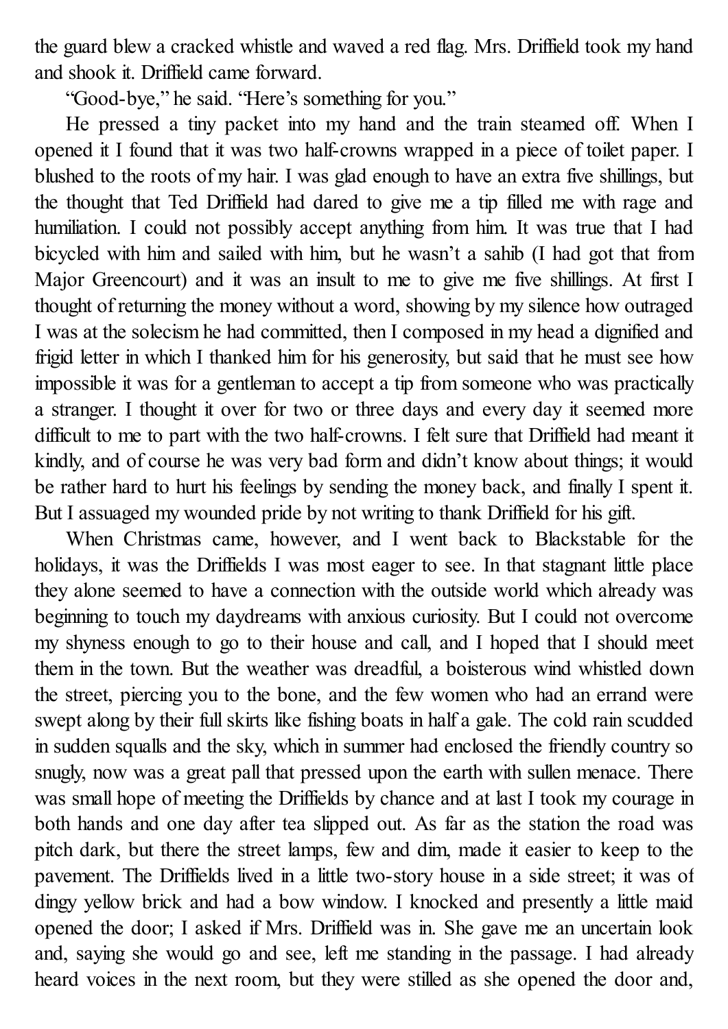the guard blew a cracked whistle and waved a red flag. Mrs. Driffield took my hand and shook it. Driffield came forward.

"Good-bye," he said. "Here's something for you."

He pressed a tiny packet into my hand and the train steamed off. When I opened it I found that it was two half-crowns wrapped in a piece of toilet paper. I blushed to the roots of my hair. I was glad enough to have an extra five shillings, but the thought that Ted Driffield had dared to give me a tip filled me with rage and humiliation. I could not possibly accept anything from him. It was true that I had bicycled with him and sailed with him, but he wasn't a sahib (I had got that from Major Greencourt) and it was an insult to me to give me five shillings. At first I thought of returning the money without a word, showing by my silence how outraged I was at the solecism he had committed, then I composed in my head a dignified and frigid letter in which I thanked him for his generosity, but said that he must see how impossible it was for a gentleman to accept a tip from someone who was practically a stranger. I thought it over for two or three days and every day it seemed more difficult to me to part with the two half-crowns. I felt sure that Driffield had meant it kindly, and of course he was very bad form and didn't know about things; it would be rather hard to hurt his feelings by sending the money back, and finally I spent it. But I assuaged my wounded pride by not writing to thank Driffield for his gift.

When Christmas came, however, and I went back to Blackstable for the holidays, it was the Driffields I was most eager to see. In that stagnant little place they alone seemed to have a connection with the outside world which already was beginning to touch my daydreams with anxious curiosity. But I could not overcome my shyness enough to go to their house and call, and I hoped that I should meet them in the town. But the weather was dreadful, a boisterous wind whistled down the street, piercing you to the bone, and the few women who had an errand were swept along by their full skirts like fishing boats in half a gale. The cold rain scudded in sudden squalls and the sky, which in summer had enclosed the friendly country so snugly, now was a great pall that pressed upon the earth with sullen menace. There was small hope of meeting the Driffields by chance and at last I took my courage in both hands and one day after tea slipped out. As far as the station the road was pitch dark, but there the street lamps, few and dim, made it easier to keep to the pavement. The Driffields lived in a little two-story house in a side street; it was of dingy yellow brick and had a bow window. I knocked and presently a little maid opened the door; I asked if Mrs. Driffield was in. She gave me an uncertain look and, saying she would go and see, left me standing in the passage. I had already heard voices in the next room, but they were stilled as she opened the door and,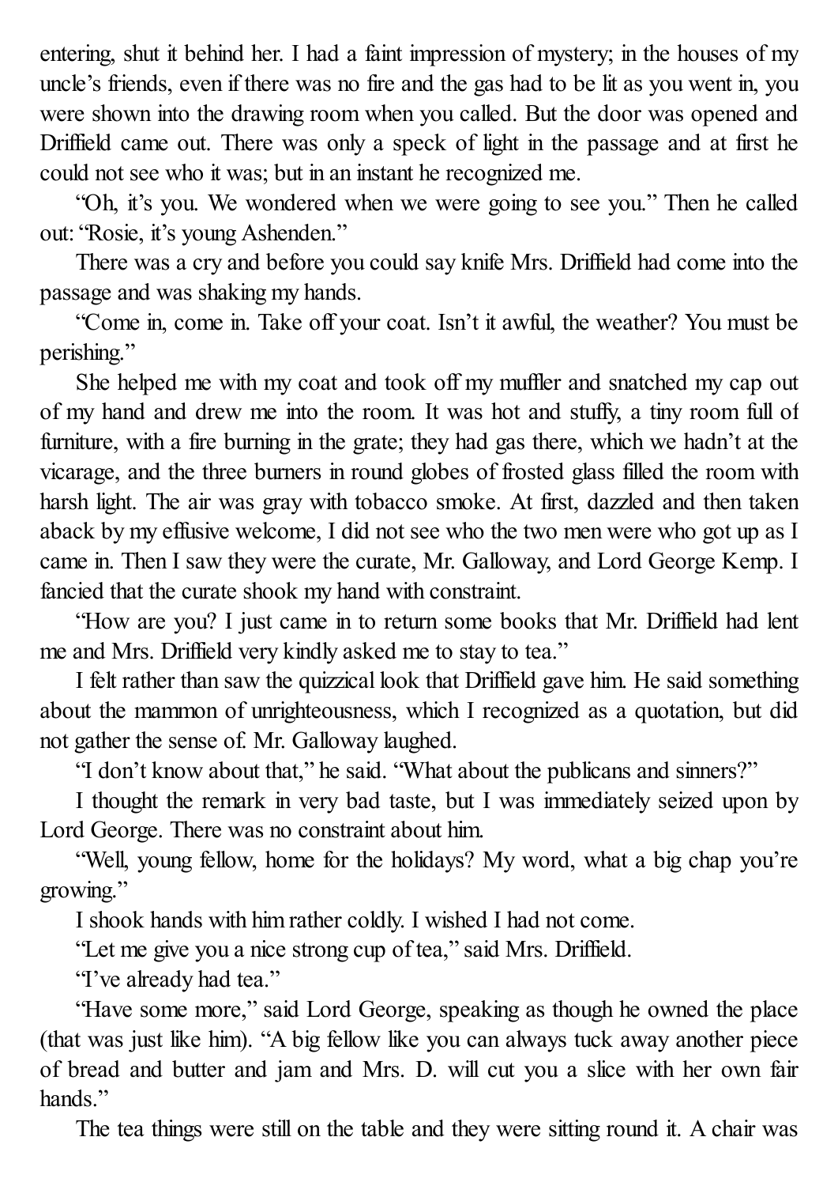entering, shut it behind her. I had a faint impression of mystery; in the houses of my uncle's friends, even if there was no fire and the gas had to be lit as you went in, you were shown into the drawing room when you called. But the door was opened and Driffield came out. There was only a speck of light in the passage and at first he could not see who it was; but in an instant he recognized me.

"Oh, it's you. We wondered when we were going to see you." Then he called out: "Rosie, it's young Ashenden."

There was a cry and before you could say knife Mrs. Driffield had come into the passage and was shaking my hands.

"Come in, come in. Take off your coat. Isn't it awful, the weather? You must be perishing."

She helped me with my coat and took off my muffler and snatched my cap out of my hand and drew me into the room. It was hot and stuffy, a tiny room full of furniture, with a fire burning in the grate; they had gas there, which we hadn't at the vicarage, and the three burners in round globes of frosted glass filled the room with harsh light. The air was gray with tobacco smoke. At first, dazzled and then taken aback by my effusive welcome, I did not see who the two men were who got up as I came in. Then I saw they were the curate, Mr. Galloway, and Lord George Kemp. I fancied that the curate shook my hand with constraint.

"How are you? I just came in to return some books that Mr. Driffield had lent me and Mrs. Driffield very kindly asked me to stay to tea."

I felt rather than saw the quizzical look that Driffield gave him. He said something about the mammon of unrighteousness, which I recognized as a quotation, but did not gather the sense of. Mr. Galloway laughed.

"I don't know about that," he said. "What about the publicans and sinners?"

I thought the remark in very bad taste, but I was immediately seized upon by Lord George. There was no constraint about him.

"Well, young fellow, home for the holidays? My word, what a big chap you're growing."

I shook hands with him rather coldly. I wished I had not come.

"Let me give you a nice strong cup of tea," said Mrs. Driffield.

"I've already had tea."

"Have some more," said Lord George, speaking as though he owned the place (that was just like him). "A big fellow like you can always tuck away another piece of bread and butter and jam and Mrs. D. will cut you a slice with her own fair hands."

The tea things were still on the table and they were sitting round it. A chair was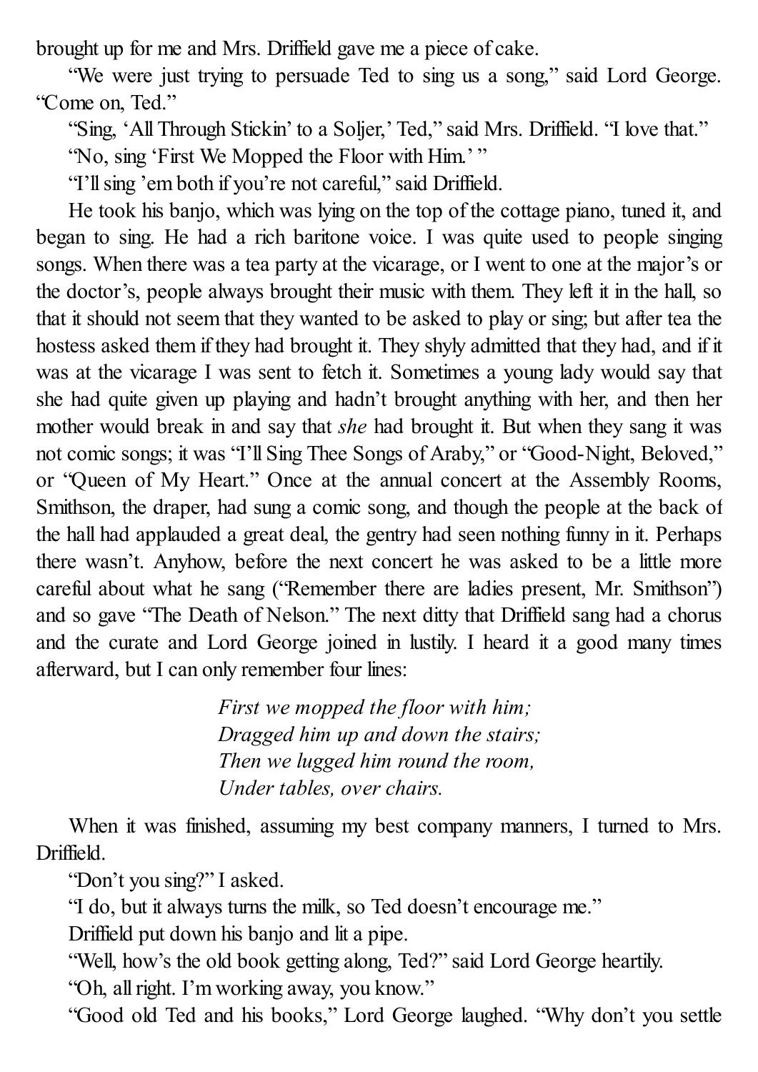brought up for me and Mrs. Driffield gave me a piece of cake.

"We were just trying to persuade Ted to sing us a song," said Lord George. "Come on, Ted."

"Sing, 'All Through Stickin' to a Soljer,' Ted," said Mrs. Driffield. "I love that."

"No, sing 'First We Mopped the Floor with Him.' "

"I'll sing 'em both if you're not careful," said Driffield.

He took his banjo, which was lying on the top of the cottage piano, tuned it, and began to sing. He had a rich baritone voice. I was quite used to people singing songs. When there was a tea party at the vicarage, or I went to one at the major's or the doctor's, people always brought their music with them. They left it in the hall, so that it should not seem that they wanted to be asked to play or sing; but after tea the hostess asked them if they had brought it. They shyly admitted that they had, and if it was at the vicarage I was sent to fetch it. Sometimes a young lady would say that she had quite given up playing and hadn't brought anything with her, and then her mother would break in and say that *she* had brought it. But when they sang it was not comic songs; it was "I'll Sing Thee Songs of Araby," or "Good-Night, Beloved," or "Queen of My Heart." Once at the annual concert at the Assembly Rooms, Smithson, the draper, had sung a comic song, and though the people at the back of the hall had applauded a great deal, the gentry had seen nothing funny in it. Perhaps there wasn't. Anyhow, before the next concert he was asked to be a little more careful about what he sang ("Remember there are ladies present, Mr. Smithson") and so gave "The Death of Nelson." The next ditty that Driffield sang had a chorus and the curate and Lord George joined in lustily. I heard it a good many times afterward, but I can only remember four lines:

> *First we mopped the floor with him;*
> *Dragged him up and down the stairs;*
> *Then we lugged him round the room,*
> *Under tables, over chairs.*

When it was finished, assuming my best company manners, I turned to Mrs. Driffield.

"Don't you sing?" I asked.

"I do, but it always turns the milk, so Ted doesn't encourage me."

Driffield put down his banjo and lit a pipe.

"Well, how's the old book getting along, Ted?" said Lord George heartily.

"Oh, all right. I'm working away, you know."

"Good old Ted and his books," Lord George laughed. "Why don't you settle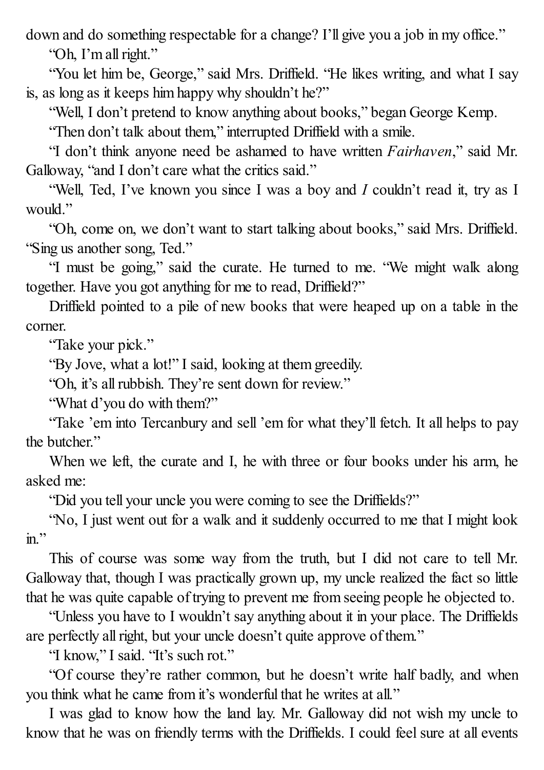down and do something respectable for a change? I'll give you a job in my office."

"Oh, I'm all right."

"You let him be, George," said Mrs. Driffield. "He likes writing, and what I say is, as long as it keeps him happy why shouldn't he?"

"Well, I don't pretend to know anything about books," began George Kemp.

"Then don't talk about them," interrupted Driffield with a smile.

"I don't think anyone need be ashamed to have written *Fairhaven*," said Mr. Galloway, "and I don't care what the critics said."

"Well, Ted, I've known you since I was a boy and *I* couldn't read it, try as I would."

"Oh, come on, we don't want to start talking about books," said Mrs. Driffield. "Sing us another song, Ted."

"I must be going," said the curate. He turned to me. "We might walk along together. Have you got anything for me to read, Driffield?"

Driffield pointed to a pile of new books that were heaped up on a table in the corner.

"Take your pick."

"By Jove, what a lot!" I said, looking at them greedily.

"Oh, it's all rubbish. They're sent down for review."

"What d'you do with them?"

"Take 'em into Tercanbury and sell 'em for what they'll fetch. It all helps to pay the butcher."

When we left, the curate and I, he with three or four books under his arm, he asked me:

"Did you tell your uncle you were coming to see the Driffields?"

"No, I just went out for a walk and it suddenly occurred to me that I might look in."

This of course was some way from the truth, but I did not care to tell Mr. Galloway that, though I was practically grown up, my uncle realized the fact so little that he was quite capable of trying to prevent me from seeing people he objected to.

"Unless you have to I wouldn't say anything about it in your place. The Driffields are perfectly all right, but your uncle doesn't quite approve of them."

"I know," I said. "It's such rot."

"Of course they're rather common, but he doesn't write half badly, and when you think what he came from it's wonderful that he writes at all."

I was glad to know how the land lay. Mr. Galloway did not wish my uncle to know that he was on friendly terms with the Driffields. I could feel sure at all events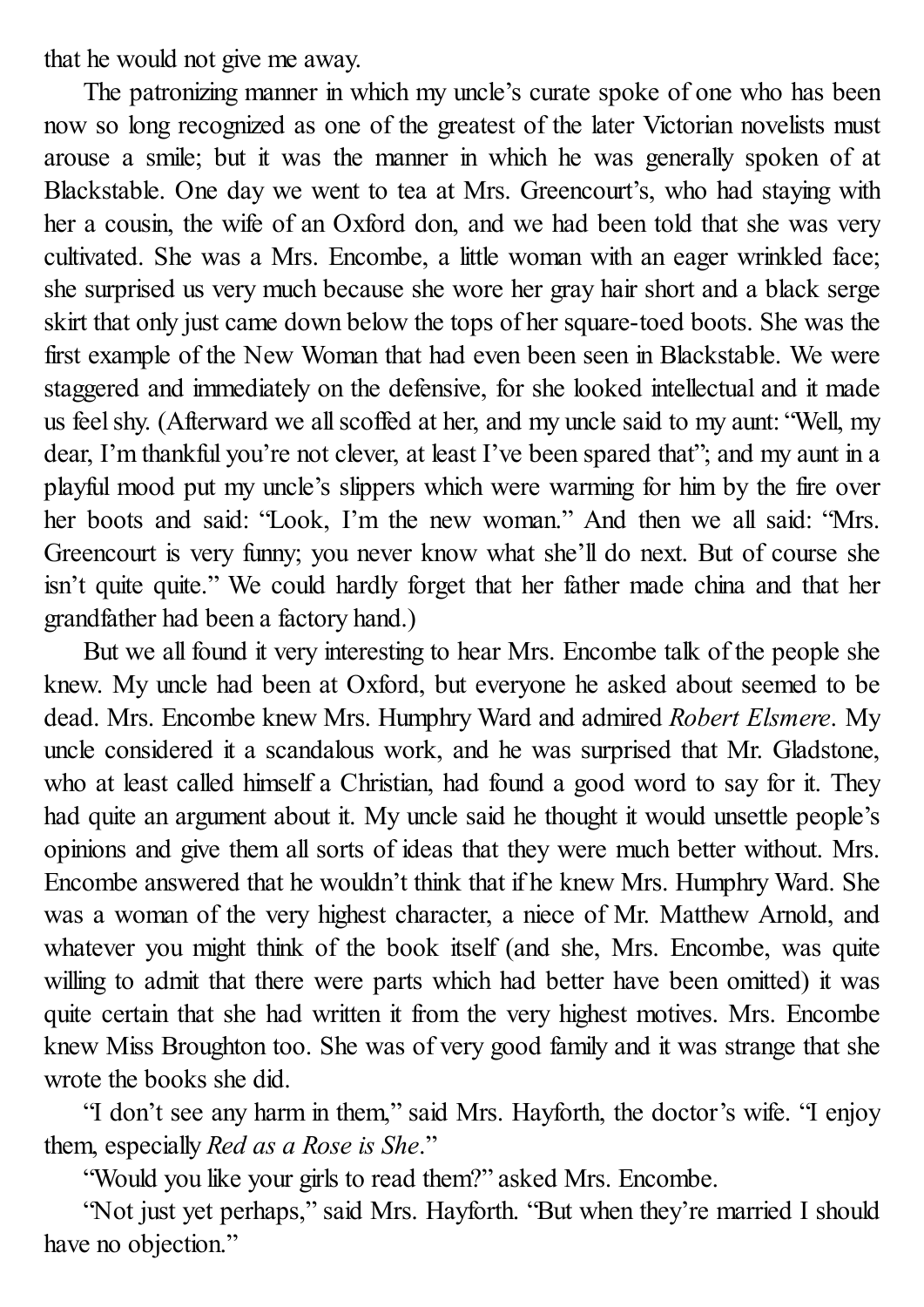that he would not give me away.

The patronizing manner in which my uncle's curate spoke of one who has been now so long recognized as one of the greatest of the later Victorian novelists must arouse a smile; but it was the manner in which he was generally spoken of at Blackstable. One day we went to tea at Mrs. Greencourt's, who had staying with her a cousin, the wife of an Oxford don, and we had been told that she was very cultivated. She was a Mrs. Encombe, a little woman with an eager wrinkled face; she surprised us very much because she wore her gray hair short and a black serge skirt that only just came down below the tops of her square-toed boots. She was the first example of the New Woman that had even been seen in Blackstable. We were staggered and immediately on the defensive, for she looked intellectual and it made us feel shy. (Afterward we all scoffed at her, and my uncle said to my aunt: "Well, my dear, I'm thankful you're not clever, at least I've been spared that"; and my aunt in a playful mood put my uncle's slippers which were warming for him by the fire over her boots and said: "Look, I'm the new woman." And then we all said: "Mrs. Greencourt is very funny; you never know what she'll do next. But of course she isn't quite quite." We could hardly forget that her father made china and that her grandfather had been a factory hand.)

But we all found it very interesting to hear Mrs. Encombe talk of the people she knew. My uncle had been at Oxford, but everyone he asked about seemed to be dead. Mrs. Encombe knew Mrs. Humphry Ward and admired *Robert Elsmere*. My uncle considered it a scandalous work, and he was surprised that Mr. Gladstone, who at least called himself a Christian, had found a good word to say for it. They had quite an argument about it. My uncle said he thought it would unsettle people's opinions and give them all sorts of ideas that they were much better without. Mrs. Encombe answered that he wouldn't think that if he knew Mrs. Humphry Ward. She was a woman of the very highest character, a niece of Mr. Matthew Arnold, and whatever you might think of the book itself (and she, Mrs. Encombe, was quite willing to admit that there were parts which had better have been omitted) it was quite certain that she had written it from the very highest motives. Mrs. Encombe knew Miss Broughton too. She was of very good family and it was strange that she wrote the books she did.

"I don't see any harm in them," said Mrs. Hayforth, the doctor's wife. "I enjoy them, especially *Red as a Rose is She*."

"Would you like your girls to read them?" asked Mrs. Encombe.

"Not just yet perhaps," said Mrs. Hayforth. "But when they're married I should have no objection."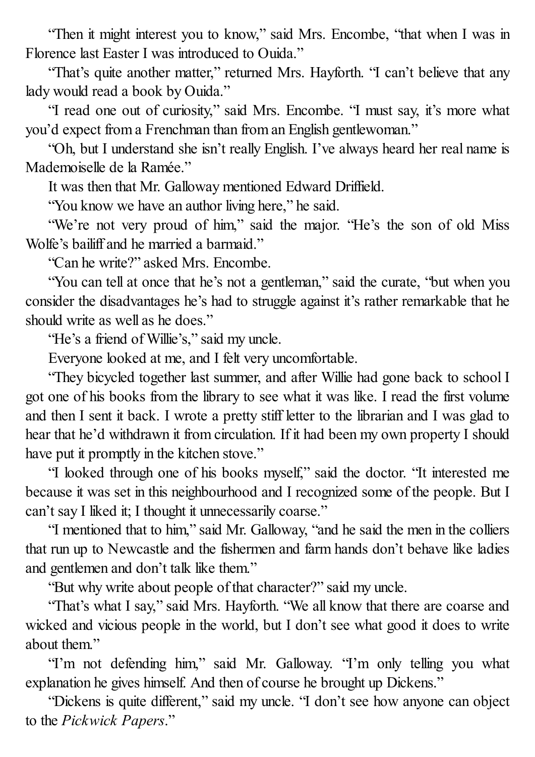"Then it might interest you to know," said Mrs. Encombe, "that when I was in Florence last Easter I was introduced to Ouida."

"That's quite another matter," returned Mrs. Hayforth. "I can't believe that any lady would read a book by Ouida."

"I read one out of curiosity," said Mrs. Encombe. "I must say, it's more what you'd expect from a Frenchman than from an English gentlewoman."

"Oh, but I understand she isn't really English. I've always heard her real name is Mademoiselle de la Ramée."

It was then that Mr. Galloway mentioned Edward Driffield.

"You know we have an author living here," he said.

"We're not very proud of him," said the major. "He's the son of old Miss Wolfe's bailiff and he married a barmaid."

"Can he write?" asked Mrs. Encombe.

"You can tell at once that he's not a gentleman," said the curate, "but when you consider the disadvantages he's had to struggle against it's rather remarkable that he should write as well as he does."

"He's a friend of Willie's," said my uncle.

Everyone looked at me, and I felt very uncomfortable.

"They bicycled together last summer, and after Willie had gone back to school I got one of his books from the library to see what it was like. I read the first volume and then I sent it back. I wrote a pretty stiff letter to the librarian and I was glad to hear that he'd withdrawn it from circulation. If it had been my own property I should have put it promptly in the kitchen stove."

"I looked through one of his books myself," said the doctor. "It interested me because it was set in this neighbourhood and I recognized some of the people. But I can't say I liked it; I thought it unnecessarily coarse."

"I mentioned that to him," said Mr. Galloway, "and he said the men in the colliers that run up to Newcastle and the fishermen and farm hands don't behave like ladies and gentlemen and don't talk like them."

"But why write about people of that character?" said my uncle.

"That's what I say," said Mrs. Hayforth. "We all know that there are coarse and wicked and vicious people in the world, but I don't see what good it does to write about them."

"I'm not defending him," said Mr. Galloway. "I'm only telling you what explanation he gives himself. And then of course he brought up Dickens."

"Dickens is quite different," said my uncle. "I don't see how anyone can object to the *Pickwick Papers*."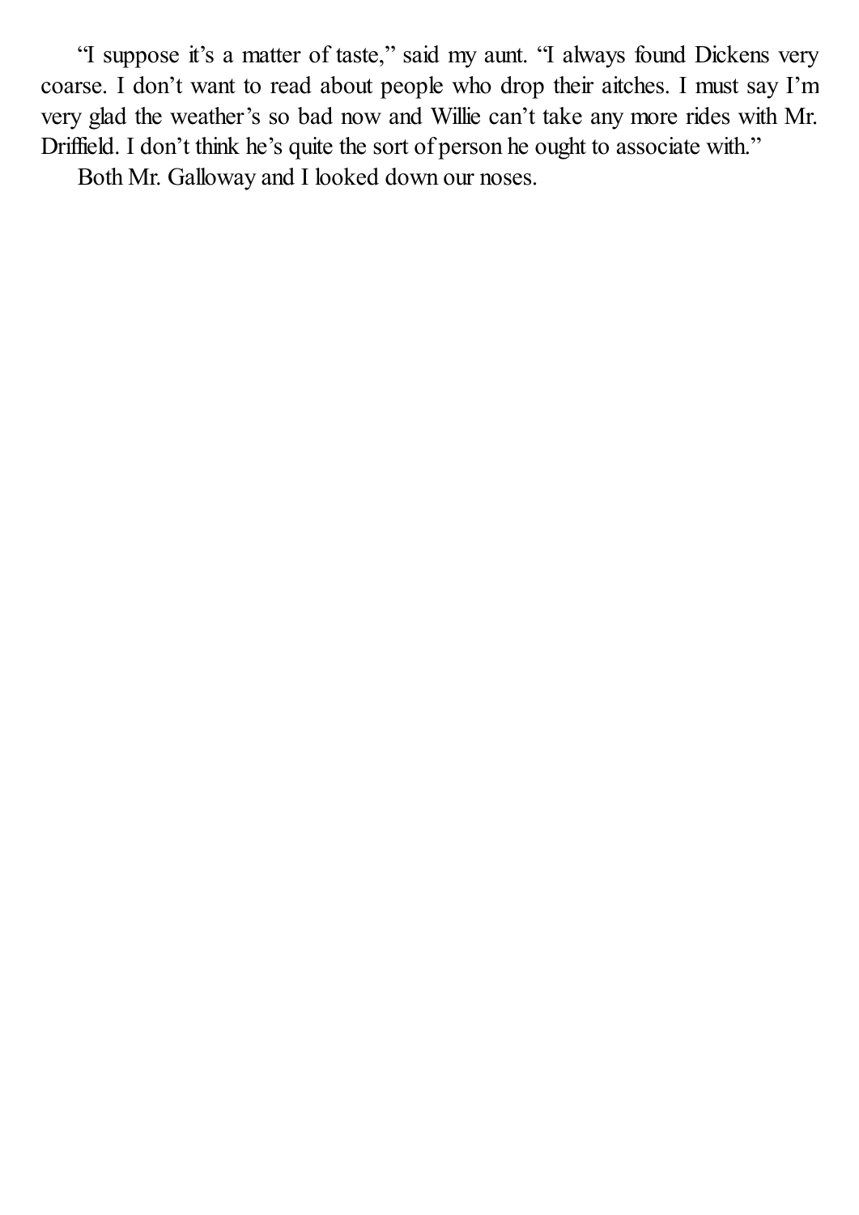"I suppose it's a matter of taste," said my aunt. "I always found Dickens very coarse. I don't want to read about people who drop their aitches. I must say I'm very glad the weather's so bad now and Willie can't take any more rides with Mr. Driffield. I don't think he's quite the sort of person he ought to associate with."

Both Mr. Galloway and I looked down our noses.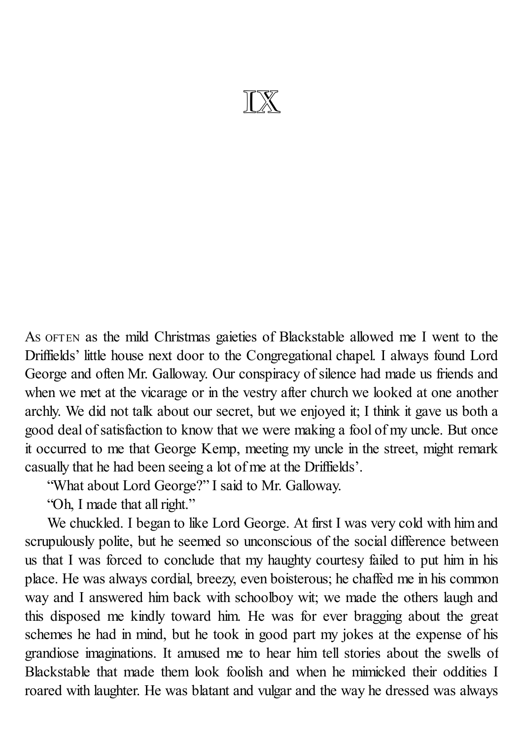# IX

As often as the mild Christmas gaieties of Blackstable allowed me I went to the Driffields' little house next door to the Congregational chapel. I always found Lord George and often Mr. Galloway. Our conspiracy of silence had made us friends and when we met at the vicarage or in the vestry after church we looked at one another archly. We did not talk about our secret, but we enjoyed it; I think it gave us both a good deal of satisfaction to know that we were making a fool of my uncle. But once it occurred to me that George Kemp, meeting my uncle in the street, might remark casually that he had been seeing a lot of me at the Driffields'.

"What about Lord George?" I said to Mr. Galloway.

"Oh, I made that all right."

We chuckled. I began to like Lord George. At first I was very cold with him and scrupulously polite, but he seemed so unconscious of the social difference between us that I was forced to conclude that my haughty courtesy failed to put him in his place. He was always cordial, breezy, even boisterous; he chaffed me in his common way and I answered him back with schoolboy wit; we made the others laugh and this disposed me kindly toward him. He was for ever bragging about the great schemes he had in mind, but he took in good part my jokes at the expense of his grandiose imaginations. It amused me to hear him tell stories about the swells of Blackstable that made them look foolish and when he mimicked their oddities I roared with laughter. He was blatant and vulgar and the way he dressed was always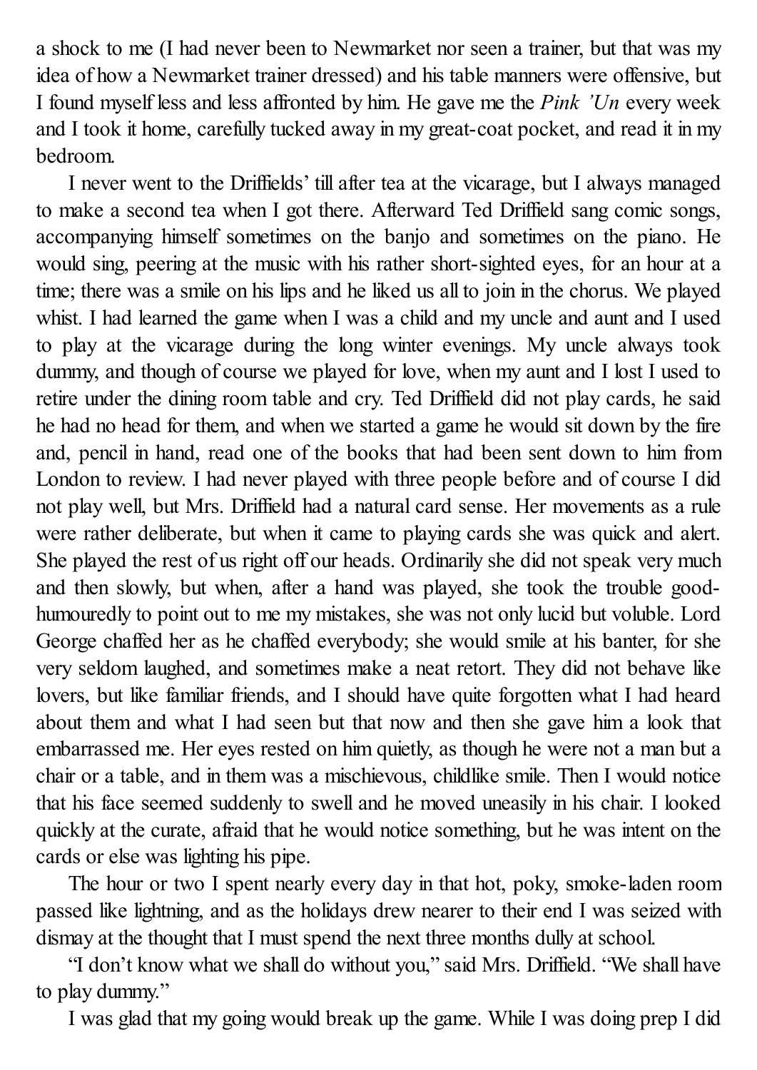a shock to me (I had never been to Newmarket nor seen a trainer, but that was my idea of how a Newmarket trainer dressed) and his table manners were offensive, but I found myself less and less affronted by him. He gave me the *Pink 'Un* every week and I took it home, carefully tucked away in my great-coat pocket, and read it in my bedroom.

I never went to the Driffields' till after tea at the vicarage, but I always managed to make a second tea when I got there. Afterward Ted Driffield sang comic songs, accompanying himself sometimes on the banjo and sometimes on the piano. He would sing, peering at the music with his rather short-sighted eyes, for an hour at a time; there was a smile on his lips and he liked us all to join in the chorus. We played whist. I had learned the game when I was a child and my uncle and aunt and I used to play at the vicarage during the long winter evenings. My uncle always took dummy, and though of course we played for love, when my aunt and I lost I used to retire under the dining room table and cry. Ted Driffield did not play cards, he said he had no head for them, and when we started a game he would sit down by the fire and, pencil in hand, read one of the books that had been sent down to him from London to review. I had never played with three people before and of course I did not play well, but Mrs. Driffield had a natural card sense. Her movements as a rule were rather deliberate, but when it came to playing cards she was quick and alert. She played the rest of us right off our heads. Ordinarily she did not speak very much and then slowly, but when, after a hand was played, she took the trouble good-humouredly to point out to me my mistakes, she was not only lucid but voluble. Lord George chaffed her as he chaffed everybody; she would smile at his banter, for she very seldom laughed, and sometimes make a neat retort. They did not behave like lovers, but like familiar friends, and I should have quite forgotten what I had heard about them and what I had seen but that now and then she gave him a look that embarrassed me. Her eyes rested on him quietly, as though he were not a man but a chair or a table, and in them was a mischievous, childlike smile. Then I would notice that his face seemed suddenly to swell and he moved uneasily in his chair. I looked quickly at the curate, afraid that he would notice something, but he was intent on the cards or else was lighting his pipe.

The hour or two I spent nearly every day in that hot, poky, smoke-laden room passed like lightning, and as the holidays drew nearer to their end I was seized with dismay at the thought that I must spend the next three months dully at school.

"I don't know what we shall do without you," said Mrs. Driffield. "We shall have to play dummy."

I was glad that my going would break up the game. While I was doing prep I did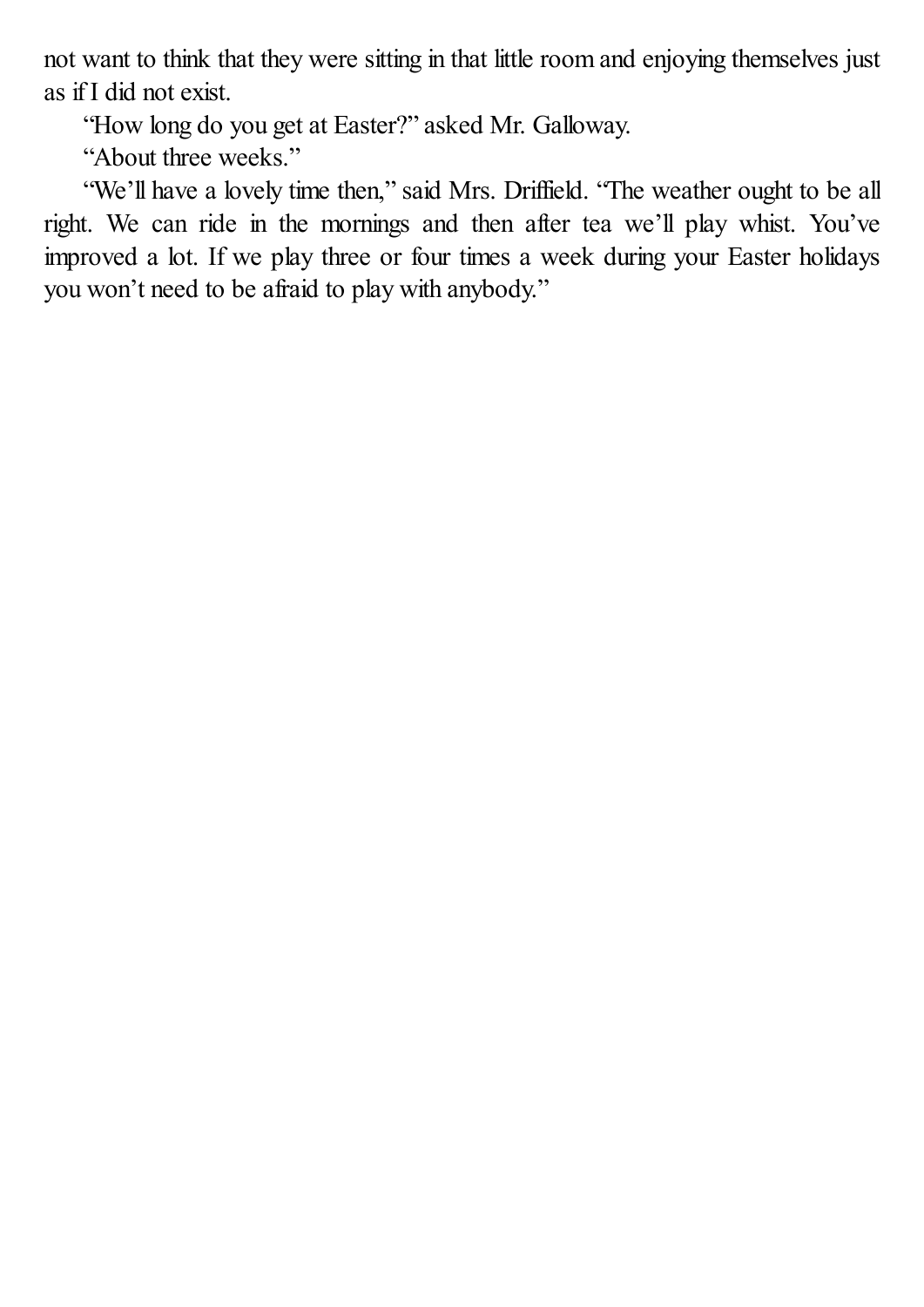not want to think that they were sitting in that little room and enjoying themselves just as if I did not exist.

"How long do you get at Easter?" asked Mr. Galloway.

"About three weeks."

"We'll have a lovely time then," said Mrs. Driffield. "The weather ought to be all right. We can ride in the mornings and then after tea we'll play whist. You've improved a lot. If we play three or four times a week during your Easter holidays you won't need to be afraid to play with anybody."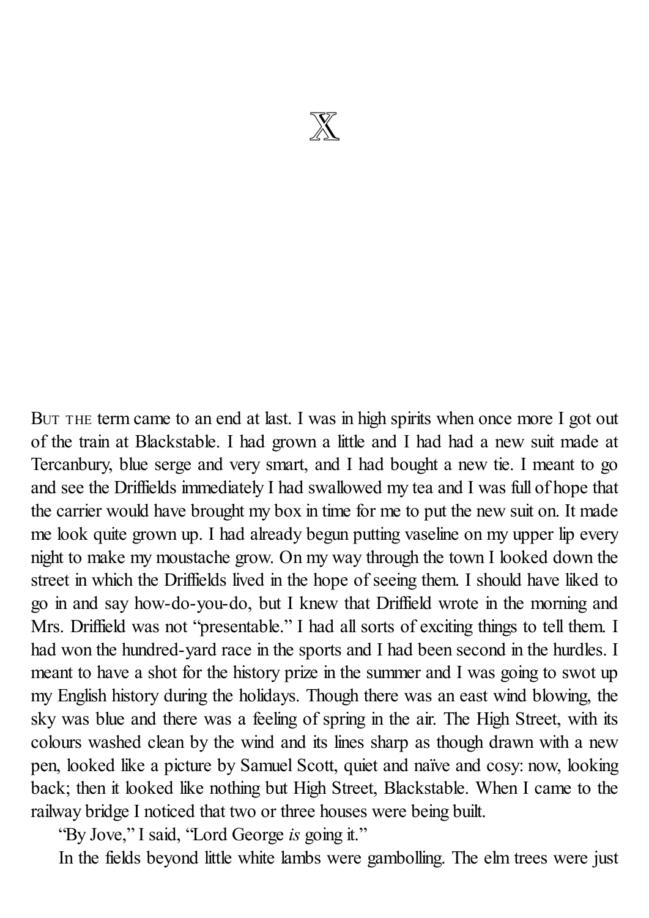# X

BUT THE term came to an end at last. I was in high spirits when once more I got out of the train at Blackstable. I had grown a little and I had had a new suit made at Tercanbury, blue serge and very smart, and I had bought a new tie. I meant to go and see the Driffields immediately I had swallowed my tea and I was full of hope that the carrier would have brought my box in time for me to put the new suit on. It made me look quite grown up. I had already begun putting vaseline on my upper lip every night to make my moustache grow. On my way through the town I looked down the street in which the Driffields lived in the hope of seeing them. I should have liked to go in and say how-do-you-do, but I knew that Driffield wrote in the morning and Mrs. Driffield was not "presentable." I had all sorts of exciting things to tell them. I had won the hundred-yard race in the sports and I had been second in the hurdles. I meant to have a shot for the history prize in the summer and I was going to swot up my English history during the holidays. Though there was an east wind blowing, the sky was blue and there was a feeling of spring in the air. The High Street, with its colours washed clean by the wind and its lines sharp as though drawn with a new pen, looked like a picture by Samuel Scott, quiet and naïve and cosy: now, looking back; then it looked like nothing but High Street, Blackstable. When I came to the railway bridge I noticed that two or three houses were being built.

"By Jove," I said, "Lord George *is* going it."

In the fields beyond little white lambs were gambolling. The elm trees were just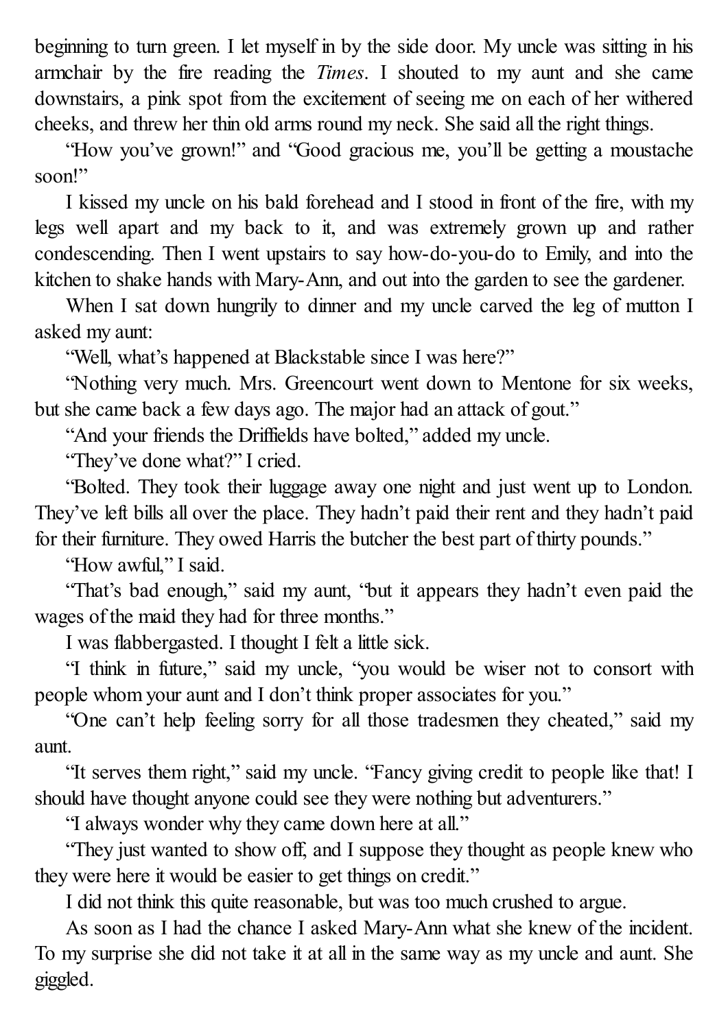beginning to turn green. I let myself in by the side door. My uncle was sitting in his armchair by the fire reading the *Times*. I shouted to my aunt and she came downstairs, a pink spot from the excitement of seeing me on each of her withered cheeks, and threw her thin old arms round my neck. She said all the right things.

"How you've grown!" and "Good gracious me, you'll be getting a moustache soon!"

I kissed my uncle on his bald forehead and I stood in front of the fire, with my legs well apart and my back to it, and was extremely grown up and rather condescending. Then I went upstairs to say how-do-you-do to Emily, and into the kitchen to shake hands with Mary-Ann, and out into the garden to see the gardener.

When I sat down hungrily to dinner and my uncle carved the leg of mutton I asked my aunt:

"Well, what's happened at Blackstable since I was here?"

"Nothing very much. Mrs. Greencourt went down to Mentone for six weeks, but she came back a few days ago. The major had an attack of gout."

"And your friends the Driffields have bolted," added my uncle.

"They've done what?" I cried.

"Bolted. They took their luggage away one night and just went up to London. They've left bills all over the place. They hadn't paid their rent and they hadn't paid for their furniture. They owed Harris the butcher the best part of thirty pounds."

"How awful," I said.

"That's bad enough," said my aunt, "but it appears they hadn't even paid the wages of the maid they had for three months."

I was flabbergasted. I thought I felt a little sick.

"I think in future," said my uncle, "you would be wiser not to consort with people whom your aunt and I don't think proper associates for you."

"One can't help feeling sorry for all those tradesmen they cheated," said my aunt.

"It serves them right," said my uncle. "Fancy giving credit to people like that! I should have thought anyone could see they were nothing but adventurers."

"I always wonder why they came down here at all."

"They just wanted to show off, and I suppose they thought as people knew who they were here it would be easier to get things on credit."

I did not think this quite reasonable, but was too much crushed to argue.

As soon as I had the chance I asked Mary-Ann what she knew of the incident. To my surprise she did not take it at all in the same way as my uncle and aunt. She giggled.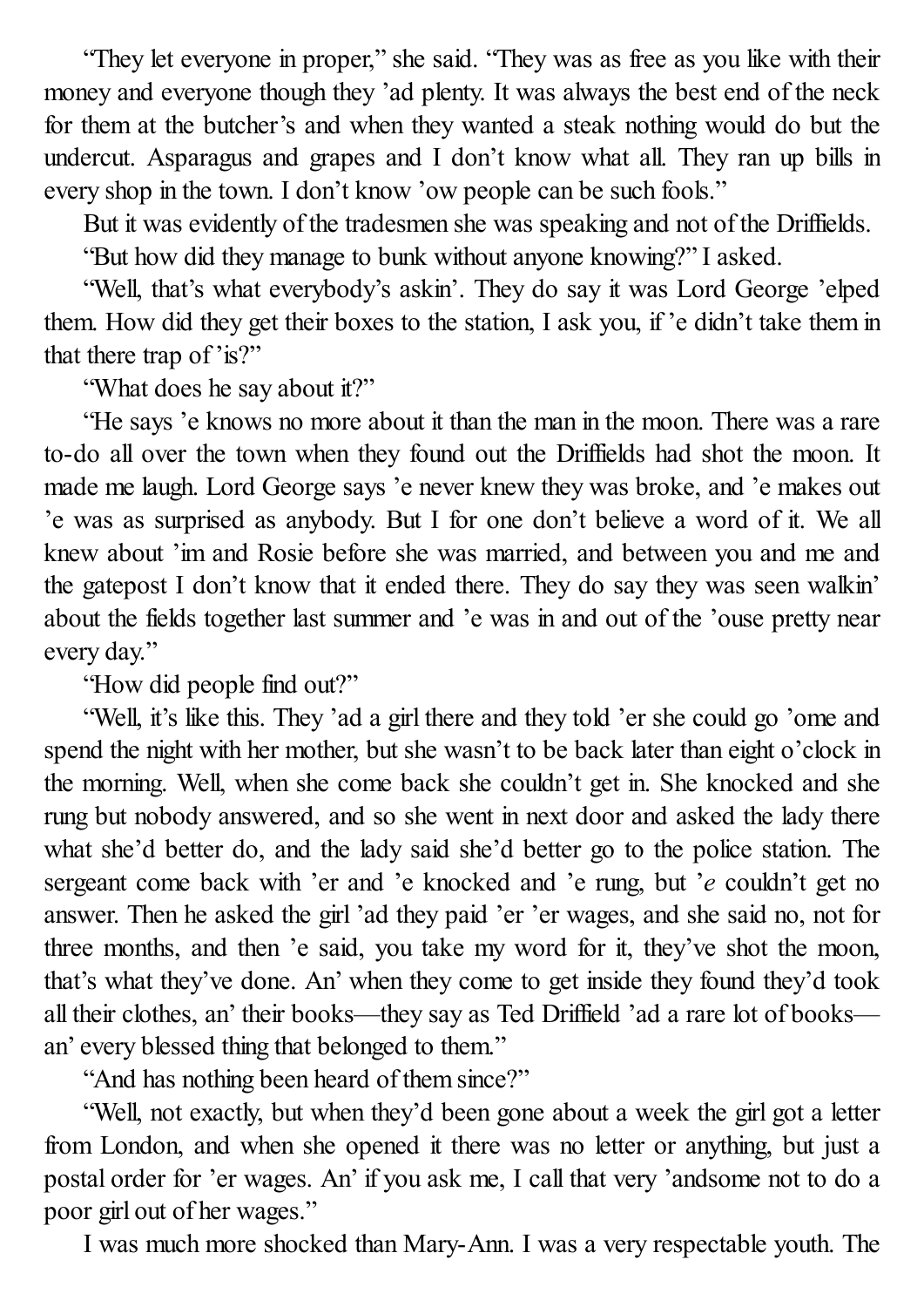"They let everyone in proper," she said. "They was as free as you like with their money and everyone though they 'ad plenty. It was always the best end of the neck for them at the butcher's and when they wanted a steak nothing would do but the undercut. Asparagus and grapes and I don't know what all. They ran up bills in every shop in the town. I don't know 'ow people can be such fools."

But it was evidently of the tradesmen she was speaking and not of the Driffields.

"But how did they manage to bunk without anyone knowing?" I asked.

"Well, that's what everybody's askin'. They do say it was Lord George 'elped them. How did they get their boxes to the station, I ask you, if 'e didn't take them in that there trap of 'is?"

"What does he say about it?"

"He says 'e knows no more about it than the man in the moon. There was a rare to-do all over the town when they found out the Driffields had shot the moon. It made me laugh. Lord George says 'e never knew they was broke, and 'e makes out 'e was as surprised as anybody. But I for one don't believe a word of it. We all knew about 'im and Rosie before she was married, and between you and me and the gatepost I don't know that it ended there. They do say they was seen walkin' about the fields together last summer and 'e was in and out of the 'ouse pretty near every day."

"How did people find out?"

"Well, it's like this. They 'ad a girl there and they told 'er she could go 'ome and spend the night with her mother, but she wasn't to be back later than eight o'clock in the morning. Well, when she come back she couldn't get in. She knocked and she rung but nobody answered, and so she went in next door and asked the lady there what she'd better do, and the lady said she'd better go to the police station. The sergeant come back with 'er and 'e knocked and 'e rung, but '*e* couldn't get no answer. Then he asked the girl 'ad they paid 'er 'er wages, and she said no, not for three months, and then 'e said, you take my word for it, they've shot the moon, that's what they've done. An' when they come to get inside they found they'd took all their clothes, an' their books—they say as Ted Driffield 'ad a rare lot of books—an' every blessed thing that belonged to them."

"And has nothing been heard of them since?"

"Well, not exactly, but when they'd been gone about a week the girl got a letter from London, and when she opened it there was no letter or anything, but just a postal order for 'er wages. An' if you ask me, I call that very 'andsome not to do a poor girl out of her wages."

I was much more shocked than Mary-Ann. I was a very respectable youth. The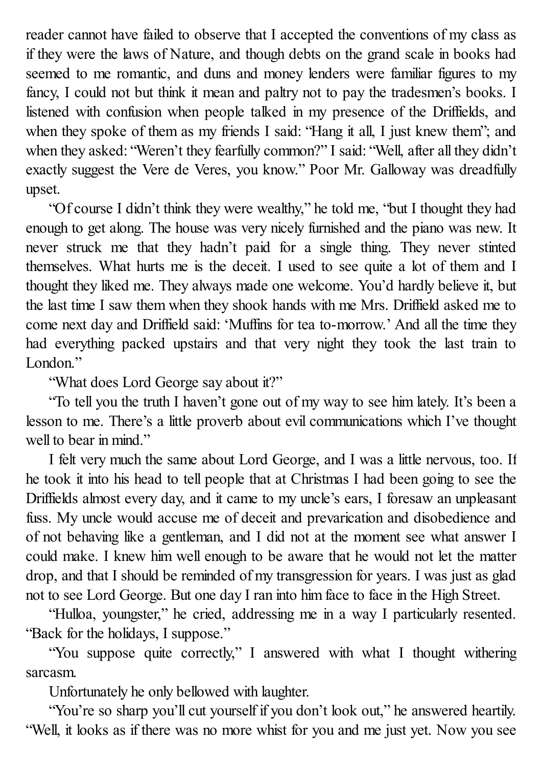reader cannot have failed to observe that I accepted the conventions of my class as if they were the laws of Nature, and though debts on the grand scale in books had seemed to me romantic, and duns and money lenders were familiar figures to my fancy, I could not but think it mean and paltry not to pay the tradesmen's books. I listened with confusion when people talked in my presence of the Driffields, and when they spoke of them as my friends I said: "Hang it all, I just knew them"; and when they asked: "Weren't they fearfully common?" I said: "Well, after all they didn't exactly suggest the Vere de Veres, you know." Poor Mr. Galloway was dreadfully upset.

"Of course I didn't think they were wealthy," he told me, "but I thought they had enough to get along. The house was very nicely furnished and the piano was new. It never struck me that they hadn't paid for a single thing. They never stinted themselves. What hurts me is the deceit. I used to see quite a lot of them and I thought they liked me. They always made one welcome. You'd hardly believe it, but the last time I saw them when they shook hands with me Mrs. Driffield asked me to come next day and Driffield said: 'Muffins for tea to-morrow.' And all the time they had everything packed upstairs and that very night they took the last train to London."

"What does Lord George say about it?"

"To tell you the truth I haven't gone out of my way to see him lately. It's been a lesson to me. There's a little proverb about evil communications which I've thought well to bear in mind."

I felt very much the same about Lord George, and I was a little nervous, too. If he took it into his head to tell people that at Christmas I had been going to see the Driffields almost every day, and it came to my uncle's ears, I foresaw an unpleasant fuss. My uncle would accuse me of deceit and prevarication and disobedience and of not behaving like a gentleman, and I did not at the moment see what answer I could make. I knew him well enough to be aware that he would not let the matter drop, and that I should be reminded of my transgression for years. I was just as glad not to see Lord George. But one day I ran into him face to face in the High Street.

"Hulloa, youngster," he cried, addressing me in a way I particularly resented. "Back for the holidays, I suppose."

"You suppose quite correctly," I answered with what I thought withering sarcasm.

Unfortunately he only bellowed with laughter.

"You're so sharp you'll cut yourself if you don't look out," he answered heartily. "Well, it looks as if there was no more whist for you and me just yet. Now you see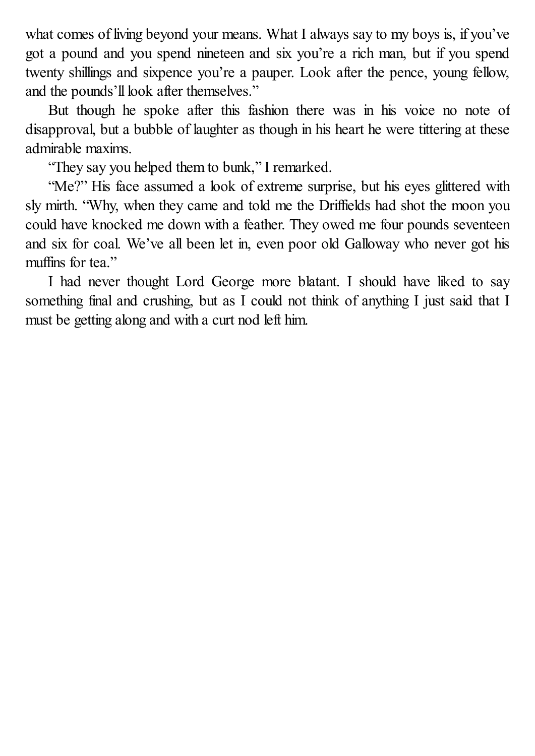what comes of living beyond your means. What I always say to my boys is, if you've got a pound and you spend nineteen and six you're a rich man, but if you spend twenty shillings and sixpence you're a pauper. Look after the pence, young fellow, and the pounds'll look after themselves."

But though he spoke after this fashion there was in his voice no note of disapproval, but a bubble of laughter as though in his heart he were tittering at these admirable maxims.

"They say you helped them to bunk," I remarked.

"Me?" His face assumed a look of extreme surprise, but his eyes glittered with sly mirth. "Why, when they came and told me the Driffields had shot the moon you could have knocked me down with a feather. They owed me four pounds seventeen and six for coal. We've all been let in, even poor old Galloway who never got his muffins for tea."

I had never thought Lord George more blatant. I should have liked to say something final and crushing, but as I could not think of anything I just said that I must be getting along and with a curt nod left him.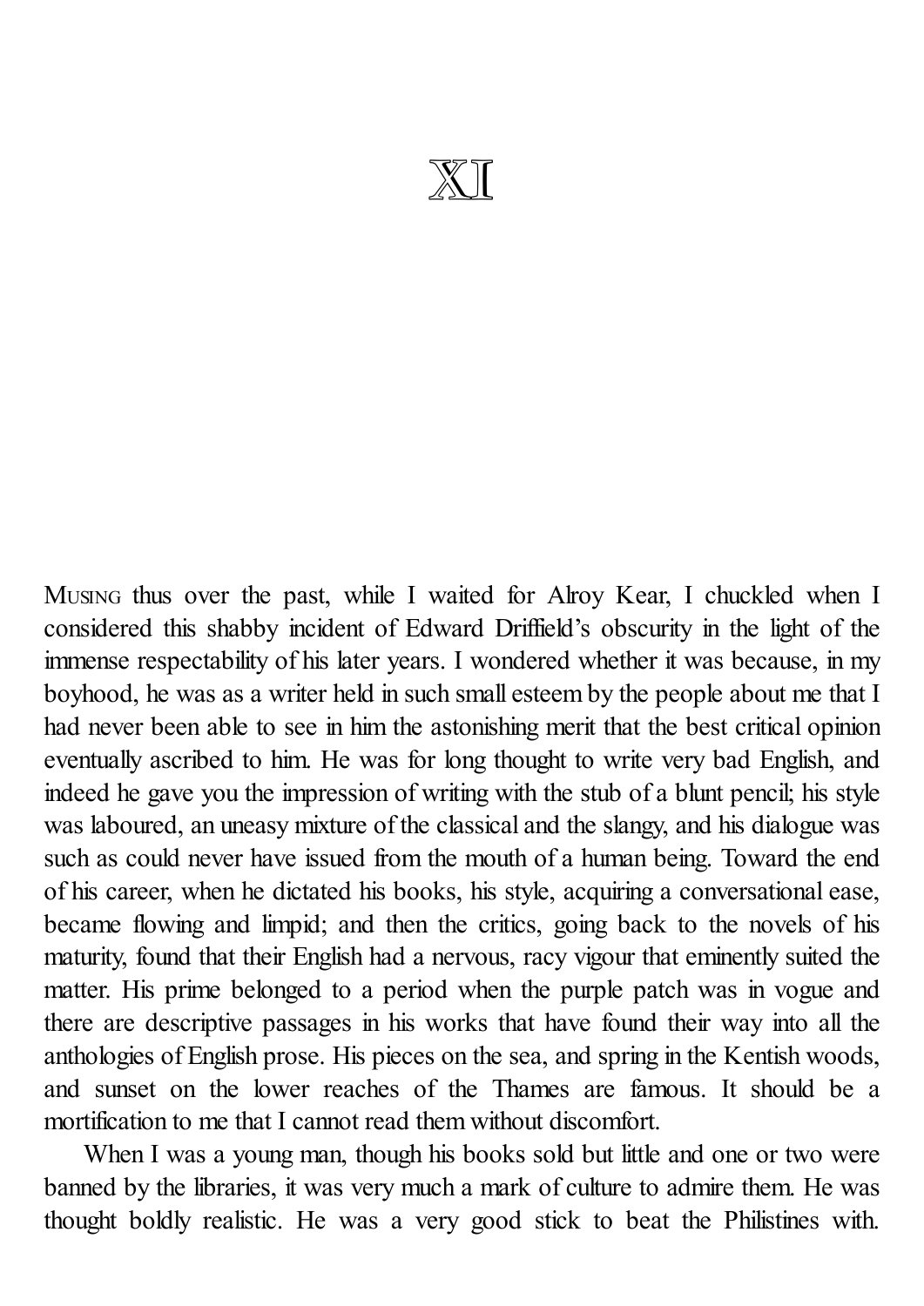# XI

Musing thus over the past, while I waited for Alroy Kear, I chuckled when I considered this shabby incident of Edward Driffield's obscurity in the light of the immense respectability of his later years. I wondered whether it was because, in my boyhood, he was as a writer held in such small esteem by the people about me that I had never been able to see in him the astonishing merit that the best critical opinion eventually ascribed to him. He was for long thought to write very bad English, and indeed he gave you the impression of writing with the stub of a blunt pencil; his style was laboured, an uneasy mixture of the classical and the slangy, and his dialogue was such as could never have issued from the mouth of a human being. Toward the end of his career, when he dictated his books, his style, acquiring a conversational ease, became flowing and limpid; and then the critics, going back to the novels of his maturity, found that their English had a nervous, racy vigour that eminently suited the matter. His prime belonged to a period when the purple patch was in vogue and there are descriptive passages in his works that have found their way into all the anthologies of English prose. His pieces on the sea, and spring in the Kentish woods, and sunset on the lower reaches of the Thames are famous. It should be a mortification to me that I cannot read them without discomfort.

When I was a young man, though his books sold but little and one or two were banned by the libraries, it was very much a mark of culture to admire them. He was thought boldly realistic. He was a very good stick to beat the Philistines with.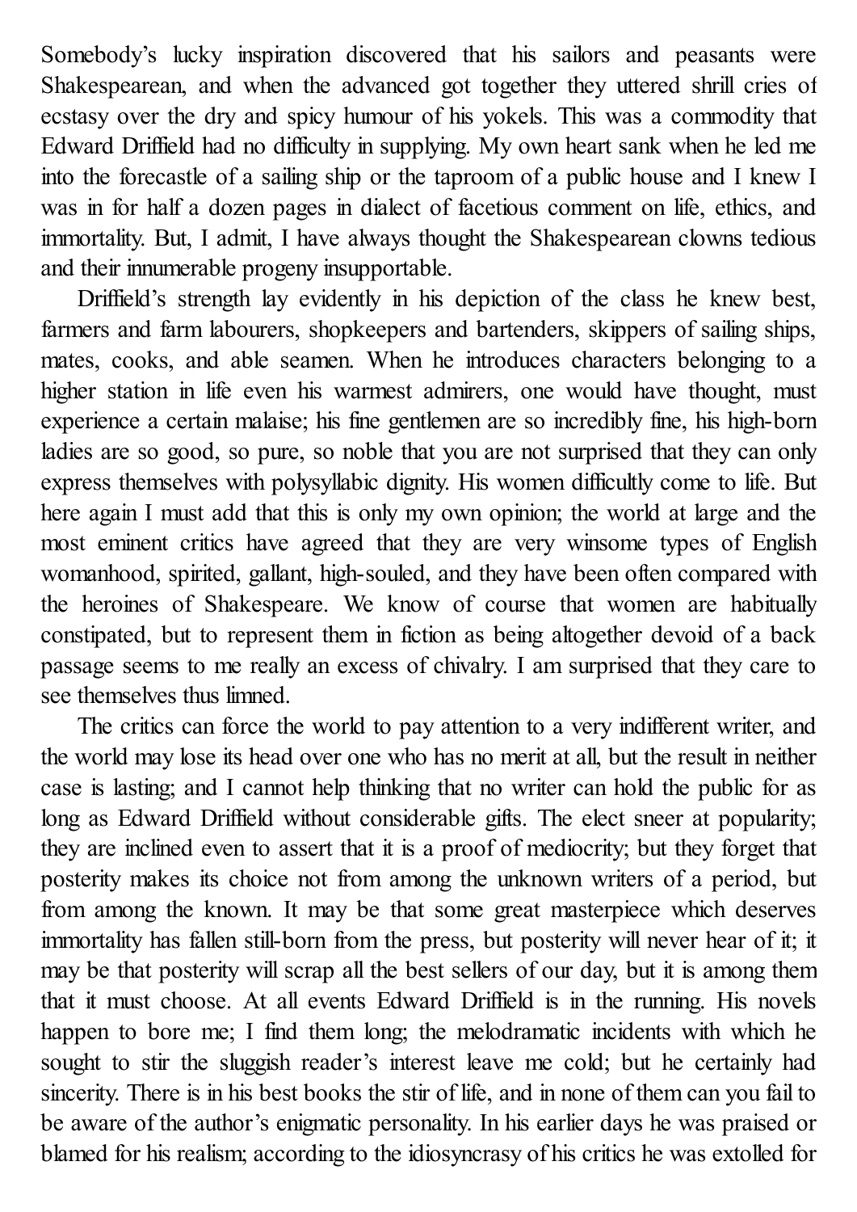Somebody's lucky inspiration discovered that his sailors and peasants were Shakespearean, and when the advanced got together they uttered shrill cries of ecstasy over the dry and spicy humour of his yokels. This was a commodity that Edward Driffield had no difficulty in supplying. My own heart sank when he led me into the forecastle of a sailing ship or the taproom of a public house and I knew I was in for half a dozen pages in dialect of facetious comment on life, ethics, and immortality. But, I admit, I have always thought the Shakespearean clowns tedious and their innumerable progeny insupportable.

Driffield's strength lay evidently in his depiction of the class he knew best, farmers and farm labourers, shopkeepers and bartenders, skippers of sailing ships, mates, cooks, and able seamen. When he introduces characters belonging to a higher station in life even his warmest admirers, one would have thought, must experience a certain malaise; his fine gentlemen are so incredibly fine, his high-born ladies are so good, so pure, so noble that you are not surprised that they can only express themselves with polysyllabic dignity. His women difficultly come to life. But here again I must add that this is only my own opinion; the world at large and the most eminent critics have agreed that they are very winsome types of English womanhood, spirited, gallant, high-souled, and they have been often compared with the heroines of Shakespeare. We know of course that women are habitually constipated, but to represent them in fiction as being altogether devoid of a back passage seems to me really an excess of chivalry. I am surprised that they care to see themselves thus limned.

The critics can force the world to pay attention to a very indifferent writer, and the world may lose its head over one who has no merit at all, but the result in neither case is lasting; and I cannot help thinking that no writer can hold the public for as long as Edward Driffield without considerable gifts. The elect sneer at popularity; they are inclined even to assert that it is a proof of mediocrity; but they forget that posterity makes its choice not from among the unknown writers of a period, but from among the known. It may be that some great masterpiece which deserves immortality has fallen still-born from the press, but posterity will never hear of it; it may be that posterity will scrap all the best sellers of our day, but it is among them that it must choose. At all events Edward Driffield is in the running. His novels happen to bore me; I find them long; the melodramatic incidents with which he sought to stir the sluggish reader's interest leave me cold; but he certainly had sincerity. There is in his best books the stir of life, and in none of them can you fail to be aware of the author's enigmatic personality. In his earlier days he was praised or blamed for his realism; according to the idiosyncrasy of his critics he was extolled for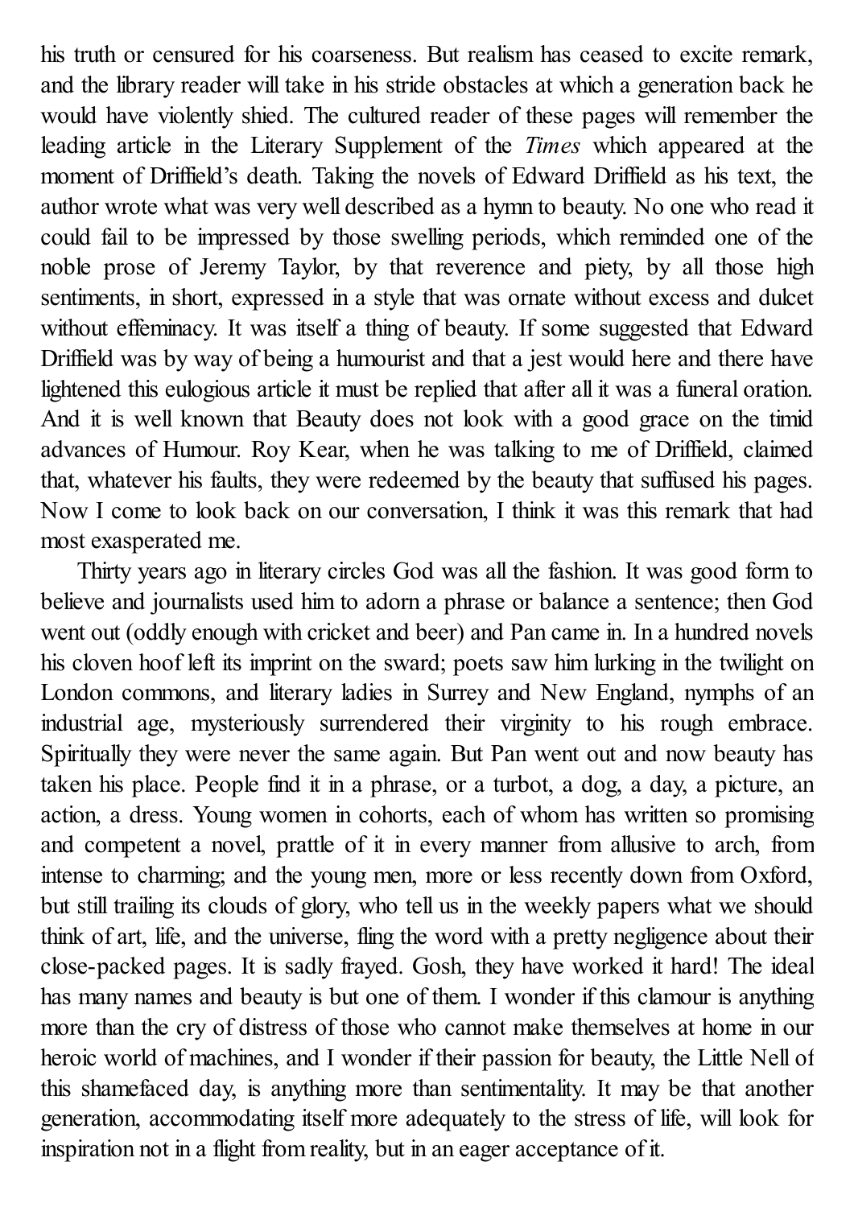his truth or censured for his coarseness. But realism has ceased to excite remark, and the library reader will take in his stride obstacles at which a generation back he would have violently shied. The cultured reader of these pages will remember the leading article in the Literary Supplement of the *Times* which appeared at the moment of Driffield's death. Taking the novels of Edward Driffield as his text, the author wrote what was very well described as a hymn to beauty. No one who read it could fail to be impressed by those swelling periods, which reminded one of the noble prose of Jeremy Taylor, by that reverence and piety, by all those high sentiments, in short, expressed in a style that was ornate without excess and dulcet without effeminacy. It was itself a thing of beauty. If some suggested that Edward Driffield was by way of being a humourist and that a jest would here and there have lightened this eulogious article it must be replied that after all it was a funeral oration. And it is well known that Beauty does not look with a good grace on the timid advances of Humour. Roy Kear, when he was talking to me of Driffield, claimed that, whatever his faults, they were redeemed by the beauty that suffused his pages. Now I come to look back on our conversation, I think it was this remark that had most exasperated me.

Thirty years ago in literary circles God was all the fashion. It was good form to believe and journalists used him to adorn a phrase or balance a sentence; then God went out (oddly enough with cricket and beer) and Pan came in. In a hundred novels his cloven hoof left its imprint on the sward; poets saw him lurking in the twilight on London commons, and literary ladies in Surrey and New England, nymphs of an industrial age, mysteriously surrendered their virginity to his rough embrace. Spiritually they were never the same again. But Pan went out and now beauty has taken his place. People find it in a phrase, or a turbot, a dog, a day, a picture, an action, a dress. Young women in cohorts, each of whom has written so promising and competent a novel, prattle of it in every manner from allusive to arch, from intense to charming; and the young men, more or less recently down from Oxford, but still trailing its clouds of glory, who tell us in the weekly papers what we should think of art, life, and the universe, fling the word with a pretty negligence about their close-packed pages. It is sadly frayed. Gosh, they have worked it hard! The ideal has many names and beauty is but one of them. I wonder if this clamour is anything more than the cry of distress of those who cannot make themselves at home in our heroic world of machines, and I wonder if their passion for beauty, the Little Nell of this shamefaced day, is anything more than sentimentality. It may be that another generation, accommodating itself more adequately to the stress of life, will look for inspiration not in a flight from reality, but in an eager acceptance of it.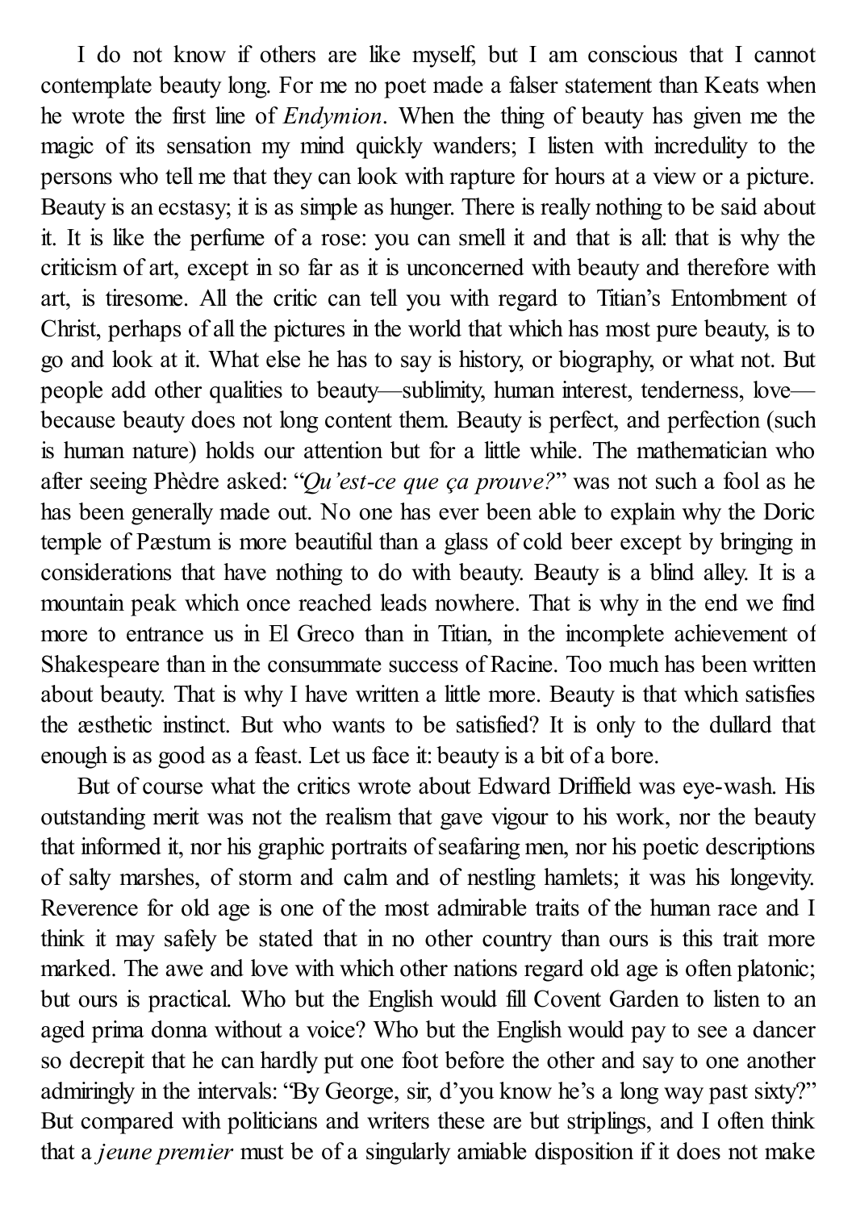I do not know if others are like myself, but I am conscious that I cannot contemplate beauty long. For me no poet made a falser statement than Keats when he wrote the first line of *Endymion*. When the thing of beauty has given me the magic of its sensation my mind quickly wanders; I listen with incredulity to the persons who tell me that they can look with rapture for hours at a view or a picture. Beauty is an ecstasy; it is as simple as hunger. There is really nothing to be said about it. It is like the perfume of a rose: you can smell it and that is all: that is why the criticism of art, except in so far as it is unconcerned with beauty and therefore with art, is tiresome. All the critic can tell you with regard to Titian's Entombment of Christ, perhaps of all the pictures in the world that which has most pure beauty, is to go and look at it. What else he has to say is history, or biography, or what not. But people add other qualities to beauty—sublimity, human interest, tenderness, love—because beauty does not long content them. Beauty is perfect, and perfection (such is human nature) holds our attention but for a little while. The mathematician who after seeing Phèdre asked: "*Qu'est-ce que ça prouve?*" was not such a fool as he has been generally made out. No one has ever been able to explain why the Doric temple of Pæstum is more beautiful than a glass of cold beer except by bringing in considerations that have nothing to do with beauty. Beauty is a blind alley. It is a mountain peak which once reached leads nowhere. That is why in the end we find more to entrance us in El Greco than in Titian, in the incomplete achievement of Shakespeare than in the consummate success of Racine. Too much has been written about beauty. That is why I have written a little more. Beauty is that which satisfies the æsthetic instinct. But who wants to be satisfied? It is only to the dullard that enough is as good as a feast. Let us face it: beauty is a bit of a bore.

But of course what the critics wrote about Edward Driffield was eye-wash. His outstanding merit was not the realism that gave vigour to his work, nor the beauty that informed it, nor his graphic portraits of seafaring men, nor his poetic descriptions of salty marshes, of storm and calm and of nestling hamlets; it was his longevity. Reverence for old age is one of the most admirable traits of the human race and I think it may safely be stated that in no other country than ours is this trait more marked. The awe and love with which other nations regard old age is often platonic; but ours is practical. Who but the English would fill Covent Garden to listen to an aged prima donna without a voice? Who but the English would pay to see a dancer so decrepit that he can hardly put one foot before the other and say to one another admiringly in the intervals: "By George, sir, d'you know he's a long way past sixty?" But compared with politicians and writers these are but striplings, and I often think that a *jeune premier* must be of a singularly amiable disposition if it does not make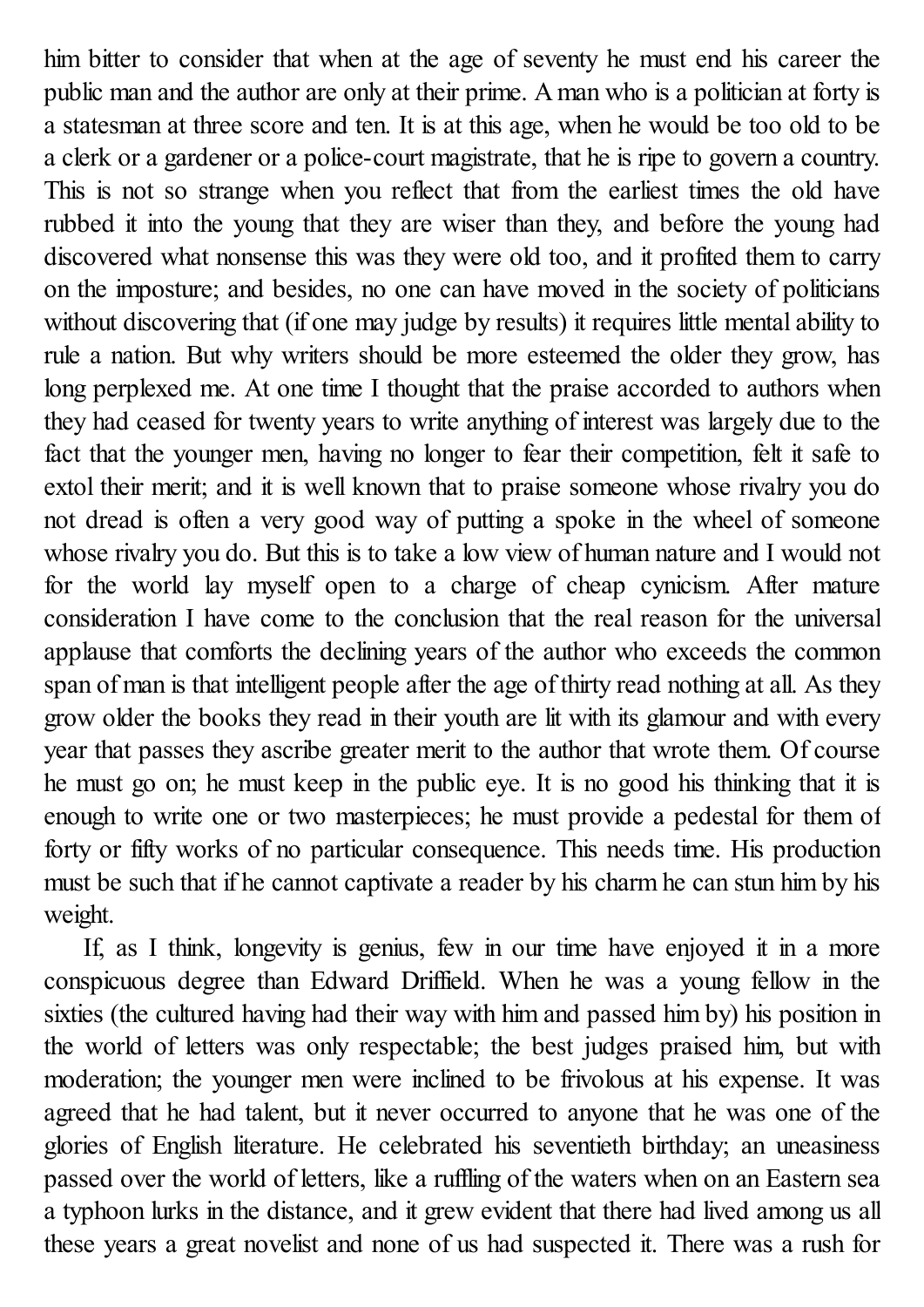him bitter to consider that when at the age of seventy he must end his career the public man and the author are only at their prime. A man who is a politician at forty is a statesman at three score and ten. It is at this age, when he would be too old to be a clerk or a gardener or a police-court magistrate, that he is ripe to govern a country. This is not so strange when you reflect that from the earliest times the old have rubbed it into the young that they are wiser than they, and before the young had discovered what nonsense this was they were old too, and it profited them to carry on the imposture; and besides, no one can have moved in the society of politicians without discovering that (if one may judge by results) it requires little mental ability to rule a nation. But why writers should be more esteemed the older they grow, has long perplexed me. At one time I thought that the praise accorded to authors when they had ceased for twenty years to write anything of interest was largely due to the fact that the younger men, having no longer to fear their competition, felt it safe to extol their merit; and it is well known that to praise someone whose rivalry you do not dread is often a very good way of putting a spoke in the wheel of someone whose rivalry you do. But this is to take a low view of human nature and I would not for the world lay myself open to a charge of cheap cynicism. After mature consideration I have come to the conclusion that the real reason for the universal applause that comforts the declining years of the author who exceeds the common span of man is that intelligent people after the age of thirty read nothing at all. As they grow older the books they read in their youth are lit with its glamour and with every year that passes they ascribe greater merit to the author that wrote them. Of course he must go on; he must keep in the public eye. It is no good his thinking that it is enough to write one or two masterpieces; he must provide a pedestal for them of forty or fifty works of no particular consequence. This needs time. His production must be such that if he cannot captivate a reader by his charm he can stun him by his weight.

If, as I think, longevity is genius, few in our time have enjoyed it in a more conspicuous degree than Edward Driffield. When he was a young fellow in the sixties (the cultured having had their way with him and passed him by) his position in the world of letters was only respectable; the best judges praised him, but with moderation; the younger men were inclined to be frivolous at his expense. It was agreed that he had talent, but it never occurred to anyone that he was one of the glories of English literature. He celebrated his seventieth birthday; an uneasiness passed over the world of letters, like a ruffling of the waters when on an Eastern sea a typhoon lurks in the distance, and it grew evident that there had lived among us all these years a great novelist and none of us had suspected it. There was a rush for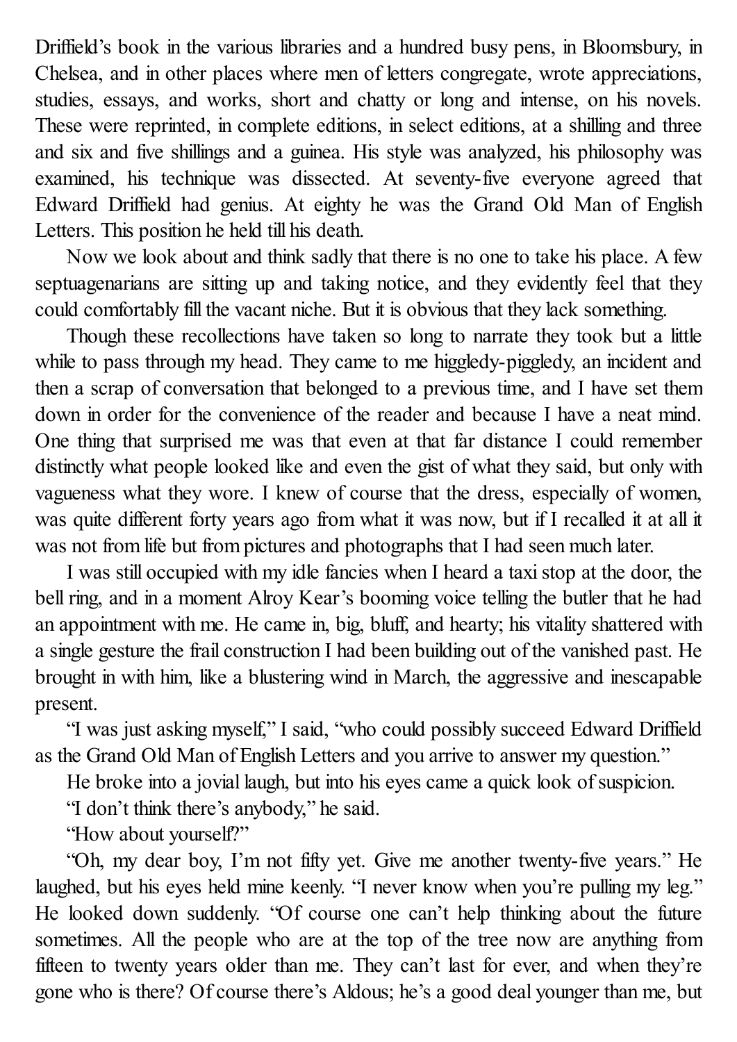Driffield's book in the various libraries and a hundred busy pens, in Bloomsbury, in Chelsea, and in other places where men of letters congregate, wrote appreciations, studies, essays, and works, short and chatty or long and intense, on his novels. These were reprinted, in complete editions, in select editions, at a shilling and three and six and five shillings and a guinea. His style was analyzed, his philosophy was examined, his technique was dissected. At seventy-five everyone agreed that Edward Driffield had genius. At eighty he was the Grand Old Man of English Letters. This position he held till his death.

Now we look about and think sadly that there is no one to take his place. A few septuagenarians are sitting up and taking notice, and they evidently feel that they could comfortably fill the vacant niche. But it is obvious that they lack something.

Though these recollections have taken so long to narrate they took but a little while to pass through my head. They came to me higgledy-piggledy, an incident and then a scrap of conversation that belonged to a previous time, and I have set them down in order for the convenience of the reader and because I have a neat mind. One thing that surprised me was that even at that far distance I could remember distinctly what people looked like and even the gist of what they said, but only with vagueness what they wore. I knew of course that the dress, especially of women, was quite different forty years ago from what it was now, but if I recalled it at all it was not from life but from pictures and photographs that I had seen much later.

I was still occupied with my idle fancies when I heard a taxi stop at the door, the bell ring, and in a moment Alroy Kear's booming voice telling the butler that he had an appointment with me. He came in, big, bluff, and hearty; his vitality shattered with a single gesture the frail construction I had been building out of the vanished past. He brought in with him, like a blustering wind in March, the aggressive and inescapable present.

"I was just asking myself," I said, "who could possibly succeed Edward Driffield as the Grand Old Man of English Letters and you arrive to answer my question."

He broke into a jovial laugh, but into his eyes came a quick look of suspicion.

"I don't think there's anybody," he said.

"How about yourself?"

"Oh, my dear boy, I'm not fifty yet. Give me another twenty-five years." He laughed, but his eyes held mine keenly. "I never know when you're pulling my leg." He looked down suddenly. "Of course one can't help thinking about the future sometimes. All the people who are at the top of the tree now are anything from fifteen to twenty years older than me. They can't last for ever, and when they're gone who is there? Of course there's Aldous; he's a good deal younger than me, but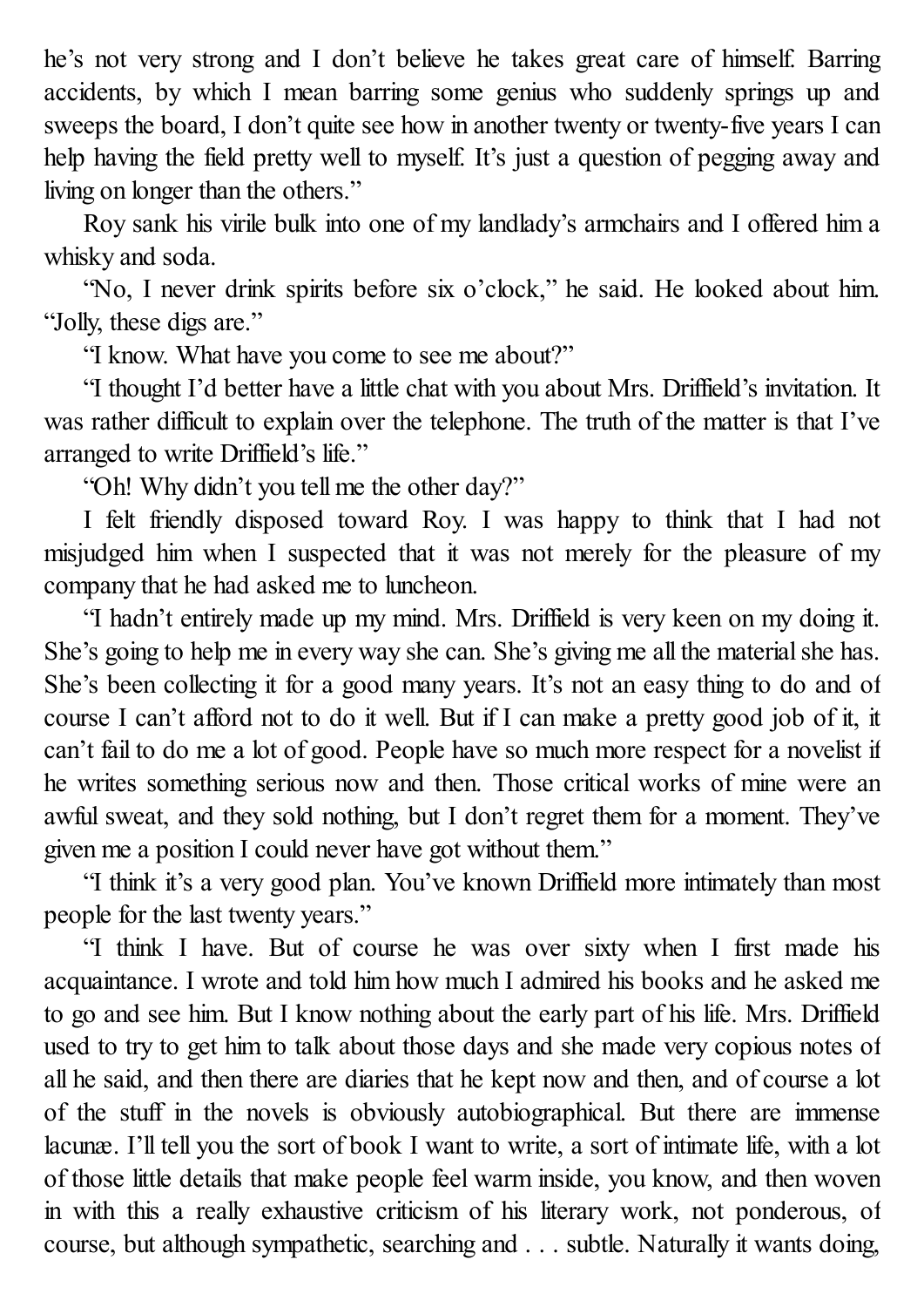he's not very strong and I don't believe he takes great care of himself. Barring accidents, by which I mean barring some genius who suddenly springs up and sweeps the board, I don't quite see how in another twenty or twenty-five years I can help having the field pretty well to myself. It's just a question of pegging away and living on longer than the others."

Roy sank his virile bulk into one of my landlady's armchairs and I offered him a whisky and soda.

"No, I never drink spirits before six o'clock," he said. He looked about him. "Jolly, these digs are."

"I know. What have you come to see me about?"

"I thought I'd better have a little chat with you about Mrs. Driffield's invitation. It was rather difficult to explain over the telephone. The truth of the matter is that I've arranged to write Driffield's life."

"Oh! Why didn't you tell me the other day?"

I felt friendly disposed toward Roy. I was happy to think that I had not misjudged him when I suspected that it was not merely for the pleasure of my company that he had asked me to luncheon.

"I hadn't entirely made up my mind. Mrs. Driffield is very keen on my doing it. She's going to help me in every way she can. She's giving me all the material she has. She's been collecting it for a good many years. It's not an easy thing to do and of course I can't afford not to do it well. But if I can make a pretty good job of it, it can't fail to do me a lot of good. People have so much more respect for a novelist if he writes something serious now and then. Those critical works of mine were an awful sweat, and they sold nothing, but I don't regret them for a moment. They've given me a position I could never have got without them."

"I think it's a very good plan. You've known Driffield more intimately than most people for the last twenty years."

"I think I have. But of course he was over sixty when I first made his acquaintance. I wrote and told him how much I admired his books and he asked me to go and see him. But I know nothing about the early part of his life. Mrs. Driffield used to try to get him to talk about those days and she made very copious notes of all he said, and then there are diaries that he kept now and then, and of course a lot of the stuff in the novels is obviously autobiographical. But there are immense lacunæ. I'll tell you the sort of book I want to write, a sort of intimate life, with a lot of those little details that make people feel warm inside, you know, and then woven in with this a really exhaustive criticism of his literary work, not ponderous, of course, but although sympathetic, searching and . . . subtle. Naturally it wants doing,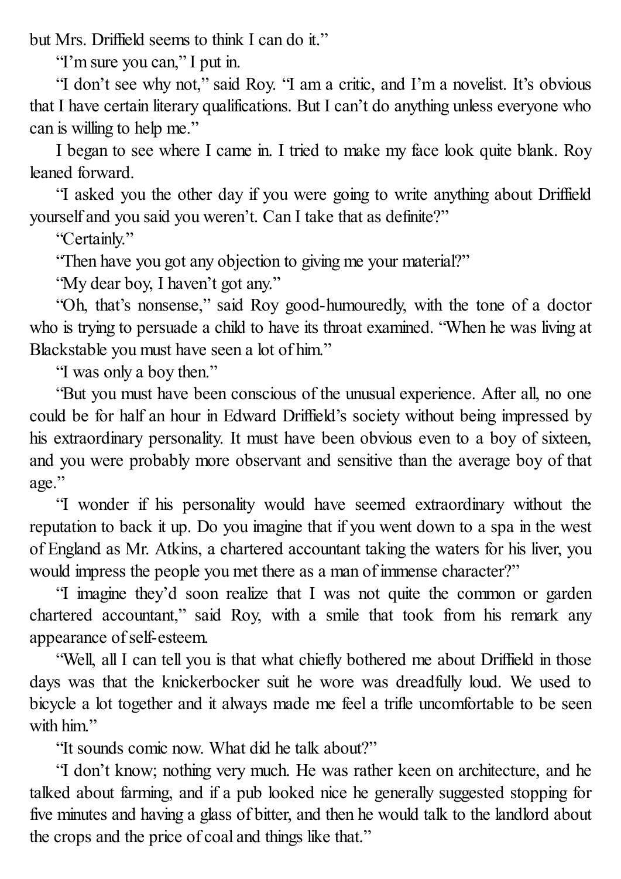but Mrs. Driffield seems to think I can do it."

"I'm sure you can," I put in.

"I don't see why not," said Roy. "I am a critic, and I'm a novelist. It's obvious that I have certain literary qualifications. But I can't do anything unless everyone who can is willing to help me."

I began to see where I came in. I tried to make my face look quite blank. Roy leaned forward.

"I asked you the other day if you were going to write anything about Driffield yourself and you said you weren't. Can I take that as definite?"

"Certainly."

"Then have you got any objection to giving me your material?"

"My dear boy, I haven't got any."

"Oh, that's nonsense," said Roy good-humouredly, with the tone of a doctor who is trying to persuade a child to have its throat examined. "When he was living at Blackstable you must have seen a lot of him."

"I was only a boy then."

"But you must have been conscious of the unusual experience. After all, no one could be for half an hour in Edward Driffield's society without being impressed by his extraordinary personality. It must have been obvious even to a boy of sixteen, and you were probably more observant and sensitive than the average boy of that age."

"I wonder if his personality would have seemed extraordinary without the reputation to back it up. Do you imagine that if you went down to a spa in the west of England as Mr. Atkins, a chartered accountant taking the waters for his liver, you would impress the people you met there as a man of immense character?"

"I imagine they'd soon realize that I was not quite the common or garden chartered accountant," said Roy, with a smile that took from his remark any appearance of self-esteem.

"Well, all I can tell you is that what chiefly bothered me about Driffield in those days was that the knickerbocker suit he wore was dreadfully loud. We used to bicycle a lot together and it always made me feel a trifle uncomfortable to be seen with him."

"It sounds comic now. What did he talk about?"

"I don't know; nothing very much. He was rather keen on architecture, and he talked about farming, and if a pub looked nice he generally suggested stopping for five minutes and having a glass of bitter, and then he would talk to the landlord about the crops and the price of coal and things like that."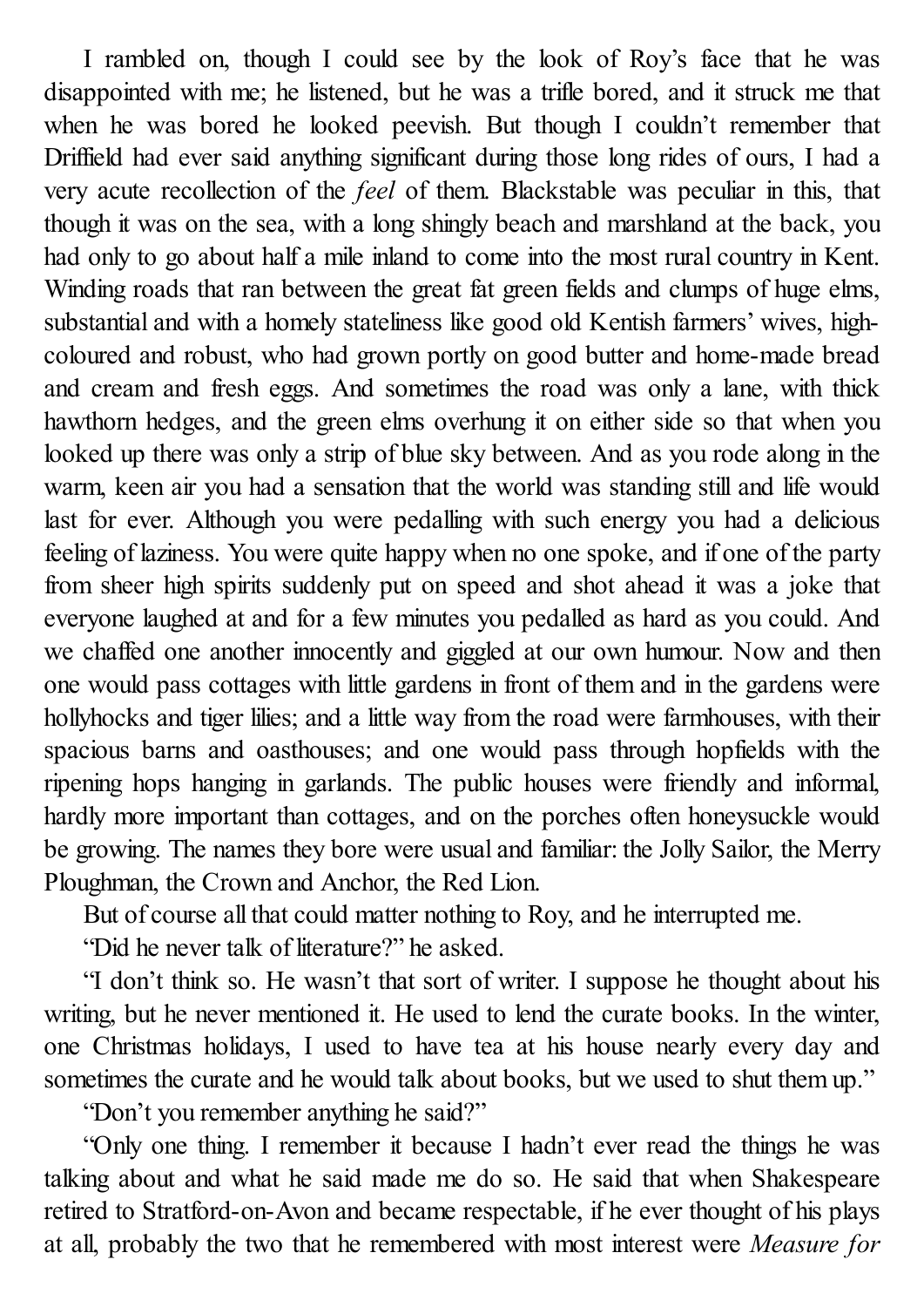I rambled on, though I could see by the look of Roy's face that he was disappointed with me; he listened, but he was a trifle bored, and it struck me that when he was bored he looked peevish. But though I couldn't remember that Driffield had ever said anything significant during those long rides of ours, I had a very acute recollection of the *feel* of them. Blackstable was peculiar in this, that though it was on the sea, with a long shingly beach and marshland at the back, you had only to go about half a mile inland to come into the most rural country in Kent. Winding roads that ran between the great fat green fields and clumps of huge elms, substantial and with a homely stateliness like good old Kentish farmers' wives, high-coloured and robust, who had grown portly on good butter and home-made bread and cream and fresh eggs. And sometimes the road was only a lane, with thick hawthorn hedges, and the green elms overhung it on either side so that when you looked up there was only a strip of blue sky between. And as you rode along in the warm, keen air you had a sensation that the world was standing still and life would last for ever. Although you were pedalling with such energy you had a delicious feeling of laziness. You were quite happy when no one spoke, and if one of the party from sheer high spirits suddenly put on speed and shot ahead it was a joke that everyone laughed at and for a few minutes you pedalled as hard as you could. And we chaffed one another innocently and giggled at our own humour. Now and then one would pass cottages with little gardens in front of them and in the gardens were hollyhocks and tiger lilies; and a little way from the road were farmhouses, with their spacious barns and oasthouses; and one would pass through hopfields with the ripening hops hanging in garlands. The public houses were friendly and informal, hardly more important than cottages, and on the porches often honeysuckle would be growing. The names they bore were usual and familiar: the Jolly Sailor, the Merry Ploughman, the Crown and Anchor, the Red Lion.

But of course all that could matter nothing to Roy, and he interrupted me.

"Did he never talk of literature?" he asked.

"I don't think so. He wasn't that sort of writer. I suppose he thought about his writing, but he never mentioned it. He used to lend the curate books. In the winter, one Christmas holidays, I used to have tea at his house nearly every day and sometimes the curate and he would talk about books, but we used to shut them up."

"Don't you remember anything he said?"

"Only one thing. I remember it because I hadn't ever read the things he was talking about and what he said made me do so. He said that when Shakespeare retired to Stratford-on-Avon and became respectable, if he ever thought of his plays at all, probably the two that he remembered with most interest were *Measure for*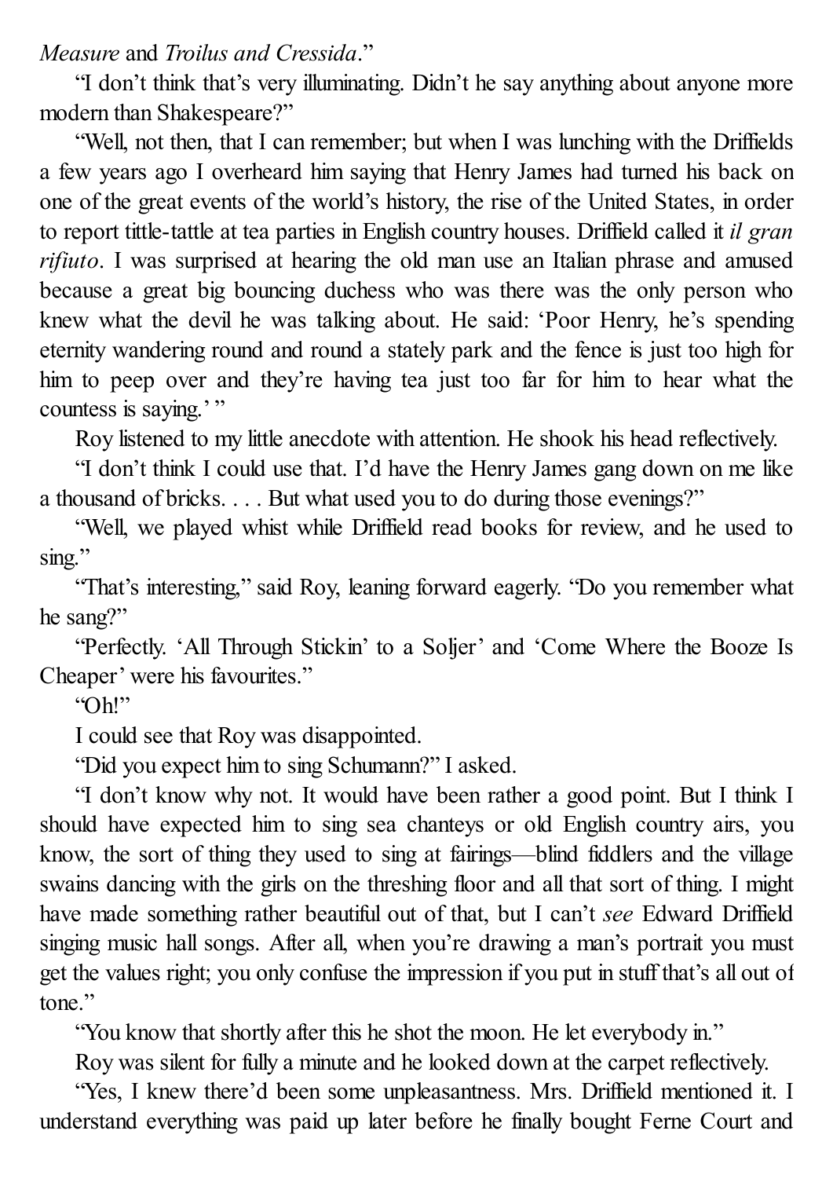*Measure* and *Troilus and Cressida*."

"I don't think that's very illuminating. Didn't he say anything about anyone more modern than Shakespeare?"

"Well, not then, that I can remember; but when I was lunching with the Driffields a few years ago I overheard him saying that Henry James had turned his back on one of the great events of the world's history, the rise of the United States, in order to report tittle-tattle at tea parties in English country houses. Driffield called it *il gran rifiuto*. I was surprised at hearing the old man use an Italian phrase and amused because a great big bouncing duchess who was there was the only person who knew what the devil he was talking about. He said: 'Poor Henry, he's spending eternity wandering round and round a stately park and the fence is just too high for him to peep over and they're having tea just too far for him to hear what the countess is saying.' "

Roy listened to my little anecdote with attention. He shook his head reflectively.

"I don't think I could use that. I'd have the Henry James gang down on me like a thousand of bricks. . . . But what used you to do during those evenings?"

"Well, we played whist while Driffield read books for review, and he used to sing."

"That's interesting," said Roy, leaning forward eagerly. "Do you remember what he sang?"

"Perfectly. 'All Through Stickin' to a Soljer' and 'Come Where the Booze Is Cheaper' were his favourites."

"Oh!"

I could see that Roy was disappointed.

"Did you expect him to sing Schumann?" I asked.

"I don't know why not. It would have been rather a good point. But I think I should have expected him to sing sea chanteys or old English country airs, you know, the sort of thing they used to sing at fairings—blind fiddlers and the village swains dancing with the girls on the threshing floor and all that sort of thing. I might have made something rather beautiful out of that, but I can't *see* Edward Driffield singing music hall songs. After all, when you're drawing a man's portrait you must get the values right; you only confuse the impression if you put in stuff that's all out of tone."

"You know that shortly after this he shot the moon. He let everybody in."

Roy was silent for fully a minute and he looked down at the carpet reflectively.

"Yes, I knew there'd been some unpleasantness. Mrs. Driffield mentioned it. I understand everything was paid up later before he finally bought Ferne Court and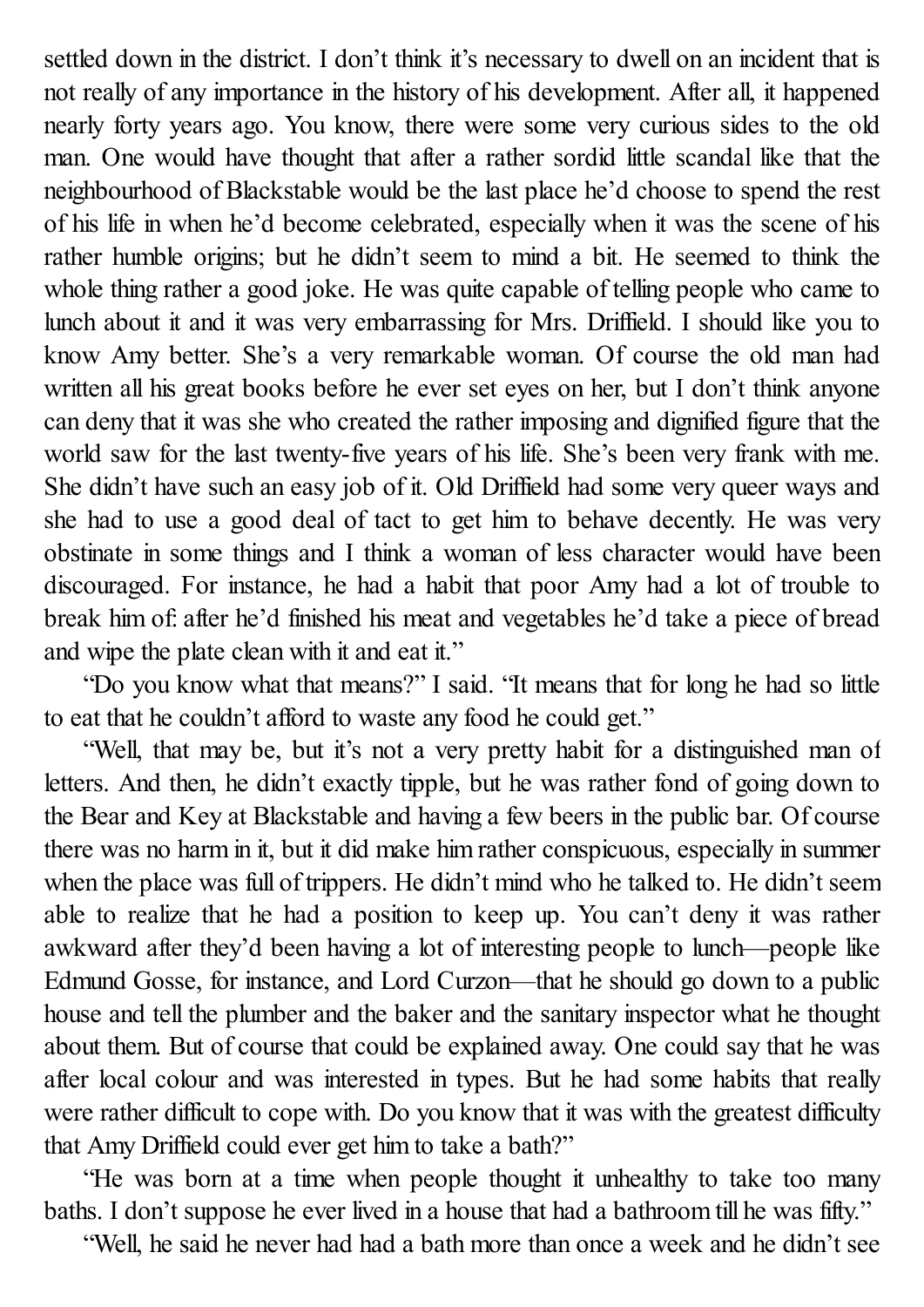settled down in the district. I don't think it's necessary to dwell on an incident that is not really of any importance in the history of his development. After all, it happened nearly forty years ago. You know, there were some very curious sides to the old man. One would have thought that after a rather sordid little scandal like that the neighbourhood of Blackstable would be the last place he'd choose to spend the rest of his life in when he'd become celebrated, especially when it was the scene of his rather humble origins; but he didn't seem to mind a bit. He seemed to think the whole thing rather a good joke. He was quite capable of telling people who came to lunch about it and it was very embarrassing for Mrs. Driffield. I should like you to know Amy better. She's a very remarkable woman. Of course the old man had written all his great books before he ever set eyes on her, but I don't think anyone can deny that it was she who created the rather imposing and dignified figure that the world saw for the last twenty-five years of his life. She's been very frank with me. She didn't have such an easy job of it. Old Driffield had some very queer ways and she had to use a good deal of tact to get him to behave decently. He was very obstinate in some things and I think a woman of less character would have been discouraged. For instance, he had a habit that poor Amy had a lot of trouble to break him of: after he'd finished his meat and vegetables he'd take a piece of bread and wipe the plate clean with it and eat it."

"Do you know what that means?" I said. "It means that for long he had so little to eat that he couldn't afford to waste any food he could get."

"Well, that may be, but it's not a very pretty habit for a distinguished man of letters. And then, he didn't exactly tipple, but he was rather fond of going down to the Bear and Key at Blackstable and having a few beers in the public bar. Of course there was no harm in it, but it did make him rather conspicuous, especially in summer when the place was full of trippers. He didn't mind who he talked to. He didn't seem able to realize that he had a position to keep up. You can't deny it was rather awkward after they'd been having a lot of interesting people to lunch—people like Edmund Gosse, for instance, and Lord Curzon—that he should go down to a public house and tell the plumber and the baker and the sanitary inspector what he thought about them. But of course that could be explained away. One could say that he was after local colour and was interested in types. But he had some habits that really were rather difficult to cope with. Do you know that it was with the greatest difficulty that Amy Driffield could ever get him to take a bath?"

"He was born at a time when people thought it unhealthy to take too many baths. I don't suppose he ever lived in a house that had a bathroom till he was fifty."

"Well, he said he never had had a bath more than once a week and he didn't see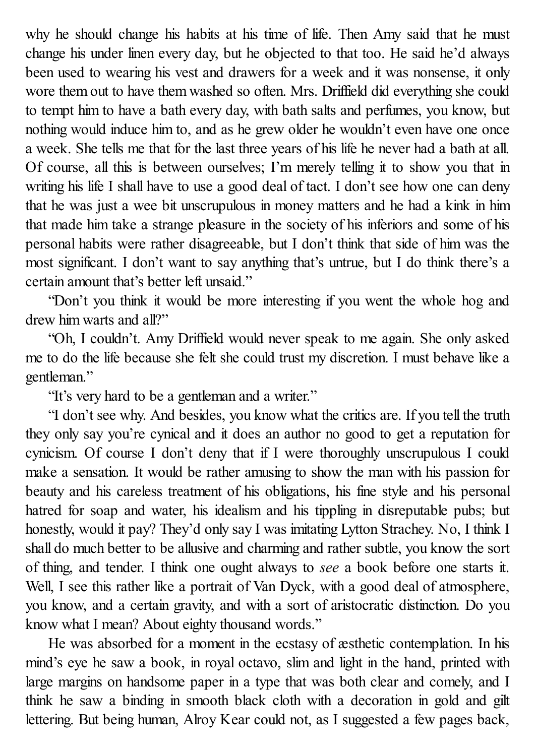why he should change his habits at his time of life. Then Amy said that he must change his under linen every day, but he objected to that too. He said he'd always been used to wearing his vest and drawers for a week and it was nonsense, it only wore them out to have them washed so often. Mrs. Driffield did everything she could to tempt him to have a bath every day, with bath salts and perfumes, you know, but nothing would induce him to, and as he grew older he wouldn't even have one once a week. She tells me that for the last three years of his life he never had a bath at all. Of course, all this is between ourselves; I'm merely telling it to show you that in writing his life I shall have to use a good deal of tact. I don't see how one can deny that he was just a wee bit unscrupulous in money matters and he had a kink in him that made him take a strange pleasure in the society of his inferiors and some of his personal habits were rather disagreeable, but I don't think that side of him was the most significant. I don't want to say anything that's untrue, but I do think there's a certain amount that's better left unsaid."

"Don't you think it would be more interesting if you went the whole hog and drew him warts and all?"

"Oh, I couldn't. Amy Driffield would never speak to me again. She only asked me to do the life because she felt she could trust my discretion. I must behave like a gentleman."

"It's very hard to be a gentleman and a writer."

"I don't see why. And besides, you know what the critics are. If you tell the truth they only say you're cynical and it does an author no good to get a reputation for cynicism. Of course I don't deny that if I were thoroughly unscrupulous I could make a sensation. It would be rather amusing to show the man with his passion for beauty and his careless treatment of his obligations, his fine style and his personal hatred for soap and water, his idealism and his tippling in disreputable pubs; but honestly, would it pay? They'd only say I was imitating Lytton Strachey. No, I think I shall do much better to be allusive and charming and rather subtle, you know the sort of thing, and tender. I think one ought always to *see* a book before one starts it. Well, I see this rather like a portrait of Van Dyck, with a good deal of atmosphere, you know, and a certain gravity, and with a sort of aristocratic distinction. Do you know what I mean? About eighty thousand words."

He was absorbed for a moment in the ecstasy of æsthetic contemplation. In his mind's eye he saw a book, in royal octavo, slim and light in the hand, printed with large margins on handsome paper in a type that was both clear and comely, and I think he saw a binding in smooth black cloth with a decoration in gold and gilt lettering. But being human, Alroy Kear could not, as I suggested a few pages back,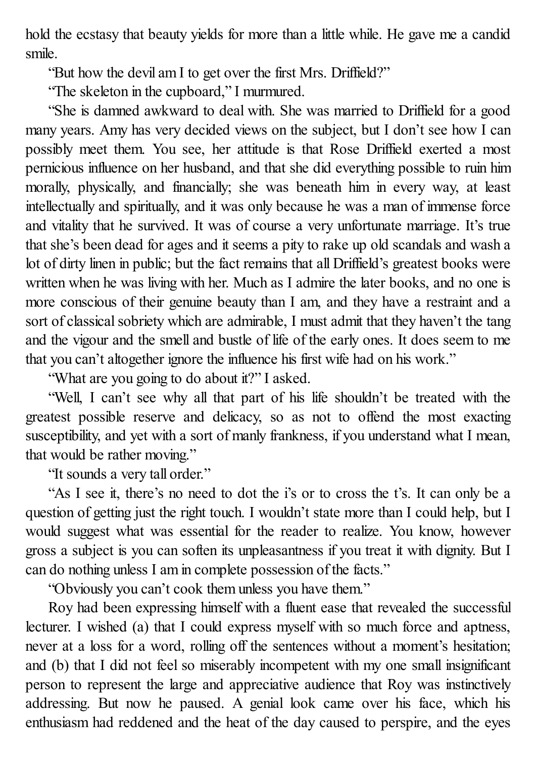hold the ecstasy that beauty yields for more than a little while. He gave me a candid smile.

"But how the devil am I to get over the first Mrs. Driffield?"

"The skeleton in the cupboard," I murmured.

"She is damned awkward to deal with. She was married to Driffield for a good many years. Amy has very decided views on the subject, but I don't see how I can possibly meet them. You see, her attitude is that Rose Driffield exerted a most pernicious influence on her husband, and that she did everything possible to ruin him morally, physically, and financially; she was beneath him in every way, at least intellectually and spiritually, and it was only because he was a man of immense force and vitality that he survived. It was of course a very unfortunate marriage. It's true that she's been dead for ages and it seems a pity to rake up old scandals and wash a lot of dirty linen in public; but the fact remains that all Driffield's greatest books were written when he was living with her. Much as I admire the later books, and no one is more conscious of their genuine beauty than I am, and they have a restraint and a sort of classical sobriety which are admirable, I must admit that they haven't the tang and the vigour and the smell and bustle of life of the early ones. It does seem to me that you can't altogether ignore the influence his first wife had on his work."

"What are you going to do about it?" I asked.

"Well, I can't see why all that part of his life shouldn't be treated with the greatest possible reserve and delicacy, so as not to offend the most exacting susceptibility, and yet with a sort of manly frankness, if you understand what I mean, that would be rather moving."

"It sounds a very tall order."

"As I see it, there's no need to dot the i's or to cross the t's. It can only be a question of getting just the right touch. I wouldn't state more than I could help, but I would suggest what was essential for the reader to realize. You know, however gross a subject is you can soften its unpleasantness if you treat it with dignity. But I can do nothing unless I am in complete possession of the facts."

"Obviously you can't cook them unless you have them."

Roy had been expressing himself with a fluent ease that revealed the successful lecturer. I wished (a) that I could express myself with so much force and aptness, never at a loss for a word, rolling off the sentences without a moment's hesitation; and (b) that I did not feel so miserably incompetent with my one small insignificant person to represent the large and appreciative audience that Roy was instinctively addressing. But now he paused. A genial look came over his face, which his enthusiasm had reddened and the heat of the day caused to perspire, and the eyes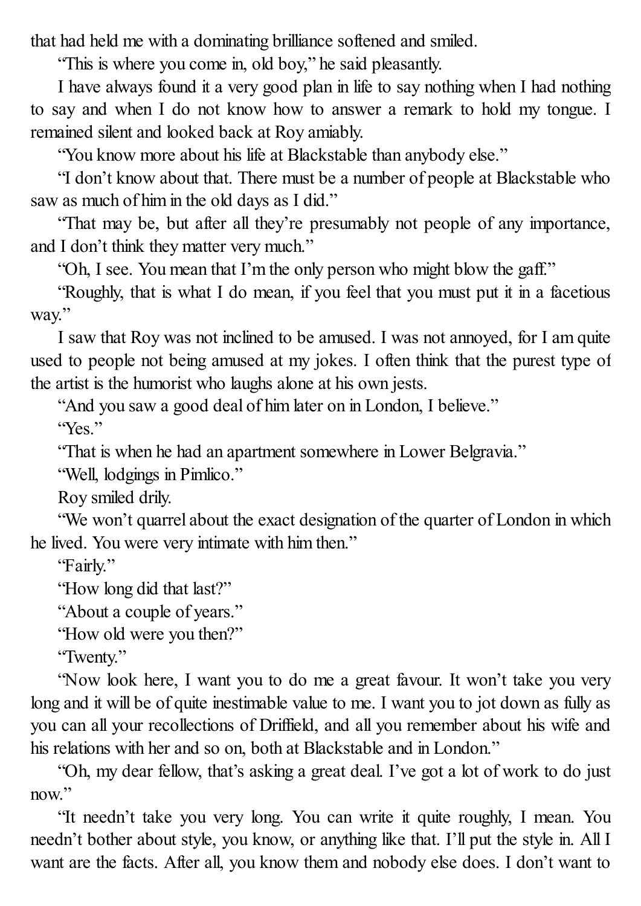that had held me with a dominating brilliance softened and smiled.

"This is where you come in, old boy," he said pleasantly.

I have always found it a very good plan in life to say nothing when I had nothing to say and when I do not know how to answer a remark to hold my tongue. I remained silent and looked back at Roy amiably.

"You know more about his life at Blackstable than anybody else."

"I don't know about that. There must be a number of people at Blackstable who saw as much of him in the old days as I did."

"That may be, but after all they're presumably not people of any importance, and I don't think they matter very much."

"Oh, I see. You mean that I'm the only person who might blow the gaff."

"Roughly, that is what I do mean, if you feel that you must put it in a facetious way."

I saw that Roy was not inclined to be amused. I was not annoyed, for I am quite used to people not being amused at my jokes. I often think that the purest type of the artist is the humorist who laughs alone at his own jests.

"And you saw a good deal of him later on in London, I believe."

"Yes."

"That is when he had an apartment somewhere in Lower Belgravia."

"Well, lodgings in Pimlico."

Roy smiled drily.

"We won't quarrel about the exact designation of the quarter of London in which he lived. You were very intimate with him then."

"Fairly."

"How long did that last?"

"About a couple of years."

"How old were you then?"

"Twenty."

"Now look here, I want you to do me a great favour. It won't take you very long and it will be of quite inestimable value to me. I want you to jot down as fully as you can all your recollections of Driffield, and all you remember about his wife and his relations with her and so on, both at Blackstable and in London."

"Oh, my dear fellow, that's asking a great deal. I've got a lot of work to do just now."

"It needn't take you very long. You can write it quite roughly, I mean. You needn't bother about style, you know, or anything like that. I'll put the style in. All I want are the facts. After all, you know them and nobody else does. I don't want to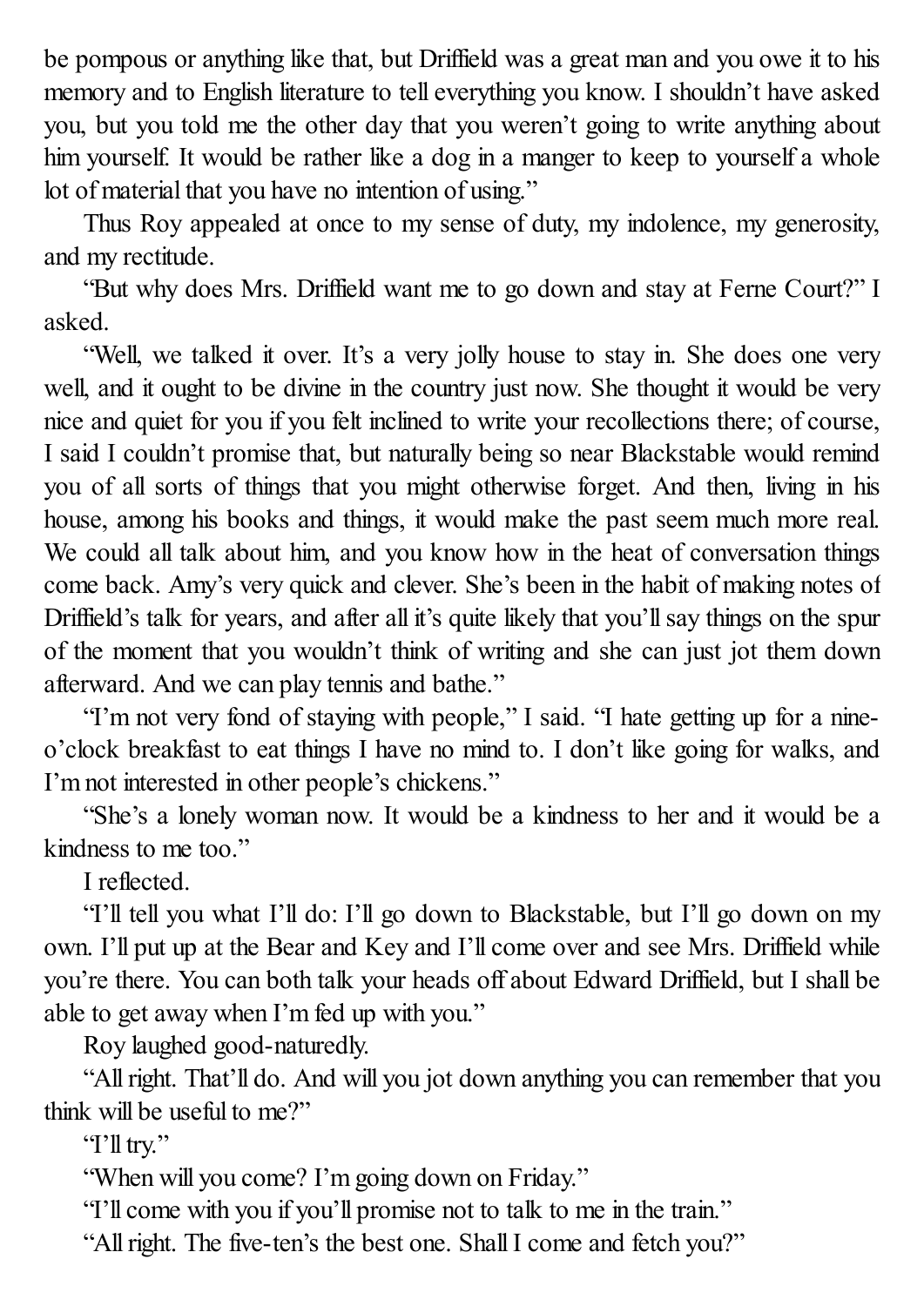be pompous or anything like that, but Driffield was a great man and you owe it to his memory and to English literature to tell everything you know. I shouldn't have asked you, but you told me the other day that you weren't going to write anything about him yourself. It would be rather like a dog in a manger to keep to yourself a whole lot of material that you have no intention of using."

Thus Roy appealed at once to my sense of duty, my indolence, my generosity, and my rectitude.

"But why does Mrs. Driffield want me to go down and stay at Ferne Court?" I asked.

"Well, we talked it over. It's a very jolly house to stay in. She does one very well, and it ought to be divine in the country just now. She thought it would be very nice and quiet for you if you felt inclined to write your recollections there; of course, I said I couldn't promise that, but naturally being so near Blackstable would remind you of all sorts of things that you might otherwise forget. And then, living in his house, among his books and things, it would make the past seem much more real. We could all talk about him, and you know how in the heat of conversation things come back. Amy's very quick and clever. She's been in the habit of making notes of Driffield's talk for years, and after all it's quite likely that you'll say things on the spur of the moment that you wouldn't think of writing and she can just jot them down afterward. And we can play tennis and bathe."

"I'm not very fond of staying with people," I said. "I hate getting up for a nine-o'clock breakfast to eat things I have no mind to. I don't like going for walks, and I'm not interested in other people's chickens."

"She's a lonely woman now. It would be a kindness to her and it would be a kindness to me too."

I reflected.

"I'll tell you what I'll do: I'll go down to Blackstable, but I'll go down on my own. I'll put up at the Bear and Key and I'll come over and see Mrs. Driffield while you're there. You can both talk your heads off about Edward Driffield, but I shall be able to get away when I'm fed up with you."

Roy laughed good-naturedly.

"All right. That'll do. And will you jot down anything you can remember that you think will be useful to me?"

"I'll try."

"When will you come? I'm going down on Friday."

"I'll come with you if you'll promise not to talk to me in the train."

"All right. The five-ten's the best one. Shall I come and fetch you?"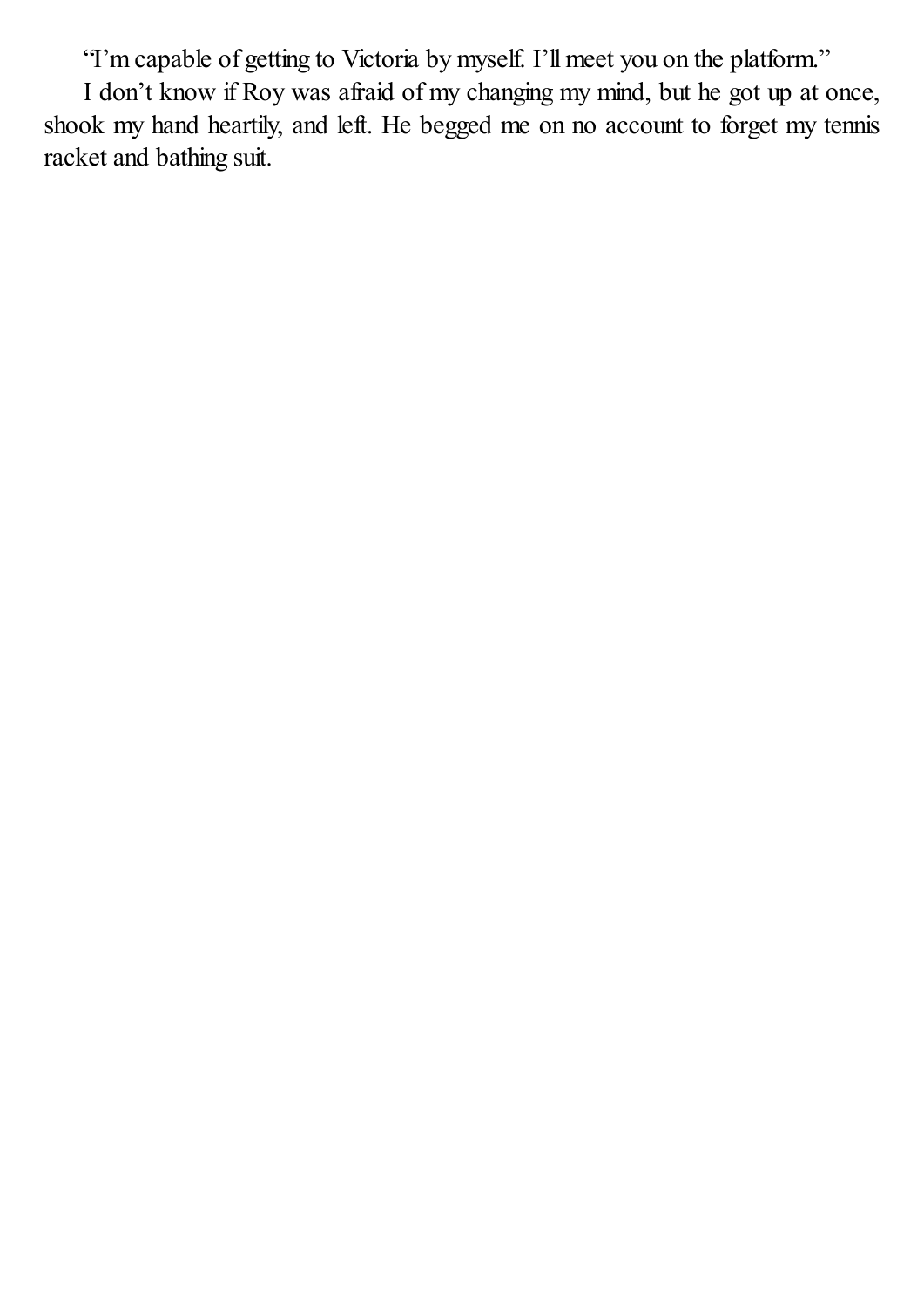"I'm capable of getting to Victoria by myself. I'll meet you on the platform."

I don't know if Roy was afraid of my changing my mind, but he got up at once, shook my hand heartily, and left. He begged me on no account to forget my tennis racket and bathing suit.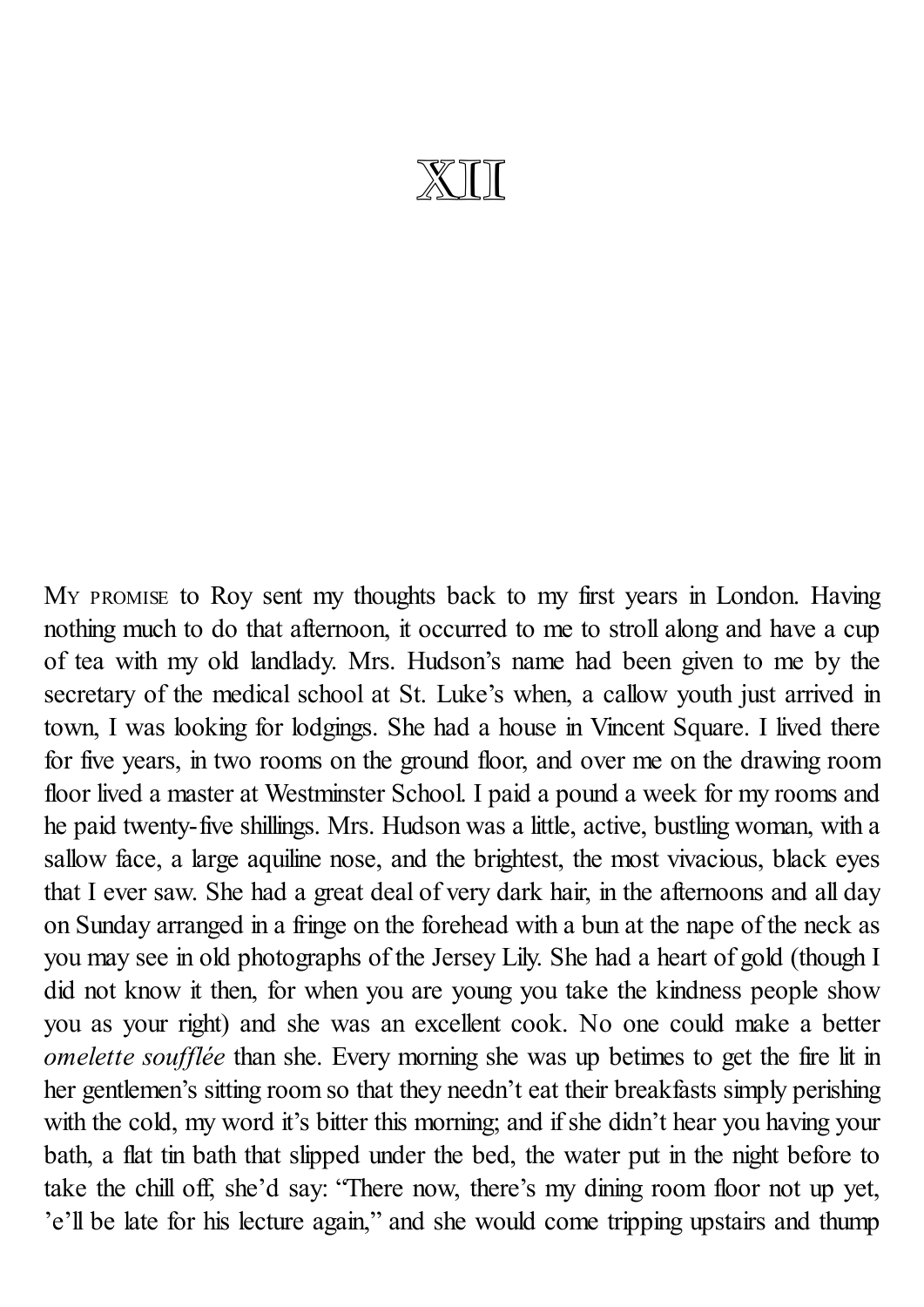# XII

MY PROMISE to Roy sent my thoughts back to my first years in London. Having nothing much to do that afternoon, it occurred to me to stroll along and have a cup of tea with my old landlady. Mrs. Hudson's name had been given to me by the secretary of the medical school at St. Luke's when, a callow youth just arrived in town, I was looking for lodgings. She had a house in Vincent Square. I lived there for five years, in two rooms on the ground floor, and over me on the drawing room floor lived a master at Westminster School. I paid a pound a week for my rooms and he paid twenty-five shillings. Mrs. Hudson was a little, active, bustling woman, with a sallow face, a large aquiline nose, and the brightest, the most vivacious, black eyes that I ever saw. She had a great deal of very dark hair, in the afternoons and all day on Sunday arranged in a fringe on the forehead with a bun at the nape of the neck as you may see in old photographs of the Jersey Lily. She had a heart of gold (though I did not know it then, for when you are young you take the kindness people show you as your right) and she was an excellent cook. No one could make a better *omelette soufflée* than she. Every morning she was up betimes to get the fire lit in her gentlemen's sitting room so that they needn't eat their breakfasts simply perishing with the cold, my word it's bitter this morning; and if she didn't hear you having your bath, a flat tin bath that slipped under the bed, the water put in the night before to take the chill off, she'd say: "There now, there's my dining room floor not up yet, 'e'll be late for his lecture again," and she would come tripping upstairs and thump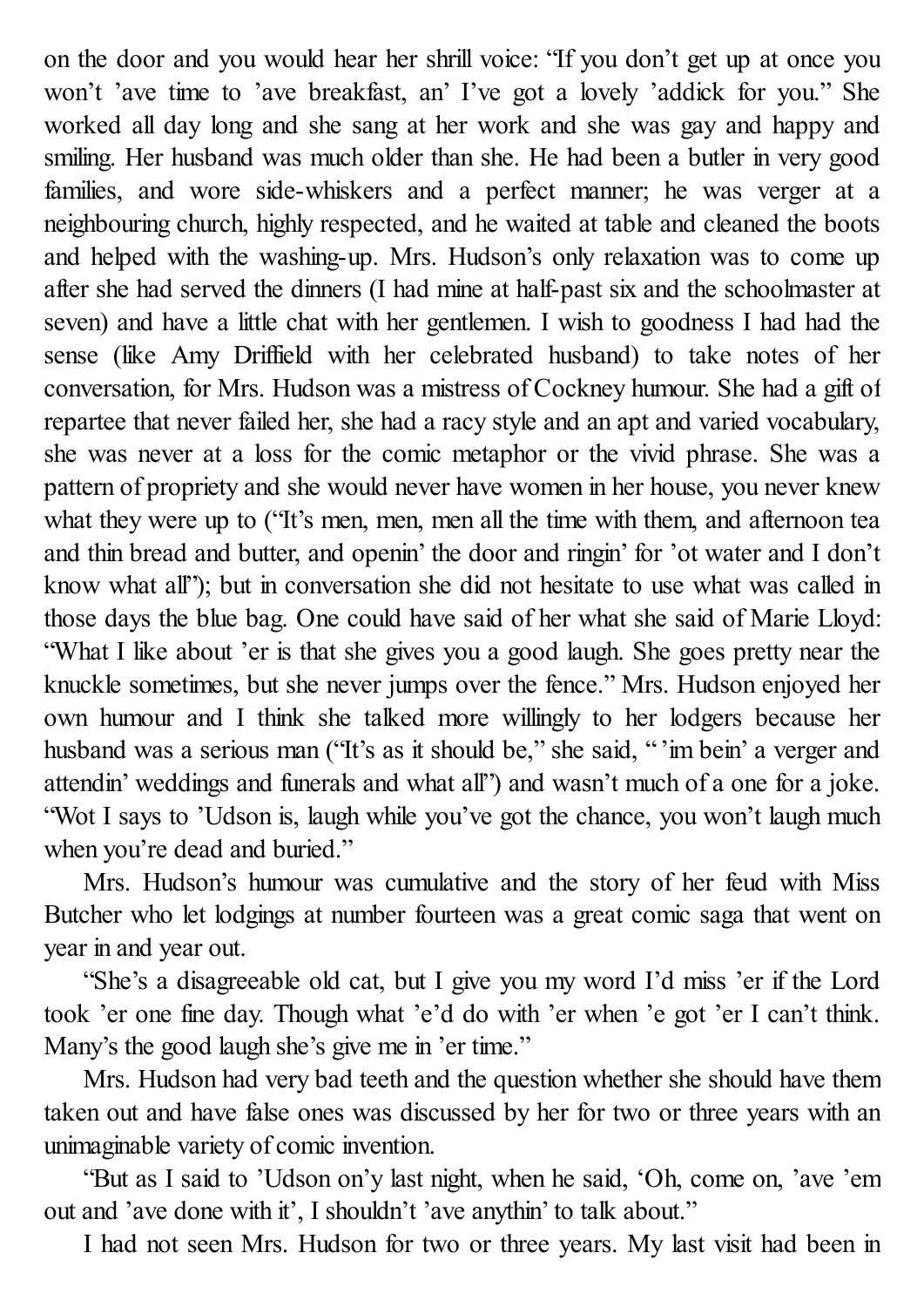on the door and you would hear her shrill voice: "If you don't get up at once you won't 'ave time to 'ave breakfast, an' I've got a lovely 'addick for you." She worked all day long and she sang at her work and she was gay and happy and smiling. Her husband was much older than she. He had been a butler in very good families, and wore side-whiskers and a perfect manner; he was verger at a neighbouring church, highly respected, and he waited at table and cleaned the boots and helped with the washing-up. Mrs. Hudson's only relaxation was to come up after she had served the dinners (I had mine at half-past six and the schoolmaster at seven) and have a little chat with her gentlemen. I wish to goodness I had had the sense (like Amy Driffield with her celebrated husband) to take notes of her conversation, for Mrs. Hudson was a mistress of Cockney humour. She had a gift of repartee that never failed her, she had a racy style and an apt and varied vocabulary, she was never at a loss for the comic metaphor or the vivid phrase. She was a pattern of propriety and she would never have women in her house, you never knew what they were up to ("It's men, men, men all the time with them, and afternoon tea and thin bread and butter, and openin' the door and ringin' for 'ot water and I don't know what all"); but in conversation she did not hesitate to use what was called in those days the blue bag. One could have said of her what she said of Marie Lloyd: "What I like about 'er is that she gives you a good laugh. She goes pretty near the knuckle sometimes, but she never jumps over the fence." Mrs. Hudson enjoyed her own humour and I think she talked more willingly to her lodgers because her husband was a serious man ("It's as it should be," she said, " 'im bein' a verger and attendin' weddings and funerals and what all") and wasn't much of a one for a joke. "Wot I says to 'Udson is, laugh while you've got the chance, you won't laugh much when you're dead and buried."

Mrs. Hudson's humour was cumulative and the story of her feud with Miss Butcher who let lodgings at number fourteen was a great comic saga that went on year in and year out.

"She's a disagreeable old cat, but I give you my word I'd miss 'er if the Lord took 'er one fine day. Though what 'e'd do with 'er when 'e got 'er I can't think. Many's the good laugh she's give me in 'er time."

Mrs. Hudson had very bad teeth and the question whether she should have them taken out and have false ones was discussed by her for two or three years with an unimaginable variety of comic invention.

"But as I said to 'Udson on'y last night, when he said, 'Oh, come on, 'ave 'em out and 'ave done with it', I shouldn't 'ave anythin' to talk about."

I had not seen Mrs. Hudson for two or three years. My last visit had been in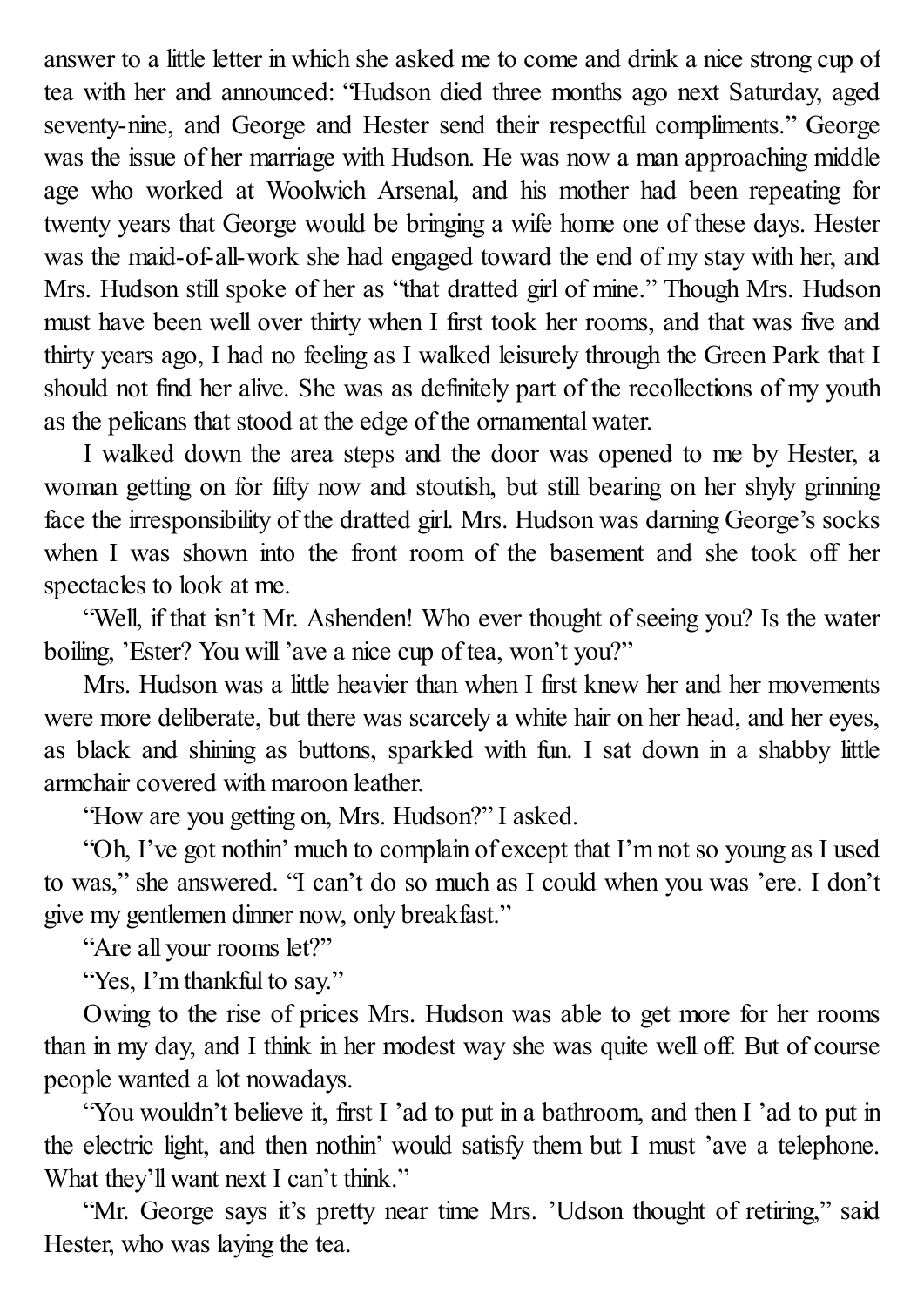answer to a little letter in which she asked me to come and drink a nice strong cup of tea with her and announced: "Hudson died three months ago next Saturday, aged seventy-nine, and George and Hester send their respectful compliments." George was the issue of her marriage with Hudson. He was now a man approaching middle age who worked at Woolwich Arsenal, and his mother had been repeating for twenty years that George would be bringing a wife home one of these days. Hester was the maid-of-all-work she had engaged toward the end of my stay with her, and Mrs. Hudson still spoke of her as "that dratted girl of mine." Though Mrs. Hudson must have been well over thirty when I first took her rooms, and that was five and thirty years ago, I had no feeling as I walked leisurely through the Green Park that I should not find her alive. She was as definitely part of the recollections of my youth as the pelicans that stood at the edge of the ornamental water.

I walked down the area steps and the door was opened to me by Hester, a woman getting on for fifty now and stoutish, but still bearing on her shyly grinning face the irresponsibility of the dratted girl. Mrs. Hudson was darning George's socks when I was shown into the front room of the basement and she took off her spectacles to look at me.

"Well, if that isn't Mr. Ashenden! Who ever thought of seeing you? Is the water boiling, 'Ester? You will 'ave a nice cup of tea, won't you?"

Mrs. Hudson was a little heavier than when I first knew her and her movements were more deliberate, but there was scarcely a white hair on her head, and her eyes, as black and shining as buttons, sparkled with fun. I sat down in a shabby little armchair covered with maroon leather.

"How are you getting on, Mrs. Hudson?" I asked.

"Oh, I've got nothin' much to complain of except that I'm not so young as I used to was," she answered. "I can't do so much as I could when you was 'ere. I don't give my gentlemen dinner now, only breakfast."

"Are all your rooms let?"

"Yes, I'm thankful to say."

Owing to the rise of prices Mrs. Hudson was able to get more for her rooms than in my day, and I think in her modest way she was quite well off. But of course people wanted a lot nowadays.

"You wouldn't believe it, first I 'ad to put in a bathroom, and then I 'ad to put in the electric light, and then nothin' would satisfy them but I must 'ave a telephone. What they'll want next I can't think."

"Mr. George says it's pretty near time Mrs. 'Udson thought of retiring," said Hester, who was laying the tea.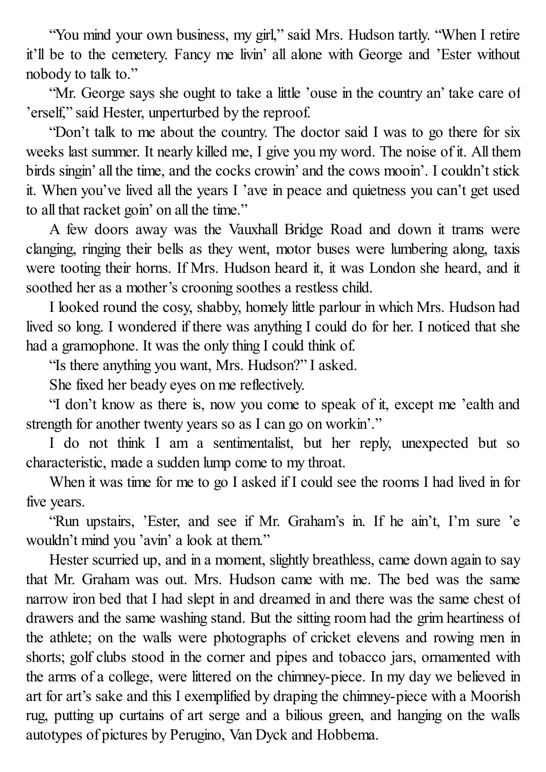"You mind your own business, my girl," said Mrs. Hudson tartly. "When I retire it'll be to the cemetery. Fancy me livin' all alone with George and 'Ester without nobody to talk to."

"Mr. George says she ought to take a little 'ouse in the country an' take care of 'erself," said Hester, unperturbed by the reproof.

"Don't talk to me about the country. The doctor said I was to go there for six weeks last summer. It nearly killed me, I give you my word. The noise of it. All them birds singin' all the time, and the cocks crowin' and the cows mooin'. I couldn't stick it. When you've lived all the years I 'ave in peace and quietness you can't get used to all that racket goin' on all the time."

A few doors away was the Vauxhall Bridge Road and down it trams were clanging, ringing their bells as they went, motor buses were lumbering along, taxis were tooting their horns. If Mrs. Hudson heard it, it was London she heard, and it soothed her as a mother's crooning soothes a restless child.

I looked round the cosy, shabby, homely little parlour in which Mrs. Hudson had lived so long. I wondered if there was anything I could do for her. I noticed that she had a gramophone. It was the only thing I could think of.

"Is there anything you want, Mrs. Hudson?" I asked.

She fixed her beady eyes on me reflectively.

"I don't know as there is, now you come to speak of it, except me 'ealth and strength for another twenty years so as I can go on workin'."

I do not think I am a sentimentalist, but her reply, unexpected but so characteristic, made a sudden lump come to my throat.

When it was time for me to go I asked if I could see the rooms I had lived in for five years.

"Run upstairs, 'Ester, and see if Mr. Graham's in. If he ain't, I'm sure 'e wouldn't mind you 'avin' a look at them."

Hester scurried up, and in a moment, slightly breathless, came down again to say that Mr. Graham was out. Mrs. Hudson came with me. The bed was the same narrow iron bed that I had slept in and dreamed in and there was the same chest of drawers and the same washing stand. But the sitting room had the grim heartiness of the athlete; on the walls were photographs of cricket elevens and rowing men in shorts; golf clubs stood in the corner and pipes and tobacco jars, ornamented with the arms of a college, were littered on the chimney-piece. In my day we believed in art for art's sake and this I exemplified by draping the chimney-piece with a Moorish rug, putting up curtains of art serge and a bilious green, and hanging on the walls autotypes of pictures by Perugino, Van Dyck and Hobbema.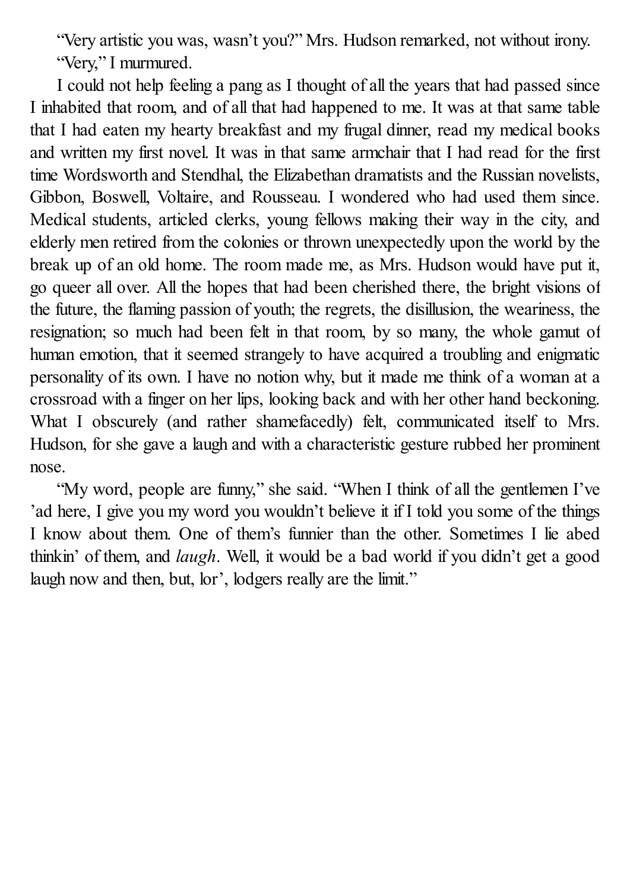"Very artistic you was, wasn't you?" Mrs. Hudson remarked, not without irony.

"Very," I murmured.

I could not help feeling a pang as I thought of all the years that had passed since I inhabited that room, and of all that had happened to me. It was at that same table that I had eaten my hearty breakfast and my frugal dinner, read my medical books and written my first novel. It was in that same armchair that I had read for the first time Wordsworth and Stendhal, the Elizabethan dramatists and the Russian novelists, Gibbon, Boswell, Voltaire, and Rousseau. I wondered who had used them since. Medical students, articled clerks, young fellows making their way in the city, and elderly men retired from the colonies or thrown unexpectedly upon the world by the break up of an old home. The room made me, as Mrs. Hudson would have put it, go queer all over. All the hopes that had been cherished there, the bright visions of the future, the flaming passion of youth; the regrets, the disillusion, the weariness, the resignation; so much had been felt in that room, by so many, the whole gamut of human emotion, that it seemed strangely to have acquired a troubling and enigmatic personality of its own. I have no notion why, but it made me think of a woman at a crossroad with a finger on her lips, looking back and with her other hand beckoning. What I obscurely (and rather shamefacedly) felt, communicated itself to Mrs. Hudson, for she gave a laugh and with a characteristic gesture rubbed her prominent nose.

"My word, people are funny," she said. "When I think of all the gentlemen I've 'ad here, I give you my word you wouldn't believe it if I told you some of the things I know about them. One of them's funnier than the other. Sometimes I lie abed thinkin' of them, and *laugh*. Well, it would be a bad world if you didn't get a good laugh now and then, but, lor', lodgers really are the limit."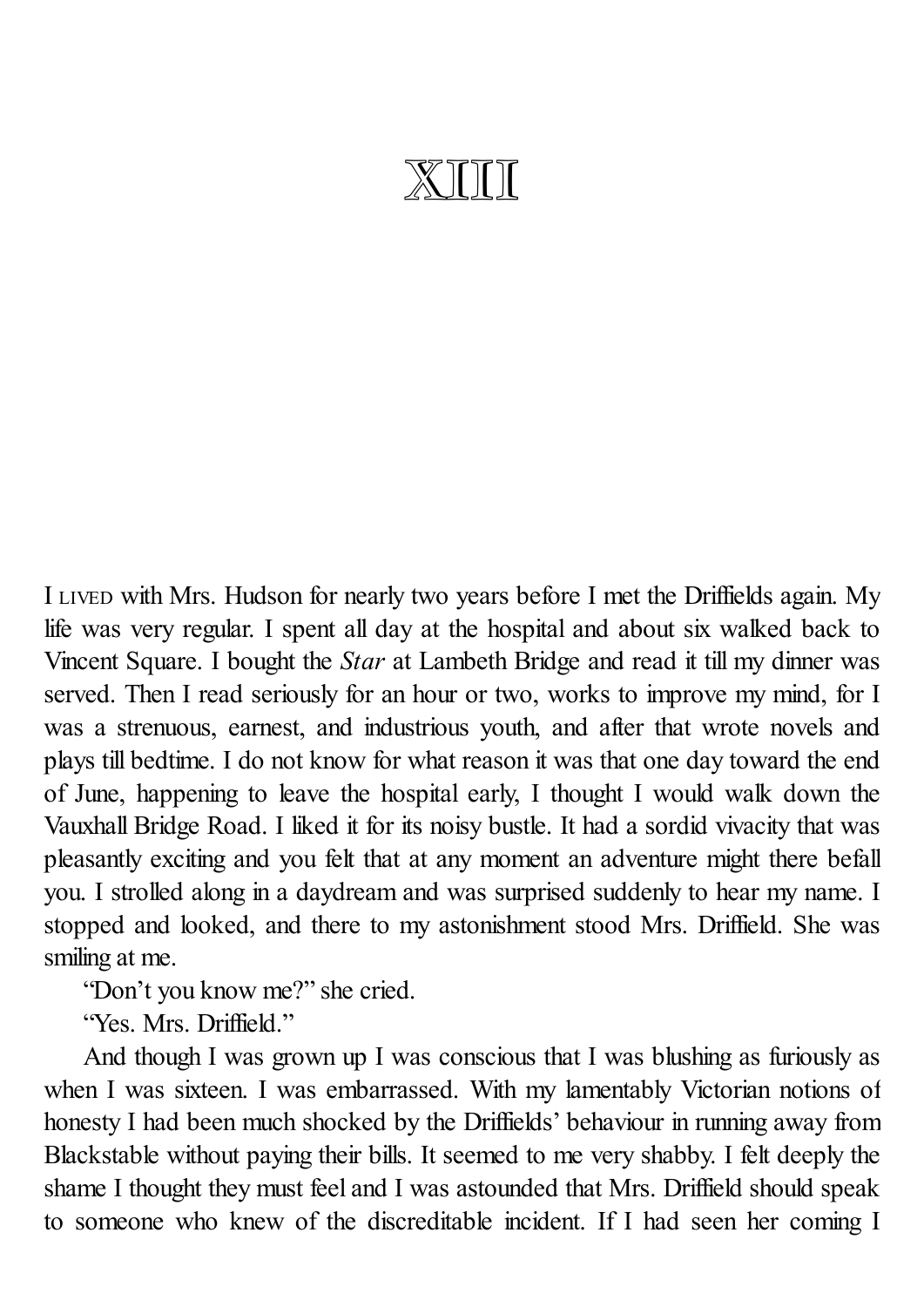# XIII

I LIVED with Mrs. Hudson for nearly two years before I met the Driffields again. My life was very regular. I spent all day at the hospital and about six walked back to Vincent Square. I bought the *Star* at Lambeth Bridge and read it till my dinner was served. Then I read seriously for an hour or two, works to improve my mind, for I was a strenuous, earnest, and industrious youth, and after that wrote novels and plays till bedtime. I do not know for what reason it was that one day toward the end of June, happening to leave the hospital early, I thought I would walk down the Vauxhall Bridge Road. I liked it for its noisy bustle. It had a sordid vivacity that was pleasantly exciting and you felt that at any moment an adventure might there befall you. I strolled along in a daydream and was surprised suddenly to hear my name. I stopped and looked, and there to my astonishment stood Mrs. Driffield. She was smiling at me.

"Don't you know me?" she cried.

"Yes. Mrs. Driffield."

And though I was grown up I was conscious that I was blushing as furiously as when I was sixteen. I was embarrassed. With my lamentably Victorian notions of honesty I had been much shocked by the Driffields' behaviour in running away from Blackstable without paying their bills. It seemed to me very shabby. I felt deeply the shame I thought they must feel and I was astounded that Mrs. Driffield should speak to someone who knew of the discreditable incident. If I had seen her coming I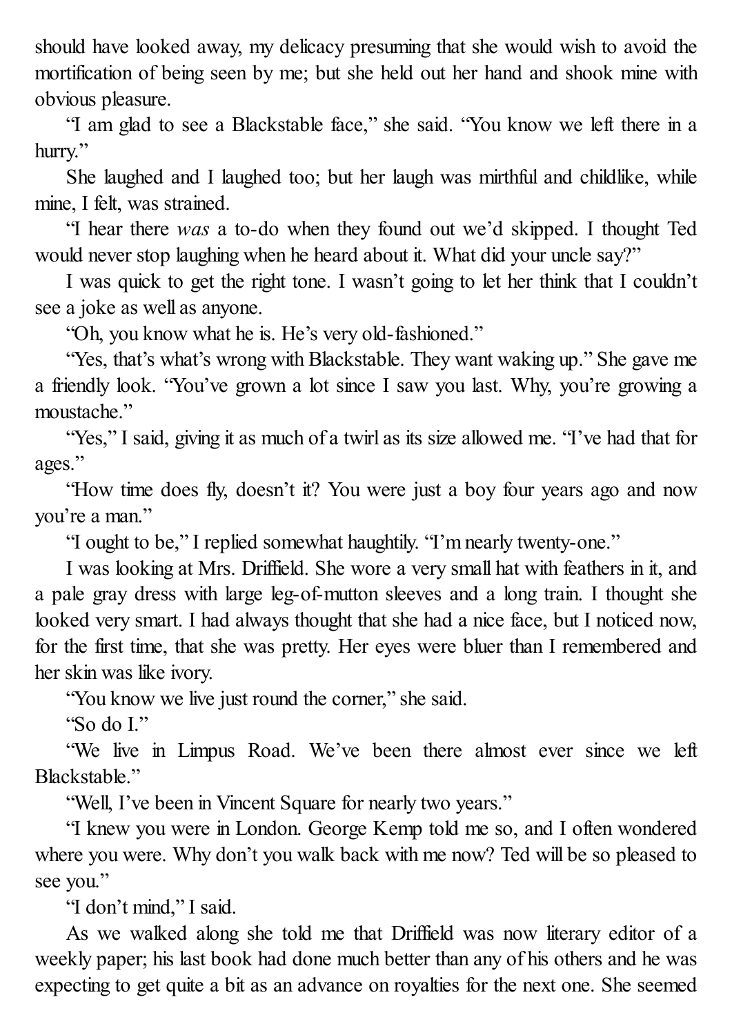should have looked away, my delicacy presuming that she would wish to avoid the mortification of being seen by me; but she held out her hand and shook mine with obvious pleasure.

"I am glad to see a Blackstable face," she said. "You know we left there in a hurry."

She laughed and I laughed too; but her laugh was mirthful and childlike, while mine, I felt, was strained.

"I hear there *was* a to-do when they found out we'd skipped. I thought Ted would never stop laughing when he heard about it. What did your uncle say?"

I was quick to get the right tone. I wasn't going to let her think that I couldn't see a joke as well as anyone.

"Oh, you know what he is. He's very old-fashioned."

"Yes, that's what's wrong with Blackstable. They want waking up." She gave me a friendly look. "You've grown a lot since I saw you last. Why, you're growing a moustache."

"Yes," I said, giving it as much of a twirl as its size allowed me. "I've had that for ages."

"How time does fly, doesn't it? You were just a boy four years ago and now you're a man."

"I ought to be," I replied somewhat haughtily. "I'm nearly twenty-one."

I was looking at Mrs. Driffield. She wore a very small hat with feathers in it, and a pale gray dress with large leg-of-mutton sleeves and a long train. I thought she looked very smart. I had always thought that she had a nice face, but I noticed now, for the first time, that she was pretty. Her eyes were bluer than I remembered and her skin was like ivory.

"You know we live just round the corner," she said.

"So do I."

"We live in Limpus Road. We've been there almost ever since we left Blackstable."

"Well, I've been in Vincent Square for nearly two years."

"I knew you were in London. George Kemp told me so, and I often wondered where you were. Why don't you walk back with me now? Ted will be so pleased to see you."

"I don't mind," I said.

As we walked along she told me that Driffield was now literary editor of a weekly paper; his last book had done much better than any of his others and he was expecting to get quite a bit as an advance on royalties for the next one. She seemed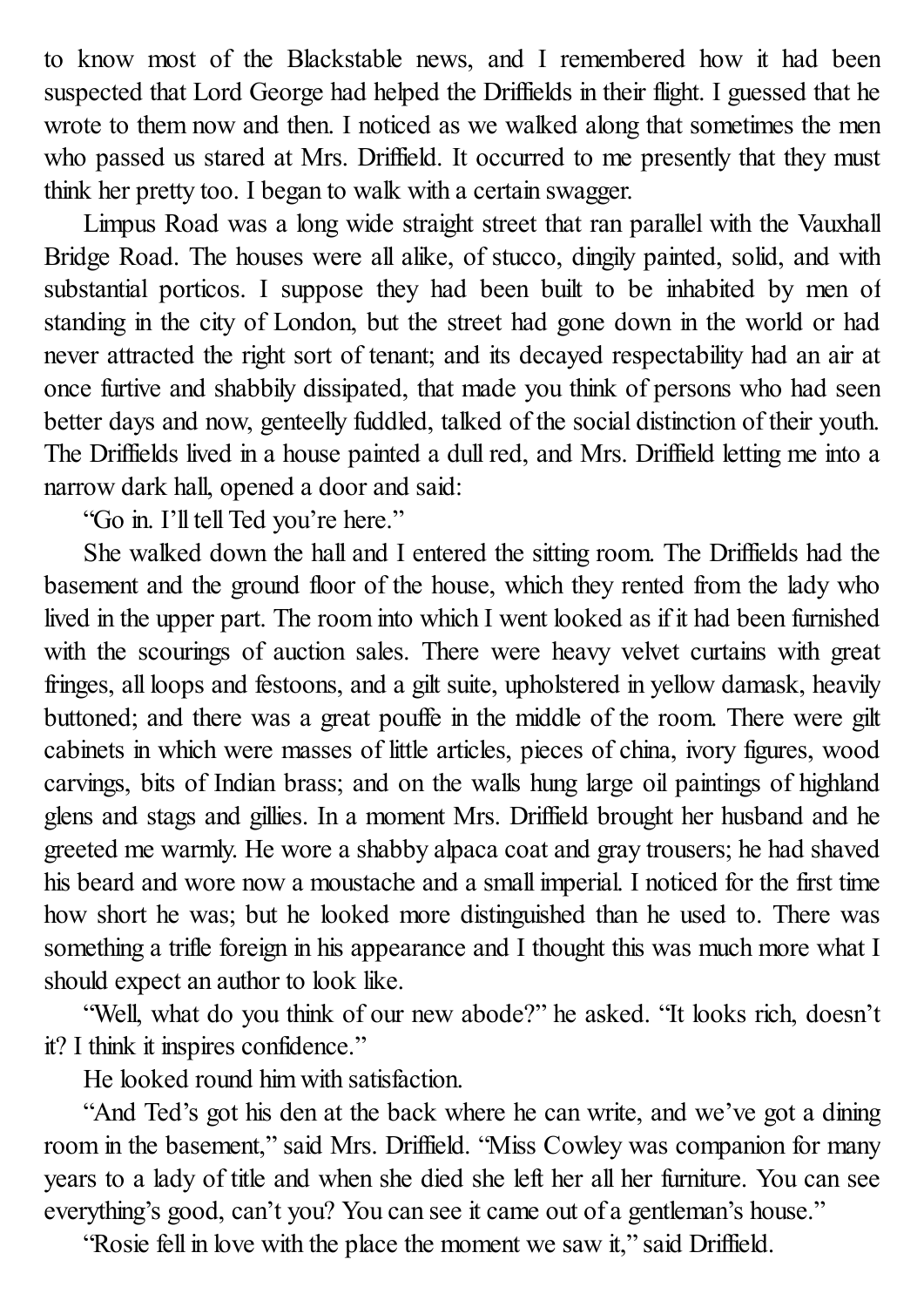to know most of the Blackstable news, and I remembered how it had been suspected that Lord George had helped the Driffields in their flight. I guessed that he wrote to them now and then. I noticed as we walked along that sometimes the men who passed us stared at Mrs. Driffield. It occurred to me presently that they must think her pretty too. I began to walk with a certain swagger.

Limpus Road was a long wide straight street that ran parallel with the Vauxhall Bridge Road. The houses were all alike, of stucco, dingily painted, solid, and with substantial porticos. I suppose they had been built to be inhabited by men of standing in the city of London, but the street had gone down in the world or had never attracted the right sort of tenant; and its decayed respectability had an air at once furtive and shabbily dissipated, that made you think of persons who had seen better days and now, genteelly fuddled, talked of the social distinction of their youth. The Driffields lived in a house painted a dull red, and Mrs. Driffield letting me into a narrow dark hall, opened a door and said:

"Go in. I'll tell Ted you're here."

She walked down the hall and I entered the sitting room. The Driffields had the basement and the ground floor of the house, which they rented from the lady who lived in the upper part. The room into which I went looked as if it had been furnished with the scourings of auction sales. There were heavy velvet curtains with great fringes, all loops and festoons, and a gilt suite, upholstered in yellow damask, heavily buttoned; and there was a great pouffe in the middle of the room. There were gilt cabinets in which were masses of little articles, pieces of china, ivory figures, wood carvings, bits of Indian brass; and on the walls hung large oil paintings of highland glens and stags and gillies. In a moment Mrs. Driffield brought her husband and he greeted me warmly. He wore a shabby alpaca coat and gray trousers; he had shaved his beard and wore now a moustache and a small imperial. I noticed for the first time how short he was; but he looked more distinguished than he used to. There was something a trifle foreign in his appearance and I thought this was much more what I should expect an author to look like.

"Well, what do you think of our new abode?" he asked. "It looks rich, doesn't it? I think it inspires confidence."

He looked round him with satisfaction.

"And Ted's got his den at the back where he can write, and we've got a dining room in the basement," said Mrs. Driffield. "Miss Cowley was companion for many years to a lady of title and when she died she left her all her furniture. You can see everything's good, can't you? You can see it came out of a gentleman's house."

"Rosie fell in love with the place the moment we saw it," said Driffield.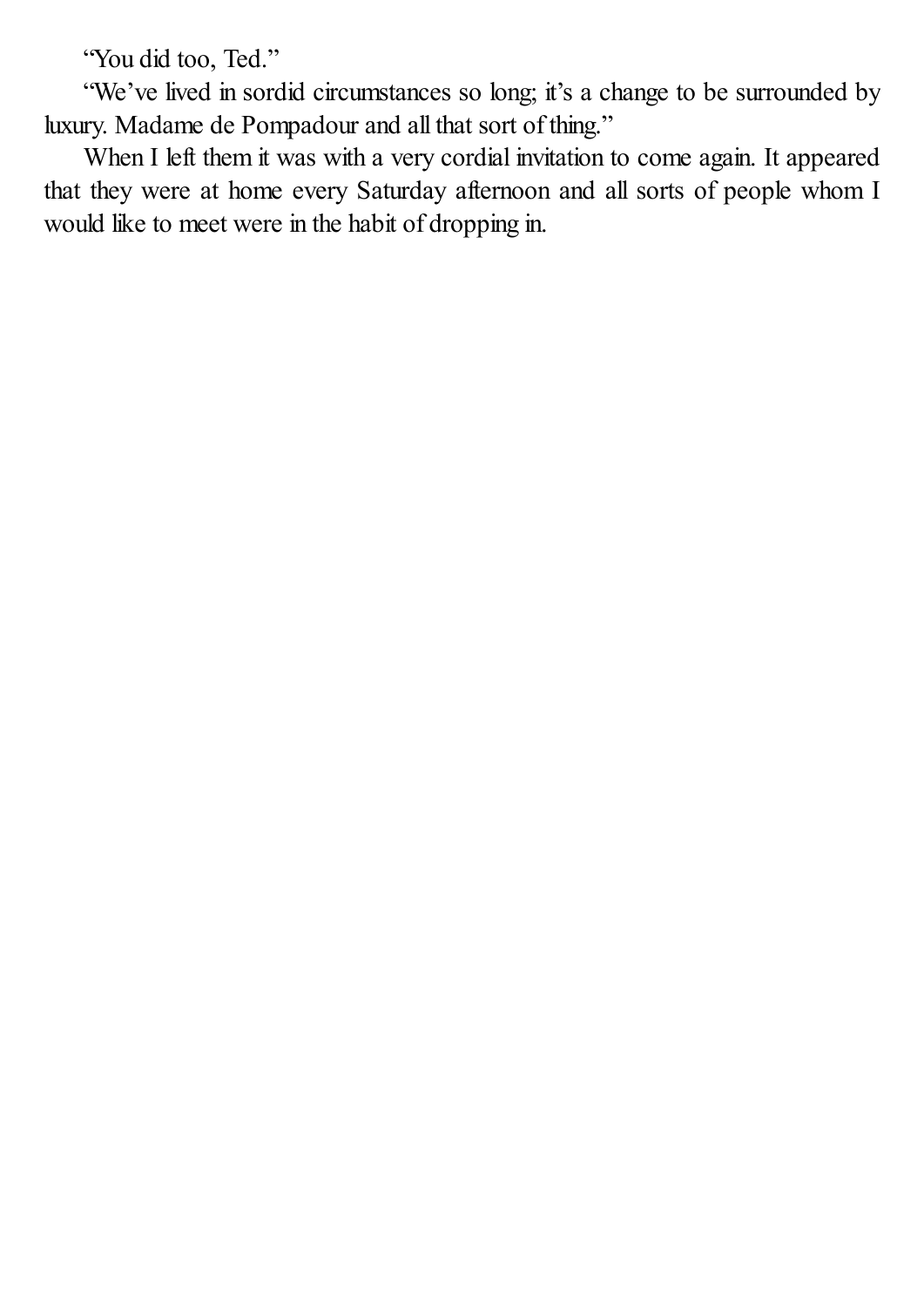"You did too, Ted."

"We've lived in sordid circumstances so long; it's a change to be surrounded by luxury. Madame de Pompadour and all that sort of thing."

When I left them it was with a very cordial invitation to come again. It appeared that they were at home every Saturday afternoon and all sorts of people whom I would like to meet were in the habit of dropping in.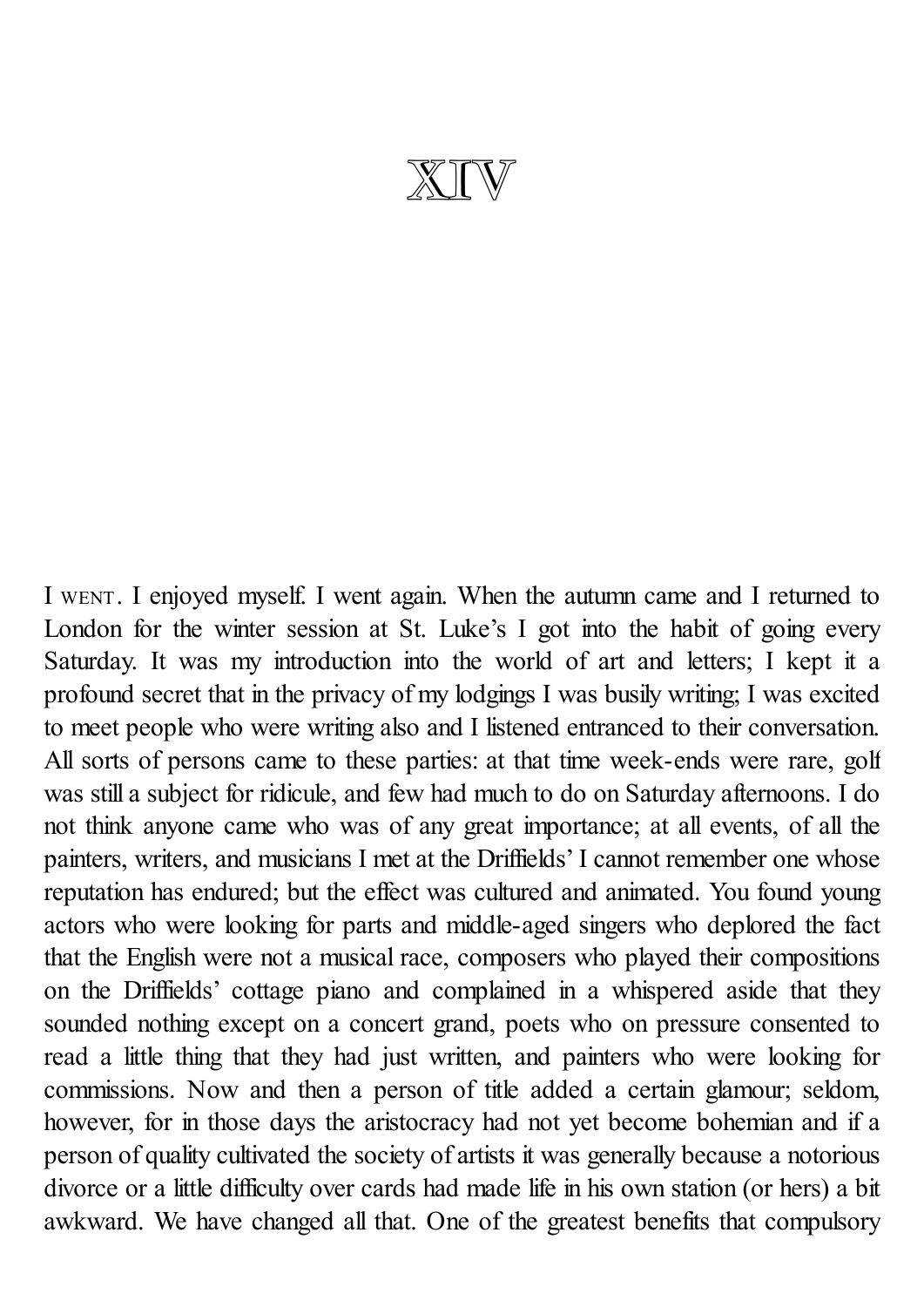# XIV

I WENT. I enjoyed myself. I went again. When the autumn came and I returned to London for the winter session at St. Luke's I got into the habit of going every Saturday. It was my introduction into the world of art and letters; I kept it a profound secret that in the privacy of my lodgings I was busily writing; I was excited to meet people who were writing also and I listened entranced to their conversation. All sorts of persons came to these parties: at that time week-ends were rare, golf was still a subject for ridicule, and few had much to do on Saturday afternoons. I do not think anyone came who was of any great importance; at all events, of all the painters, writers, and musicians I met at the Driffields' I cannot remember one whose reputation has endured; but the effect was cultured and animated. You found young actors who were looking for parts and middle-aged singers who deplored the fact that the English were not a musical race, composers who played their compositions on the Driffields' cottage piano and complained in a whispered aside that they sounded nothing except on a concert grand, poets who on pressure consented to read a little thing that they had just written, and painters who were looking for commissions. Now and then a person of title added a certain glamour; seldom, however, for in those days the aristocracy had not yet become bohemian and if a person of quality cultivated the society of artists it was generally because a notorious divorce or a little difficulty over cards had made life in his own station (or hers) a bit awkward. We have changed all that. One of the greatest benefits that compulsory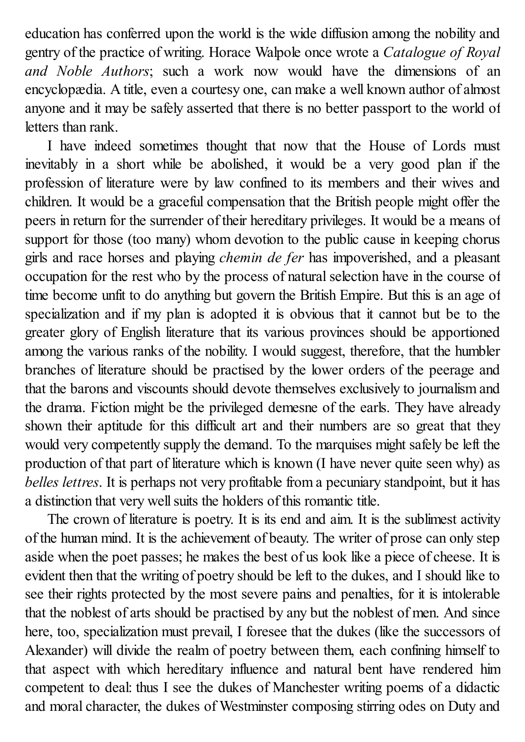education has conferred upon the world is the wide diffusion among the nobility and gentry of the practice of writing. Horace Walpole once wrote a *Catalogue of Royal and Noble Authors*; such a work now would have the dimensions of an encyclopædia. A title, even a courtesy one, can make a well known author of almost anyone and it may be safely asserted that there is no better passport to the world of letters than rank.

I have indeed sometimes thought that now that the House of Lords must inevitably in a short while be abolished, it would be a very good plan if the profession of literature were by law confined to its members and their wives and children. It would be a graceful compensation that the British people might offer the peers in return for the surrender of their hereditary privileges. It would be a means of support for those (too many) whom devotion to the public cause in keeping chorus girls and race horses and playing *chemin de fer* has impoverished, and a pleasant occupation for the rest who by the process of natural selection have in the course of time become unfit to do anything but govern the British Empire. But this is an age of specialization and if my plan is adopted it is obvious that it cannot but be to the greater glory of English literature that its various provinces should be apportioned among the various ranks of the nobility. I would suggest, therefore, that the humbler branches of literature should be practised by the lower orders of the peerage and that the barons and viscounts should devote themselves exclusively to journalism and the drama. Fiction might be the privileged demesne of the earls. They have already shown their aptitude for this difficult art and their numbers are so great that they would very competently supply the demand. To the marquises might safely be left the production of that part of literature which is known (I have never quite seen why) as *belles lettres*. It is perhaps not very profitable from a pecuniary standpoint, but it has a distinction that very well suits the holders of this romantic title.

The crown of literature is poetry. It is its end and aim. It is the sublimest activity of the human mind. It is the achievement of beauty. The writer of prose can only step aside when the poet passes; he makes the best of us look like a piece of cheese. It is evident then that the writing of poetry should be left to the dukes, and I should like to see their rights protected by the most severe pains and penalties, for it is intolerable that the noblest of arts should be practised by any but the noblest of men. And since here, too, specialization must prevail, I foresee that the dukes (like the successors of Alexander) will divide the realm of poetry between them, each confining himself to that aspect with which hereditary influence and natural bent have rendered him competent to deal: thus I see the dukes of Manchester writing poems of a didactic and moral character, the dukes of Westminster composing stirring odes on Duty and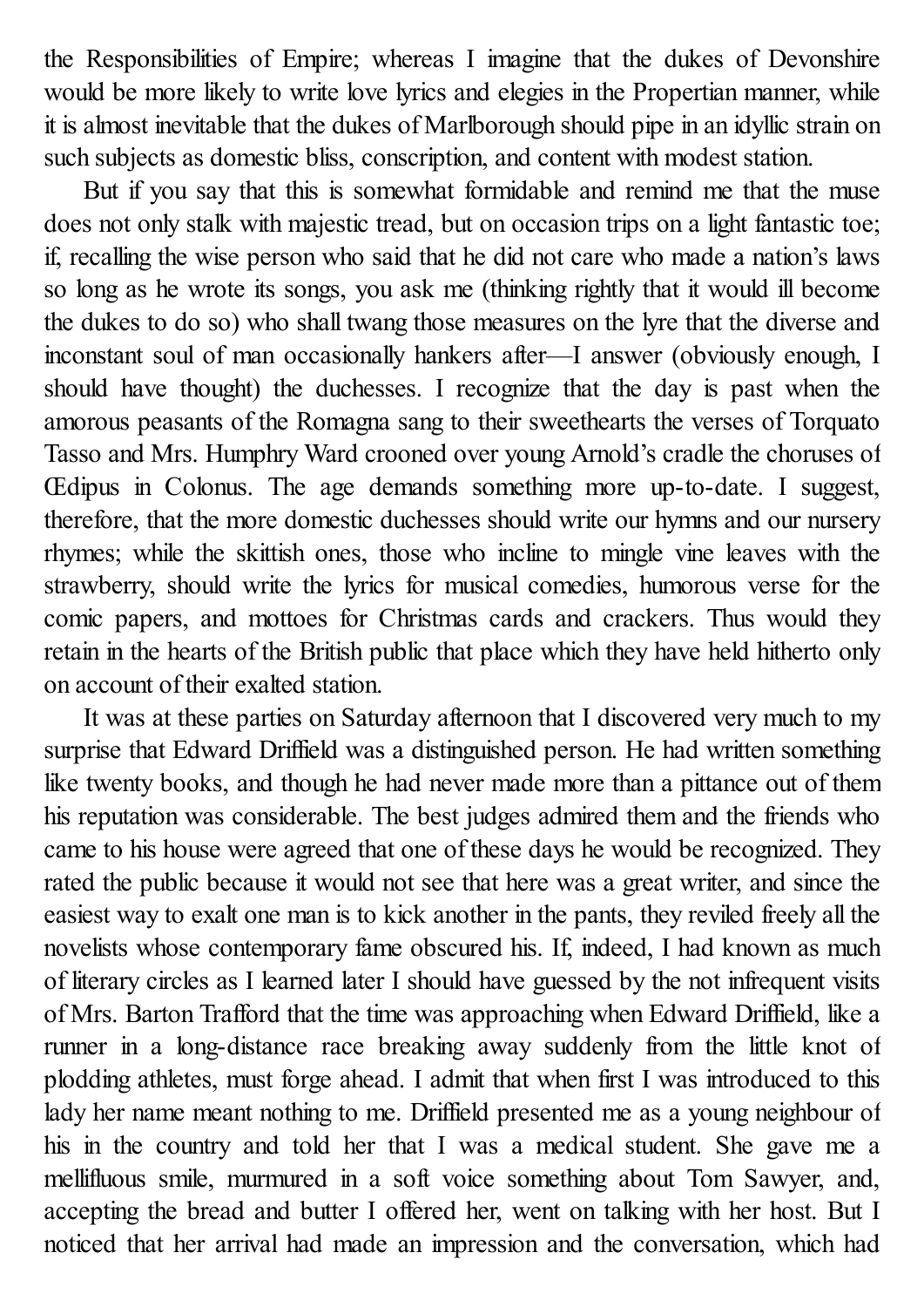the Responsibilities of Empire; whereas I imagine that the dukes of Devonshire would be more likely to write love lyrics and elegies in the Propertian manner, while it is almost inevitable that the dukes of Marlborough should pipe in an idyllic strain on such subjects as domestic bliss, conscription, and content with modest station.

But if you say that this is somewhat formidable and remind me that the muse does not only stalk with majestic tread, but on occasion trips on a light fantastic toe; if, recalling the wise person who said that he did not care who made a nation's laws so long as he wrote its songs, you ask me (thinking rightly that it would ill become the dukes to do so) who shall twang those measures on the lyre that the diverse and inconstant soul of man occasionally hankers after—I answer (obviously enough, I should have thought) the duchesses. I recognize that the day is past when the amorous peasants of the Romagna sang to their sweethearts the verses of Torquato Tasso and Mrs. Humphry Ward crooned over young Arnold's cradle the choruses of Œdipus in Colonus. The age demands something more up-to-date. I suggest, therefore, that the more domestic duchesses should write our hymns and our nursery rhymes; while the skittish ones, those who incline to mingle vine leaves with the strawberry, should write the lyrics for musical comedies, humorous verse for the comic papers, and mottoes for Christmas cards and crackers. Thus would they retain in the hearts of the British public that place which they have held hitherto only on account of their exalted station.

It was at these parties on Saturday afternoon that I discovered very much to my surprise that Edward Driffield was a distinguished person. He had written something like twenty books, and though he had never made more than a pittance out of them his reputation was considerable. The best judges admired them and the friends who came to his house were agreed that one of these days he would be recognized. They rated the public because it would not see that here was a great writer, and since the easiest way to exalt one man is to kick another in the pants, they reviled freely all the novelists whose contemporary fame obscured his. If, indeed, I had known as much of literary circles as I learned later I should have guessed by the not infrequent visits of Mrs. Barton Trafford that the time was approaching when Edward Driffield, like a runner in a long-distance race breaking away suddenly from the little knot of plodding athletes, must forge ahead. I admit that when first I was introduced to this lady her name meant nothing to me. Driffield presented me as a young neighbour of his in the country and told her that I was a medical student. She gave me a mellifluous smile, murmured in a soft voice something about Tom Sawyer, and, accepting the bread and butter I offered her, went on talking with her host. But I noticed that her arrival had made an impression and the conversation, which had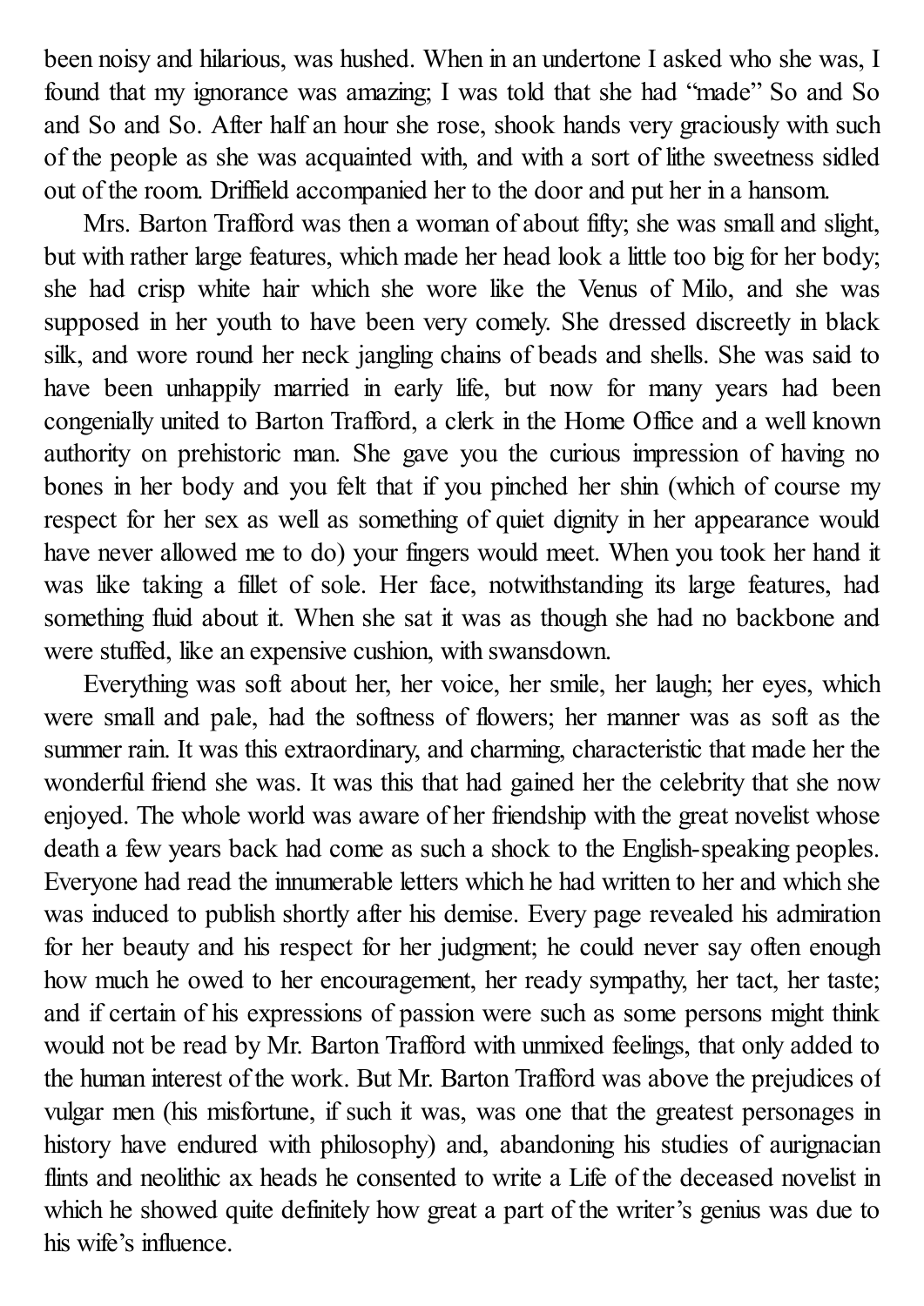been noisy and hilarious, was hushed. When in an undertone I asked who she was, I found that my ignorance was amazing; I was told that she had "made" So and So and So and So. After half an hour she rose, shook hands very graciously with such of the people as she was acquainted with, and with a sort of lithe sweetness sidled out of the room. Driffield accompanied her to the door and put her in a hansom.

Mrs. Barton Trafford was then a woman of about fifty; she was small and slight, but with rather large features, which made her head look a little too big for her body; she had crisp white hair which she wore like the Venus of Milo, and she was supposed in her youth to have been very comely. She dressed discreetly in black silk, and wore round her neck jangling chains of beads and shells. She was said to have been unhappily married in early life, but now for many years had been congenially united to Barton Trafford, a clerk in the Home Office and a well known authority on prehistoric man. She gave you the curious impression of having no bones in her body and you felt that if you pinched her shin (which of course my respect for her sex as well as something of quiet dignity in her appearance would have never allowed me to do) your fingers would meet. When you took her hand it was like taking a fillet of sole. Her face, notwithstanding its large features, had something fluid about it. When she sat it was as though she had no backbone and were stuffed, like an expensive cushion, with swansdown.

Everything was soft about her, her voice, her smile, her laugh; her eyes, which were small and pale, had the softness of flowers; her manner was as soft as the summer rain. It was this extraordinary, and charming, characteristic that made her the wonderful friend she was. It was this that had gained her the celebrity that she now enjoyed. The whole world was aware of her friendship with the great novelist whose death a few years back had come as such a shock to the English-speaking peoples. Everyone had read the innumerable letters which he had written to her and which she was induced to publish shortly after his demise. Every page revealed his admiration for her beauty and his respect for her judgment; he could never say often enough how much he owed to her encouragement, her ready sympathy, her tact, her taste; and if certain of his expressions of passion were such as some persons might think would not be read by Mr. Barton Trafford with unmixed feelings, that only added to the human interest of the work. But Mr. Barton Trafford was above the prejudices of vulgar men (his misfortune, if such it was, was one that the greatest personages in history have endured with philosophy) and, abandoning his studies of aurignacian flints and neolithic ax heads he consented to write a Life of the deceased novelist in which he showed quite definitely how great a part of the writer's genius was due to his wife's influence.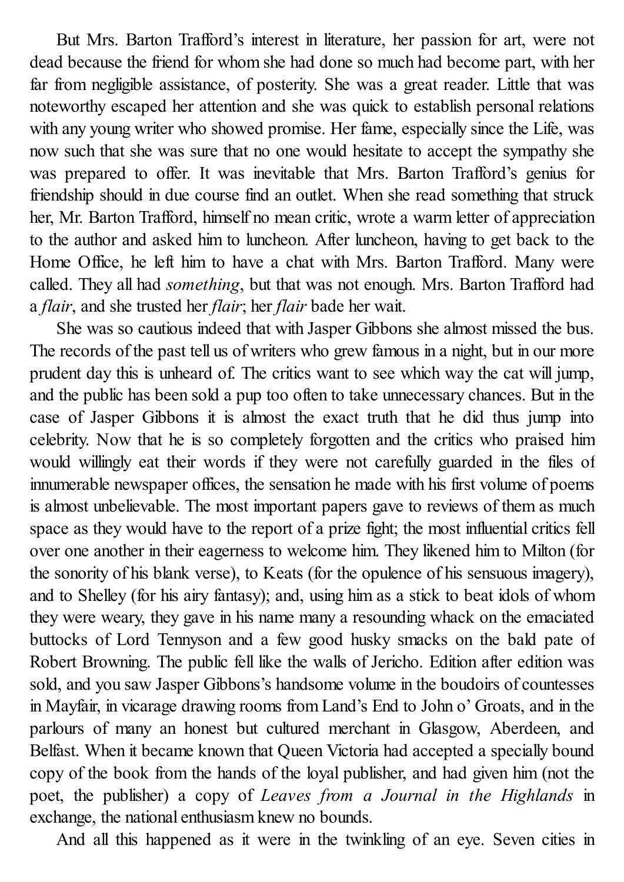But Mrs. Barton Trafford's interest in literature, her passion for art, were not dead because the friend for whom she had done so much had become part, with her far from negligible assistance, of posterity. She was a great reader. Little that was noteworthy escaped her attention and she was quick to establish personal relations with any young writer who showed promise. Her fame, especially since the Life, was now such that she was sure that no one would hesitate to accept the sympathy she was prepared to offer. It was inevitable that Mrs. Barton Trafford's genius for friendship should in due course find an outlet. When she read something that struck her, Mr. Barton Trafford, himself no mean critic, wrote a warm letter of appreciation to the author and asked him to luncheon. After luncheon, having to get back to the Home Office, he left him to have a chat with Mrs. Barton Trafford. Many were called. They all had *something*, but that was not enough. Mrs. Barton Trafford had a *flair*, and she trusted her *flair*; her *flair* bade her wait.

She was so cautious indeed that with Jasper Gibbons she almost missed the bus. The records of the past tell us of writers who grew famous in a night, but in our more prudent day this is unheard of. The critics want to see which way the cat will jump, and the public has been sold a pup too often to take unnecessary chances. But in the case of Jasper Gibbons it is almost the exact truth that he did thus jump into celebrity. Now that he is so completely forgotten and the critics who praised him would willingly eat their words if they were not carefully guarded in the files of innumerable newspaper offices, the sensation he made with his first volume of poems is almost unbelievable. The most important papers gave to reviews of them as much space as they would have to the report of a prize fight; the most influential critics fell over one another in their eagerness to welcome him. They likened him to Milton (for the sonority of his blank verse), to Keats (for the opulence of his sensuous imagery), and to Shelley (for his airy fantasy); and, using him as a stick to beat idols of whom they were weary, they gave in his name many a resounding whack on the emaciated buttocks of Lord Tennyson and a few good husky smacks on the bald pate of Robert Browning. The public fell like the walls of Jericho. Edition after edition was sold, and you saw Jasper Gibbons's handsome volume in the boudoirs of countesses in Mayfair, in vicarage drawing rooms from Land's End to John o' Groats, and in the parlours of many an honest but cultured merchant in Glasgow, Aberdeen, and Belfast. When it became known that Queen Victoria had accepted a specially bound copy of the book from the hands of the loyal publisher, and had given him (not the poet, the publisher) a copy of *Leaves from a Journal in the Highlands* in exchange, the national enthusiasm knew no bounds.

And all this happened as it were in the twinkling of an eye. Seven cities in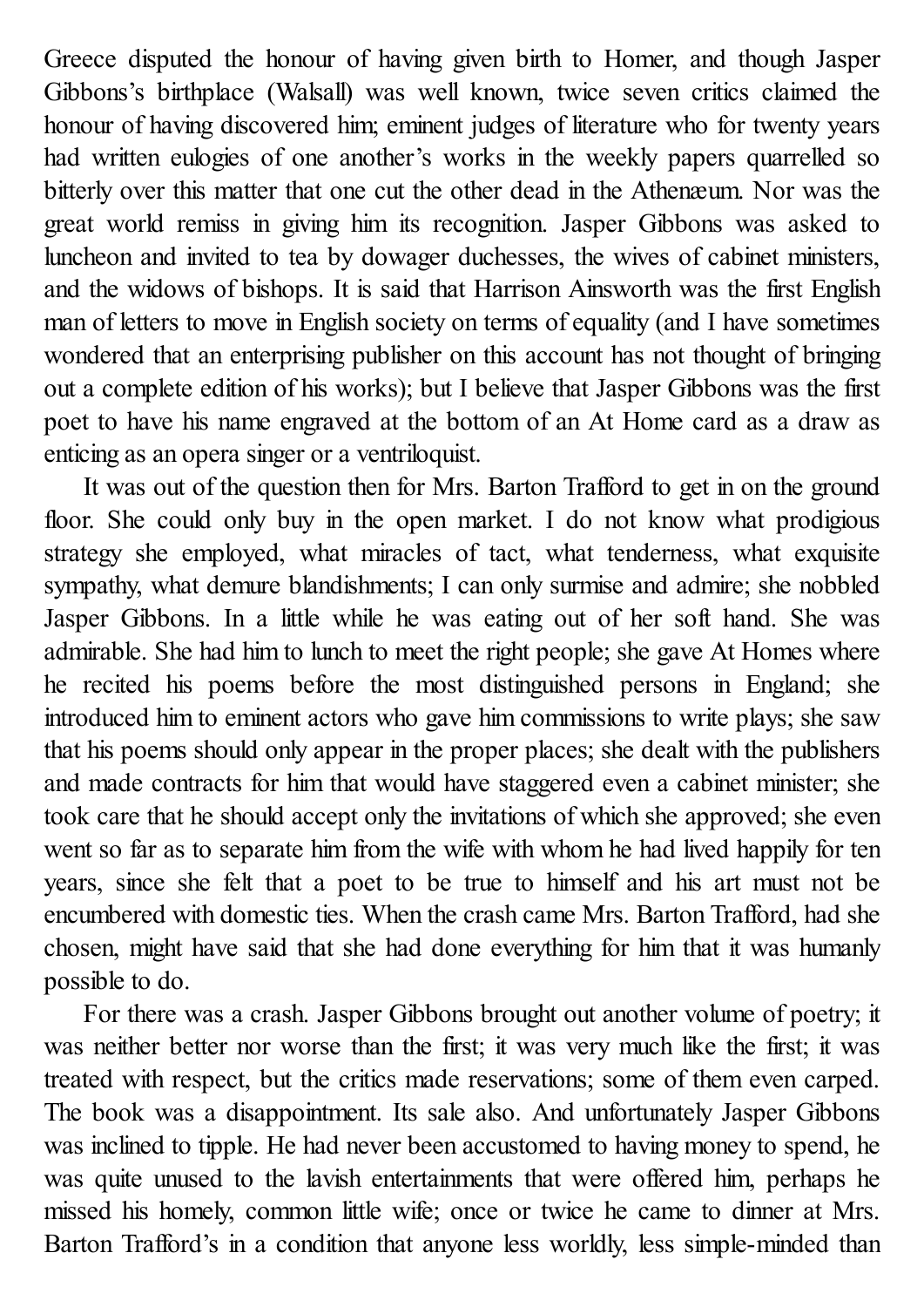Greece disputed the honour of having given birth to Homer, and though Jasper Gibbons's birthplace (Walsall) was well known, twice seven critics claimed the honour of having discovered him; eminent judges of literature who for twenty years had written eulogies of one another's works in the weekly papers quarrelled so bitterly over this matter that one cut the other dead in the Athenæum. Nor was the great world remiss in giving him its recognition. Jasper Gibbons was asked to luncheon and invited to tea by dowager duchesses, the wives of cabinet ministers, and the widows of bishops. It is said that Harrison Ainsworth was the first English man of letters to move in English society on terms of equality (and I have sometimes wondered that an enterprising publisher on this account has not thought of bringing out a complete edition of his works); but I believe that Jasper Gibbons was the first poet to have his name engraved at the bottom of an At Home card as a draw as enticing as an opera singer or a ventriloquist.

It was out of the question then for Mrs. Barton Trafford to get in on the ground floor. She could only buy in the open market. I do not know what prodigious strategy she employed, what miracles of tact, what tenderness, what exquisite sympathy, what demure blandishments; I can only surmise and admire; she nobbled Jasper Gibbons. In a little while he was eating out of her soft hand. She was admirable. She had him to lunch to meet the right people; she gave At Homes where he recited his poems before the most distinguished persons in England; she introduced him to eminent actors who gave him commissions to write plays; she saw that his poems should only appear in the proper places; she dealt with the publishers and made contracts for him that would have staggered even a cabinet minister; she took care that he should accept only the invitations of which she approved; she even went so far as to separate him from the wife with whom he had lived happily for ten years, since she felt that a poet to be true to himself and his art must not be encumbered with domestic ties. When the crash came Mrs. Barton Trafford, had she chosen, might have said that she had done everything for him that it was humanly possible to do.

For there was a crash. Jasper Gibbons brought out another volume of poetry; it was neither better nor worse than the first; it was very much like the first; it was treated with respect, but the critics made reservations; some of them even carped. The book was a disappointment. Its sale also. And unfortunately Jasper Gibbons was inclined to tipple. He had never been accustomed to having money to spend, he was quite unused to the lavish entertainments that were offered him, perhaps he missed his homely, common little wife; once or twice he came to dinner at Mrs. Barton Trafford's in a condition that anyone less worldly, less simple-minded than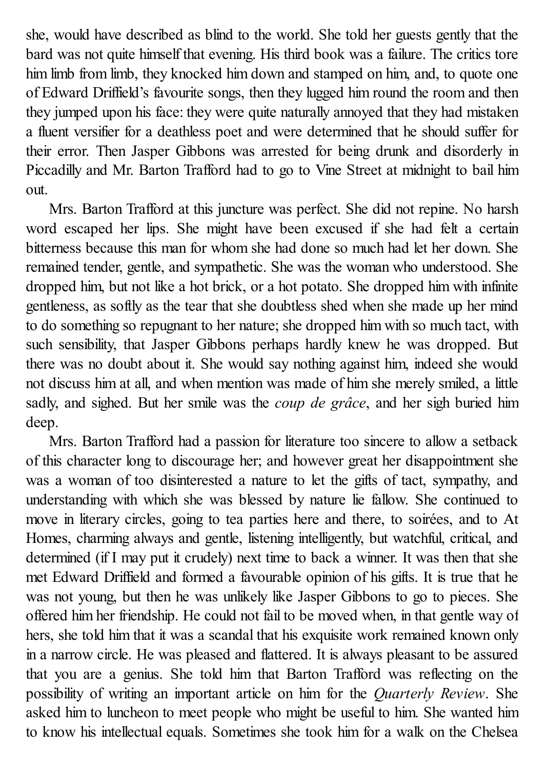she, would have described as blind to the world. She told her guests gently that the bard was not quite himself that evening. His third book was a failure. The critics tore him limb from limb, they knocked him down and stamped on him, and, to quote one of Edward Driffield's favourite songs, then they lugged him round the room and then they jumped upon his face: they were quite naturally annoyed that they had mistaken a fluent versifier for a deathless poet and were determined that he should suffer for their error. Then Jasper Gibbons was arrested for being drunk and disorderly in Piccadilly and Mr. Barton Trafford had to go to Vine Street at midnight to bail him out.

Mrs. Barton Trafford at this juncture was perfect. She did not repine. No harsh word escaped her lips. She might have been excused if she had felt a certain bitterness because this man for whom she had done so much had let her down. She remained tender, gentle, and sympathetic. She was the woman who understood. She dropped him, but not like a hot brick, or a hot potato. She dropped him with infinite gentleness, as softly as the tear that she doubtless shed when she made up her mind to do something so repugnant to her nature; she dropped him with so much tact, with such sensibility, that Jasper Gibbons perhaps hardly knew he was dropped. But there was no doubt about it. She would say nothing against him, indeed she would not discuss him at all, and when mention was made of him she merely smiled, a little sadly, and sighed. But her smile was the *coup de grâce*, and her sigh buried him deep.

Mrs. Barton Trafford had a passion for literature too sincere to allow a setback of this character long to discourage her; and however great her disappointment she was a woman of too disinterested a nature to let the gifts of tact, sympathy, and understanding with which she was blessed by nature lie fallow. She continued to move in literary circles, going to tea parties here and there, to soirées, and to At Homes, charming always and gentle, listening intelligently, but watchful, critical, and determined (if I may put it crudely) next time to back a winner. It was then that she met Edward Driffield and formed a favourable opinion of his gifts. It is true that he was not young, but then he was unlikely like Jasper Gibbons to go to pieces. She offered him her friendship. He could not fail to be moved when, in that gentle way of hers, she told him that it was a scandal that his exquisite work remained known only in a narrow circle. He was pleased and flattered. It is always pleasant to be assured that you are a genius. She told him that Barton Trafford was reflecting on the possibility of writing an important article on him for the *Quarterly Review*. She asked him to luncheon to meet people who might be useful to him. She wanted him to know his intellectual equals. Sometimes she took him for a walk on the Chelsea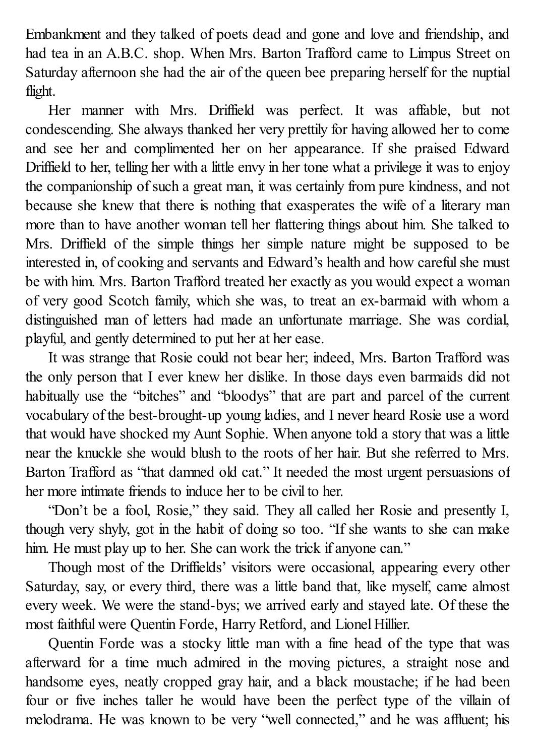Embankment and they talked of poets dead and gone and love and friendship, and had tea in an A.B.C. shop. When Mrs. Barton Trafford came to Limpus Street on Saturday afternoon she had the air of the queen bee preparing herself for the nuptial flight.

Her manner with Mrs. Driffield was perfect. It was affable, but not condescending. She always thanked her very prettily for having allowed her to come and see her and complimented her on her appearance. If she praised Edward Driffield to her, telling her with a little envy in her tone what a privilege it was to enjoy the companionship of such a great man, it was certainly from pure kindness, and not because she knew that there is nothing that exasperates the wife of a literary man more than to have another woman tell her flattering things about him. She talked to Mrs. Driffield of the simple things her simple nature might be supposed to be interested in, of cooking and servants and Edward's health and how careful she must be with him. Mrs. Barton Trafford treated her exactly as you would expect a woman of very good Scotch family, which she was, to treat an ex-barmaid with whom a distinguished man of letters had made an unfortunate marriage. She was cordial, playful, and gently determined to put her at her ease.

It was strange that Rosie could not bear her; indeed, Mrs. Barton Trafford was the only person that I ever knew her dislike. In those days even barmaids did not habitually use the "bitches" and "bloodys" that are part and parcel of the current vocabulary of the best-brought-up young ladies, and I never heard Rosie use a word that would have shocked my Aunt Sophie. When anyone told a story that was a little near the knuckle she would blush to the roots of her hair. But she referred to Mrs. Barton Trafford as "that damned old cat." It needed the most urgent persuasions of her more intimate friends to induce her to be civil to her.

"Don't be a fool, Rosie," they said. They all called her Rosie and presently I, though very shyly, got in the habit of doing so too. "If she wants to she can make him. He must play up to her. She can work the trick if anyone can."

Though most of the Driffields' visitors were occasional, appearing every other Saturday, say, or every third, there was a little band that, like myself, came almost every week. We were the stand-bys; we arrived early and stayed late. Of these the most faithful were Quentin Forde, Harry Retford, and Lionel Hillier.

Quentin Forde was a stocky little man with a fine head of the type that was afterward for a time much admired in the moving pictures, a straight nose and handsome eyes, neatly cropped gray hair, and a black moustache; if he had been four or five inches taller he would have been the perfect type of the villain of melodrama. He was known to be very "well connected," and he was affluent; his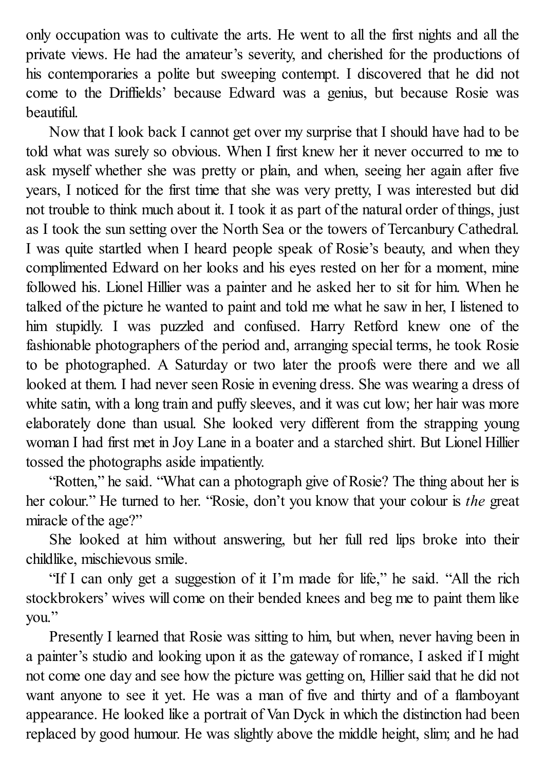only occupation was to cultivate the arts. He went to all the first nights and all the private views. He had the amateur's severity, and cherished for the productions of his contemporaries a polite but sweeping contempt. I discovered that he did not come to the Driffields' because Edward was a genius, but because Rosie was beautiful.

Now that I look back I cannot get over my surprise that I should have had to be told what was surely so obvious. When I first knew her it never occurred to me to ask myself whether she was pretty or plain, and when, seeing her again after five years, I noticed for the first time that she was very pretty, I was interested but did not trouble to think much about it. I took it as part of the natural order of things, just as I took the sun setting over the North Sea or the towers of Tercanbury Cathedral. I was quite startled when I heard people speak of Rosie's beauty, and when they complimented Edward on her looks and his eyes rested on her for a moment, mine followed his. Lionel Hillier was a painter and he asked her to sit for him. When he talked of the picture he wanted to paint and told me what he saw in her, I listened to him stupidly. I was puzzled and confused. Harry Retford knew one of the fashionable photographers of the period and, arranging special terms, he took Rosie to be photographed. A Saturday or two later the proofs were there and we all looked at them. I had never seen Rosie in evening dress. She was wearing a dress of white satin, with a long train and puffy sleeves, and it was cut low; her hair was more elaborately done than usual. She looked very different from the strapping young woman I had first met in Joy Lane in a boater and a starched shirt. But Lionel Hillier tossed the photographs aside impatiently.

"Rotten," he said. "What can a photograph give of Rosie? The thing about her is her colour." He turned to her. "Rosie, don't you know that your colour is *the* great miracle of the age?"

She looked at him without answering, but her full red lips broke into their childlike, mischievous smile.

"If I can only get a suggestion of it I'm made for life," he said. "All the rich stockbrokers' wives will come on their bended knees and beg me to paint them like you."

Presently I learned that Rosie was sitting to him, but when, never having been in a painter's studio and looking upon it as the gateway of romance, I asked if I might not come one day and see how the picture was getting on, Hillier said that he did not want anyone to see it yet. He was a man of five and thirty and of a flamboyant appearance. He looked like a portrait of Van Dyck in which the distinction had been replaced by good humour. He was slightly above the middle height, slim; and he had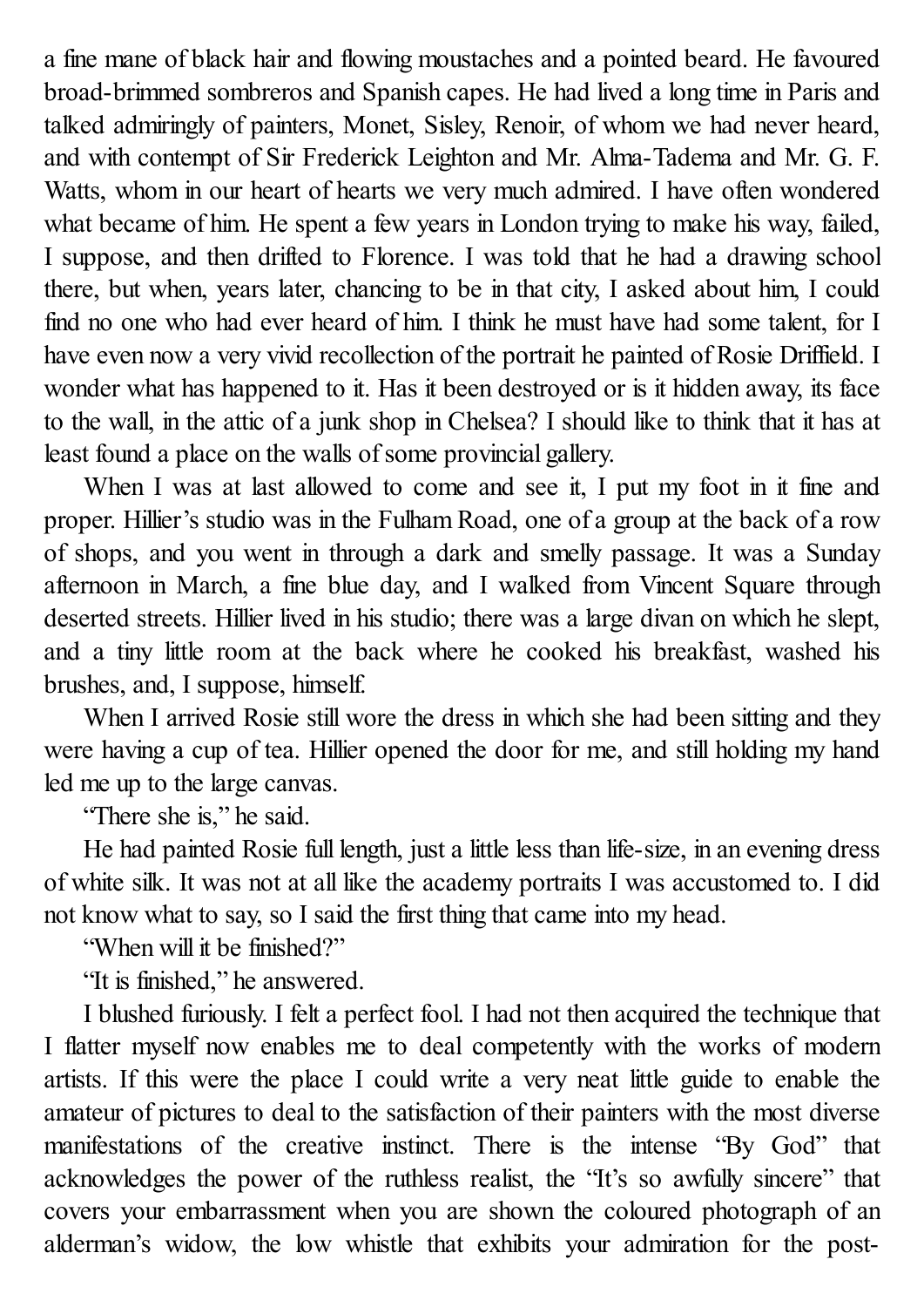a fine mane of black hair and flowing moustaches and a pointed beard. He favoured broad-brimmed sombreros and Spanish capes. He had lived a long time in Paris and talked admiringly of painters, Monet, Sisley, Renoir, of whom we had never heard, and with contempt of Sir Frederick Leighton and Mr. Alma-Tadema and Mr. G. F. Watts, whom in our heart of hearts we very much admired. I have often wondered what became of him. He spent a few years in London trying to make his way, failed, I suppose, and then drifted to Florence. I was told that he had a drawing school there, but when, years later, chancing to be in that city, I asked about him, I could find no one who had ever heard of him. I think he must have had some talent, for I have even now a very vivid recollection of the portrait he painted of Rosie Driffield. I wonder what has happened to it. Has it been destroyed or is it hidden away, its face to the wall, in the attic of a junk shop in Chelsea? I should like to think that it has at least found a place on the walls of some provincial gallery.

When I was at last allowed to come and see it, I put my foot in it fine and proper. Hillier's studio was in the Fulham Road, one of a group at the back of a row of shops, and you went in through a dark and smelly passage. It was a Sunday afternoon in March, a fine blue day, and I walked from Vincent Square through deserted streets. Hillier lived in his studio; there was a large divan on which he slept, and a tiny little room at the back where he cooked his breakfast, washed his brushes, and, I suppose, himself.

When I arrived Rosie still wore the dress in which she had been sitting and they were having a cup of tea. Hillier opened the door for me, and still holding my hand led me up to the large canvas.

"There she is," he said.

He had painted Rosie full length, just a little less than life-size, in an evening dress of white silk. It was not at all like the academy portraits I was accustomed to. I did not know what to say, so I said the first thing that came into my head.

"When will it be finished?"

"It is finished," he answered.

I blushed furiously. I felt a perfect fool. I had not then acquired the technique that I flatter myself now enables me to deal competently with the works of modern artists. If this were the place I could write a very neat little guide to enable the amateur of pictures to deal to the satisfaction of their painters with the most diverse manifestations of the creative instinct. There is the intense "By God" that acknowledges the power of the ruthless realist, the "It's so awfully sincere" that covers your embarrassment when you are shown the coloured photograph of an alderman's widow, the low whistle that exhibits your admiration for the post-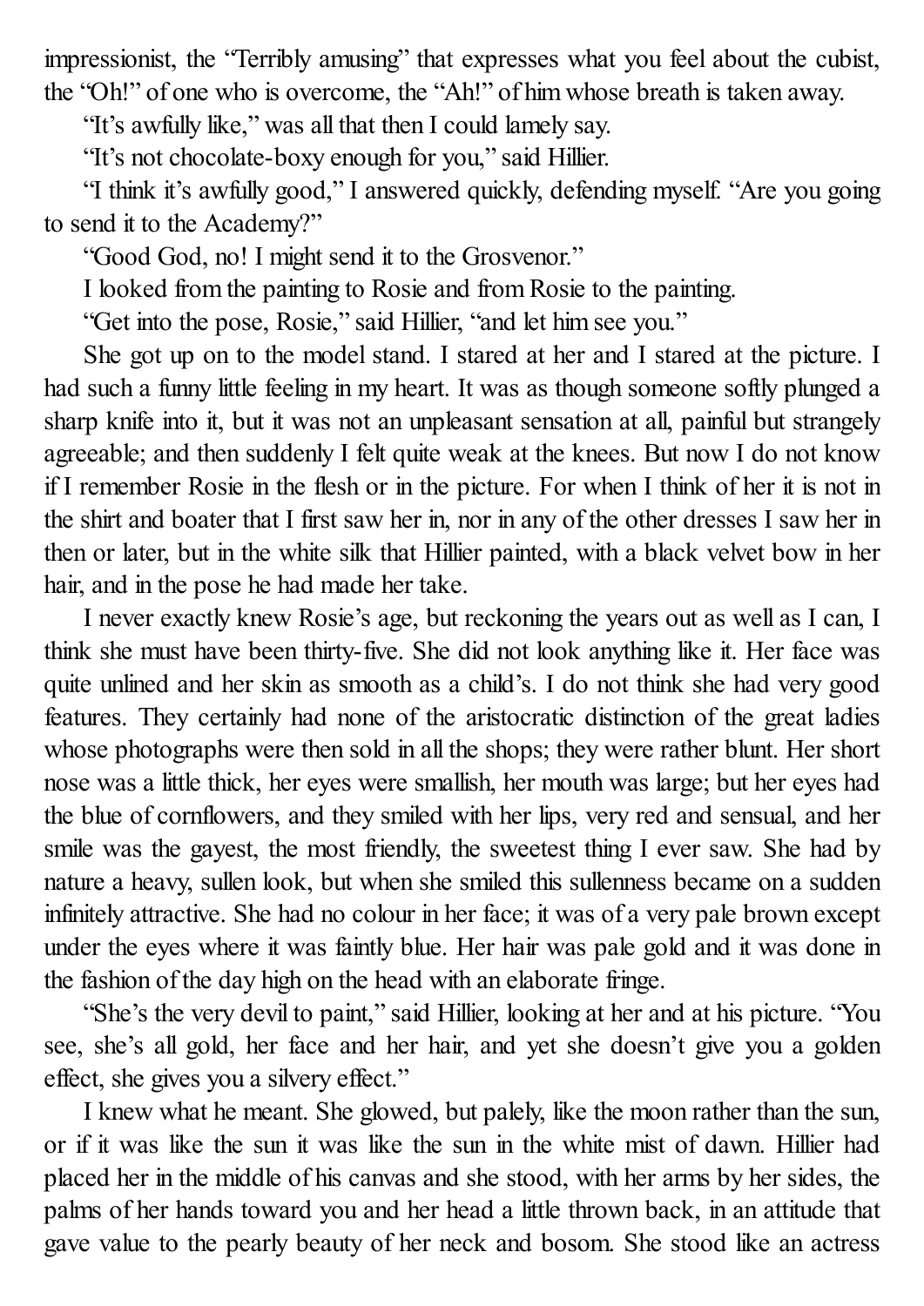impressionist, the "Terribly amusing" that expresses what you feel about the cubist, the "Oh!" of one who is overcome, the "Ah!" of him whose breath is taken away.

"It's awfully like," was all that then I could lamely say.

"It's not chocolate-boxy enough for you," said Hillier.

"I think it's awfully good," I answered quickly, defending myself. "Are you going to send it to the Academy?"

"Good God, no! I might send it to the Grosvenor."

I looked from the painting to Rosie and from Rosie to the painting.

"Get into the pose, Rosie," said Hillier, "and let him see you."

She got up on to the model stand. I stared at her and I stared at the picture. I had such a funny little feeling in my heart. It was as though someone softly plunged a sharp knife into it, but it was not an unpleasant sensation at all, painful but strangely agreeable; and then suddenly I felt quite weak at the knees. But now I do not know if I remember Rosie in the flesh or in the picture. For when I think of her it is not in the shirt and boater that I first saw her in, nor in any of the other dresses I saw her in then or later, but in the white silk that Hillier painted, with a black velvet bow in her hair, and in the pose he had made her take.

I never exactly knew Rosie's age, but reckoning the years out as well as I can, I think she must have been thirty-five. She did not look anything like it. Her face was quite unlined and her skin as smooth as a child's. I do not think she had very good features. They certainly had none of the aristocratic distinction of the great ladies whose photographs were then sold in all the shops; they were rather blunt. Her short nose was a little thick, her eyes were smallish, her mouth was large; but her eyes had the blue of cornflowers, and they smiled with her lips, very red and sensual, and her smile was the gayest, the most friendly, the sweetest thing I ever saw. She had by nature a heavy, sullen look, but when she smiled this sullenness became on a sudden infinitely attractive. She had no colour in her face; it was of a very pale brown except under the eyes where it was faintly blue. Her hair was pale gold and it was done in the fashion of the day high on the head with an elaborate fringe.

"She's the very devil to paint," said Hillier, looking at her and at his picture. "You see, she's all gold, her face and her hair, and yet she doesn't give you a golden effect, she gives you a silvery effect."

I knew what he meant. She glowed, but palely, like the moon rather than the sun, or if it was like the sun it was like the sun in the white mist of dawn. Hillier had placed her in the middle of his canvas and she stood, with her arms by her sides, the palms of her hands toward you and her head a little thrown back, in an attitude that gave value to the pearly beauty of her neck and bosom. She stood like an actress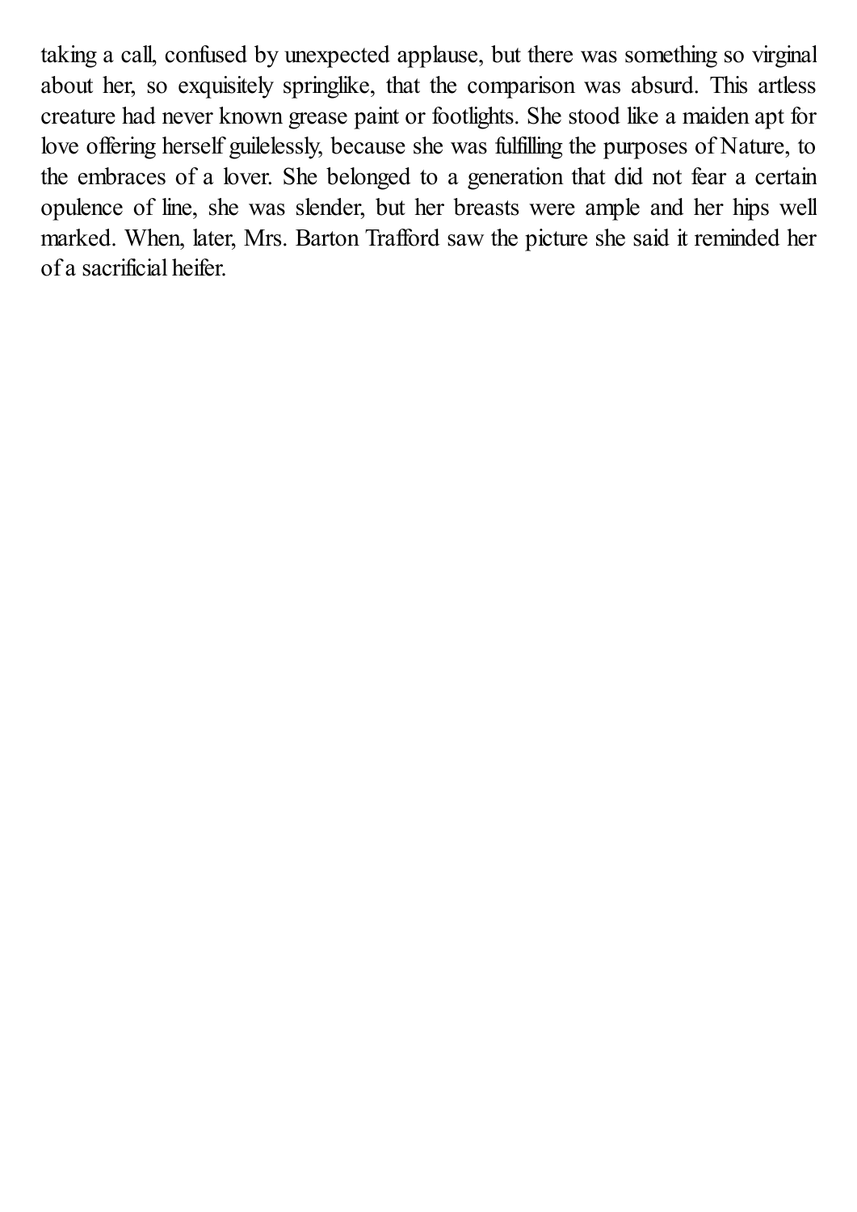taking a call, confused by unexpected applause, but there was something so virginal about her, so exquisitely springlike, that the comparison was absurd. This artless creature had never known grease paint or footlights. She stood like a maiden apt for love offering herself guilelessly, because she was fulfilling the purposes of Nature, to the embraces of a lover. She belonged to a generation that did not fear a certain opulence of line, she was slender, but her breasts were ample and her hips well marked. When, later, Mrs. Barton Trafford saw the picture she said it reminded her of a sacrificial heifer.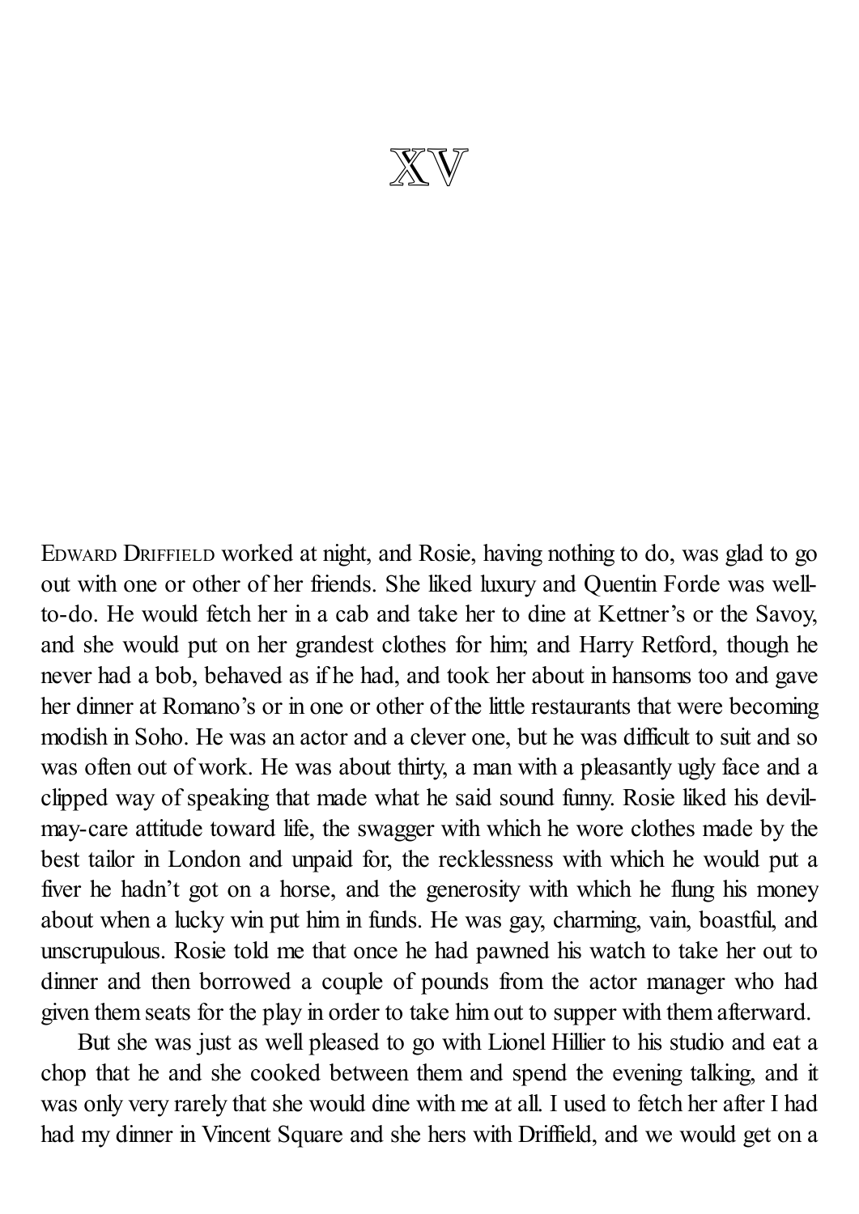# XV

EDWARD DRIFFIELD worked at night, and Rosie, having nothing to do, was glad to go out with one or other of her friends. She liked luxury and Quentin Forde was well-to-do. He would fetch her in a cab and take her to dine at Kettner's or the Savoy, and she would put on her grandest clothes for him; and Harry Retford, though he never had a bob, behaved as if he had, and took her about in hansoms too and gave her dinner at Romano's or in one or other of the little restaurants that were becoming modish in Soho. He was an actor and a clever one, but he was difficult to suit and so was often out of work. He was about thirty, a man with a pleasantly ugly face and a clipped way of speaking that made what he said sound funny. Rosie liked his devil-may-care attitude toward life, the swagger with which he wore clothes made by the best tailor in London and unpaid for, the recklessness with which he would put a fiver he hadn't got on a horse, and the generosity with which he flung his money about when a lucky win put him in funds. He was gay, charming, vain, boastful, and unscrupulous. Rosie told me that once he had pawned his watch to take her out to dinner and then borrowed a couple of pounds from the actor manager who had given them seats for the play in order to take him out to supper with them afterward.

But she was just as well pleased to go with Lionel Hillier to his studio and eat a chop that he and she cooked between them and spend the evening talking, and it was only very rarely that she would dine with me at all. I used to fetch her after I had had my dinner in Vincent Square and she hers with Driffield, and we would get on a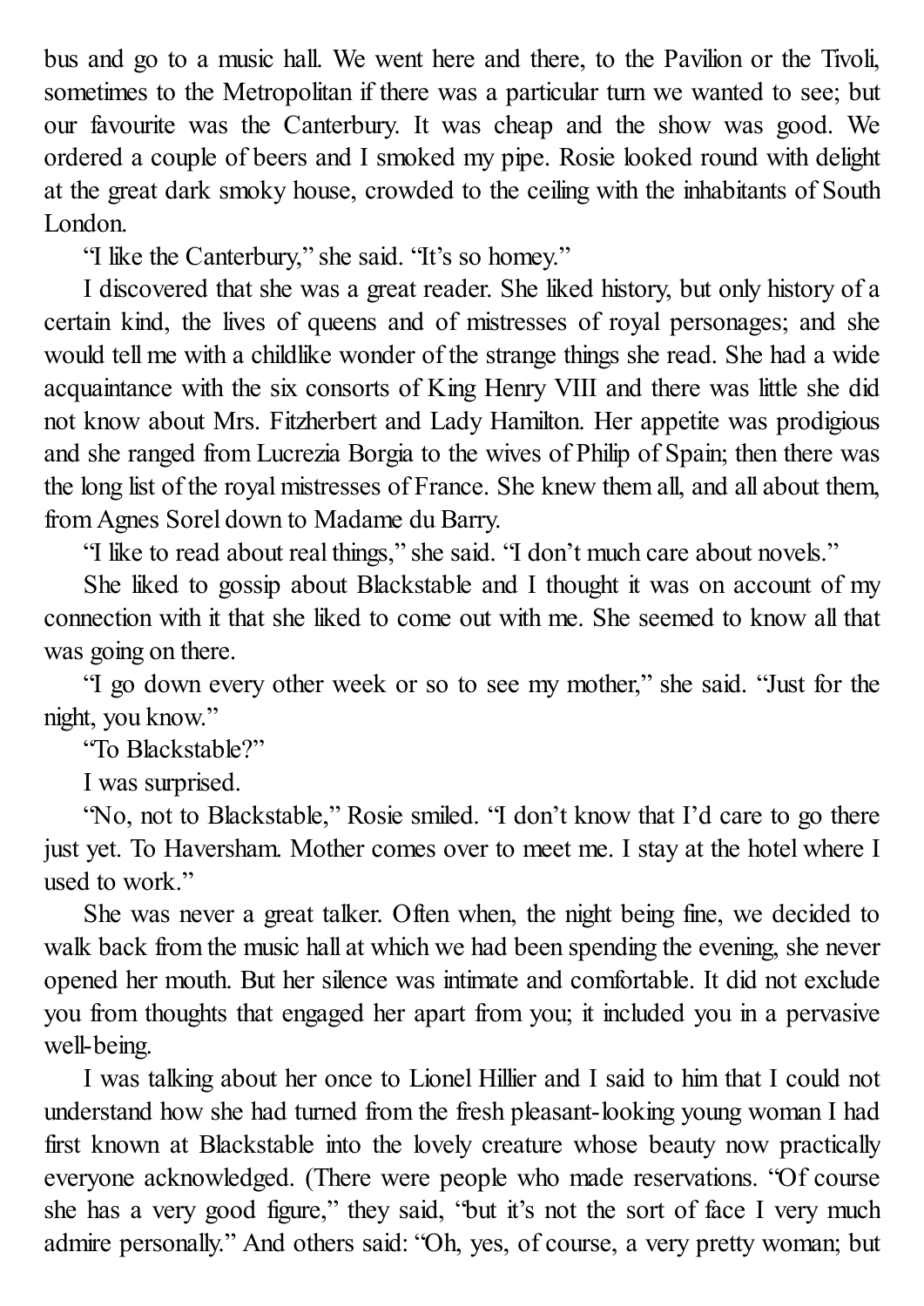bus and go to a music hall. We went here and there, to the Pavilion or the Tivoli, sometimes to the Metropolitan if there was a particular turn we wanted to see; but our favourite was the Canterbury. It was cheap and the show was good. We ordered a couple of beers and I smoked my pipe. Rosie looked round with delight at the great dark smoky house, crowded to the ceiling with the inhabitants of South London.

"I like the Canterbury," she said. "It's so homey."

I discovered that she was a great reader. She liked history, but only history of a certain kind, the lives of queens and of mistresses of royal personages; and she would tell me with a childlike wonder of the strange things she read. She had a wide acquaintance with the six consorts of King Henry VIII and there was little she did not know about Mrs. Fitzherbert and Lady Hamilton. Her appetite was prodigious and she ranged from Lucrezia Borgia to the wives of Philip of Spain; then there was the long list of the royal mistresses of France. She knew them all, and all about them, from Agnes Sorel down to Madame du Barry.

"I like to read about real things," she said. "I don't much care about novels."

She liked to gossip about Blackstable and I thought it was on account of my connection with it that she liked to come out with me. She seemed to know all that was going on there.

"I go down every other week or so to see my mother," she said. "Just for the night, you know."

"To Blackstable?"

I was surprised.

"No, not to Blackstable," Rosie smiled. "I don't know that I'd care to go there just yet. To Haversham. Mother comes over to meet me. I stay at the hotel where I used to work."

She was never a great talker. Often when, the night being fine, we decided to walk back from the music hall at which we had been spending the evening, she never opened her mouth. But her silence was intimate and comfortable. It did not exclude you from thoughts that engaged her apart from you; it included you in a pervasive well-being.

I was talking about her once to Lionel Hillier and I said to him that I could not understand how she had turned from the fresh pleasant-looking young woman I had first known at Blackstable into the lovely creature whose beauty now practically everyone acknowledged. (There were people who made reservations. "Of course she has a very good figure," they said, "but it's not the sort of face I very much admire personally." And others said: "Oh, yes, of course, a very pretty woman; but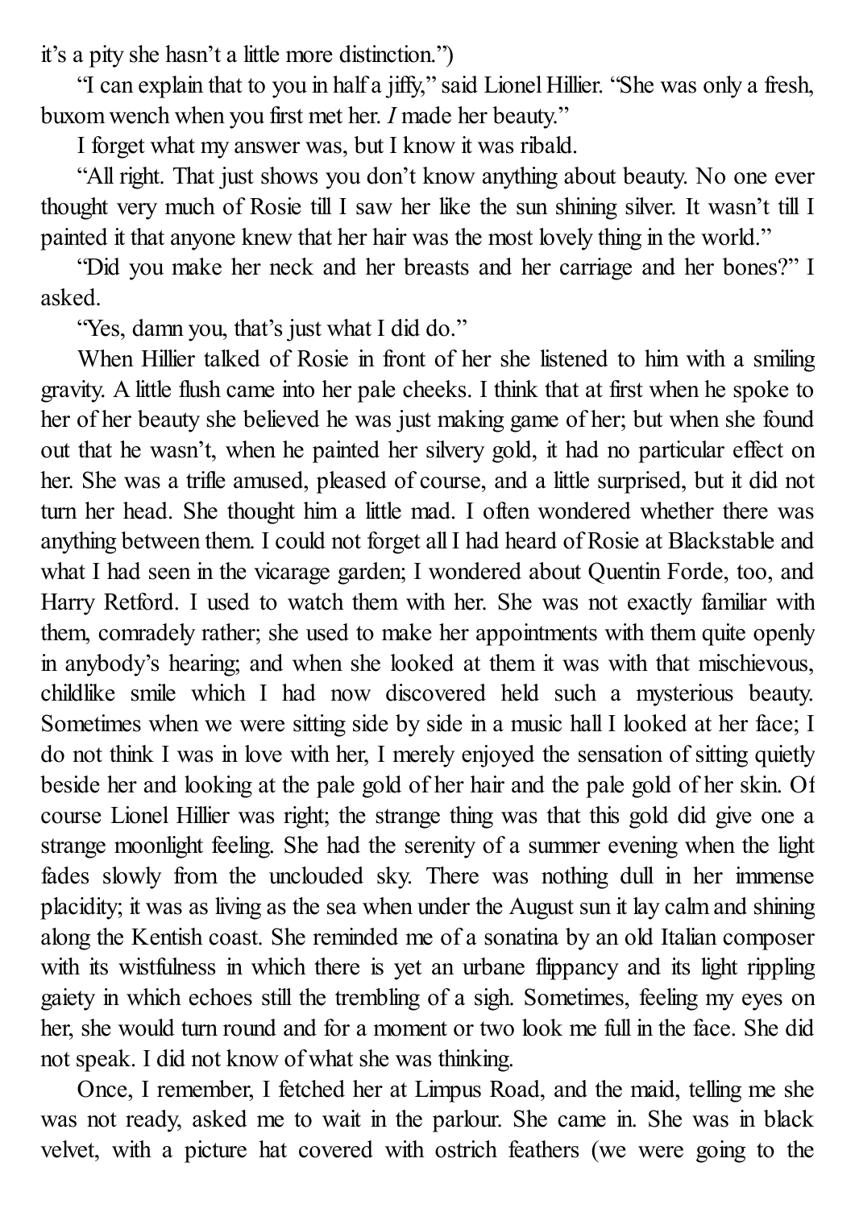it's a pity she hasn't a little more distinction.")

"I can explain that to you in half a jiffy," said Lionel Hillier. "She was only a fresh, buxom wench when you first met her. *I* made her beauty."

I forget what my answer was, but I know it was ribald.

"All right. That just shows you don't know anything about beauty. No one ever thought very much of Rosie till I saw her like the sun shining silver. It wasn't till I painted it that anyone knew that her hair was the most lovely thing in the world."

"Did you make her neck and her breasts and her carriage and her bones?" I asked.

"Yes, damn you, that's just what I did do."

When Hillier talked of Rosie in front of her she listened to him with a smiling gravity. A little flush came into her pale cheeks. I think that at first when he spoke to her of her beauty she believed he was just making game of her; but when she found out that he wasn't, when he painted her silvery gold, it had no particular effect on her. She was a trifle amused, pleased of course, and a little surprised, but it did not turn her head. She thought him a little mad. I often wondered whether there was anything between them. I could not forget all I had heard of Rosie at Blackstable and what I had seen in the vicarage garden; I wondered about Quentin Forde, too, and Harry Retford. I used to watch them with her. She was not exactly familiar with them, comradely rather; she used to make her appointments with them quite openly in anybody's hearing; and when she looked at them it was with that mischievous, childlike smile which I had now discovered held such a mysterious beauty. Sometimes when we were sitting side by side in a music hall I looked at her face; I do not think I was in love with her, I merely enjoyed the sensation of sitting quietly beside her and looking at the pale gold of her hair and the pale gold of her skin. Of course Lionel Hillier was right; the strange thing was that this gold did give one a strange moonlight feeling. She had the serenity of a summer evening when the light fades slowly from the unclouded sky. There was nothing dull in her immense placidity; it was as living as the sea when under the August sun it lay calm and shining along the Kentish coast. She reminded me of a sonatina by an old Italian composer with its wistfulness in which there is yet an urbane flippancy and its light rippling gaiety in which echoes still the trembling of a sigh. Sometimes, feeling my eyes on her, she would turn round and for a moment or two look me full in the face. She did not speak. I did not know of what she was thinking.

Once, I remember, I fetched her at Limpus Road, and the maid, telling me she was not ready, asked me to wait in the parlour. She came in. She was in black velvet, with a picture hat covered with ostrich feathers (we were going to the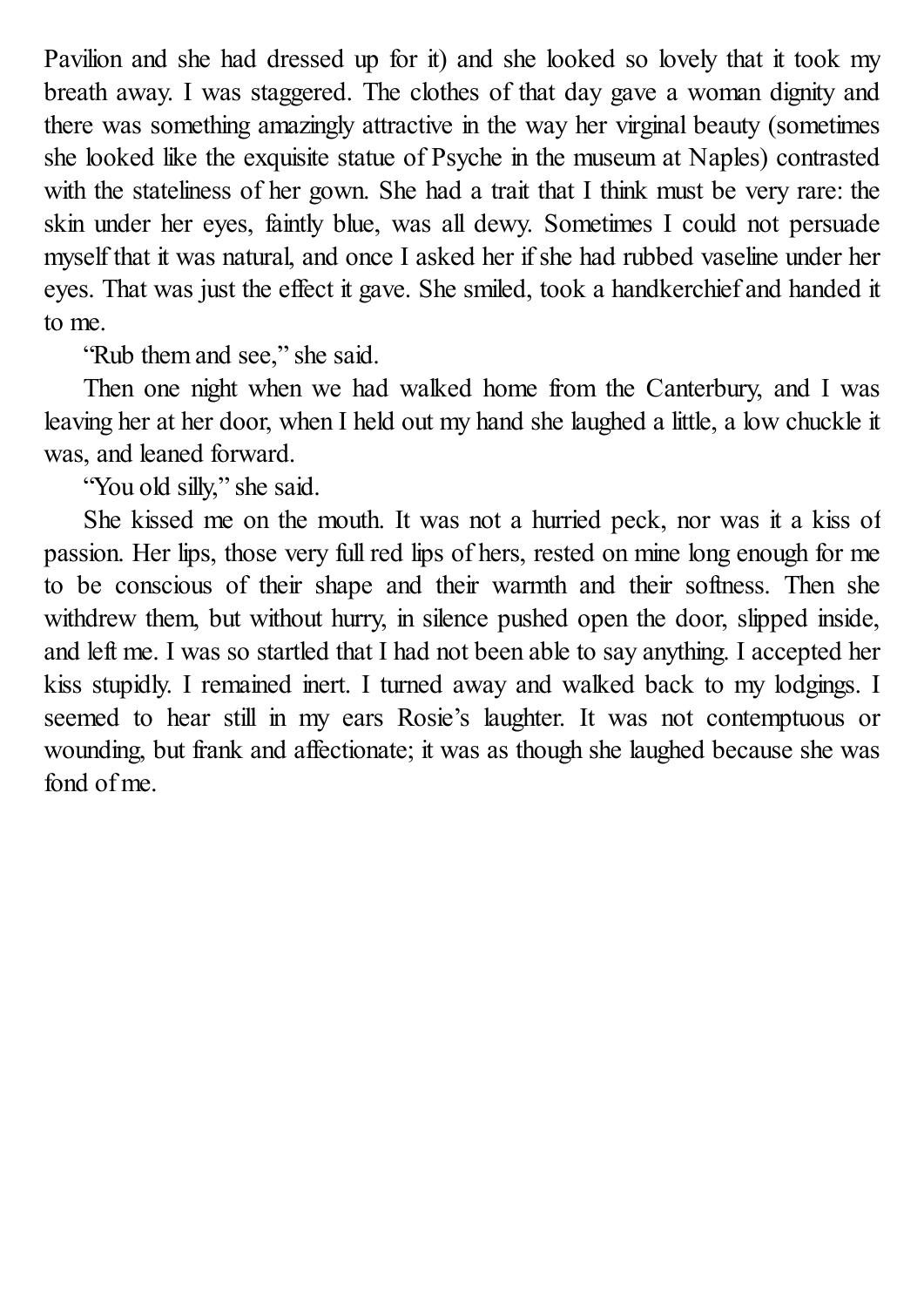Pavilion and she had dressed up for it) and she looked so lovely that it took my breath away. I was staggered. The clothes of that day gave a woman dignity and there was something amazingly attractive in the way her virginal beauty (sometimes she looked like the exquisite statue of Psyche in the museum at Naples) contrasted with the stateliness of her gown. She had a trait that I think must be very rare: the skin under her eyes, faintly blue, was all dewy. Sometimes I could not persuade myself that it was natural, and once I asked her if she had rubbed vaseline under her eyes. That was just the effect it gave. She smiled, took a handkerchief and handed it to me.

"Rub them and see," she said.

Then one night when we had walked home from the Canterbury, and I was leaving her at her door, when I held out my hand she laughed a little, a low chuckle it was, and leaned forward.

"You old silly," she said.

She kissed me on the mouth. It was not a hurried peck, nor was it a kiss of passion. Her lips, those very full red lips of hers, rested on mine long enough for me to be conscious of their shape and their warmth and their softness. Then she withdrew them, but without hurry, in silence pushed open the door, slipped inside, and left me. I was so startled that I had not been able to say anything. I accepted her kiss stupidly. I remained inert. I turned away and walked back to my lodgings. I seemed to hear still in my ears Rosie's laughter. It was not contemptuous or wounding, but frank and affectionate; it was as though she laughed because she was fond of me.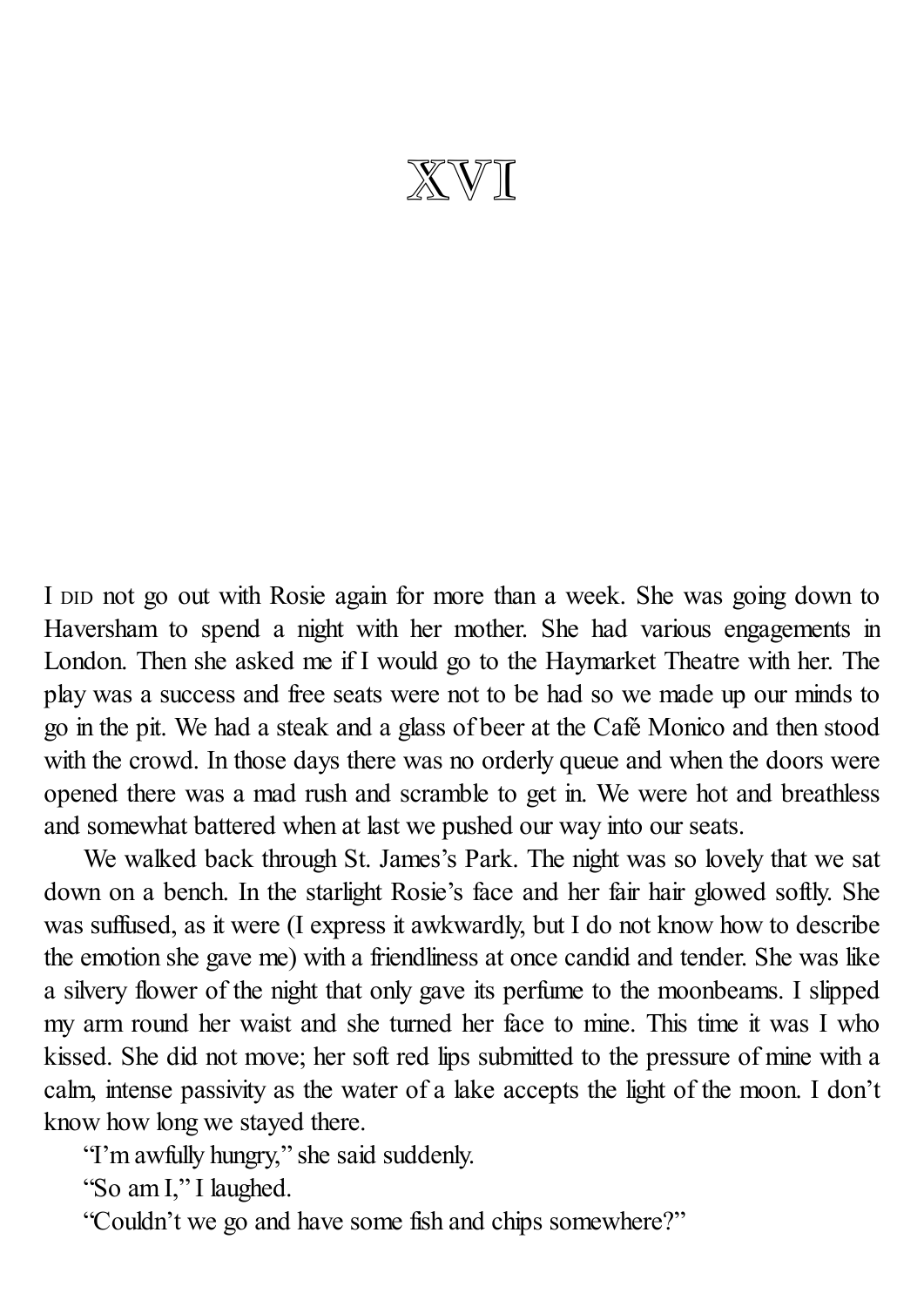# XVI

I DID not go out with Rosie again for more than a week. She was going down to Haversham to spend a night with her mother. She had various engagements in London. Then she asked me if I would go to the Haymarket Theatre with her. The play was a success and free seats were not to be had so we made up our minds to go in the pit. We had a steak and a glass of beer at the Café Monico and then stood with the crowd. In those days there was no orderly queue and when the doors were opened there was a mad rush and scramble to get in. We were hot and breathless and somewhat battered when at last we pushed our way into our seats.

We walked back through St. James's Park. The night was so lovely that we sat down on a bench. In the starlight Rosie's face and her fair hair glowed softly. She was suffused, as it were (I express it awkwardly, but I do not know how to describe the emotion she gave me) with a friendliness at once candid and tender. She was like a silvery flower of the night that only gave its perfume to the moonbeams. I slipped my arm round her waist and she turned her face to mine. This time it was I who kissed. She did not move; her soft red lips submitted to the pressure of mine with a calm, intense passivity as the water of a lake accepts the light of the moon. I don't know how long we stayed there.

"I'm awfully hungry," she said suddenly.

"So am I," I laughed.

"Couldn't we go and have some fish and chips somewhere?"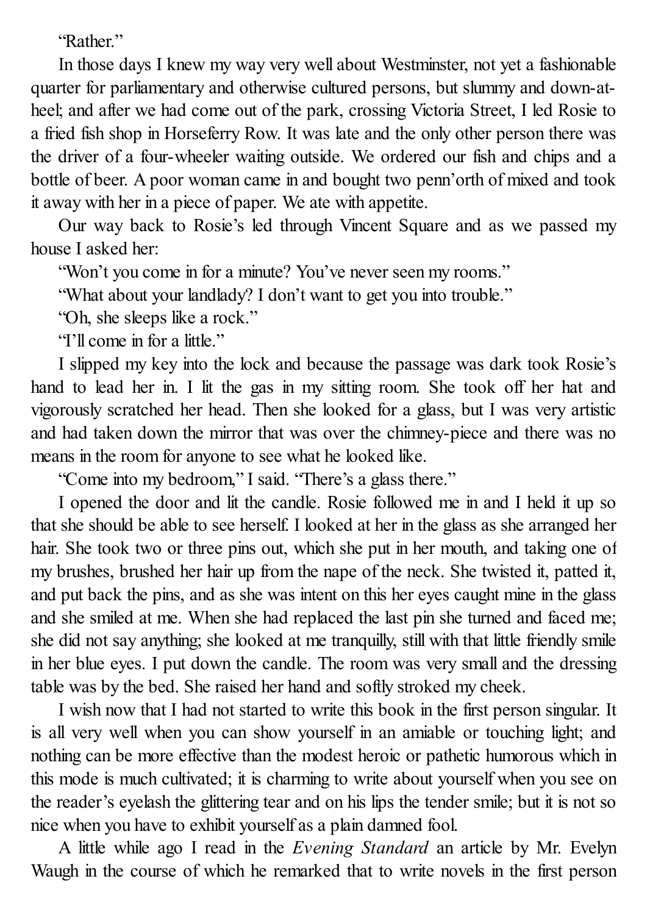"Rather."

In those days I knew my way very well about Westminster, not yet a fashionable quarter for parliamentary and otherwise cultured persons, but slummy and down-at-heel; and after we had come out of the park, crossing Victoria Street, I led Rosie to a fried fish shop in Horseferry Row. It was late and the only other person there was the driver of a four-wheeler waiting outside. We ordered our fish and chips and a bottle of beer. A poor woman came in and bought two penn'orth of mixed and took it away with her in a piece of paper. We ate with appetite.

Our way back to Rosie's led through Vincent Square and as we passed my house I asked her:

"Won't you come in for a minute? You've never seen my rooms."

"What about your landlady? I don't want to get you into trouble."

"Oh, she sleeps like a rock."

"I'll come in for a little."

I slipped my key into the lock and because the passage was dark took Rosie's hand to lead her in. I lit the gas in my sitting room. She took off her hat and vigorously scratched her head. Then she looked for a glass, but I was very artistic and had taken down the mirror that was over the chimney-piece and there was no means in the room for anyone to see what he looked like.

"Come into my bedroom," I said. "There's a glass there."

I opened the door and lit the candle. Rosie followed me in and I held it up so that she should be able to see herself. I looked at her in the glass as she arranged her hair. She took two or three pins out, which she put in her mouth, and taking one of my brushes, brushed her hair up from the nape of the neck. She twisted it, patted it, and put back the pins, and as she was intent on this her eyes caught mine in the glass and she smiled at me. When she had replaced the last pin she turned and faced me; she did not say anything; she looked at me tranquilly, still with that little friendly smile in her blue eyes. I put down the candle. The room was very small and the dressing table was by the bed. She raised her hand and softly stroked my cheek.

I wish now that I had not started to write this book in the first person singular. It is all very well when you can show yourself in an amiable or touching light; and nothing can be more effective than the modest heroic or pathetic humorous which in this mode is much cultivated; it is charming to write about yourself when you see on the reader's eyelash the glittering tear and on his lips the tender smile; but it is not so nice when you have to exhibit yourself as a plain damned fool.

A little while ago I read in the *Evening Standard* an article by Mr. Evelyn Waugh in the course of which he remarked that to write novels in the first person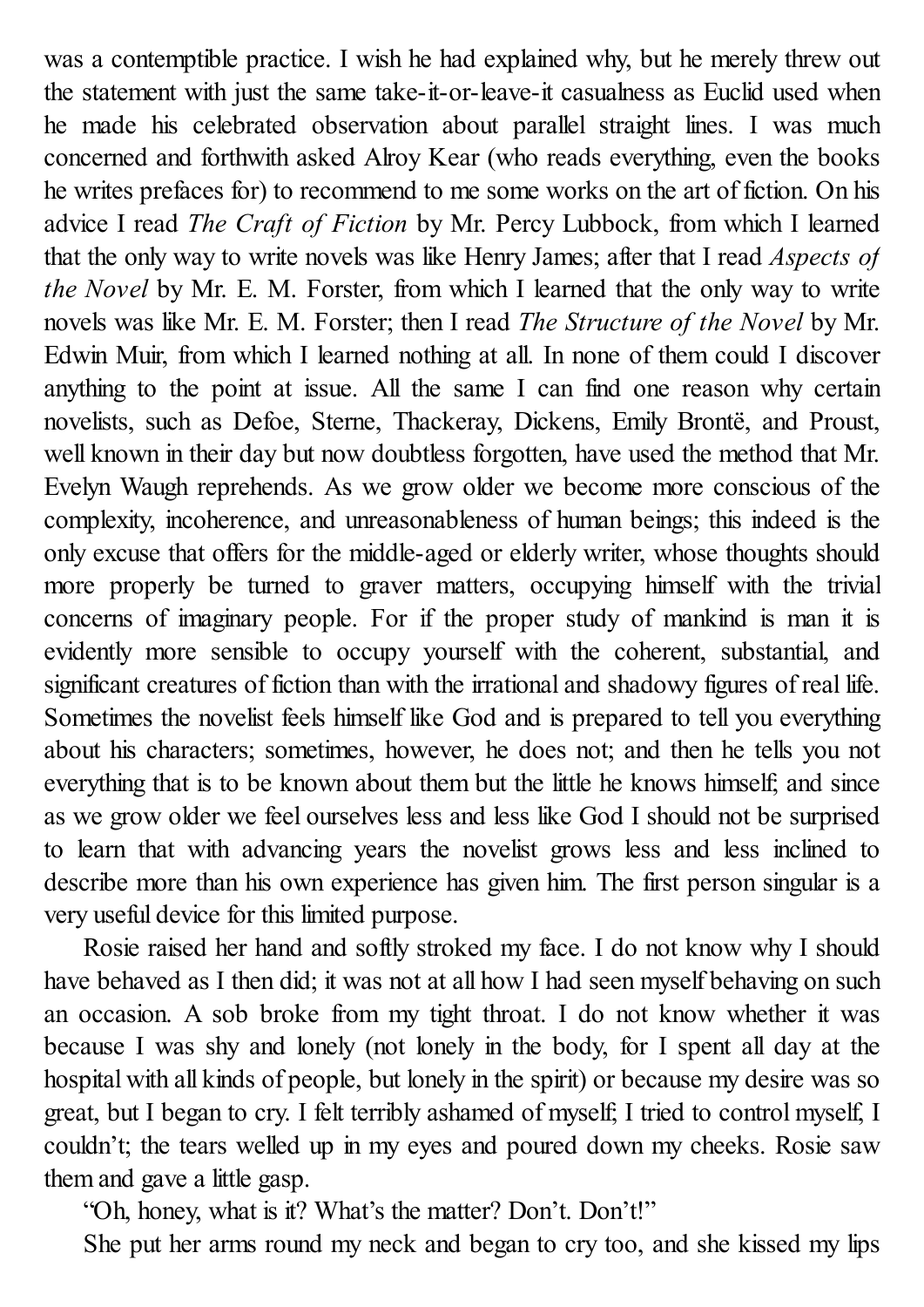was a contemptible practice. I wish he had explained why, but he merely threw out the statement with just the same take-it-or-leave-it casualness as Euclid used when he made his celebrated observation about parallel straight lines. I was much concerned and forthwith asked Alroy Kear (who reads everything, even the books he writes prefaces for) to recommend to me some works on the art of fiction. On his advice I read *The Craft of Fiction* by Mr. Percy Lubbock, from which I learned that the only way to write novels was like Henry James; after that I read *Aspects of the Novel* by Mr. E. M. Forster, from which I learned that the only way to write novels was like Mr. E. M. Forster; then I read *The Structure of the Novel* by Mr. Edwin Muir, from which I learned nothing at all. In none of them could I discover anything to the point at issue. All the same I can find one reason why certain novelists, such as Defoe, Sterne, Thackeray, Dickens, Emily Brontë, and Proust, well known in their day but now doubtless forgotten, have used the method that Mr. Evelyn Waugh reprehends. As we grow older we become more conscious of the complexity, incoherence, and unreasonableness of human beings; this indeed is the only excuse that offers for the middle-aged or elderly writer, whose thoughts should more properly be turned to graver matters, occupying himself with the trivial concerns of imaginary people. For if the proper study of mankind is man it is evidently more sensible to occupy yourself with the coherent, substantial, and significant creatures of fiction than with the irrational and shadowy figures of real life. Sometimes the novelist feels himself like God and is prepared to tell you everything about his characters; sometimes, however, he does not; and then he tells you not everything that is to be known about them but the little he knows himself; and since as we grow older we feel ourselves less and less like God I should not be surprised to learn that with advancing years the novelist grows less and less inclined to describe more than his own experience has given him. The first person singular is a very useful device for this limited purpose.

Rosie raised her hand and softly stroked my face. I do not know why I should have behaved as I then did; it was not at all how I had seen myself behaving on such an occasion. A sob broke from my tight throat. I do not know whether it was because I was shy and lonely (not lonely in the body, for I spent all day at the hospital with all kinds of people, but lonely in the spirit) or because my desire was so great, but I began to cry. I felt terribly ashamed of myself; I tried to control myself, I couldn't; the tears welled up in my eyes and poured down my cheeks. Rosie saw them and gave a little gasp.

"Oh, honey, what is it? What's the matter? Don't. Don't!"

She put her arms round my neck and began to cry too, and she kissed my lips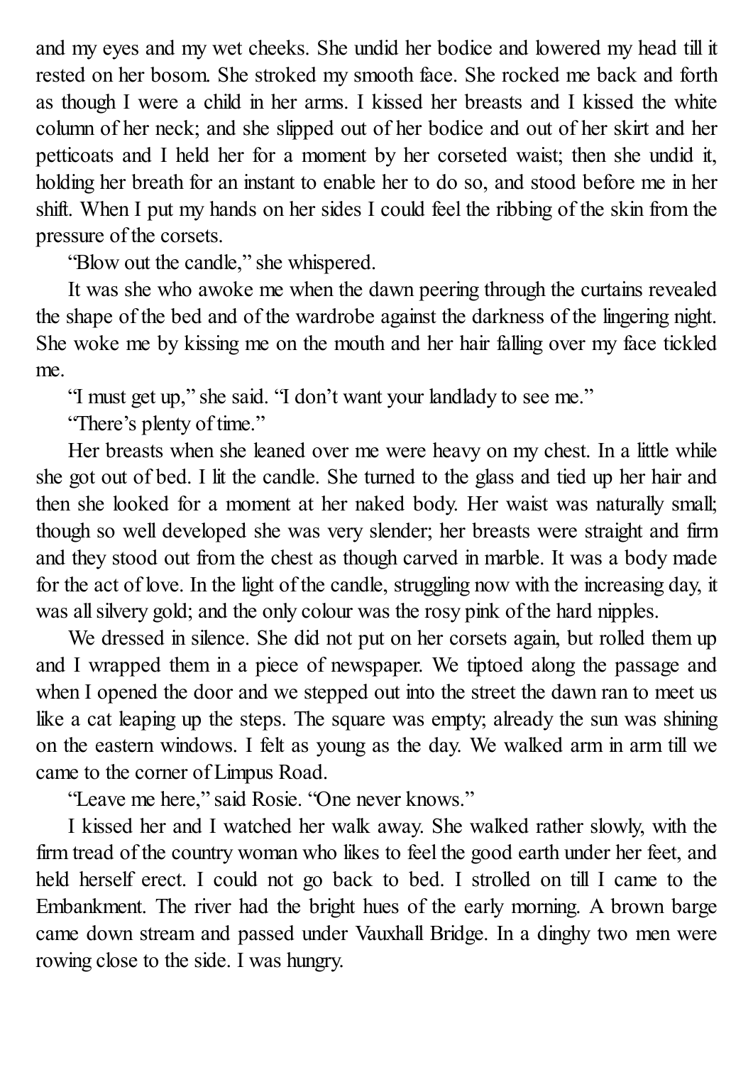and my eyes and my wet cheeks. She undid her bodice and lowered my head till it rested on her bosom. She stroked my smooth face. She rocked me back and forth as though I were a child in her arms. I kissed her breasts and I kissed the white column of her neck; and she slipped out of her bodice and out of her skirt and her petticoats and I held her for a moment by her corseted waist; then she undid it, holding her breath for an instant to enable her to do so, and stood before me in her shift. When I put my hands on her sides I could feel the ribbing of the skin from the pressure of the corsets.

"Blow out the candle," she whispered.

It was she who awoke me when the dawn peering through the curtains revealed the shape of the bed and of the wardrobe against the darkness of the lingering night. She woke me by kissing me on the mouth and her hair falling over my face tickled me.

"I must get up," she said. "I don't want your landlady to see me."

"There's plenty of time."

Her breasts when she leaned over me were heavy on my chest. In a little while she got out of bed. I lit the candle. She turned to the glass and tied up her hair and then she looked for a moment at her naked body. Her waist was naturally small; though so well developed she was very slender; her breasts were straight and firm and they stood out from the chest as though carved in marble. It was a body made for the act of love. In the light of the candle, struggling now with the increasing day, it was all silvery gold; and the only colour was the rosy pink of the hard nipples.

We dressed in silence. She did not put on her corsets again, but rolled them up and I wrapped them in a piece of newspaper. We tiptoed along the passage and when I opened the door and we stepped out into the street the dawn ran to meet us like a cat leaping up the steps. The square was empty; already the sun was shining on the eastern windows. I felt as young as the day. We walked arm in arm till we came to the corner of Limpus Road.

"Leave me here," said Rosie. "One never knows."

I kissed her and I watched her walk away. She walked rather slowly, with the firm tread of the country woman who likes to feel the good earth under her feet, and held herself erect. I could not go back to bed. I strolled on till I came to the Embankment. The river had the bright hues of the early morning. A brown barge came down stream and passed under Vauxhall Bridge. In a dinghy two men were rowing close to the side. I was hungry.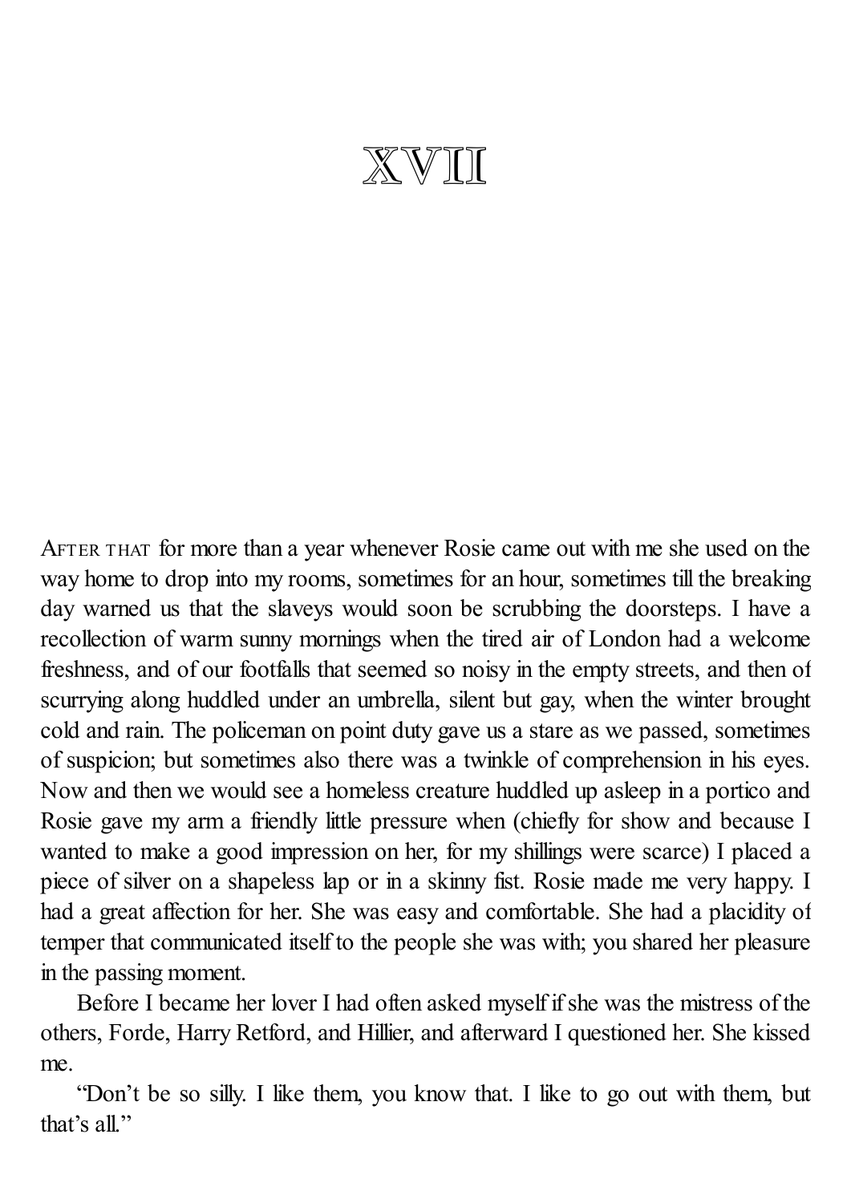# XVII

AFTER THAT for more than a year whenever Rosie came out with me she used on the way home to drop into my rooms, sometimes for an hour, sometimes till the breaking day warned us that the slaveys would soon be scrubbing the doorsteps. I have a recollection of warm sunny mornings when the tired air of London had a welcome freshness, and of our footfalls that seemed so noisy in the empty streets, and then of scurrying along huddled under an umbrella, silent but gay, when the winter brought cold and rain. The policeman on point duty gave us a stare as we passed, sometimes of suspicion; but sometimes also there was a twinkle of comprehension in his eyes. Now and then we would see a homeless creature huddled up asleep in a portico and Rosie gave my arm a friendly little pressure when (chiefly for show and because I wanted to make a good impression on her, for my shillings were scarce) I placed a piece of silver on a shapeless lap or in a skinny fist. Rosie made me very happy. I had a great affection for her. She was easy and comfortable. She had a placidity of temper that communicated itself to the people she was with; you shared her pleasure in the passing moment.

Before I became her lover I had often asked myself if she was the mistress of the others, Forde, Harry Retford, and Hillier, and afterward I questioned her. She kissed me.

"Don't be so silly. I like them, you know that. I like to go out with them, but that's all."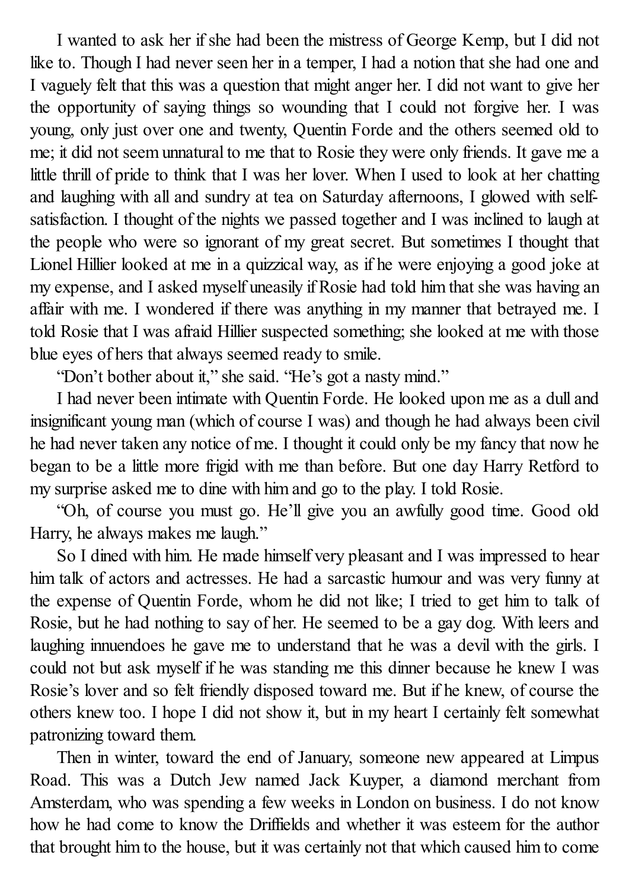I wanted to ask her if she had been the mistress of George Kemp, but I did not like to. Though I had never seen her in a temper, I had a notion that she had one and I vaguely felt that this was a question that might anger her. I did not want to give her the opportunity of saying things so wounding that I could not forgive her. I was young, only just over one and twenty, Quentin Forde and the others seemed old to me; it did not seem unnatural to me that to Rosie they were only friends. It gave me a little thrill of pride to think that I was her lover. When I used to look at her chatting and laughing with all and sundry at tea on Saturday afternoons, I glowed with self-satisfaction. I thought of the nights we passed together and I was inclined to laugh at the people who were so ignorant of my great secret. But sometimes I thought that Lionel Hillier looked at me in a quizzical way, as if he were enjoying a good joke at my expense, and I asked myself uneasily if Rosie had told him that she was having an affair with me. I wondered if there was anything in my manner that betrayed me. I told Rosie that I was afraid Hillier suspected something; she looked at me with those blue eyes of hers that always seemed ready to smile.

"Don't bother about it," she said. "He's got a nasty mind."

I had never been intimate with Quentin Forde. He looked upon me as a dull and insignificant young man (which of course I was) and though he had always been civil he had never taken any notice of me. I thought it could only be my fancy that now he began to be a little more frigid with me than before. But one day Harry Retford to my surprise asked me to dine with him and go to the play. I told Rosie.

"Oh, of course you must go. He'll give you an awfully good time. Good old Harry, he always makes me laugh."

So I dined with him. He made himself very pleasant and I was impressed to hear him talk of actors and actresses. He had a sarcastic humour and was very funny at the expense of Quentin Forde, whom he did not like; I tried to get him to talk of Rosie, but he had nothing to say of her. He seemed to be a gay dog. With leers and laughing innuendoes he gave me to understand that he was a devil with the girls. I could not but ask myself if he was standing me this dinner because he knew I was Rosie's lover and so felt friendly disposed toward me. But if he knew, of course the others knew too. I hope I did not show it, but in my heart I certainly felt somewhat patronizing toward them.

Then in winter, toward the end of January, someone new appeared at Limpus Road. This was a Dutch Jew named Jack Kuyper, a diamond merchant from Amsterdam, who was spending a few weeks in London on business. I do not know how he had come to know the Driffields and whether it was esteem for the author that brought him to the house, but it was certainly not that which caused him to come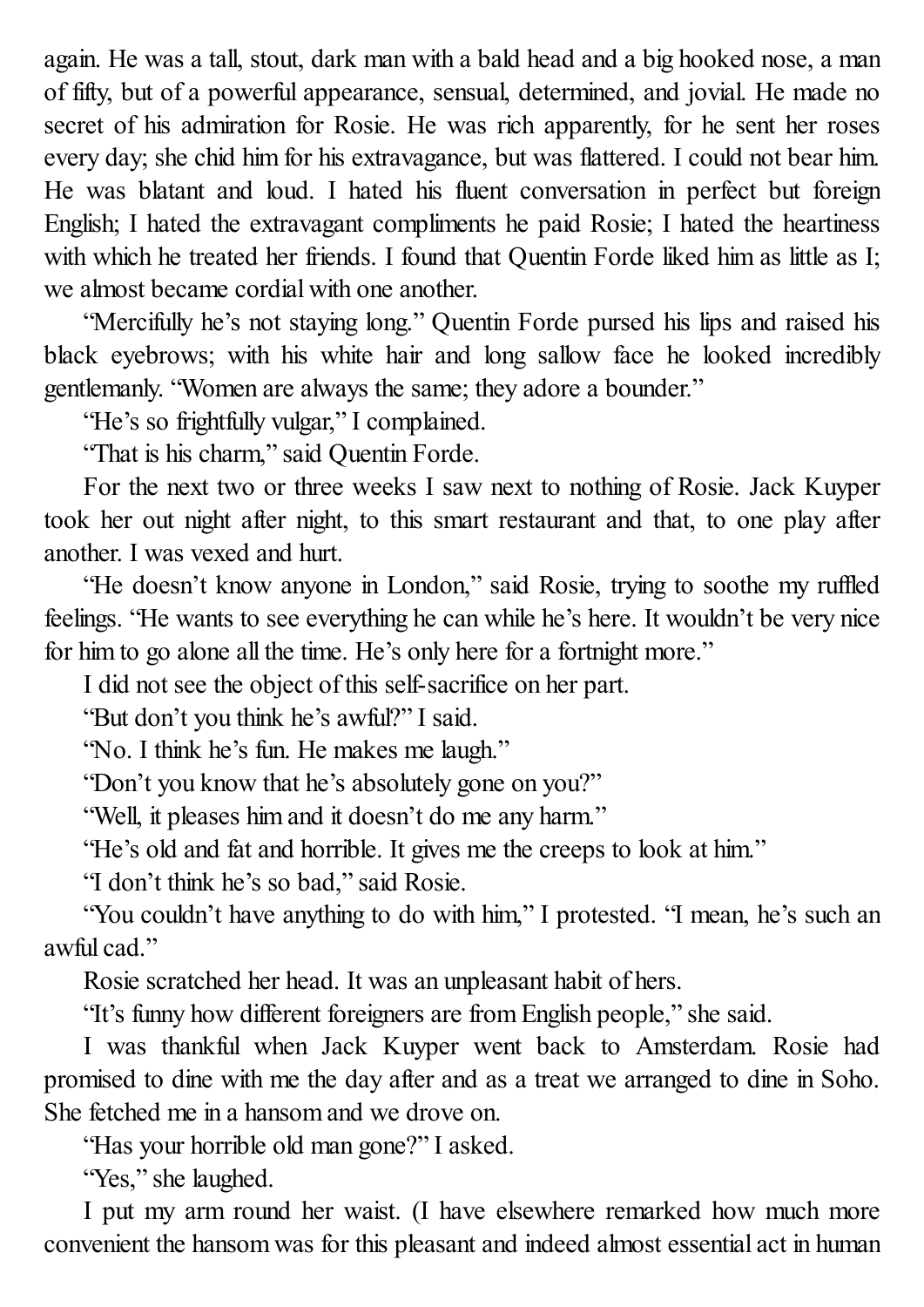again. He was a tall, stout, dark man with a bald head and a big hooked nose, a man of fifty, but of a powerful appearance, sensual, determined, and jovial. He made no secret of his admiration for Rosie. He was rich apparently, for he sent her roses every day; she chid him for his extravagance, but was flattered. I could not bear him. He was blatant and loud. I hated his fluent conversation in perfect but foreign English; I hated the extravagant compliments he paid Rosie; I hated the heartiness with which he treated her friends. I found that Quentin Forde liked him as little as I; we almost became cordial with one another.

"Mercifully he's not staying long." Quentin Forde pursed his lips and raised his black eyebrows; with his white hair and long sallow face he looked incredibly gentlemanly. "Women are always the same; they adore a bounder."

"He's so frightfully vulgar," I complained.

"That is his charm," said Quentin Forde.

For the next two or three weeks I saw next to nothing of Rosie. Jack Kuyper took her out night after night, to this smart restaurant and that, to one play after another. I was vexed and hurt.

"He doesn't know anyone in London," said Rosie, trying to soothe my ruffled feelings. "He wants to see everything he can while he's here. It wouldn't be very nice for him to go alone all the time. He's only here for a fortnight more."

I did not see the object of this self-sacrifice on her part.

"But don't you think he's awful?" I said.

"No. I think he's fun. He makes me laugh."

"Don't you know that he's absolutely gone on you?"

"Well, it pleases him and it doesn't do me any harm."

"He's old and fat and horrible. It gives me the creeps to look at him."

"I don't think he's so bad," said Rosie.

"You couldn't have anything to do with him," I protested. "I mean, he's such an awful cad."

Rosie scratched her head. It was an unpleasant habit of hers.

"It's funny how different foreigners are from English people," she said.

I was thankful when Jack Kuyper went back to Amsterdam. Rosie had promised to dine with me the day after and as a treat we arranged to dine in Soho. She fetched me in a hansom and we drove on.

"Has your horrible old man gone?" I asked.

"Yes," she laughed.

I put my arm round her waist. (I have elsewhere remarked how much more convenient the hansom was for this pleasant and indeed almost essential act in human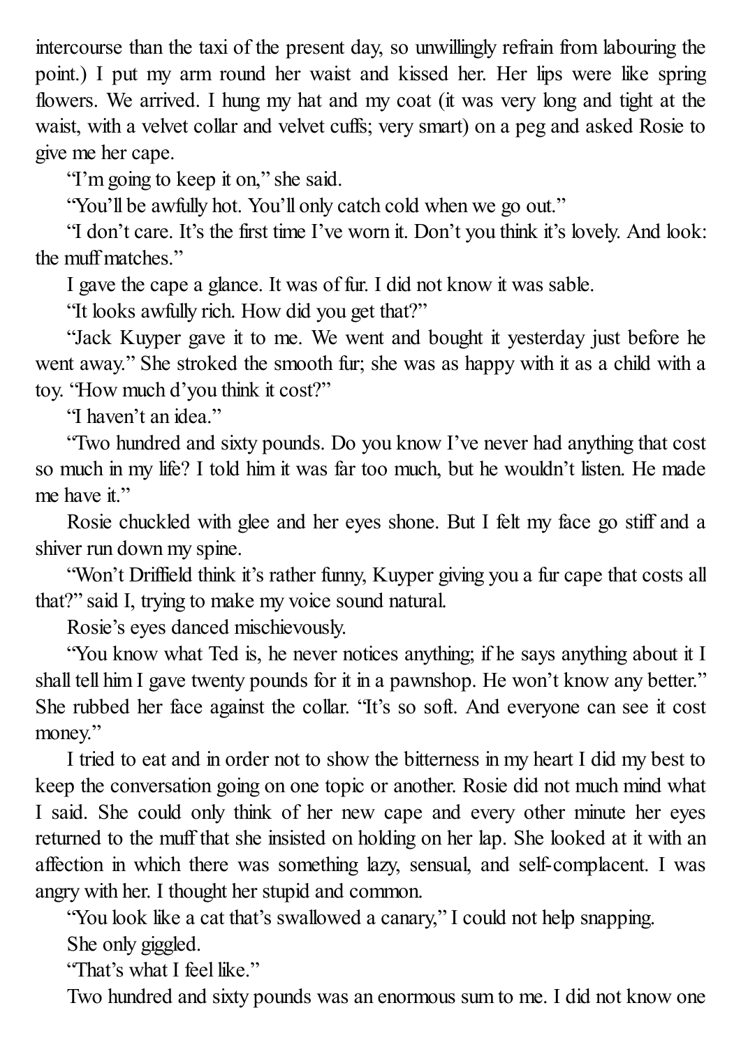intercourse than the taxi of the present day, so unwillingly refrain from labouring the point.) I put my arm round her waist and kissed her. Her lips were like spring flowers. We arrived. I hung my hat and my coat (it was very long and tight at the waist, with a velvet collar and velvet cuffs; very smart) on a peg and asked Rosie to give me her cape.

"I'm going to keep it on," she said.

"You'll be awfully hot. You'll only catch cold when we go out."

"I don't care. It's the first time I've worn it. Don't you think it's lovely. And look: the muff matches."

I gave the cape a glance. It was of fur. I did not know it was sable.

"It looks awfully rich. How did you get that?"

"Jack Kuyper gave it to me. We went and bought it yesterday just before he went away." She stroked the smooth fur; she was as happy with it as a child with a toy. "How much d'you think it cost?"

"I haven't an idea."

"Two hundred and sixty pounds. Do you know I've never had anything that cost so much in my life? I told him it was far too much, but he wouldn't listen. He made me have it."

Rosie chuckled with glee and her eyes shone. But I felt my face go stiff and a shiver run down my spine.

"Won't Driffield think it's rather funny, Kuyper giving you a fur cape that costs all that?" said I, trying to make my voice sound natural.

Rosie's eyes danced mischievously.

"You know what Ted is, he never notices anything; if he says anything about it I shall tell him I gave twenty pounds for it in a pawnshop. He won't know any better." She rubbed her face against the collar. "It's so soft. And everyone can see it cost money."

I tried to eat and in order not to show the bitterness in my heart I did my best to keep the conversation going on one topic or another. Rosie did not much mind what I said. She could only think of her new cape and every other minute her eyes returned to the muff that she insisted on holding on her lap. She looked at it with an affection in which there was something lazy, sensual, and self-complacent. I was angry with her. I thought her stupid and common.

"You look like a cat that's swallowed a canary," I could not help snapping.

She only giggled.

"That's what I feel like."

Two hundred and sixty pounds was an enormous sum to me. I did not know one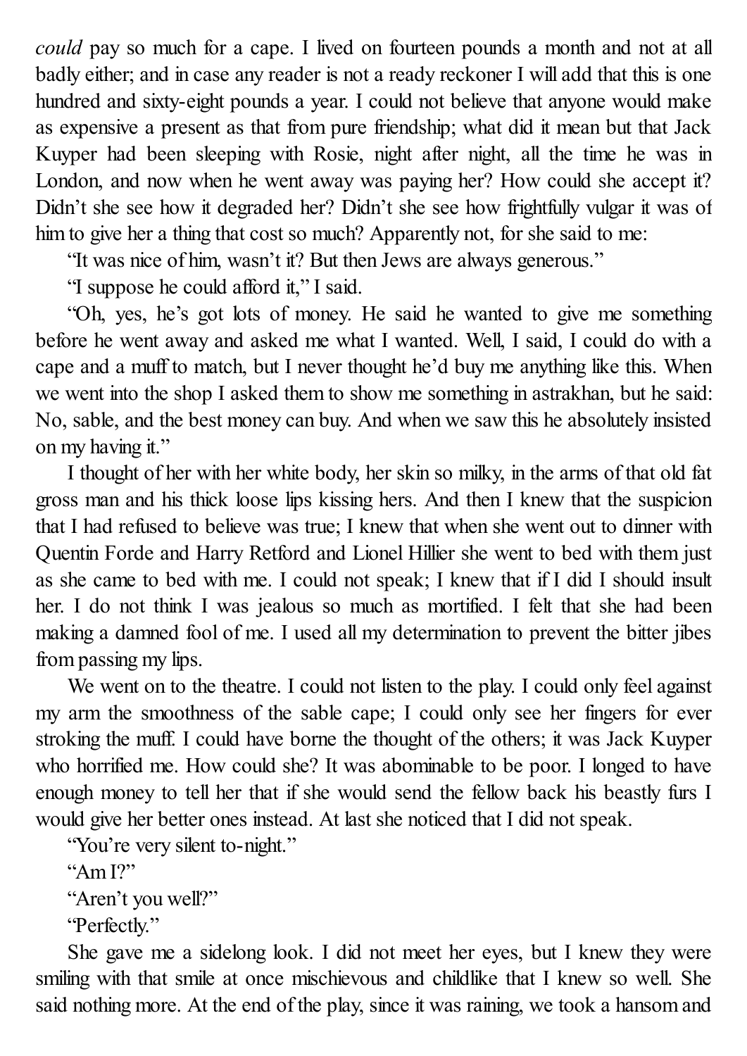*could* pay so much for a cape. I lived on fourteen pounds a month and not at all badly either; and in case any reader is not a ready reckoner I will add that this is one hundred and sixty-eight pounds a year. I could not believe that anyone would make as expensive a present as that from pure friendship; what did it mean but that Jack Kuyper had been sleeping with Rosie, night after night, all the time he was in London, and now when he went away was paying her? How could she accept it? Didn't she see how it degraded her? Didn't she see how frightfully vulgar it was of him to give her a thing that cost so much? Apparently not, for she said to me:

"It was nice of him, wasn't it? But then Jews are always generous."

"I suppose he could afford it," I said.

"Oh, yes, he's got lots of money. He said he wanted to give me something before he went away and asked me what I wanted. Well, I said, I could do with a cape and a muff to match, but I never thought he'd buy me anything like this. When we went into the shop I asked them to show me something in astrakhan, but he said: No, sable, and the best money can buy. And when we saw this he absolutely insisted on my having it."

I thought of her with her white body, her skin so milky, in the arms of that old fat gross man and his thick loose lips kissing hers. And then I knew that the suspicion that I had refused to believe was true; I knew that when she went out to dinner with Quentin Forde and Harry Retford and Lionel Hillier she went to bed with them just as she came to bed with me. I could not speak; I knew that if I did I should insult her. I do not think I was jealous so much as mortified. I felt that she had been making a damned fool of me. I used all my determination to prevent the bitter jibes from passing my lips.

We went on to the theatre. I could not listen to the play. I could only feel against my arm the smoothness of the sable cape; I could only see her fingers for ever stroking the muff. I could have borne the thought of the others; it was Jack Kuyper who horrified me. How could she? It was abominable to be poor. I longed to have enough money to tell her that if she would send the fellow back his beastly furs I would give her better ones instead. At last she noticed that I did not speak.

"You're very silent to-night."

"Am I?"

"Aren't you well?"

"Perfectly."

She gave me a sidelong look. I did not meet her eyes, but I knew they were smiling with that smile at once mischievous and childlike that I knew so well. She said nothing more. At the end of the play, since it was raining, we took a hansom and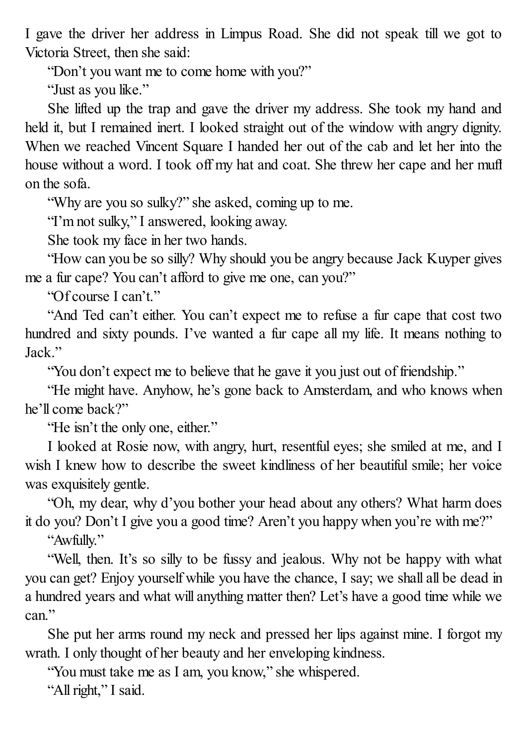I gave the driver her address in Limpus Road. She did not speak till we got to Victoria Street, then she said:

"Don't you want me to come home with you?"

"Just as you like."

She lifted up the trap and gave the driver my address. She took my hand and held it, but I remained inert. I looked straight out of the window with angry dignity. When we reached Vincent Square I handed her out of the cab and let her into the house without a word. I took off my hat and coat. She threw her cape and her muff on the sofa.

"Why are you so sulky?" she asked, coming up to me.

"I'm not sulky," I answered, looking away.

She took my face in her two hands.

"How can you be so silly? Why should you be angry because Jack Kuyper gives me a fur cape? You can't afford to give me one, can you?"

"Of course I can't."

"And Ted can't either. You can't expect me to refuse a fur cape that cost two hundred and sixty pounds. I've wanted a fur cape all my life. It means nothing to Jack."

"You don't expect me to believe that he gave it you just out of friendship."

"He might have. Anyhow, he's gone back to Amsterdam, and who knows when he'll come back?"

"He isn't the only one, either."

I looked at Rosie now, with angry, hurt, resentful eyes; she smiled at me, and I wish I knew how to describe the sweet kindliness of her beautiful smile; her voice was exquisitely gentle.

"Oh, my dear, why d'you bother your head about any others? What harm does it do you? Don't I give you a good time? Aren't you happy when you're with me?"

"Awfully."

"Well, then. It's so silly to be fussy and jealous. Why not be happy with what you can get? Enjoy yourself while you have the chance, I say; we shall all be dead in a hundred years and what will anything matter then? Let's have a good time while we can."

She put her arms round my neck and pressed her lips against mine. I forgot my wrath. I only thought of her beauty and her enveloping kindness.

"You must take me as I am, you know," she whispered.

"All right," I said.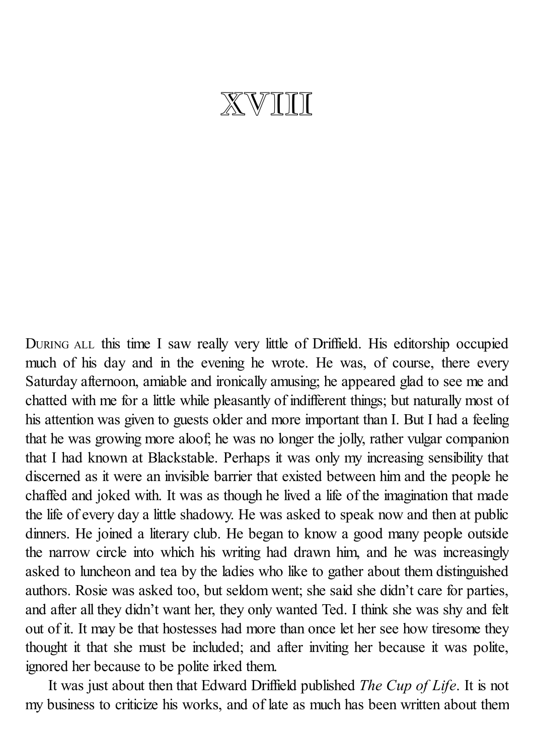# XVIII

DURING ALL this time I saw really very little of Driffield. His editorship occupied much of his day and in the evening he wrote. He was, of course, there every Saturday afternoon, amiable and ironically amusing; he appeared glad to see me and chatted with me for a little while pleasantly of indifferent things; but naturally most of his attention was given to guests older and more important than I. But I had a feeling that he was growing more aloof; he was no longer the jolly, rather vulgar companion that I had known at Blackstable. Perhaps it was only my increasing sensibility that discerned as it were an invisible barrier that existed between him and the people he chaffed and joked with. It was as though he lived a life of the imagination that made the life of every day a little shadowy. He was asked to speak now and then at public dinners. He joined a literary club. He began to know a good many people outside the narrow circle into which his writing had drawn him, and he was increasingly asked to luncheon and tea by the ladies who like to gather about them distinguished authors. Rosie was asked too, but seldom went; she said she didn't care for parties, and after all they didn't want her, they only wanted Ted. I think she was shy and felt out of it. It may be that hostesses had more than once let her see how tiresome they thought it that she must be included; and after inviting her because it was polite, ignored her because to be polite irked them.

It was just about then that Edward Driffield published *The Cup of Life*. It is not my business to criticize his works, and of late as much has been written about them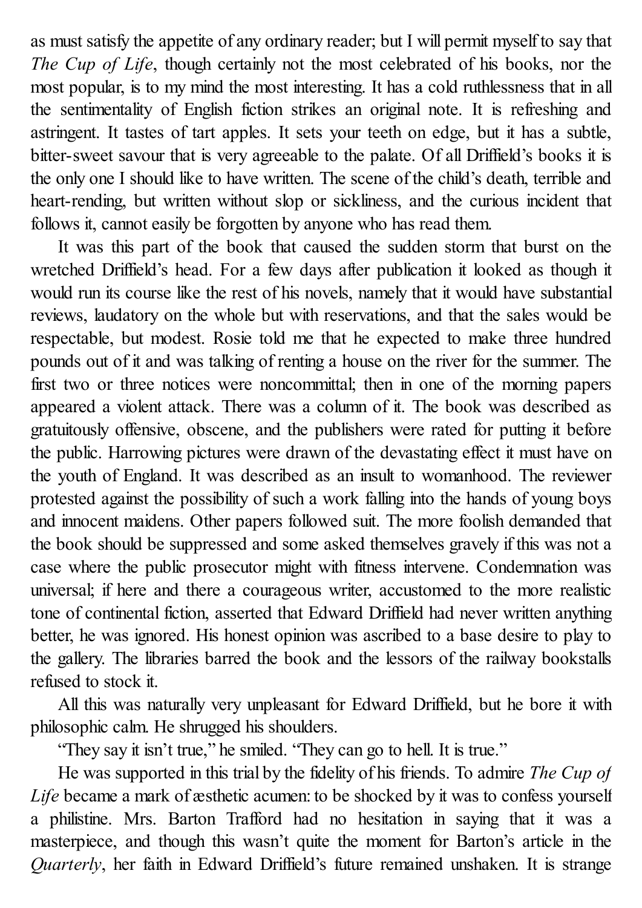as must satisfy the appetite of any ordinary reader; but I will permit myself to say that *The Cup of Life*, though certainly not the most celebrated of his books, nor the most popular, is to my mind the most interesting. It has a cold ruthlessness that in all the sentimentality of English fiction strikes an original note. It is refreshing and astringent. It tastes of tart apples. It sets your teeth on edge, but it has a subtle, bitter-sweet savour that is very agreeable to the palate. Of all Driffield's books it is the only one I should like to have written. The scene of the child's death, terrible and heart-rending, but written without slop or sickliness, and the curious incident that follows it, cannot easily be forgotten by anyone who has read them.

It was this part of the book that caused the sudden storm that burst on the wretched Driffield's head. For a few days after publication it looked as though it would run its course like the rest of his novels, namely that it would have substantial reviews, laudatory on the whole but with reservations, and that the sales would be respectable, but modest. Rosie told me that he expected to make three hundred pounds out of it and was talking of renting a house on the river for the summer. The first two or three notices were noncommittal; then in one of the morning papers appeared a violent attack. There was a column of it. The book was described as gratuitously offensive, obscene, and the publishers were rated for putting it before the public. Harrowing pictures were drawn of the devastating effect it must have on the youth of England. It was described as an insult to womanhood. The reviewer protested against the possibility of such a work falling into the hands of young boys and innocent maidens. Other papers followed suit. The more foolish demanded that the book should be suppressed and some asked themselves gravely if this was not a case where the public prosecutor might with fitness intervene. Condemnation was universal; if here and there a courageous writer, accustomed to the more realistic tone of continental fiction, asserted that Edward Driffield had never written anything better, he was ignored. His honest opinion was ascribed to a base desire to play to the gallery. The libraries barred the book and the lessors of the railway bookstalls refused to stock it.

All this was naturally very unpleasant for Edward Driffield, but he bore it with philosophic calm. He shrugged his shoulders.

"They say it isn't true," he smiled. "They can go to hell. It is true."

He was supported in this trial by the fidelity of his friends. To admire *The Cup of Life* became a mark of æsthetic acumen: to be shocked by it was to confess yourself a philistine. Mrs. Barton Trafford had no hesitation in saying that it was a masterpiece, and though this wasn't quite the moment for Barton's article in the *Quarterly*, her faith in Edward Driffield's future remained unshaken. It is strange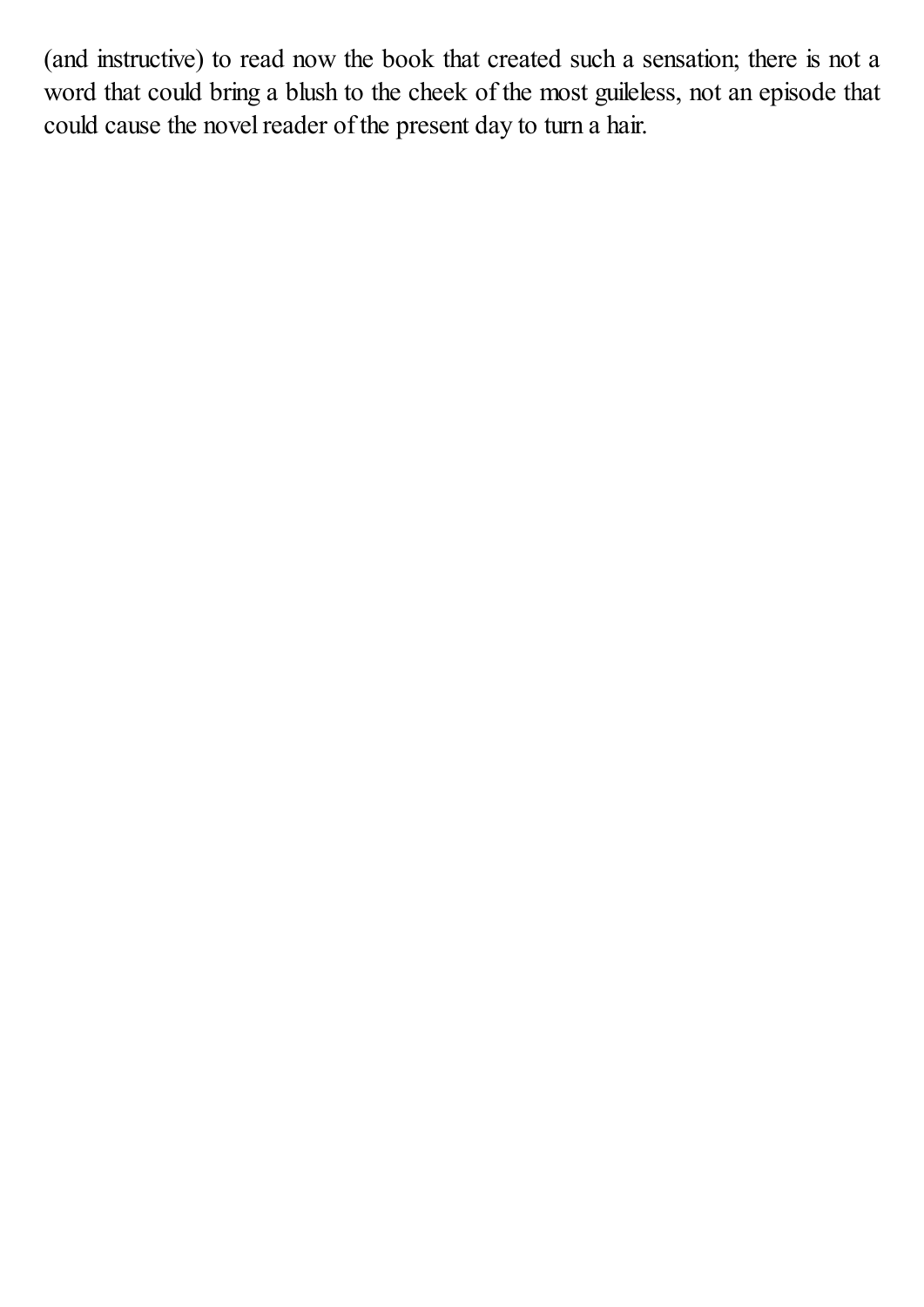(and instructive) to read now the book that created such a sensation; there is not a word that could bring a blush to the cheek of the most guileless, not an episode that could cause the novel reader of the present day to turn a hair.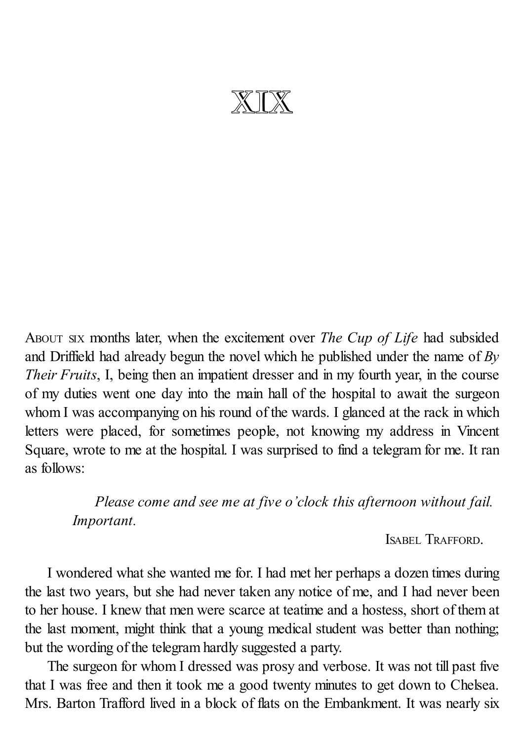# XIX

ABOUT SIX months later, when the excitement over *The Cup of Life* had subsided and Driffield had already begun the novel which he published under the name of *By Their Fruits*, I, being then an impatient dresser and in my fourth year, in the course of my duties went one day into the main hall of the hospital to await the surgeon whom I was accompanying on his round of the wards. I glanced at the rack in which letters were placed, for sometimes people, not knowing my address in Vincent Square, wrote to me at the hospital. I was surprised to find a telegram for me. It ran as follows:

> *Please come and see me at five o'clock this afternoon without fail. Important.*
>
> ISABEL TRAFFORD.

I wondered what she wanted me for. I had met her perhaps a dozen times during the last two years, but she had never taken any notice of me, and I had never been to her house. I knew that men were scarce at teatime and a hostess, short of them at the last moment, might think that a young medical student was better than nothing; but the wording of the telegram hardly suggested a party.

The surgeon for whom I dressed was prosy and verbose. It was not till past five that I was free and then it took me a good twenty minutes to get down to Chelsea. Mrs. Barton Trafford lived in a block of flats on the Embankment. It was nearly six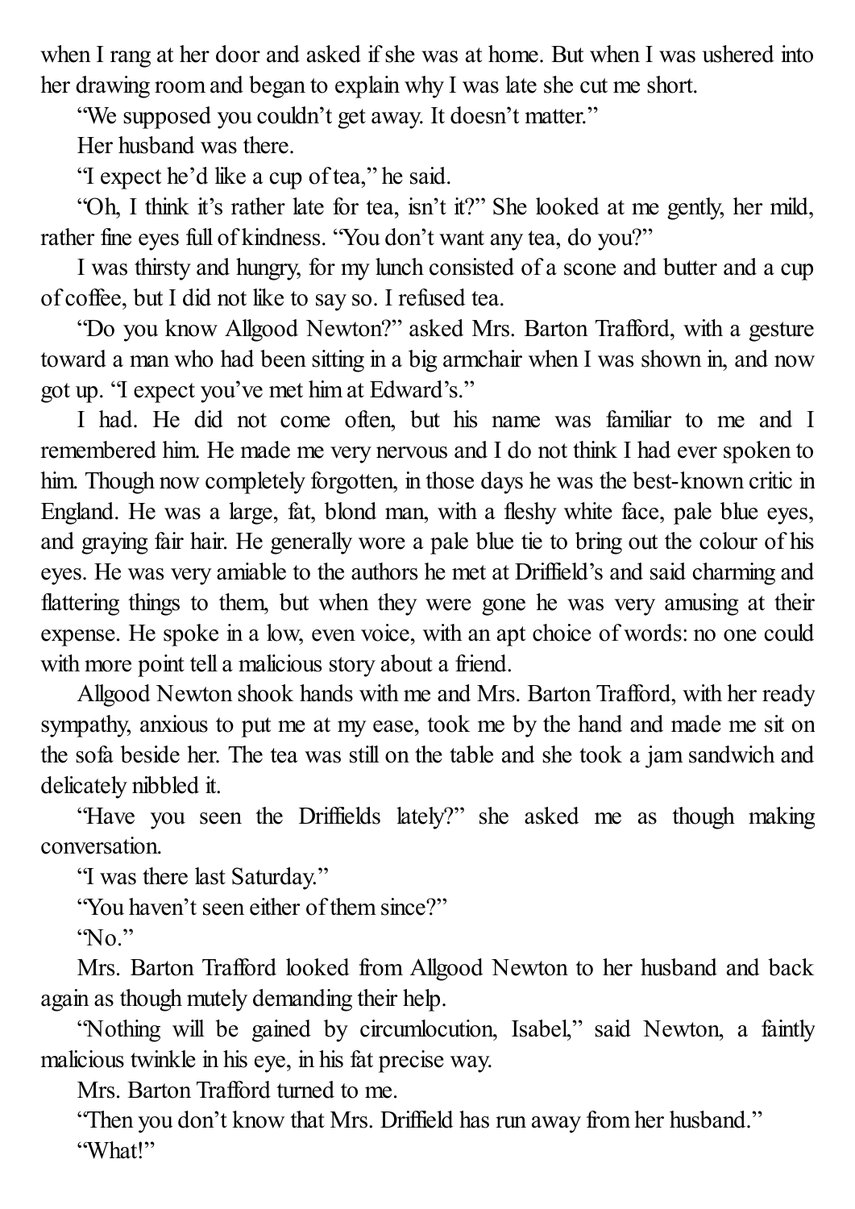when I rang at her door and asked if she was at home. But when I was ushered into her drawing room and began to explain why I was late she cut me short.

"We supposed you couldn't get away. It doesn't matter."

Her husband was there.

"I expect he'd like a cup of tea," he said.

"Oh, I think it's rather late for tea, isn't it?" She looked at me gently, her mild, rather fine eyes full of kindness. "You don't want any tea, do you?"

I was thirsty and hungry, for my lunch consisted of a scone and butter and a cup of coffee, but I did not like to say so. I refused tea.

"Do you know Allgood Newton?" asked Mrs. Barton Trafford, with a gesture toward a man who had been sitting in a big armchair when I was shown in, and now got up. "I expect you've met him at Edward's."

I had. He did not come often, but his name was familiar to me and I remembered him. He made me very nervous and I do not think I had ever spoken to him. Though now completely forgotten, in those days he was the best-known critic in England. He was a large, fat, blond man, with a fleshy white face, pale blue eyes, and graying fair hair. He generally wore a pale blue tie to bring out the colour of his eyes. He was very amiable to the authors he met at Driffield's and said charming and flattering things to them, but when they were gone he was very amusing at their expense. He spoke in a low, even voice, with an apt choice of words: no one could with more point tell a malicious story about a friend.

Allgood Newton shook hands with me and Mrs. Barton Trafford, with her ready sympathy, anxious to put me at my ease, took me by the hand and made me sit on the sofa beside her. The tea was still on the table and she took a jam sandwich and delicately nibbled it.

"Have you seen the Driffields lately?" she asked me as though making conversation.

"I was there last Saturday."

"You haven't seen either of them since?"

"No."

Mrs. Barton Trafford looked from Allgood Newton to her husband and back again as though mutely demanding their help.

"Nothing will be gained by circumlocution, Isabel," said Newton, a faintly malicious twinkle in his eye, in his fat precise way.

Mrs. Barton Trafford turned to me.

"Then you don't know that Mrs. Driffield has run away from her husband."

"What!"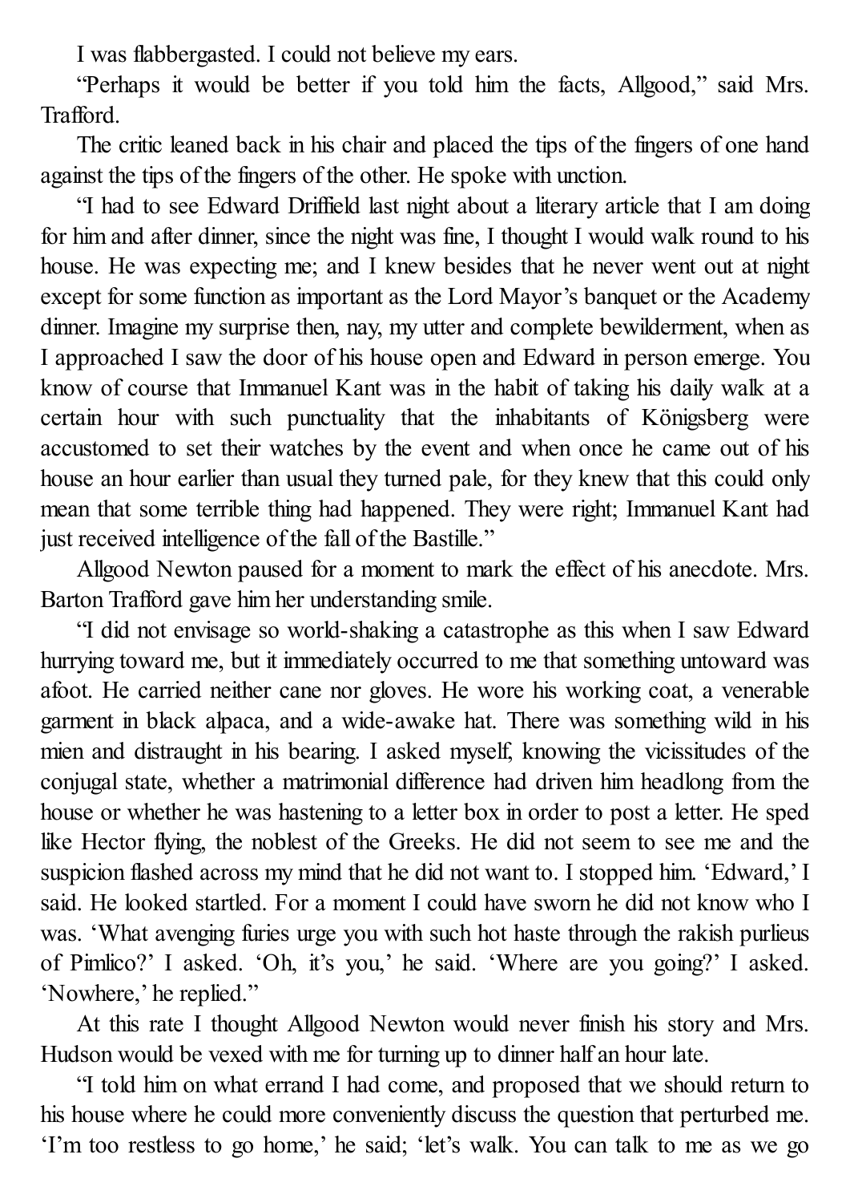I was flabbergasted. I could not believe my ears.

"Perhaps it would be better if you told him the facts, Allgood," said Mrs. Trafford.

The critic leaned back in his chair and placed the tips of the fingers of one hand against the tips of the fingers of the other. He spoke with unction.

"I had to see Edward Driffield last night about a literary article that I am doing for him and after dinner, since the night was fine, I thought I would walk round to his house. He was expecting me; and I knew besides that he never went out at night except for some function as important as the Lord Mayor's banquet or the Academy dinner. Imagine my surprise then, nay, my utter and complete bewilderment, when as I approached I saw the door of his house open and Edward in person emerge. You know of course that Immanuel Kant was in the habit of taking his daily walk at a certain hour with such punctuality that the inhabitants of Königsberg were accustomed to set their watches by the event and when once he came out of his house an hour earlier than usual they turned pale, for they knew that this could only mean that some terrible thing had happened. They were right; Immanuel Kant had just received intelligence of the fall of the Bastille."

Allgood Newton paused for a moment to mark the effect of his anecdote. Mrs. Barton Trafford gave him her understanding smile.

"I did not envisage so world-shaking a catastrophe as this when I saw Edward hurrying toward me, but it immediately occurred to me that something untoward was afoot. He carried neither cane nor gloves. He wore his working coat, a venerable garment in black alpaca, and a wide-awake hat. There was something wild in his mien and distraught in his bearing. I asked myself, knowing the vicissitudes of the conjugal state, whether a matrimonial difference had driven him headlong from the house or whether he was hastening to a letter box in order to post a letter. He sped like Hector flying, the noblest of the Greeks. He did not seem to see me and the suspicion flashed across my mind that he did not want to. I stopped him. 'Edward,' I said. He looked startled. For a moment I could have sworn he did not know who I was. 'What avenging furies urge you with such hot haste through the rakish purlieus of Pimlico?' I asked. 'Oh, it's you,' he said. 'Where are you going?' I asked. 'Nowhere,' he replied."

At this rate I thought Allgood Newton would never finish his story and Mrs. Hudson would be vexed with me for turning up to dinner half an hour late.

"I told him on what errand I had come, and proposed that we should return to his house where he could more conveniently discuss the question that perturbed me. 'I'm too restless to go home,' he said; 'let's walk. You can talk to me as we go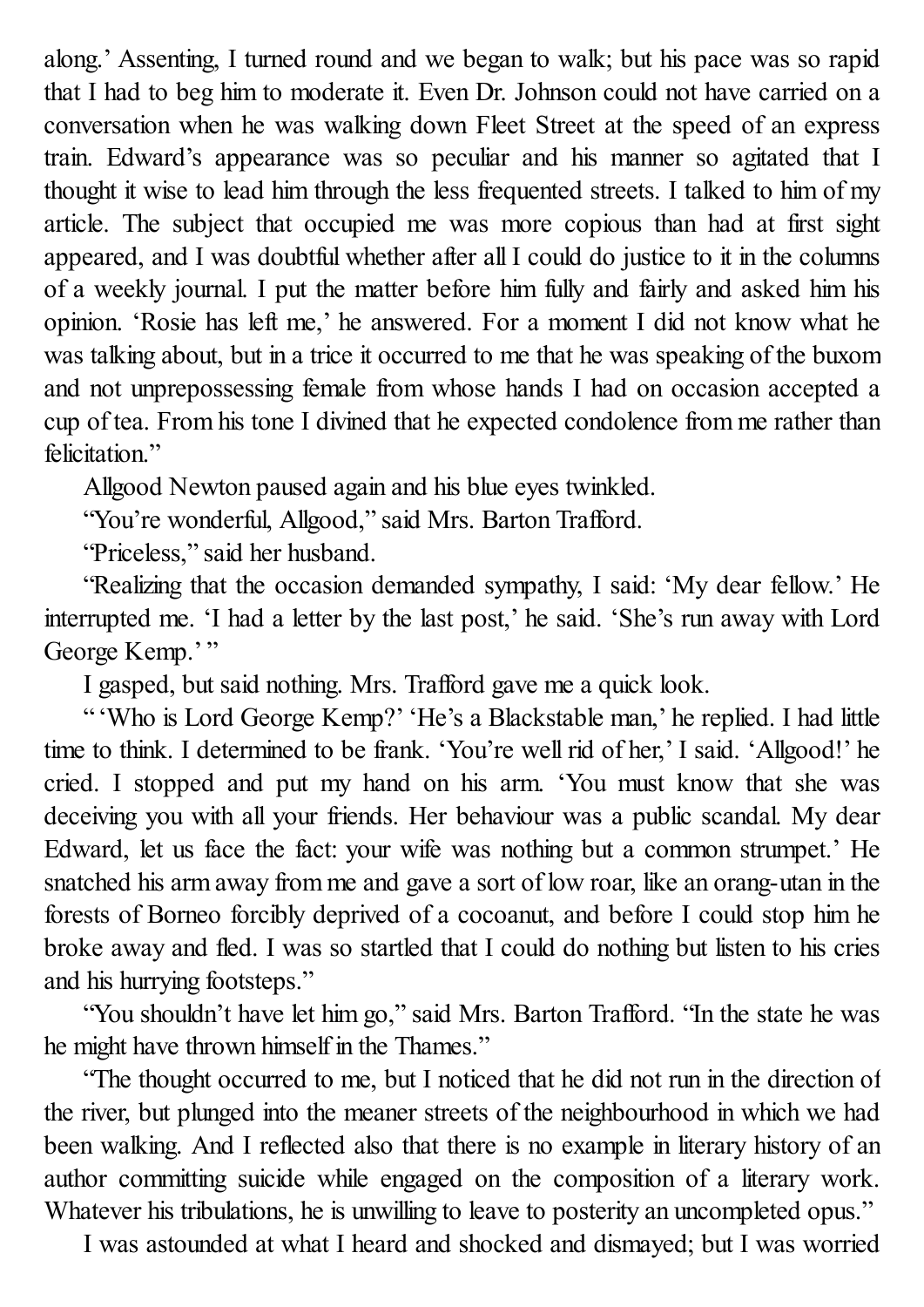along.' Assenting, I turned round and we began to walk; but his pace was so rapid that I had to beg him to moderate it. Even Dr. Johnson could not have carried on a conversation when he was walking down Fleet Street at the speed of an express train. Edward's appearance was so peculiar and his manner so agitated that I thought it wise to lead him through the less frequented streets. I talked to him of my article. The subject that occupied me was more copious than had at first sight appeared, and I was doubtful whether after all I could do justice to it in the columns of a weekly journal. I put the matter before him fully and fairly and asked him his opinion. 'Rosie has left me,' he answered. For a moment I did not know what he was talking about, but in a trice it occurred to me that he was speaking of the buxom and not unprepossessing female from whose hands I had on occasion accepted a cup of tea. From his tone I divined that he expected condolence from me rather than felicitation."

Allgood Newton paused again and his blue eyes twinkled.

"You're wonderful, Allgood," said Mrs. Barton Trafford.

"Priceless," said her husband.

"Realizing that the occasion demanded sympathy, I said: 'My dear fellow.' He interrupted me. 'I had a letter by the last post,' he said. 'She's run away with Lord George Kemp.' "

I gasped, but said nothing. Mrs. Trafford gave me a quick look.

" 'Who is Lord George Kemp?' 'He's a Blackstable man,' he replied. I had little time to think. I determined to be frank. 'You're well rid of her,' I said. 'Allgood!' he cried. I stopped and put my hand on his arm. 'You must know that she was deceiving you with all your friends. Her behaviour was a public scandal. My dear Edward, let us face the fact: your wife was nothing but a common strumpet.' He snatched his arm away from me and gave a sort of low roar, like an orang-utan in the forests of Borneo forcibly deprived of a cocoanut, and before I could stop him he broke away and fled. I was so startled that I could do nothing but listen to his cries and his hurrying footsteps."

"You shouldn't have let him go," said Mrs. Barton Trafford. "In the state he was he might have thrown himself in the Thames."

"The thought occurred to me, but I noticed that he did not run in the direction of the river, but plunged into the meaner streets of the neighbourhood in which we had been walking. And I reflected also that there is no example in literary history of an author committing suicide while engaged on the composition of a literary work. Whatever his tribulations, he is unwilling to leave to posterity an uncompleted opus."

I was astounded at what I heard and shocked and dismayed; but I was worried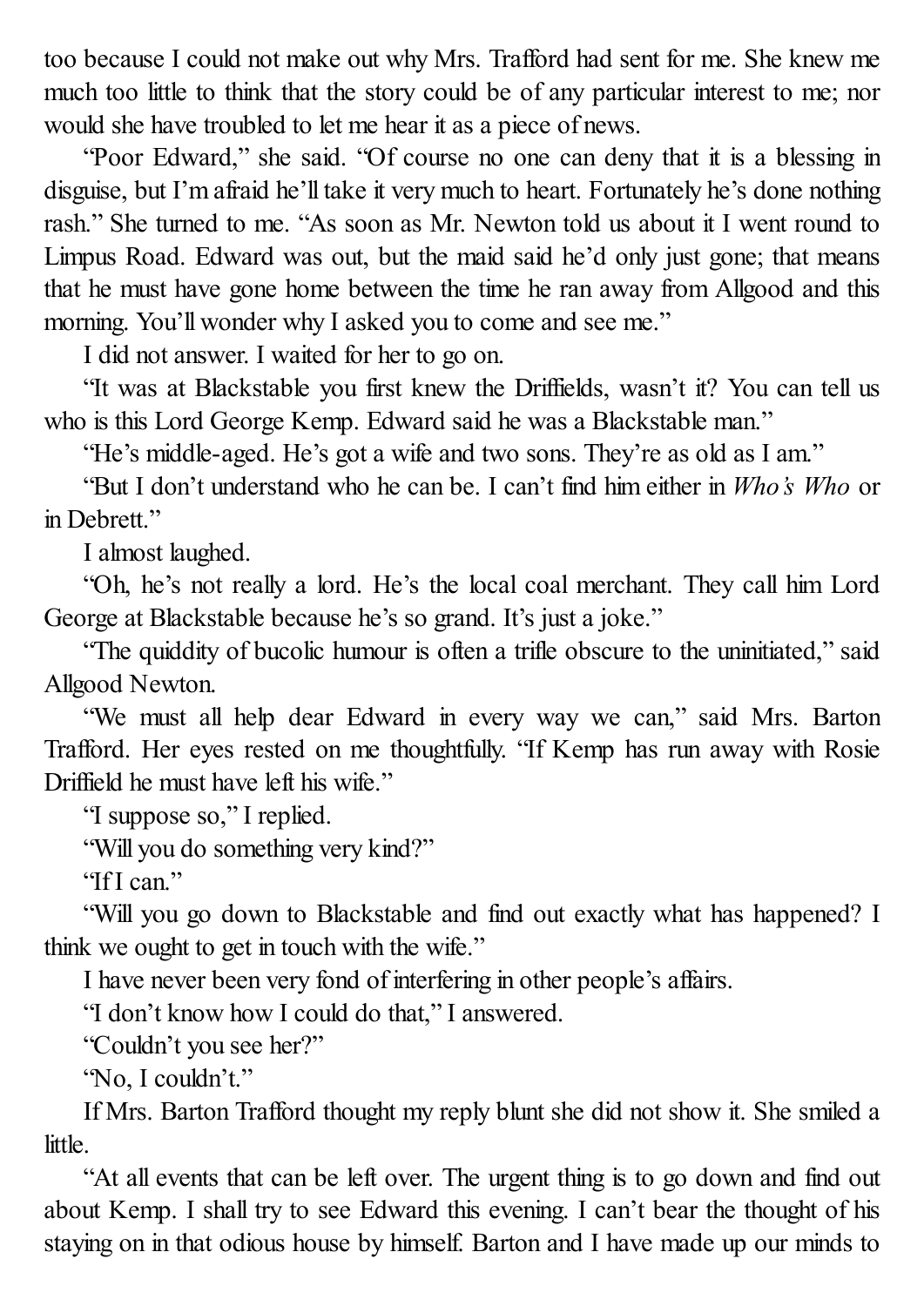too because I could not make out why Mrs. Trafford had sent for me. She knew me much too little to think that the story could be of any particular interest to me; nor would she have troubled to let me hear it as a piece of news.

"Poor Edward," she said. "Of course no one can deny that it is a blessing in disguise, but I'm afraid he'll take it very much to heart. Fortunately he's done nothing rash." She turned to me. "As soon as Mr. Newton told us about it I went round to Limpus Road. Edward was out, but the maid said he'd only just gone; that means that he must have gone home between the time he ran away from Allgood and this morning. You'll wonder why I asked you to come and see me."

I did not answer. I waited for her to go on.

"It was at Blackstable you first knew the Driffields, wasn't it? You can tell us who is this Lord George Kemp. Edward said he was a Blackstable man."

"He's middle-aged. He's got a wife and two sons. They're as old as I am."

"But I don't understand who he can be. I can't find him either in *Who's Who* or in Debrett."

I almost laughed.

"Oh, he's not really a lord. He's the local coal merchant. They call him Lord George at Blackstable because he's so grand. It's just a joke."

"The quiddity of bucolic humour is often a trifle obscure to the uninitiated," said Allgood Newton.

"We must all help dear Edward in every way we can," said Mrs. Barton Trafford. Her eyes rested on me thoughtfully. "If Kemp has run away with Rosie Driffield he must have left his wife."

"I suppose so," I replied.

"Will you do something very kind?"

"If I can."

"Will you go down to Blackstable and find out exactly what has happened? I think we ought to get in touch with the wife."

I have never been very fond of interfering in other people's affairs.

"I don't know how I could do that," I answered.

"Couldn't you see her?"

"No, I couldn't."

If Mrs. Barton Trafford thought my reply blunt she did not show it. She smiled a little.

"At all events that can be left over. The urgent thing is to go down and find out about Kemp. I shall try to see Edward this evening. I can't bear the thought of his staying on in that odious house by himself. Barton and I have made up our minds to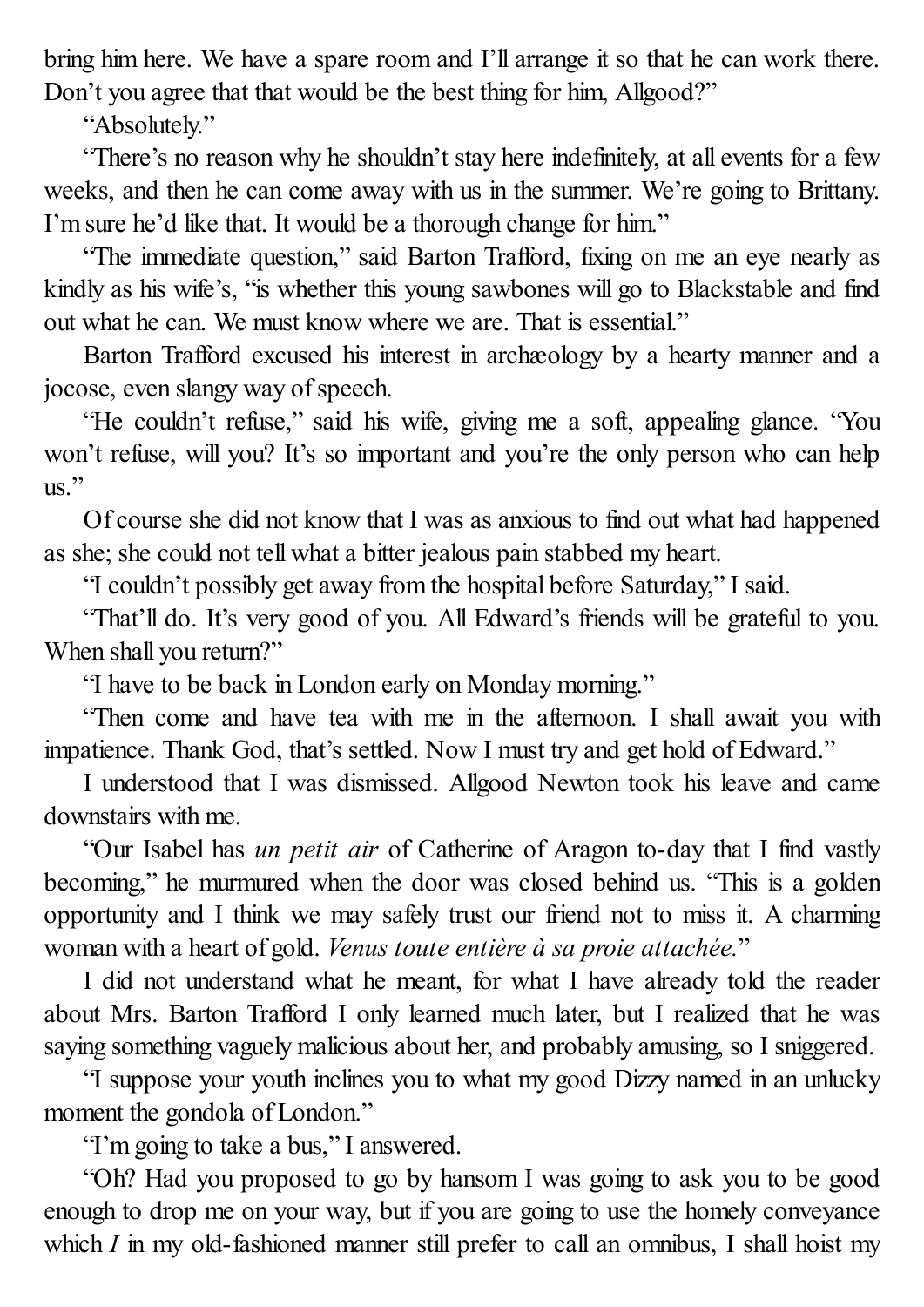bring him here. We have a spare room and I'll arrange it so that he can work there. Don't you agree that that would be the best thing for him, Allgood?"

"Absolutely."

"There's no reason why he shouldn't stay here indefinitely, at all events for a few weeks, and then he can come away with us in the summer. We're going to Brittany. I'm sure he'd like that. It would be a thorough change for him."

"The immediate question," said Barton Trafford, fixing on me an eye nearly as kindly as his wife's, "is whether this young sawbones will go to Blackstable and find out what he can. We must know where we are. That is essential."

Barton Trafford excused his interest in archæology by a hearty manner and a jocose, even slangy way of speech.

"He couldn't refuse," said his wife, giving me a soft, appealing glance. "You won't refuse, will you? It's so important and you're the only person who can help us."

Of course she did not know that I was as anxious to find out what had happened as she; she could not tell what a bitter jealous pain stabbed my heart.

"I couldn't possibly get away from the hospital before Saturday," I said.

"That'll do. It's very good of you. All Edward's friends will be grateful to you. When shall you return?"

"I have to be back in London early on Monday morning."

"Then come and have tea with me in the afternoon. I shall await you with impatience. Thank God, that's settled. Now I must try and get hold of Edward."

I understood that I was dismissed. Allgood Newton took his leave and came downstairs with me.

"Our Isabel has *un petit air* of Catherine of Aragon to-day that I find vastly becoming," he murmured when the door was closed behind us. "This is a golden opportunity and I think we may safely trust our friend not to miss it. A charming woman with a heart of gold. *Venus toute entière à sa proie attachée.*"

I did not understand what he meant, for what I have already told the reader about Mrs. Barton Trafford I only learned much later, but I realized that he was saying something vaguely malicious about her, and probably amusing, so I sniggered.

"I suppose your youth inclines you to what my good Dizzy named in an unlucky moment the gondola of London."

"I'm going to take a bus," I answered.

"Oh? Had you proposed to go by hansom I was going to ask you to be good enough to drop me on your way, but if you are going to use the homely conveyance which *I* in my old-fashioned manner still prefer to call an omnibus, I shall hoist my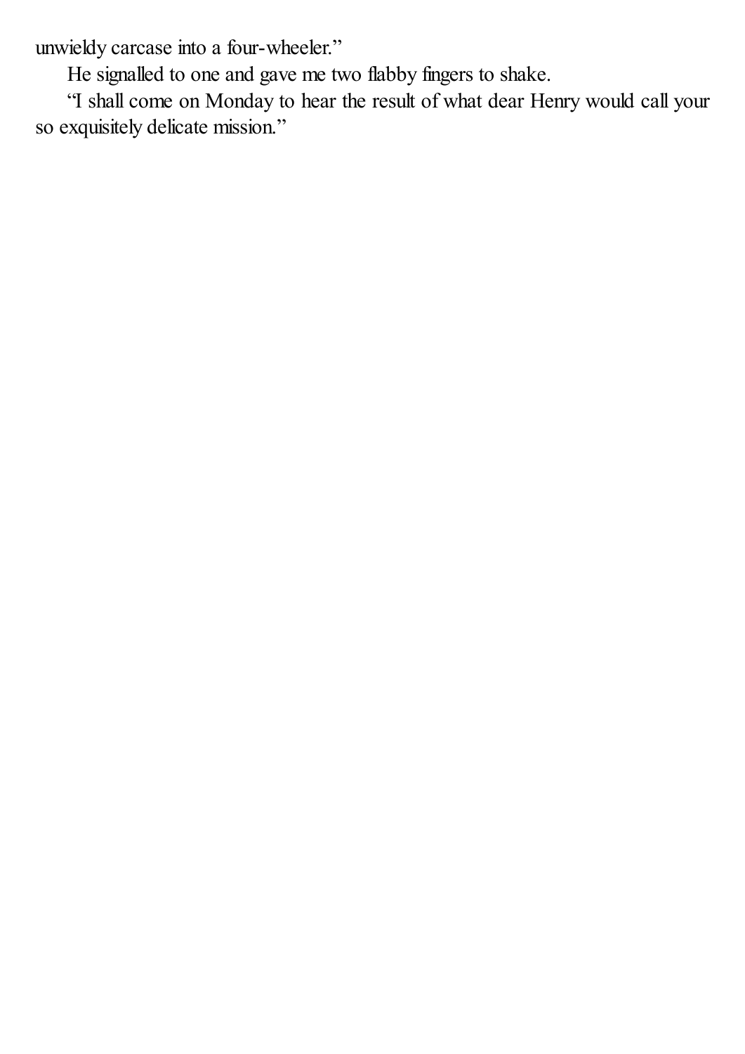unwieldy carcase into a four-wheeler."

He signalled to one and gave me two flabby fingers to shake.

"I shall come on Monday to hear the result of what dear Henry would call your so exquisitely delicate mission."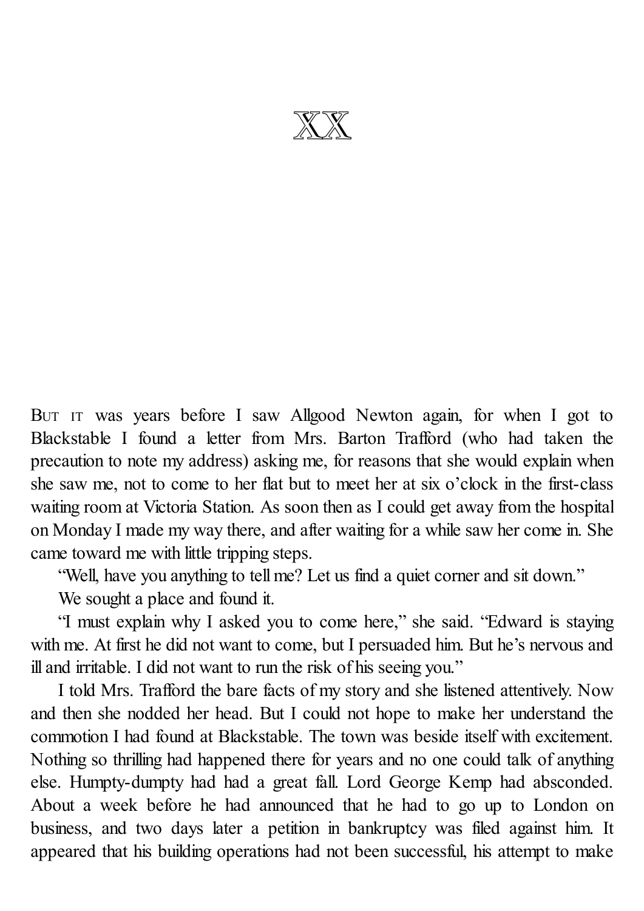# XX

But it was years before I saw Allgood Newton again, for when I got to Blackstable I found a letter from Mrs. Barton Trafford (who had taken the precaution to note my address) asking me, for reasons that she would explain when she saw me, not to come to her flat but to meet her at six o'clock in the first-class waiting room at Victoria Station. As soon then as I could get away from the hospital on Monday I made my way there, and after waiting for a while saw her come in. She came toward me with little tripping steps.

"Well, have you anything to tell me? Let us find a quiet corner and sit down."

We sought a place and found it.

"I must explain why I asked you to come here," she said. "Edward is staying with me. At first he did not want to come, but I persuaded him. But he's nervous and ill and irritable. I did not want to run the risk of his seeing you."

I told Mrs. Trafford the bare facts of my story and she listened attentively. Now and then she nodded her head. But I could not hope to make her understand the commotion I had found at Blackstable. The town was beside itself with excitement. Nothing so thrilling had happened there for years and no one could talk of anything else. Humpty-dumpty had had a great fall. Lord George Kemp had absconded. About a week before he had announced that he had to go up to London on business, and two days later a petition in bankruptcy was filed against him. It appeared that his building operations had not been successful, his attempt to make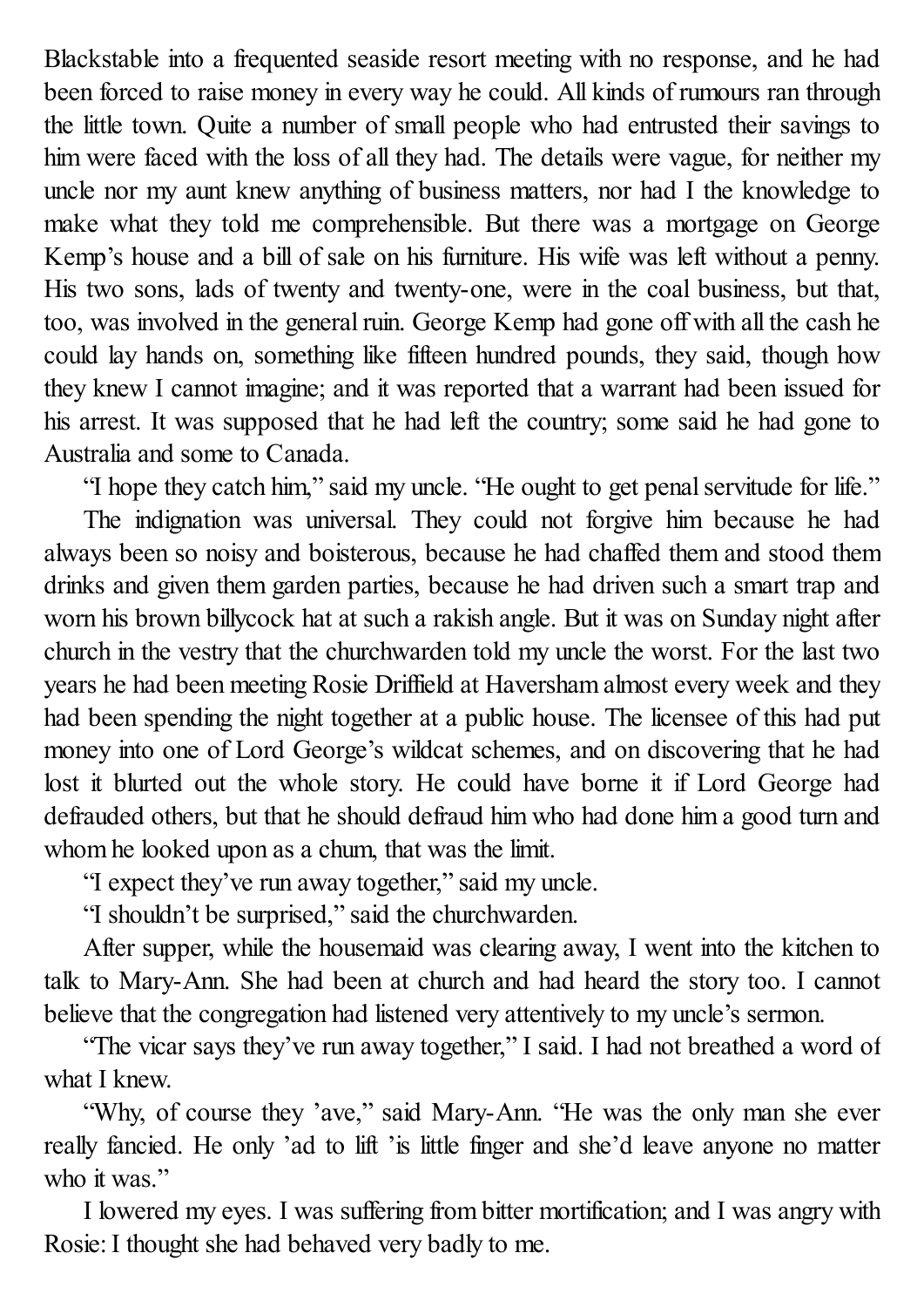Blackstable into a frequented seaside resort meeting with no response, and he had been forced to raise money in every way he could. All kinds of rumours ran through the little town. Quite a number of small people who had entrusted their savings to him were faced with the loss of all they had. The details were vague, for neither my uncle nor my aunt knew anything of business matters, nor had I the knowledge to make what they told me comprehensible. But there was a mortgage on George Kemp's house and a bill of sale on his furniture. His wife was left without a penny. His two sons, lads of twenty and twenty-one, were in the coal business, but that, too, was involved in the general ruin. George Kemp had gone off with all the cash he could lay hands on, something like fifteen hundred pounds, they said, though how they knew I cannot imagine; and it was reported that a warrant had been issued for his arrest. It was supposed that he had left the country; some said he had gone to Australia and some to Canada.

"I hope they catch him," said my uncle. "He ought to get penal servitude for life."

The indignation was universal. They could not forgive him because he had always been so noisy and boisterous, because he had chaffed them and stood them drinks and given them garden parties, because he had driven such a smart trap and worn his brown billycock hat at such a rakish angle. But it was on Sunday night after church in the vestry that the churchwarden told my uncle the worst. For the last two years he had been meeting Rosie Driffield at Haversham almost every week and they had been spending the night together at a public house. The licensee of this had put money into one of Lord George's wildcat schemes, and on discovering that he had lost it blurted out the whole story. He could have borne it if Lord George had defrauded others, but that he should defraud him who had done him a good turn and whom he looked upon as a chum, that was the limit.

"I expect they've run away together," said my uncle.

"I shouldn't be surprised," said the churchwarden.

After supper, while the housemaid was clearing away, I went into the kitchen to talk to Mary-Ann. She had been at church and had heard the story too. I cannot believe that the congregation had listened very attentively to my uncle's sermon.

"The vicar says they've run away together," I said. I had not breathed a word of what I knew.

"Why, of course they 'ave," said Mary-Ann. "He was the only man she ever really fancied. He only 'ad to lift 'is little finger and she'd leave anyone no matter who it was."

I lowered my eyes. I was suffering from bitter mortification; and I was angry with Rosie: I thought she had behaved very badly to me.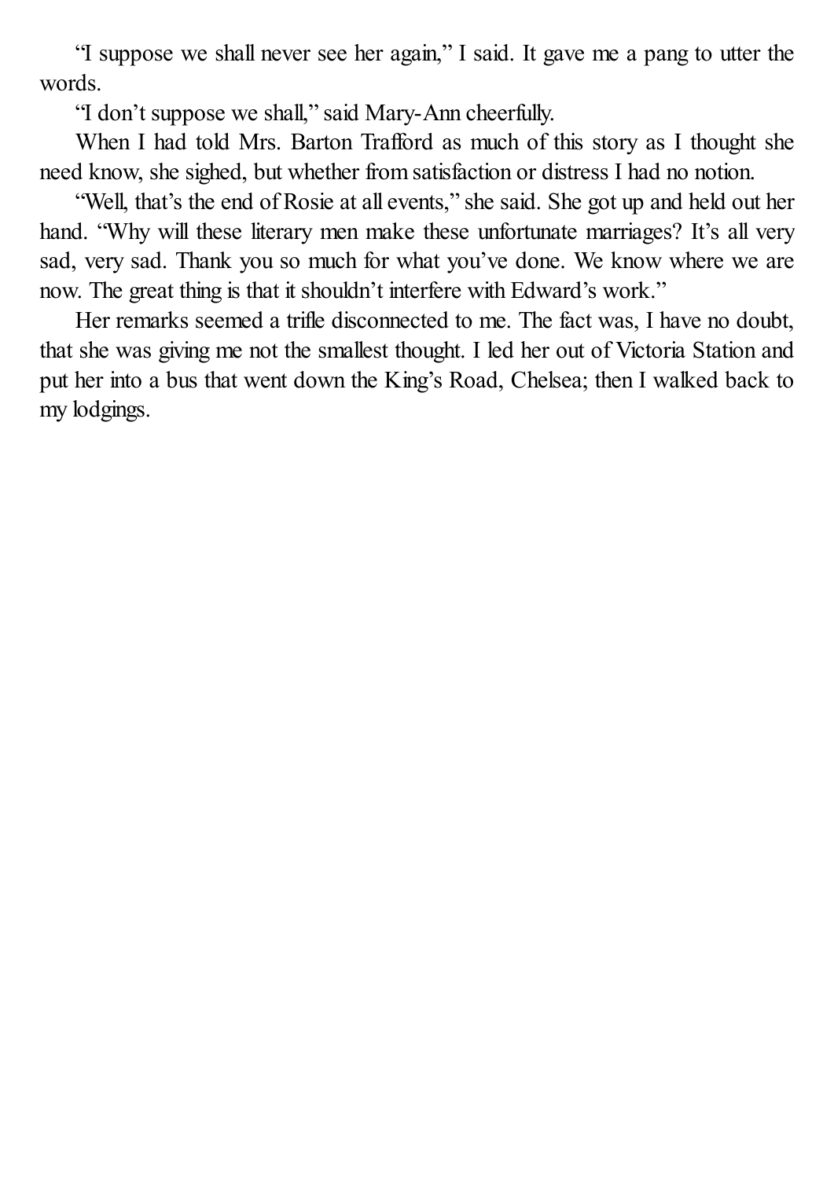"I suppose we shall never see her again," I said. It gave me a pang to utter the words.

"I don't suppose we shall," said Mary-Ann cheerfully.

When I had told Mrs. Barton Trafford as much of this story as I thought she need know, she sighed, but whether from satisfaction or distress I had no notion.

"Well, that's the end of Rosie at all events," she said. She got up and held out her hand. "Why will these literary men make these unfortunate marriages? It's all very sad, very sad. Thank you so much for what you've done. We know where we are now. The great thing is that it shouldn't interfere with Edward's work."

Her remarks seemed a trifle disconnected to me. The fact was, I have no doubt, that she was giving me not the smallest thought. I led her out of Victoria Station and put her into a bus that went down the King's Road, Chelsea; then I walked back to my lodgings.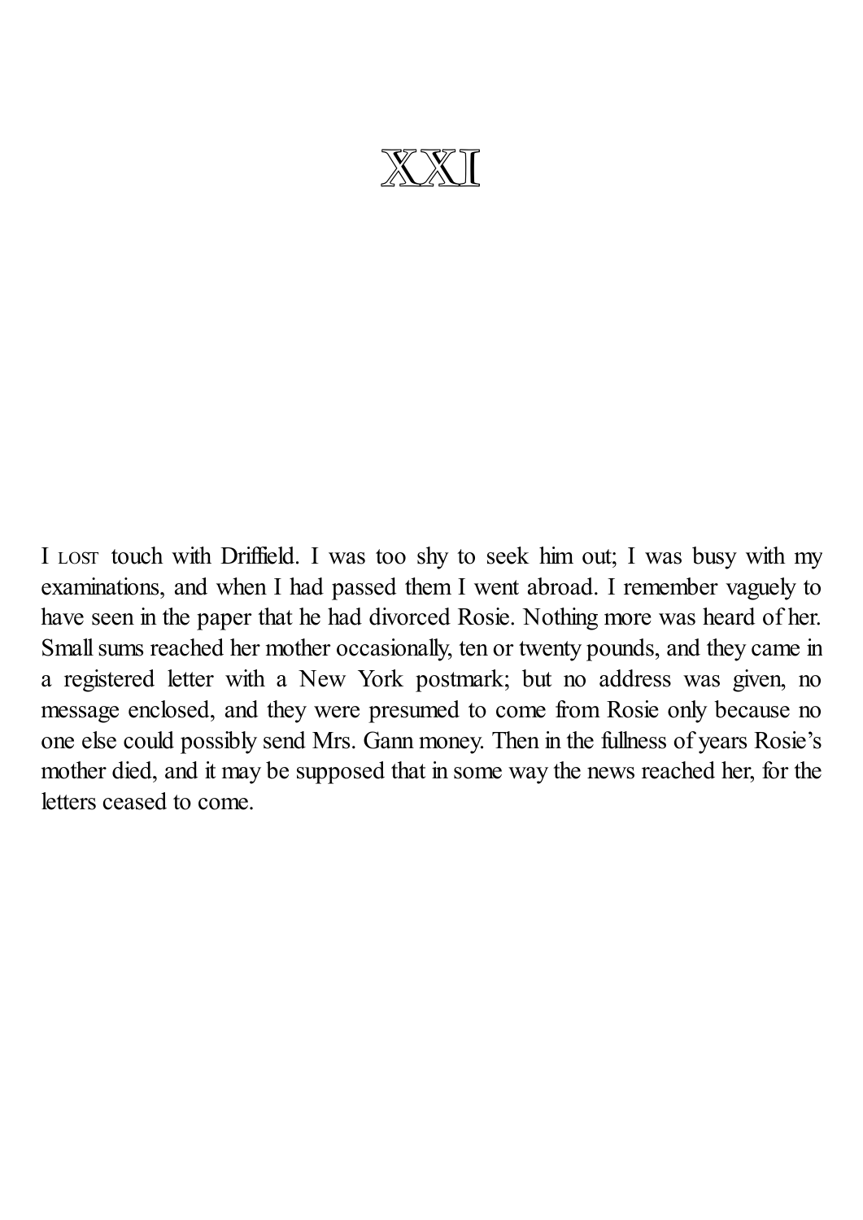# XXI

I LOST touch with Driffield. I was too shy to seek him out; I was busy with my examinations, and when I had passed them I went abroad. I remember vaguely to have seen in the paper that he had divorced Rosie. Nothing more was heard of her. Small sums reached her mother occasionally, ten or twenty pounds, and they came in a registered letter with a New York postmark; but no address was given, no message enclosed, and they were presumed to come from Rosie only because no one else could possibly send Mrs. Gann money. Then in the fullness of years Rosie's mother died, and it may be supposed that in some way the news reached her, for the letters ceased to come.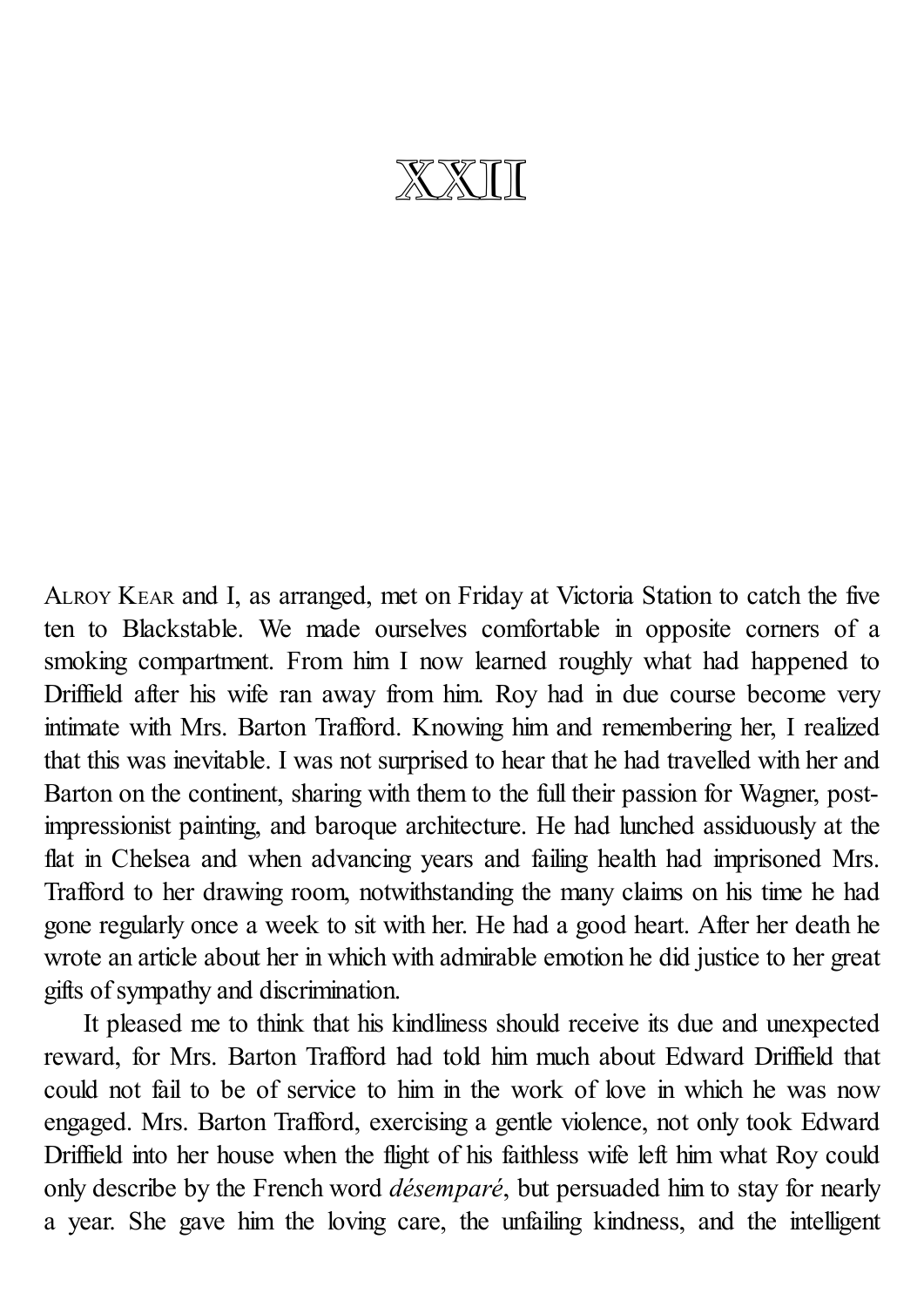# XXII

ALROY KEAR and I, as arranged, met on Friday at Victoria Station to catch the five ten to Blackstable. We made ourselves comfortable in opposite corners of a smoking compartment. From him I now learned roughly what had happened to Driffield after his wife ran away from him. Roy had in due course become very intimate with Mrs. Barton Trafford. Knowing him and remembering her, I realized that this was inevitable. I was not surprised to hear that he had travelled with her and Barton on the continent, sharing with them to the full their passion for Wagner, post-impressionist painting, and baroque architecture. He had lunched assiduously at the flat in Chelsea and when advancing years and failing health had imprisoned Mrs. Trafford to her drawing room, notwithstanding the many claims on his time he had gone regularly once a week to sit with her. He had a good heart. After her death he wrote an article about her in which with admirable emotion he did justice to her great gifts of sympathy and discrimination.

It pleased me to think that his kindliness should receive its due and unexpected reward, for Mrs. Barton Trafford had told him much about Edward Driffield that could not fail to be of service to him in the work of love in which he was now engaged. Mrs. Barton Trafford, exercising a gentle violence, not only took Edward Driffield into her house when the flight of his faithless wife left him what Roy could only describe by the French word *désemparé*, but persuaded him to stay for nearly a year. She gave him the loving care, the unfailing kindness, and the intelligent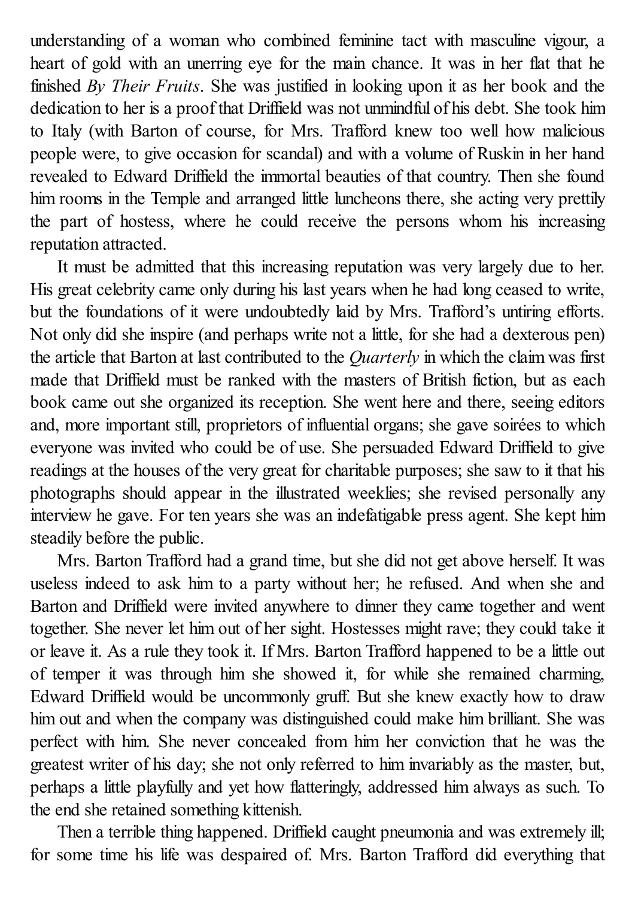understanding of a woman who combined feminine tact with masculine vigour, a heart of gold with an unerring eye for the main chance. It was in her flat that he finished *By Their Fruits*. She was justified in looking upon it as her book and the dedication to her is a proof that Driffield was not unmindful of his debt. She took him to Italy (with Barton of course, for Mrs. Trafford knew too well how malicious people were, to give occasion for scandal) and with a volume of Ruskin in her hand revealed to Edward Driffield the immortal beauties of that country. Then she found him rooms in the Temple and arranged little luncheons there, she acting very prettily the part of hostess, where he could receive the persons whom his increasing reputation attracted.

It must be admitted that this increasing reputation was very largely due to her. His great celebrity came only during his last years when he had long ceased to write, but the foundations of it were undoubtedly laid by Mrs. Trafford's untiring efforts. Not only did she inspire (and perhaps write not a little, for she had a dexterous pen) the article that Barton at last contributed to the *Quarterly* in which the claim was first made that Driffield must be ranked with the masters of British fiction, but as each book came out she organized its reception. She went here and there, seeing editors and, more important still, proprietors of influential organs; she gave soirées to which everyone was invited who could be of use. She persuaded Edward Driffield to give readings at the houses of the very great for charitable purposes; she saw to it that his photographs should appear in the illustrated weeklies; she revised personally any interview he gave. For ten years she was an indefatigable press agent. She kept him steadily before the public.

Mrs. Barton Trafford had a grand time, but she did not get above herself. It was useless indeed to ask him to a party without her; he refused. And when she and Barton and Driffield were invited anywhere to dinner they came together and went together. She never let him out of her sight. Hostesses might rave; they could take it or leave it. As a rule they took it. If Mrs. Barton Trafford happened to be a little out of temper it was through him she showed it, for while she remained charming, Edward Driffield would be uncommonly gruff. But she knew exactly how to draw him out and when the company was distinguished could make him brilliant. She was perfect with him. She never concealed from him her conviction that he was the greatest writer of his day; she not only referred to him invariably as the master, but, perhaps a little playfully and yet how flatteringly, addressed him always as such. To the end she retained something kittenish.

Then a terrible thing happened. Driffield caught pneumonia and was extremely ill; for some time his life was despaired of. Mrs. Barton Trafford did everything that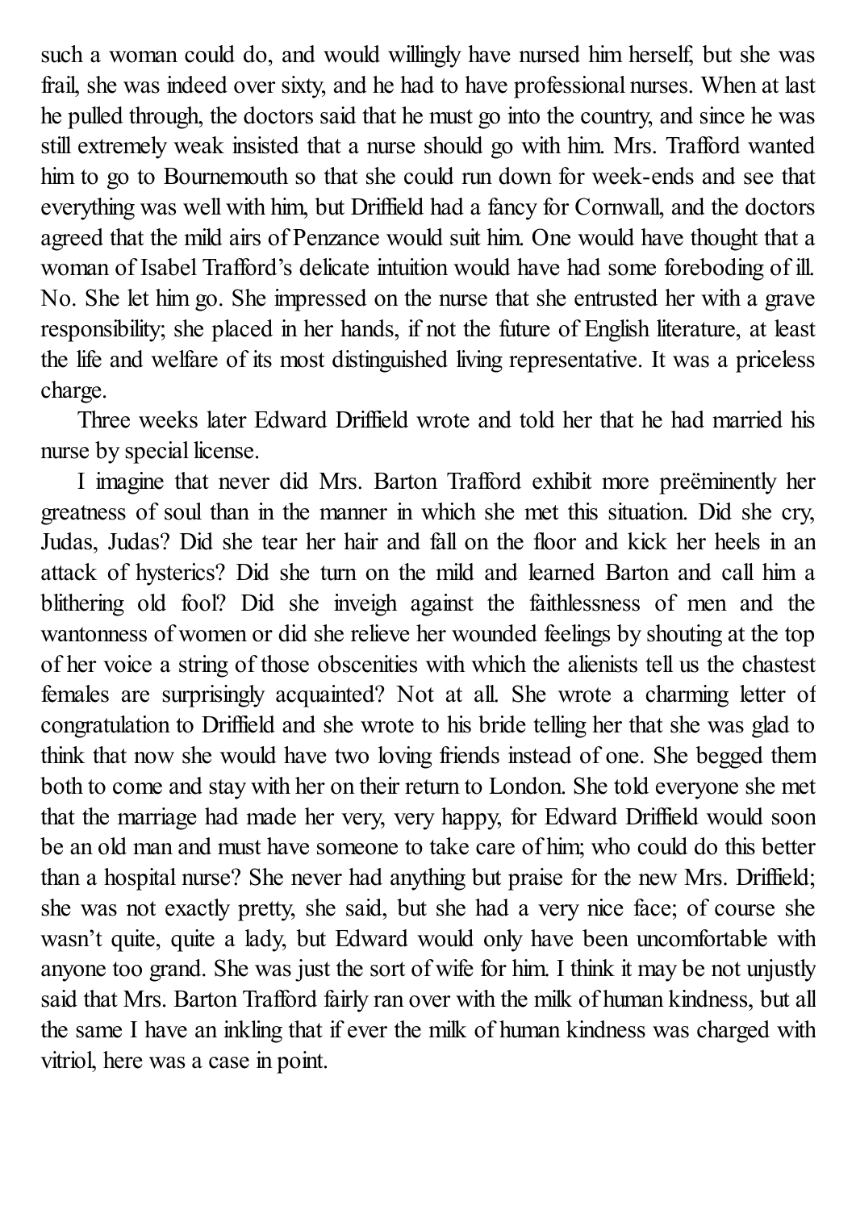such a woman could do, and would willingly have nursed him herself, but she was frail, she was indeed over sixty, and he had to have professional nurses. When at last he pulled through, the doctors said that he must go into the country, and since he was still extremely weak insisted that a nurse should go with him. Mrs. Trafford wanted him to go to Bournemouth so that she could run down for week-ends and see that everything was well with him, but Driffield had a fancy for Cornwall, and the doctors agreed that the mild airs of Penzance would suit him. One would have thought that a woman of Isabel Trafford's delicate intuition would have had some foreboding of ill. No. She let him go. She impressed on the nurse that she entrusted her with a grave responsibility; she placed in her hands, if not the future of English literature, at least the life and welfare of its most distinguished living representative. It was a priceless charge.

Three weeks later Edward Driffield wrote and told her that he had married his nurse by special license.

I imagine that never did Mrs. Barton Trafford exhibit more preëminently her greatness of soul than in the manner in which she met this situation. Did she cry, Judas, Judas? Did she tear her hair and fall on the floor and kick her heels in an attack of hysterics? Did she turn on the mild and learned Barton and call him a blithering old fool? Did she inveigh against the faithlessness of men and the wantonness of women or did she relieve her wounded feelings by shouting at the top of her voice a string of those obscenities with which the alienists tell us the chastest females are surprisingly acquainted? Not at all. She wrote a charming letter of congratulation to Driffield and she wrote to his bride telling her that she was glad to think that now she would have two loving friends instead of one. She begged them both to come and stay with her on their return to London. She told everyone she met that the marriage had made her very, very happy, for Edward Driffield would soon be an old man and must have someone to take care of him; who could do this better than a hospital nurse? She never had anything but praise for the new Mrs. Driffield; she was not exactly pretty, she said, but she had a very nice face; of course she wasn't quite, quite a lady, but Edward would only have been uncomfortable with anyone too grand. She was just the sort of wife for him. I think it may be not unjustly said that Mrs. Barton Trafford fairly ran over with the milk of human kindness, but all the same I have an inkling that if ever the milk of human kindness was charged with vitriol, here was a case in point.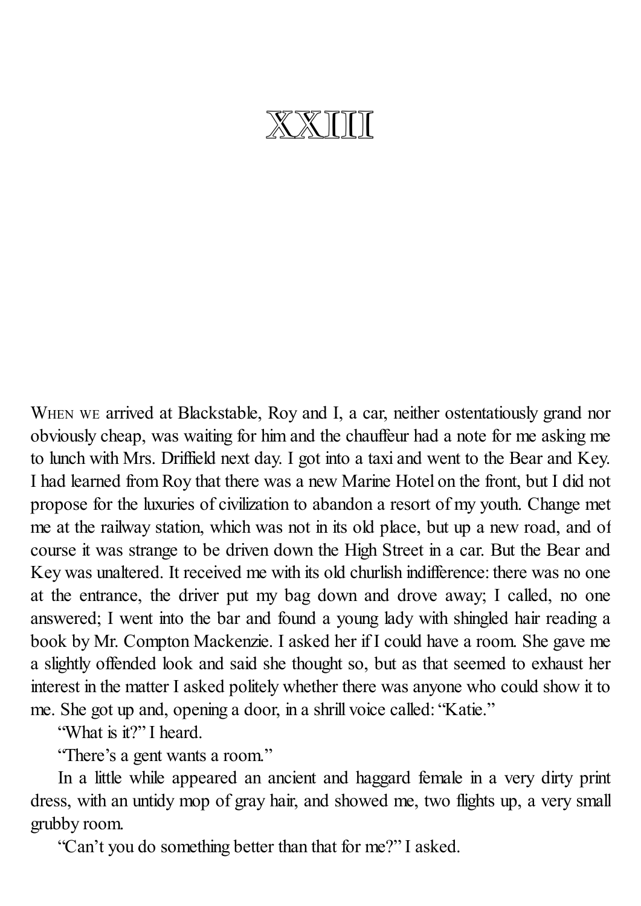# XXIII

WHEN WE arrived at Blackstable, Roy and I, a car, neither ostentatiously grand nor obviously cheap, was waiting for him and the chauffeur had a note for me asking me to lunch with Mrs. Driffield next day. I got into a taxi and went to the Bear and Key. I had learned from Roy that there was a new Marine Hotel on the front, but I did not propose for the luxuries of civilization to abandon a resort of my youth. Change met me at the railway station, which was not in its old place, but up a new road, and of course it was strange to be driven down the High Street in a car. But the Bear and Key was unaltered. It received me with its old churlish indifference: there was no one at the entrance, the driver put my bag down and drove away; I called, no one answered; I went into the bar and found a young lady with shingled hair reading a book by Mr. Compton Mackenzie. I asked her if I could have a room. She gave me a slightly offended look and said she thought so, but as that seemed to exhaust her interest in the matter I asked politely whether there was anyone who could show it to me. She got up and, opening a door, in a shrill voice called: "Katie."

"What is it?" I heard.

"There's a gent wants a room."

In a little while appeared an ancient and haggard female in a very dirty print dress, with an untidy mop of gray hair, and showed me, two flights up, a very small grubby room.

"Can't you do something better than that for me?" I asked.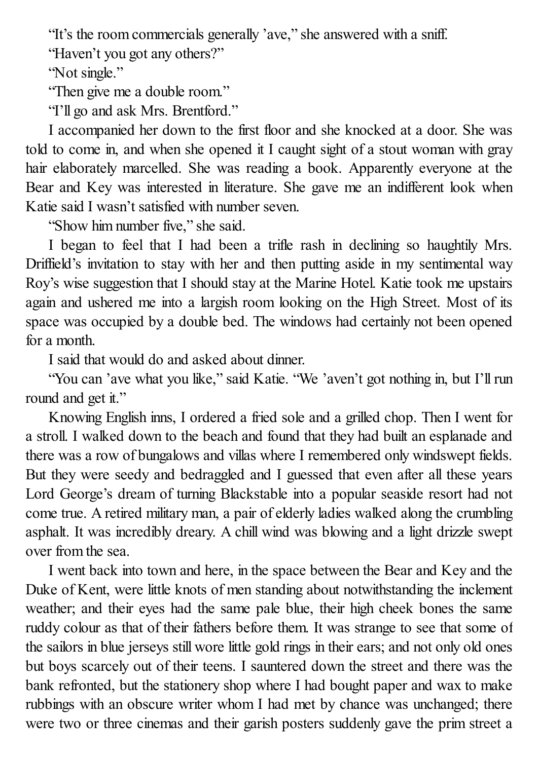"It's the room commercials generally 'ave," she answered with a sniff.

"Haven't you got any others?"

"Not single."

"Then give me a double room."

"I'll go and ask Mrs. Brentford."

I accompanied her down to the first floor and she knocked at a door. She was told to come in, and when she opened it I caught sight of a stout woman with gray hair elaborately marcelled. She was reading a book. Apparently everyone at the Bear and Key was interested in literature. She gave me an indifferent look when Katie said I wasn't satisfied with number seven.

"Show him number five," she said.

I began to feel that I had been a trifle rash in declining so haughtily Mrs. Driffield's invitation to stay with her and then putting aside in my sentimental way Roy's wise suggestion that I should stay at the Marine Hotel. Katie took me upstairs again and ushered me into a largish room looking on the High Street. Most of its space was occupied by a double bed. The windows had certainly not been opened for a month.

I said that would do and asked about dinner.

"You can 'ave what you like," said Katie. "We 'aven't got nothing in, but I'll run round and get it."

Knowing English inns, I ordered a fried sole and a grilled chop. Then I went for a stroll. I walked down to the beach and found that they had built an esplanade and there was a row of bungalows and villas where I remembered only windswept fields. But they were seedy and bedraggled and I guessed that even after all these years Lord George's dream of turning Blackstable into a popular seaside resort had not come true. A retired military man, a pair of elderly ladies walked along the crumbling asphalt. It was incredibly dreary. A chill wind was blowing and a light drizzle swept over from the sea.

I went back into town and here, in the space between the Bear and Key and the Duke of Kent, were little knots of men standing about notwithstanding the inclement weather; and their eyes had the same pale blue, their high cheek bones the same ruddy colour as that of their fathers before them. It was strange to see that some of the sailors in blue jerseys still wore little gold rings in their ears; and not only old ones but boys scarcely out of their teens. I sauntered down the street and there was the bank refronted, but the stationery shop where I had bought paper and wax to make rubbings with an obscure writer whom I had met by chance was unchanged; there were two or three cinemas and their garish posters suddenly gave the prim street a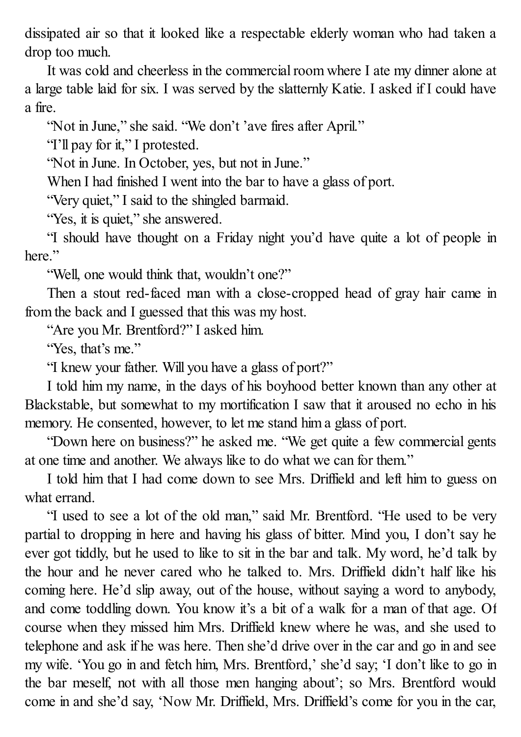dissipated air so that it looked like a respectable elderly woman who had taken a drop too much.

It was cold and cheerless in the commercial room where I ate my dinner alone at a large table laid for six. I was served by the slatternly Katie. I asked if I could have a fire.

"Not in June," she said. "We don't 'ave fires after April."

"I'll pay for it," I protested.

"Not in June. In October, yes, but not in June."

When I had finished I went into the bar to have a glass of port.

"Very quiet," I said to the shingled barmaid.

"Yes, it is quiet," she answered.

"I should have thought on a Friday night you'd have quite a lot of people in here."

"Well, one would think that, wouldn't one?"

Then a stout red-faced man with a close-cropped head of gray hair came in from the back and I guessed that this was my host.

"Are you Mr. Brentford?" I asked him.

"Yes, that's me."

"I knew your father. Will you have a glass of port?"

I told him my name, in the days of his boyhood better known than any other at Blackstable, but somewhat to my mortification I saw that it aroused no echo in his memory. He consented, however, to let me stand him a glass of port.

"Down here on business?" he asked me. "We get quite a few commercial gents at one time and another. We always like to do what we can for them."

I told him that I had come down to see Mrs. Driffield and left him to guess on what errand.

"I used to see a lot of the old man," said Mr. Brentford. "He used to be very partial to dropping in here and having his glass of bitter. Mind you, I don't say he ever got tiddly, but he used to like to sit in the bar and talk. My word, he'd talk by the hour and he never cared who he talked to. Mrs. Driffield didn't half like his coming here. He'd slip away, out of the house, without saying a word to anybody, and come toddling down. You know it's a bit of a walk for a man of that age. Of course when they missed him Mrs. Driffield knew where he was, and she used to telephone and ask if he was here. Then she'd drive over in the car and go in and see my wife. 'You go in and fetch him, Mrs. Brentford,' she'd say; 'I don't like to go in the bar meself, not with all those men hanging about'; so Mrs. Brentford would come in and she'd say, 'Now Mr. Driffield, Mrs. Driffield's come for you in the car,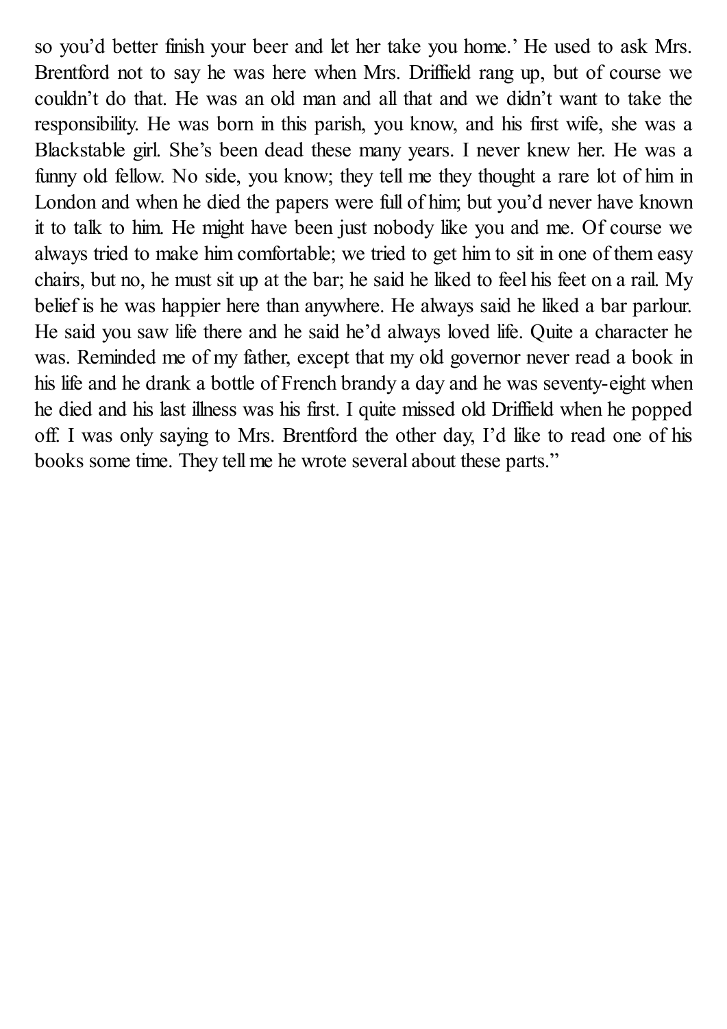so you'd better finish your beer and let her take you home.' He used to ask Mrs. Brentford not to say he was here when Mrs. Driffield rang up, but of course we couldn't do that. He was an old man and all that and we didn't want to take the responsibility. He was born in this parish, you know, and his first wife, she was a Blackstable girl. She's been dead these many years. I never knew her. He was a funny old fellow. No side, you know; they tell me they thought a rare lot of him in London and when he died the papers were full of him; but you'd never have known it to talk to him. He might have been just nobody like you and me. Of course we always tried to make him comfortable; we tried to get him to sit in one of them easy chairs, but no, he must sit up at the bar; he said he liked to feel his feet on a rail. My belief is he was happier here than anywhere. He always said he liked a bar parlour. He said you saw life there and he said he'd always loved life. Quite a character he was. Reminded me of my father, except that my old governor never read a book in his life and he drank a bottle of French brandy a day and he was seventy-eight when he died and his last illness was his first. I quite missed old Driffield when he popped off. I was only saying to Mrs. Brentford the other day, I'd like to read one of his books some time. They tell me he wrote several about these parts."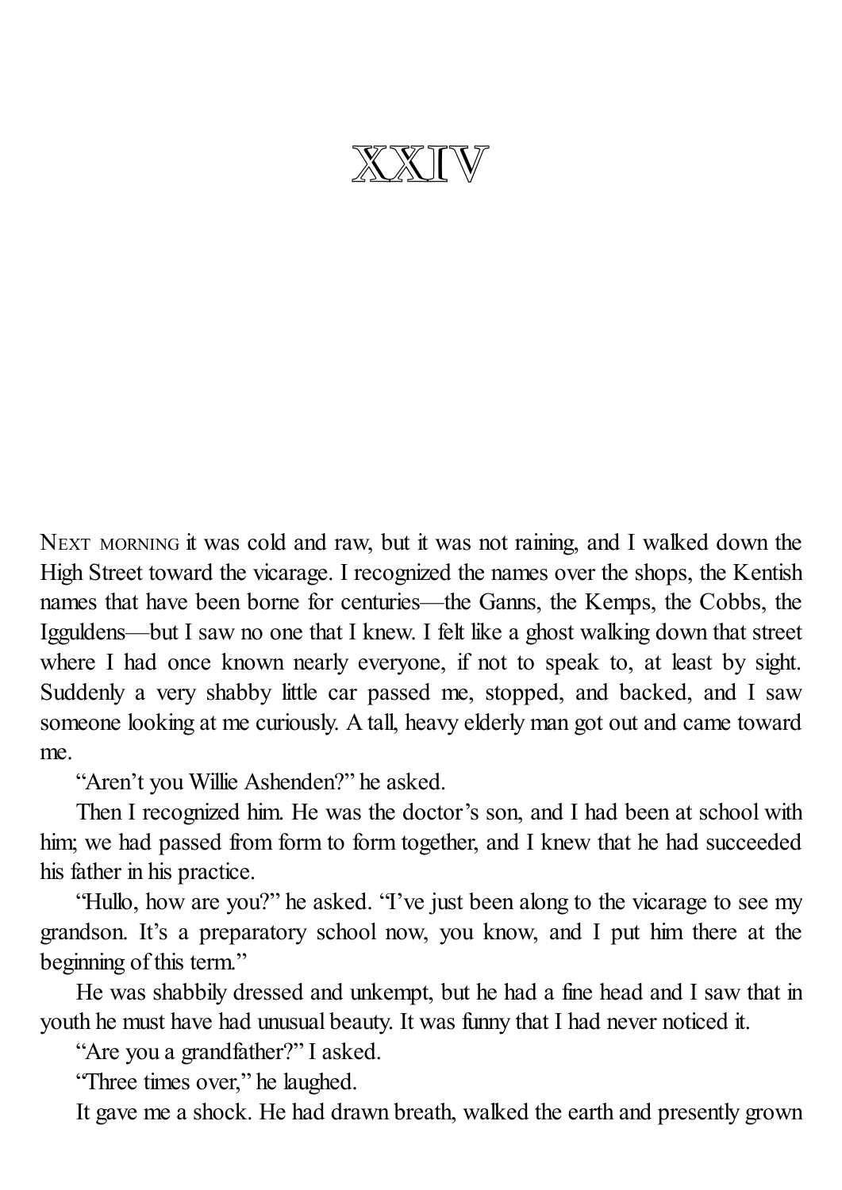# XXIV

NEXT MORNING it was cold and raw, but it was not raining, and I walked down the High Street toward the vicarage. I recognized the names over the shops, the Kentish names that have been borne for centuries—the Ganns, the Kemps, the Cobbs, the Igguldens—but I saw no one that I knew. I felt like a ghost walking down that street where I had once known nearly everyone, if not to speak to, at least by sight. Suddenly a very shabby little car passed me, stopped, and backed, and I saw someone looking at me curiously. A tall, heavy elderly man got out and came toward me.

"Aren't you Willie Ashenden?" he asked.

Then I recognized him. He was the doctor's son, and I had been at school with him; we had passed from form to form together, and I knew that he had succeeded his father in his practice.

"Hullo, how are you?" he asked. "I've just been along to the vicarage to see my grandson. It's a preparatory school now, you know, and I put him there at the beginning of this term."

He was shabbily dressed and unkempt, but he had a fine head and I saw that in youth he must have had unusual beauty. It was funny that I had never noticed it.

"Are you a grandfather?" I asked.

"Three times over," he laughed.

It gave me a shock. He had drawn breath, walked the earth and presently grown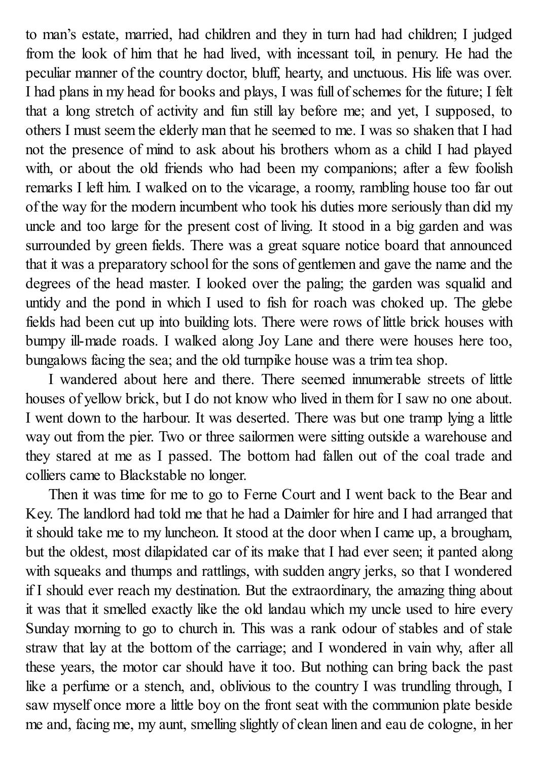to man's estate, married, had children and they in turn had had children; I judged from the look of him that he had lived, with incessant toil, in penury. He had the peculiar manner of the country doctor, bluff, hearty, and unctuous. His life was over. I had plans in my head for books and plays, I was full of schemes for the future; I felt that a long stretch of activity and fun still lay before me; and yet, I supposed, to others I must seem the elderly man that he seemed to me. I was so shaken that I had not the presence of mind to ask about his brothers whom as a child I had played with, or about the old friends who had been my companions; after a few foolish remarks I left him. I walked on to the vicarage, a roomy, rambling house too far out of the way for the modern incumbent who took his duties more seriously than did my uncle and too large for the present cost of living. It stood in a big garden and was surrounded by green fields. There was a great square notice board that announced that it was a preparatory school for the sons of gentlemen and gave the name and the degrees of the head master. I looked over the paling; the garden was squalid and untidy and the pond in which I used to fish for roach was choked up. The glebe fields had been cut up into building lots. There were rows of little brick houses with bumpy ill-made roads. I walked along Joy Lane and there were houses here too, bungalows facing the sea; and the old turnpike house was a trim tea shop.

I wandered about here and there. There seemed innumerable streets of little houses of yellow brick, but I do not know who lived in them for I saw no one about. I went down to the harbour. It was deserted. There was but one tramp lying a little way out from the pier. Two or three sailormen were sitting outside a warehouse and they stared at me as I passed. The bottom had fallen out of the coal trade and colliers came to Blackstable no longer.

Then it was time for me to go to Ferne Court and I went back to the Bear and Key. The landlord had told me that he had a Daimler for hire and I had arranged that it should take me to my luncheon. It stood at the door when I came up, a brougham, but the oldest, most dilapidated car of its make that I had ever seen; it panted along with squeaks and thumps and rattlings, with sudden angry jerks, so that I wondered if I should ever reach my destination. But the extraordinary, the amazing thing about it was that it smelled exactly like the old landau which my uncle used to hire every Sunday morning to go to church in. This was a rank odour of stables and of stale straw that lay at the bottom of the carriage; and I wondered in vain why, after all these years, the motor car should have it too. But nothing can bring back the past like a perfume or a stench, and, oblivious to the country I was trundling through, I saw myself once more a little boy on the front seat with the communion plate beside me and, facing me, my aunt, smelling slightly of clean linen and eau de cologne, in her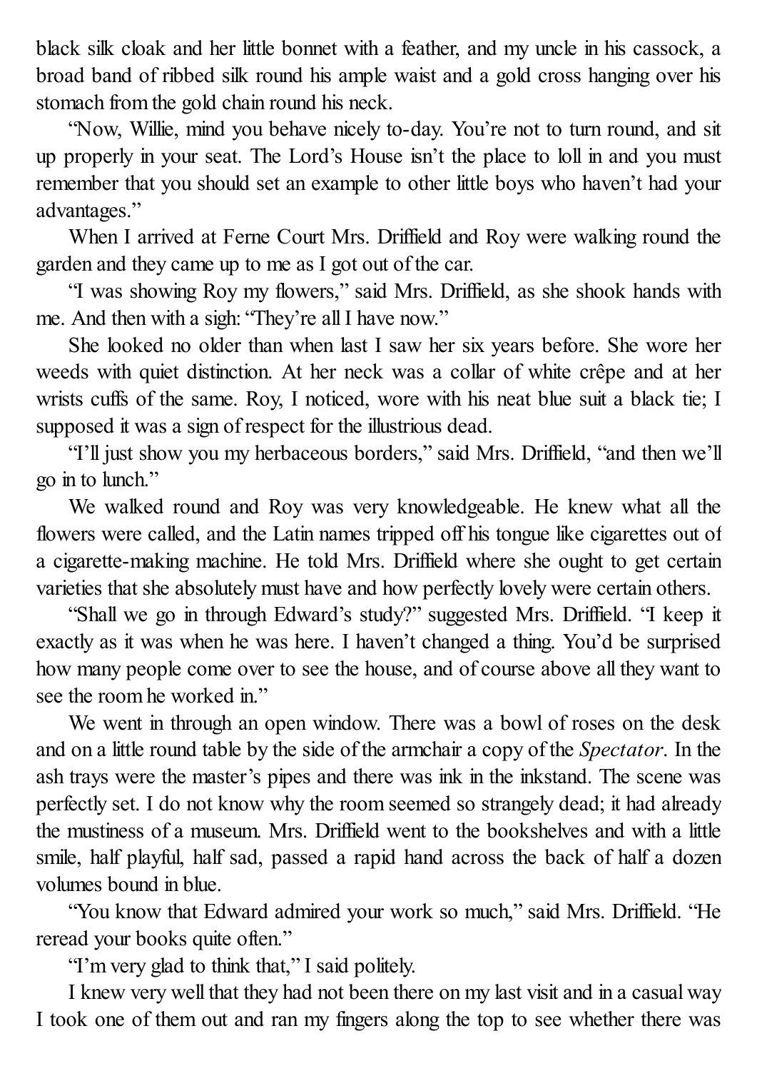black silk cloak and her little bonnet with a feather, and my uncle in his cassock, a broad band of ribbed silk round his ample waist and a gold cross hanging over his stomach from the gold chain round his neck.

"Now, Willie, mind you behave nicely to-day. You're not to turn round, and sit up properly in your seat. The Lord's House isn't the place to loll in and you must remember that you should set an example to other little boys who haven't had your advantages."

When I arrived at Ferne Court Mrs. Driffield and Roy were walking round the garden and they came up to me as I got out of the car.

"I was showing Roy my flowers," said Mrs. Driffield, as she shook hands with me. And then with a sigh: "They're all I have now."

She looked no older than when last I saw her six years before. She wore her weeds with quiet distinction. At her neck was a collar of white crêpe and at her wrists cuffs of the same. Roy, I noticed, wore with his neat blue suit a black tie; I supposed it was a sign of respect for the illustrious dead.

"I'll just show you my herbaceous borders," said Mrs. Driffield, "and then we'll go in to lunch."

We walked round and Roy was very knowledgeable. He knew what all the flowers were called, and the Latin names tripped off his tongue like cigarettes out of a cigarette-making machine. He told Mrs. Driffield where she ought to get certain varieties that she absolutely must have and how perfectly lovely were certain others.

"Shall we go in through Edward's study?" suggested Mrs. Driffield. "I keep it exactly as it was when he was here. I haven't changed a thing. You'd be surprised how many people come over to see the house, and of course above all they want to see the room he worked in."

We went in through an open window. There was a bowl of roses on the desk and on a little round table by the side of the armchair a copy of the *Spectator*. In the ash trays were the master's pipes and there was ink in the inkstand. The scene was perfectly set. I do not know why the room seemed so strangely dead; it had already the mustiness of a museum. Mrs. Driffield went to the bookshelves and with a little smile, half playful, half sad, passed a rapid hand across the back of half a dozen volumes bound in blue.

"You know that Edward admired your work so much," said Mrs. Driffield. "He reread your books quite often."

"I'm very glad to think that," I said politely.

I knew very well that they had not been there on my last visit and in a casual way I took one of them out and ran my fingers along the top to see whether there was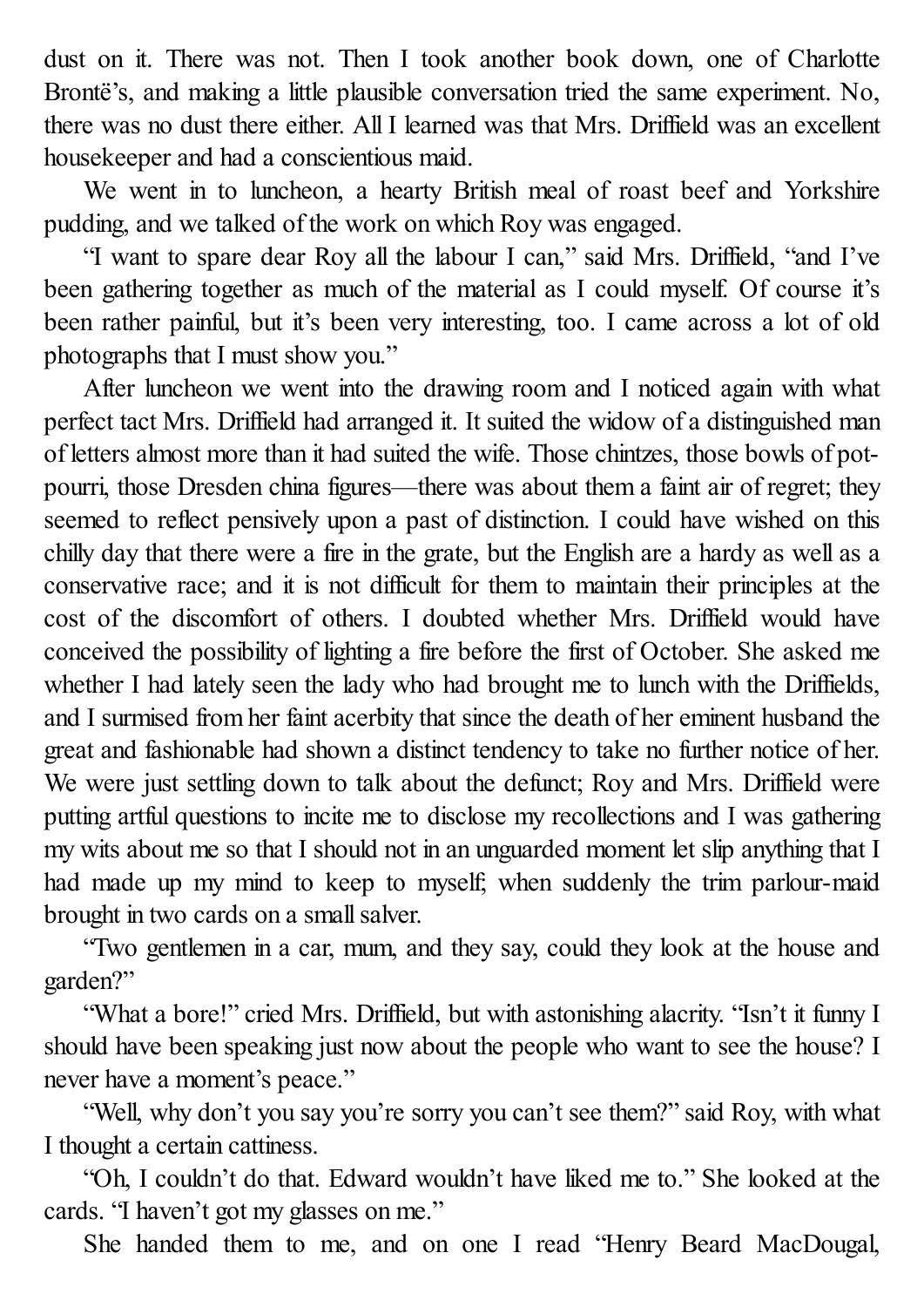dust on it. There was not. Then I took another book down, one of Charlotte Brontë's, and making a little plausible conversation tried the same experiment. No, there was no dust there either. All I learned was that Mrs. Driffield was an excellent housekeeper and had a conscientious maid.

We went in to luncheon, a hearty British meal of roast beef and Yorkshire pudding, and we talked of the work on which Roy was engaged.

"I want to spare dear Roy all the labour I can," said Mrs. Driffield, "and I've been gathering together as much of the material as I could myself. Of course it's been rather painful, but it's been very interesting, too. I came across a lot of old photographs that I must show you."

After luncheon we went into the drawing room and I noticed again with what perfect tact Mrs. Driffield had arranged it. It suited the widow of a distinguished man of letters almost more than it had suited the wife. Those chintzes, those bowls of pot-pourri, those Dresden china figures—there was about them a faint air of regret; they seemed to reflect pensively upon a past of distinction. I could have wished on this chilly day that there were a fire in the grate, but the English are a hardy as well as a conservative race; and it is not difficult for them to maintain their principles at the cost of the discomfort of others. I doubted whether Mrs. Driffield would have conceived the possibility of lighting a fire before the first of October. She asked me whether I had lately seen the lady who had brought me to lunch with the Driffields, and I surmised from her faint acerbity that since the death of her eminent husband the great and fashionable had shown a distinct tendency to take no further notice of her. We were just settling down to talk about the defunct; Roy and Mrs. Driffield were putting artful questions to incite me to disclose my recollections and I was gathering my wits about me so that I should not in an unguarded moment let slip anything that I had made up my mind to keep to myself; when suddenly the trim parlour-maid brought in two cards on a small salver.

"Two gentlemen in a car, mum, and they say, could they look at the house and garden?"

"What a bore!" cried Mrs. Driffield, but with astonishing alacrity. "Isn't it funny I should have been speaking just now about the people who want to see the house? I never have a moment's peace."

"Well, why don't you say you're sorry you can't see them?" said Roy, with what I thought a certain cattiness.

"Oh, I couldn't do that. Edward wouldn't have liked me to." She looked at the cards. "I haven't got my glasses on me."

She handed them to me, and on one I read "Henry Beard MacDougal,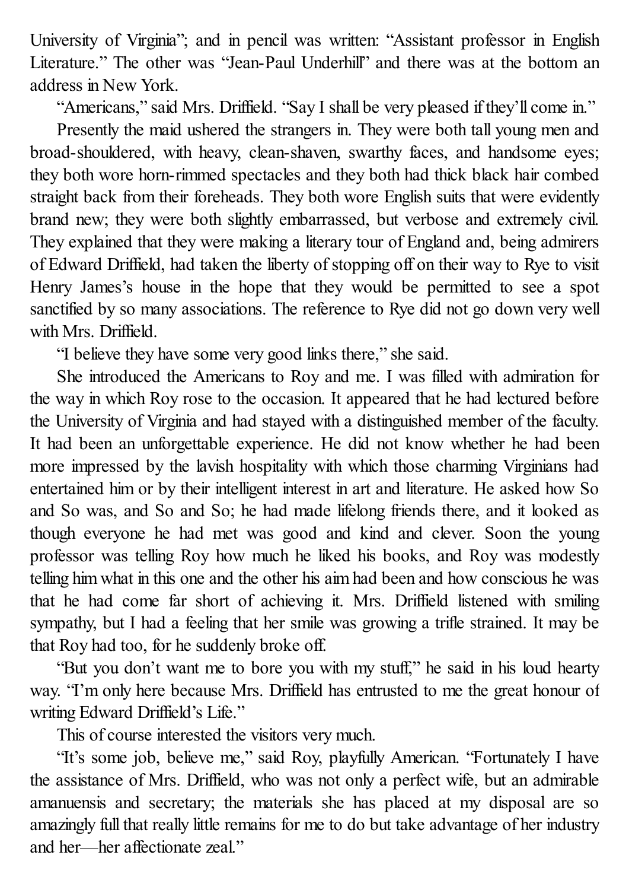University of Virginia"; and in pencil was written: "Assistant professor in English Literature." The other was "Jean-Paul Underhill" and there was at the bottom an address in New York.

"Americans," said Mrs. Driffield. "Say I shall be very pleased if they'll come in."

Presently the maid ushered the strangers in. They were both tall young men and broad-shouldered, with heavy, clean-shaven, swarthy faces, and handsome eyes; they both wore horn-rimmed spectacles and they both had thick black hair combed straight back from their foreheads. They both wore English suits that were evidently brand new; they were both slightly embarrassed, but verbose and extremely civil. They explained that they were making a literary tour of England and, being admirers of Edward Driffield, had taken the liberty of stopping off on their way to Rye to visit Henry James's house in the hope that they would be permitted to see a spot sanctified by so many associations. The reference to Rye did not go down very well with Mrs. Driffield.

"I believe they have some very good links there," she said.

She introduced the Americans to Roy and me. I was filled with admiration for the way in which Roy rose to the occasion. It appeared that he had lectured before the University of Virginia and had stayed with a distinguished member of the faculty. It had been an unforgettable experience. He did not know whether he had been more impressed by the lavish hospitality with which those charming Virginians had entertained him or by their intelligent interest in art and literature. He asked how So and So was, and So and So; he had made lifelong friends there, and it looked as though everyone he had met was good and kind and clever. Soon the young professor was telling Roy how much he liked his books, and Roy was modestly telling him what in this one and the other his aim had been and how conscious he was that he had come far short of achieving it. Mrs. Driffield listened with smiling sympathy, but I had a feeling that her smile was growing a trifle strained. It may be that Roy had too, for he suddenly broke off.

"But you don't want me to bore you with my stuff," he said in his loud hearty way. "I'm only here because Mrs. Driffield has entrusted to me the great honour of writing Edward Driffield's Life."

This of course interested the visitors very much.

"It's some job, believe me," said Roy, playfully American. "Fortunately I have the assistance of Mrs. Driffield, who was not only a perfect wife, but an admirable amanuensis and secretary; the materials she has placed at my disposal are so amazingly full that really little remains for me to do but take advantage of her industry and her—her affectionate zeal."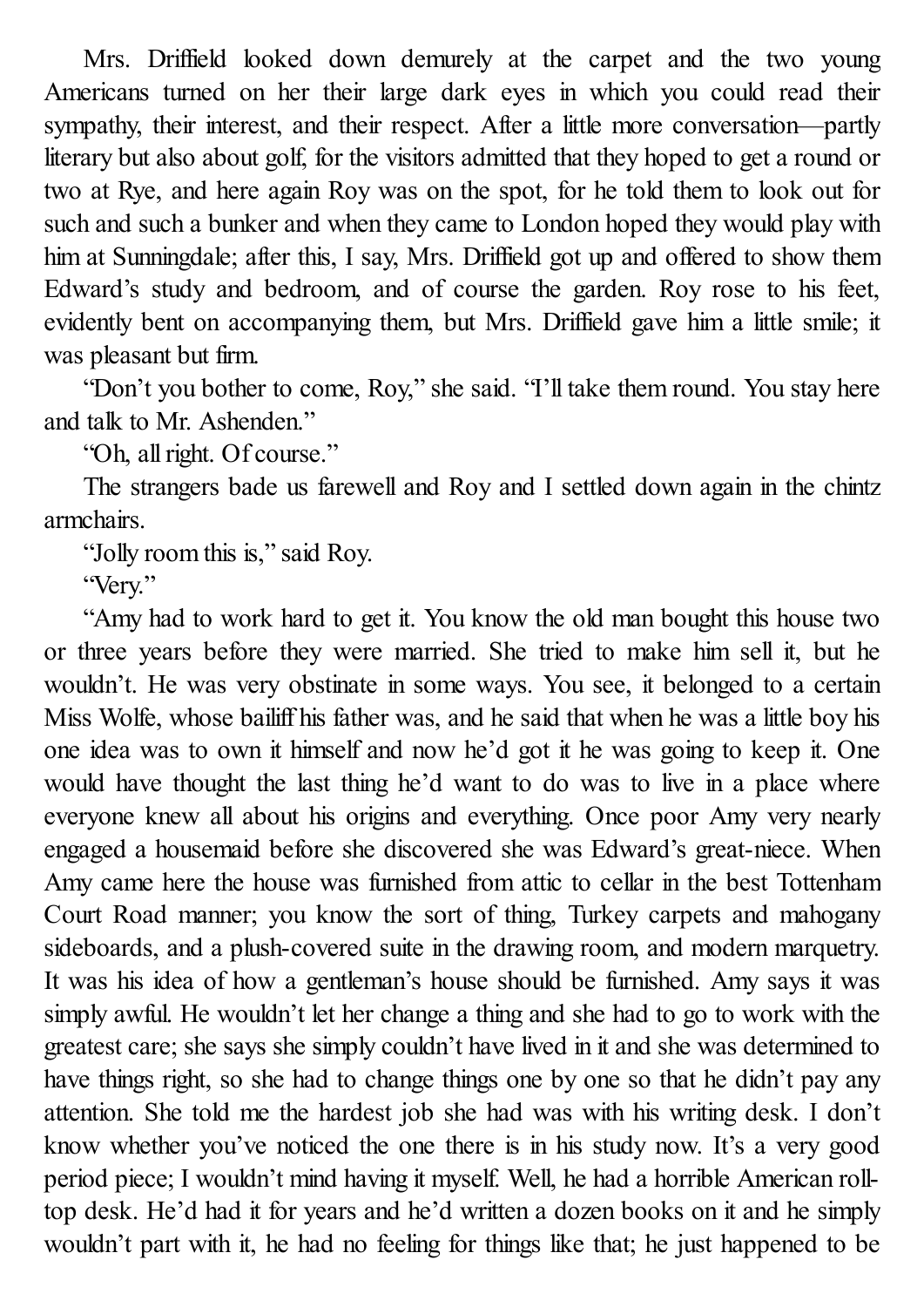Mrs. Driffield looked down demurely at the carpet and the two young Americans turned on her their large dark eyes in which you could read their sympathy, their interest, and their respect. After a little more conversation—partly literary but also about golf, for the visitors admitted that they hoped to get a round or two at Rye, and here again Roy was on the spot, for he told them to look out for such and such a bunker and when they came to London hoped they would play with him at Sunningdale; after this, I say, Mrs. Driffield got up and offered to show them Edward's study and bedroom, and of course the garden. Roy rose to his feet, evidently bent on accompanying them, but Mrs. Driffield gave him a little smile; it was pleasant but firm.

"Don't you bother to come, Roy," she said. "I'll take them round. You stay here and talk to Mr. Ashenden."

"Oh, all right. Of course."

The strangers bade us farewell and Roy and I settled down again in the chintz armchairs.

"Jolly room this is," said Roy.

"Very."

"Amy had to work hard to get it. You know the old man bought this house two or three years before they were married. She tried to make him sell it, but he wouldn't. He was very obstinate in some ways. You see, it belonged to a certain Miss Wolfe, whose bailiff his father was, and he said that when he was a little boy his one idea was to own it himself and now he'd got it he was going to keep it. One would have thought the last thing he'd want to do was to live in a place where everyone knew all about his origins and everything. Once poor Amy very nearly engaged a housemaid before she discovered she was Edward's great-niece. When Amy came here the house was furnished from attic to cellar in the best Tottenham Court Road manner; you know the sort of thing, Turkey carpets and mahogany sideboards, and a plush-covered suite in the drawing room, and modern marquetry. It was his idea of how a gentleman's house should be furnished. Amy says it was simply awful. He wouldn't let her change a thing and she had to go to work with the greatest care; she says she simply couldn't have lived in it and she was determined to have things right, so she had to change things one by one so that he didn't pay any attention. She told me the hardest job she had was with his writing desk. I don't know whether you've noticed the one there is in his study now. It's a very good period piece; I wouldn't mind having it myself. Well, he had a horrible American roll-top desk. He'd had it for years and he'd written a dozen books on it and he simply wouldn't part with it, he had no feeling for things like that; he just happened to be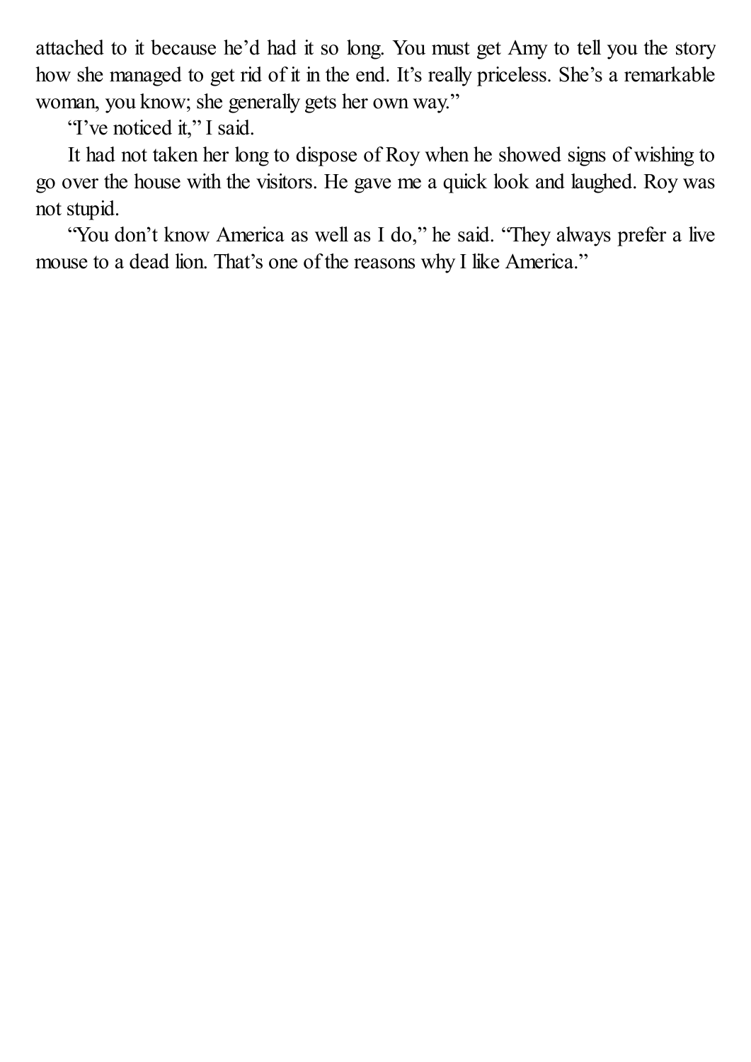attached to it because he'd had it so long. You must get Amy to tell you the story how she managed to get rid of it in the end. It's really priceless. She's a remarkable woman, you know; she generally gets her own way."

"I've noticed it," I said.

It had not taken her long to dispose of Roy when he showed signs of wishing to go over the house with the visitors. He gave me a quick look and laughed. Roy was not stupid.

"You don't know America as well as I do," he said. "They always prefer a live mouse to a dead lion. That's one of the reasons why I like America."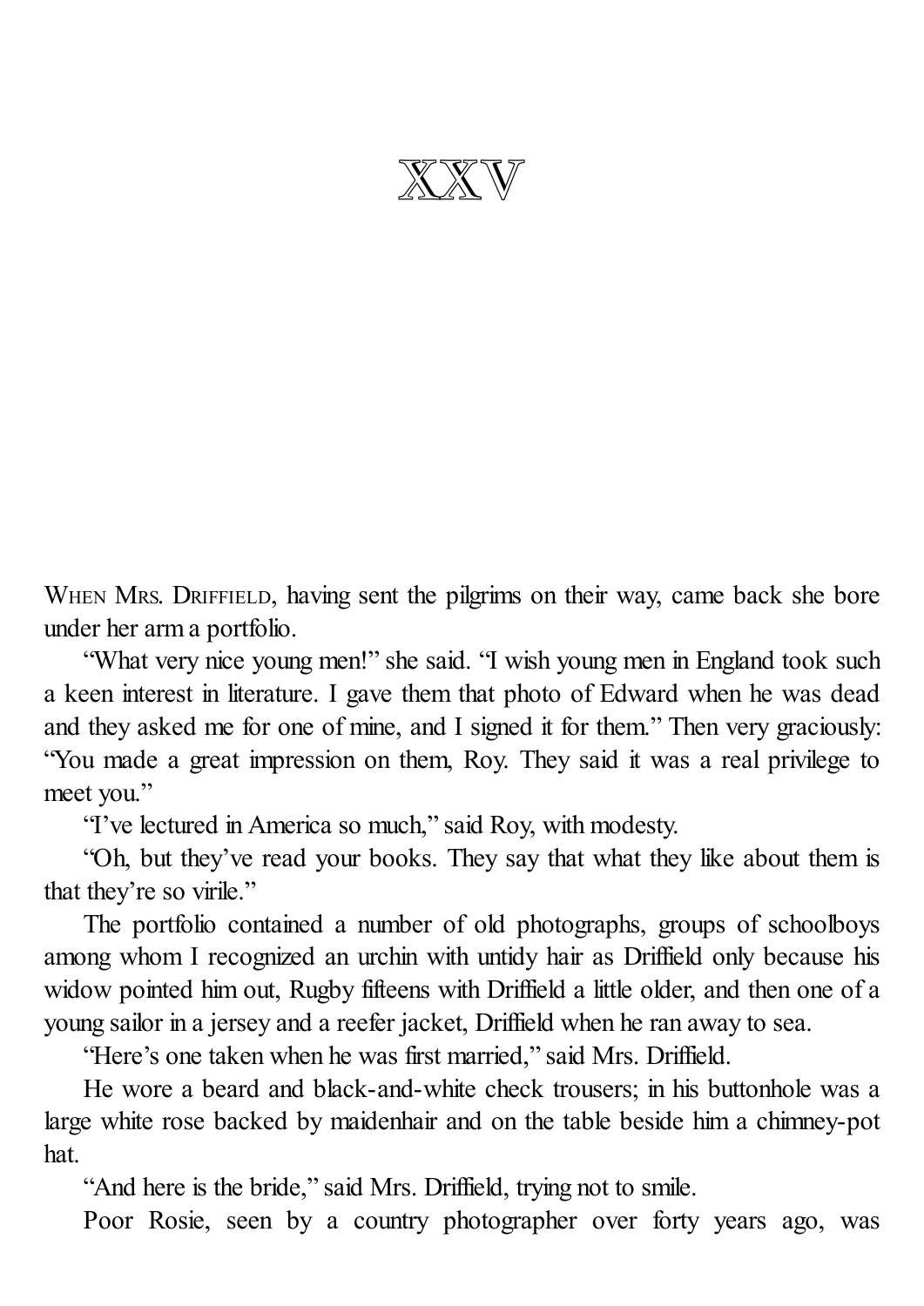# XXV

When Mrs. Driffield, having sent the pilgrims on their way, came back she bore under her arm a portfolio.

"What very nice young men!" she said. "I wish young men in England took such a keen interest in literature. I gave them that photo of Edward when he was dead and they asked me for one of mine, and I signed it for them." Then very graciously: "You made a great impression on them, Roy. They said it was a real privilege to meet you."

"I've lectured in America so much," said Roy, with modesty.

"Oh, but they've read your books. They say that what they like about them is that they're so virile."

The portfolio contained a number of old photographs, groups of schoolboys among whom I recognized an urchin with untidy hair as Driffield only because his widow pointed him out, Rugby fifteens with Driffield a little older, and then one of a young sailor in a jersey and a reefer jacket, Driffield when he ran away to sea.

"Here's one taken when he was first married," said Mrs. Driffield.

He wore a beard and black-and-white check trousers; in his buttonhole was a large white rose backed by maidenhair and on the table beside him a chimney-pot hat.

"And here is the bride," said Mrs. Driffield, trying not to smile.

Poor Rosie, seen by a country photographer over forty years ago, was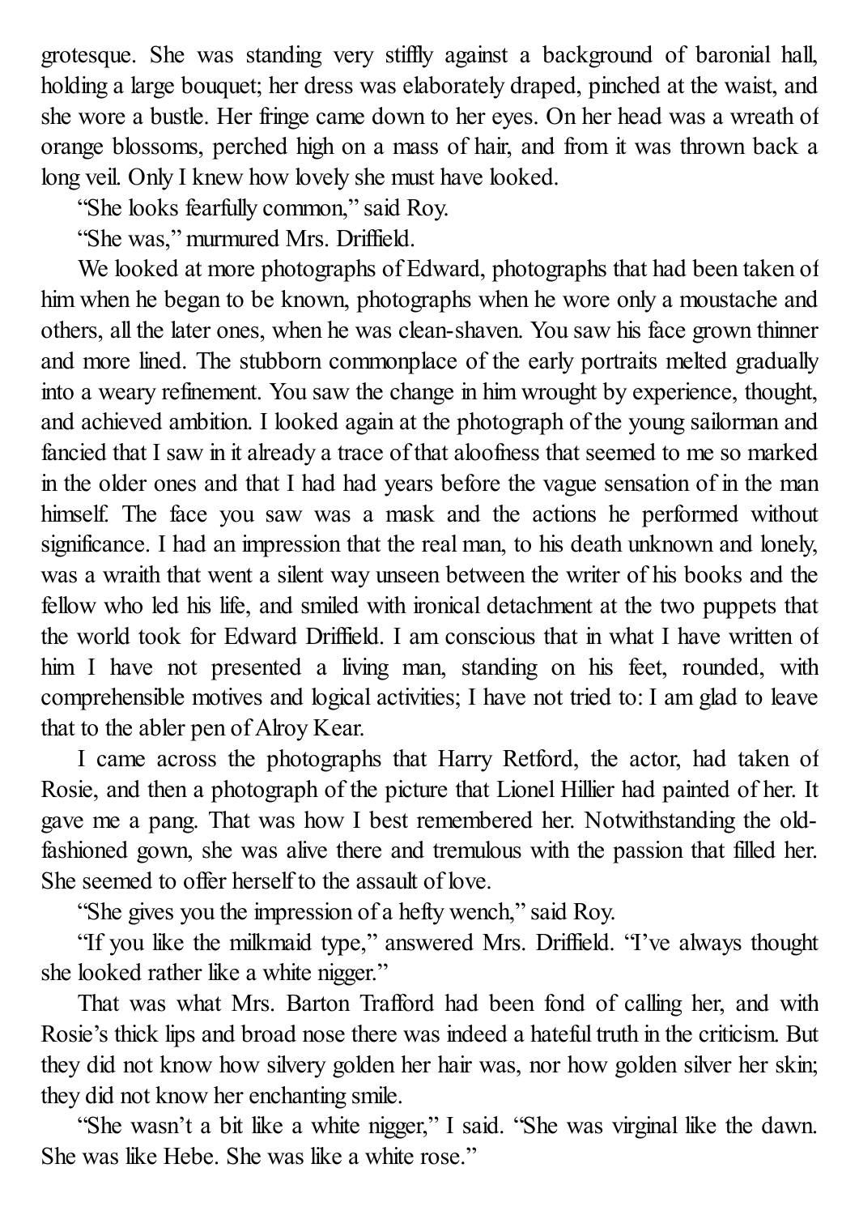grotesque. She was standing very stiffly against a background of baronial hall, holding a large bouquet; her dress was elaborately draped, pinched at the waist, and she wore a bustle. Her fringe came down to her eyes. On her head was a wreath of orange blossoms, perched high on a mass of hair, and from it was thrown back a long veil. Only I knew how lovely she must have looked.

"She looks fearfully common," said Roy.

"She was," murmured Mrs. Driffield.

We looked at more photographs of Edward, photographs that had been taken of him when he began to be known, photographs when he wore only a moustache and others, all the later ones, when he was clean-shaven. You saw his face grown thinner and more lined. The stubborn commonplace of the early portraits melted gradually into a weary refinement. You saw the change in him wrought by experience, thought, and achieved ambition. I looked again at the photograph of the young sailorman and fancied that I saw in it already a trace of that aloofness that seemed to me so marked in the older ones and that I had had years before the vague sensation of in the man himself. The face you saw was a mask and the actions he performed without significance. I had an impression that the real man, to his death unknown and lonely, was a wraith that went a silent way unseen between the writer of his books and the fellow who led his life, and smiled with ironical detachment at the two puppets that the world took for Edward Driffield. I am conscious that in what I have written of him I have not presented a living man, standing on his feet, rounded, with comprehensible motives and logical activities; I have not tried to: I am glad to leave that to the abler pen of Alroy Kear.

I came across the photographs that Harry Retford, the actor, had taken of Rosie, and then a photograph of the picture that Lionel Hillier had painted of her. It gave me a pang. That was how I best remembered her. Notwithstanding the old-fashioned gown, she was alive there and tremulous with the passion that filled her. She seemed to offer herself to the assault of love.

"She gives you the impression of a hefty wench," said Roy.

"If you like the milkmaid type," answered Mrs. Driffield. "I've always thought she looked rather like a white nigger."

That was what Mrs. Barton Trafford had been fond of calling her, and with Rosie's thick lips and broad nose there was indeed a hateful truth in the criticism. But they did not know how silvery golden her hair was, nor how golden silver her skin; they did not know her enchanting smile.

"She wasn't a bit like a white nigger," I said. "She was virginal like the dawn. She was like Hebe. She was like a white rose."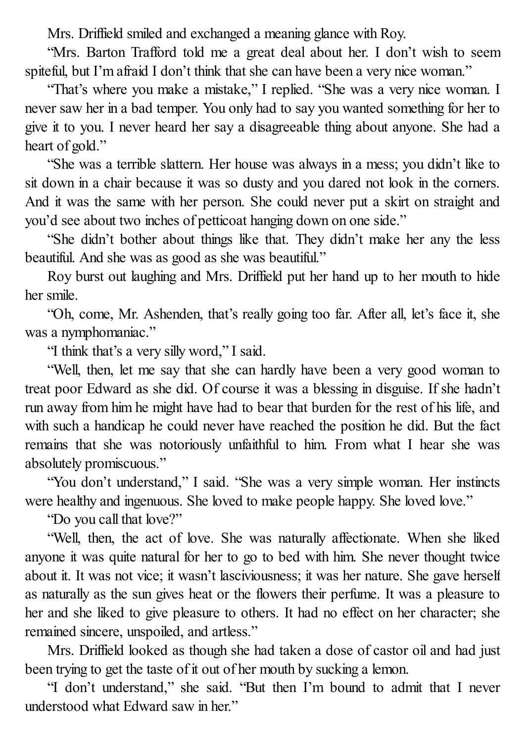Mrs. Driffield smiled and exchanged a meaning glance with Roy.

"Mrs. Barton Trafford told me a great deal about her. I don't wish to seem spiteful, but I'm afraid I don't think that she can have been a very nice woman."

"That's where you make a mistake," I replied. "She was a very nice woman. I never saw her in a bad temper. You only had to say you wanted something for her to give it to you. I never heard her say a disagreeable thing about anyone. She had a heart of gold."

"She was a terrible slattern. Her house was always in a mess; you didn't like to sit down in a chair because it was so dusty and you dared not look in the corners. And it was the same with her person. She could never put a skirt on straight and you'd see about two inches of petticoat hanging down on one side."

"She didn't bother about things like that. They didn't make her any the less beautiful. And she was as good as she was beautiful."

Roy burst out laughing and Mrs. Driffield put her hand up to her mouth to hide her smile.

"Oh, come, Mr. Ashenden, that's really going too far. After all, let's face it, she was a nymphomaniac."

"I think that's a very silly word," I said.

"Well, then, let me say that she can hardly have been a very good woman to treat poor Edward as she did. Of course it was a blessing in disguise. If she hadn't run away from him he might have had to bear that burden for the rest of his life, and with such a handicap he could never have reached the position he did. But the fact remains that she was notoriously unfaithful to him. From what I hear she was absolutely promiscuous."

"You don't understand," I said. "She was a very simple woman. Her instincts were healthy and ingenuous. She loved to make people happy. She loved love."

"Do you call that love?"

"Well, then, the act of love. She was naturally affectionate. When she liked anyone it was quite natural for her to go to bed with him. She never thought twice about it. It was not vice; it wasn't lasciviousness; it was her nature. She gave herself as naturally as the sun gives heat or the flowers their perfume. It was a pleasure to her and she liked to give pleasure to others. It had no effect on her character; she remained sincere, unspoiled, and artless."

Mrs. Driffield looked as though she had taken a dose of castor oil and had just been trying to get the taste of it out of her mouth by sucking a lemon.

"I don't understand," she said. "But then I'm bound to admit that I never understood what Edward saw in her."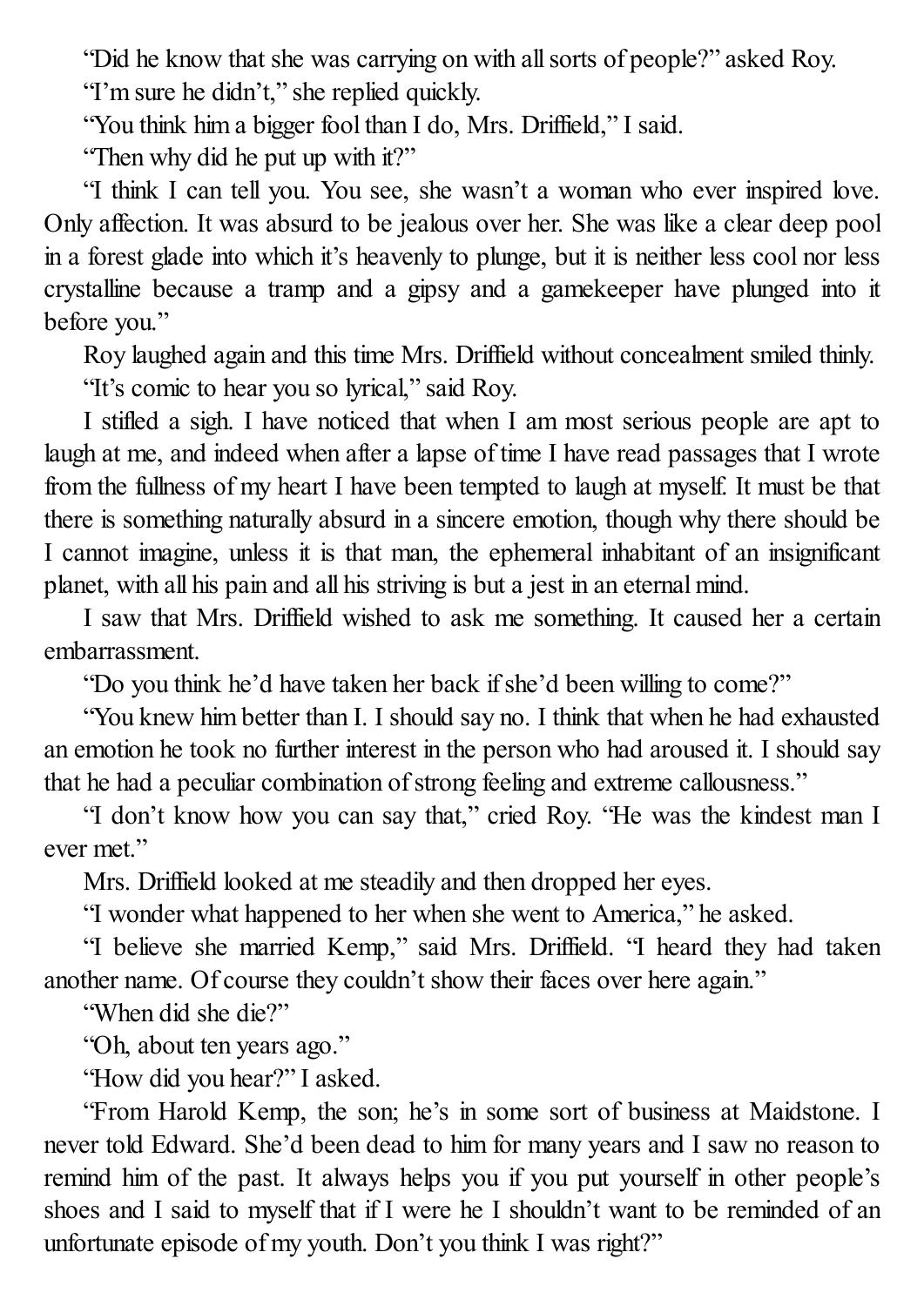"Did he know that she was carrying on with all sorts of people?" asked Roy.

"I'm sure he didn't," she replied quickly.

"You think him a bigger fool than I do, Mrs. Driffield," I said.

"Then why did he put up with it?"

"I think I can tell you. You see, she wasn't a woman who ever inspired love. Only affection. It was absurd to be jealous over her. She was like a clear deep pool in a forest glade into which it's heavenly to plunge, but it is neither less cool nor less crystalline because a tramp and a gipsy and a gamekeeper have plunged into it before you."

Roy laughed again and this time Mrs. Driffield without concealment smiled thinly.

"It's comic to hear you so lyrical," said Roy.

I stifled a sigh. I have noticed that when I am most serious people are apt to laugh at me, and indeed when after a lapse of time I have read passages that I wrote from the fullness of my heart I have been tempted to laugh at myself. It must be that there is something naturally absurd in a sincere emotion, though why there should be I cannot imagine, unless it is that man, the ephemeral inhabitant of an insignificant planet, with all his pain and all his striving is but a jest in an eternal mind.

I saw that Mrs. Driffield wished to ask me something. It caused her a certain embarrassment.

"Do you think he'd have taken her back if she'd been willing to come?"

"You knew him better than I. I should say no. I think that when he had exhausted an emotion he took no further interest in the person who had aroused it. I should say that he had a peculiar combination of strong feeling and extreme callousness."

"I don't know how you can say that," cried Roy. "He was the kindest man I ever met."

Mrs. Driffield looked at me steadily and then dropped her eyes.

"I wonder what happened to her when she went to America," he asked.

"I believe she married Kemp," said Mrs. Driffield. "I heard they had taken another name. Of course they couldn't show their faces over here again."

"When did she die?"

"Oh, about ten years ago."

"How did you hear?" I asked.

"From Harold Kemp, the son; he's in some sort of business at Maidstone. I never told Edward. She'd been dead to him for many years and I saw no reason to remind him of the past. It always helps you if you put yourself in other people's shoes and I said to myself that if I were he I shouldn't want to be reminded of an unfortunate episode of my youth. Don't you think I was right?"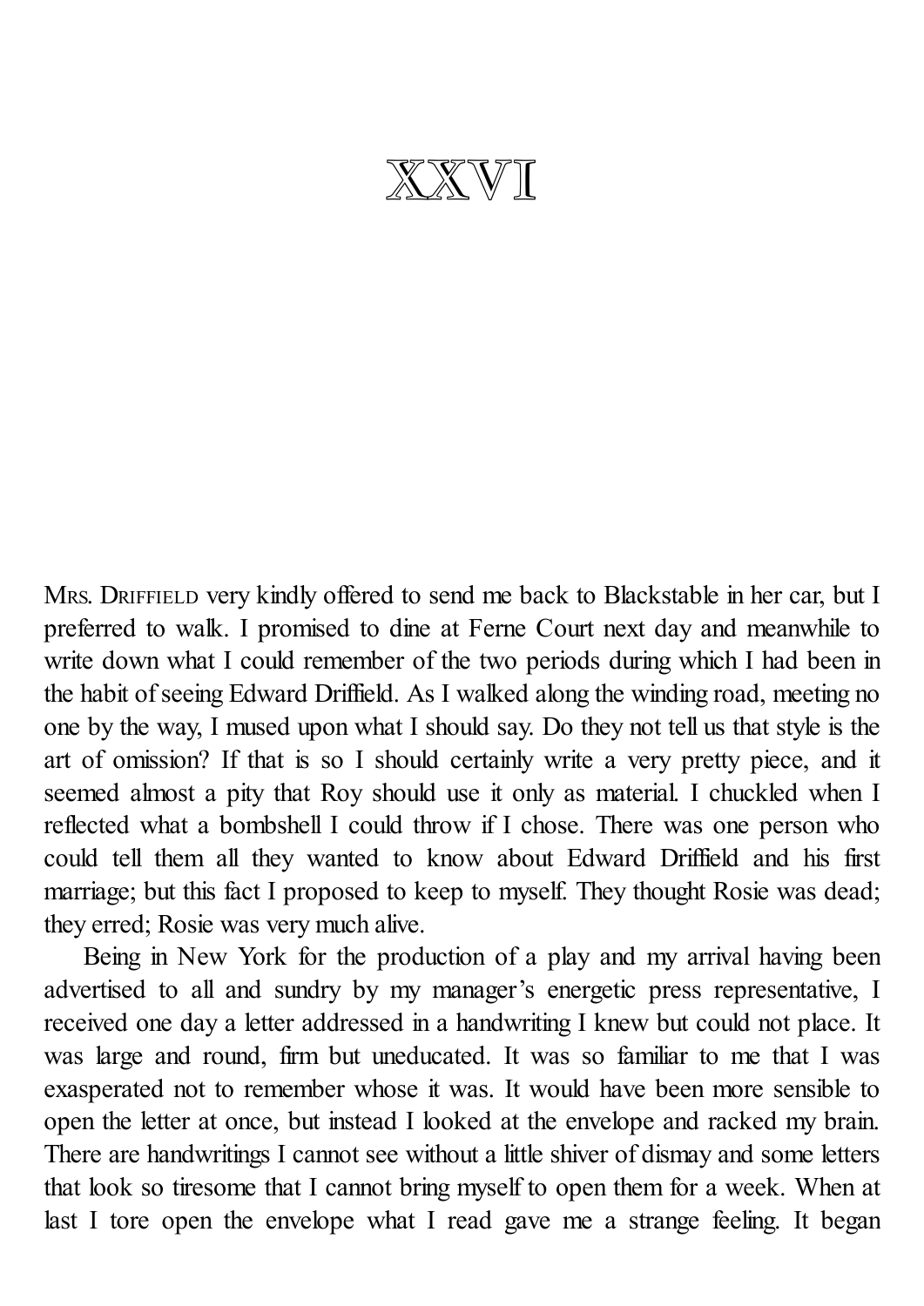# XXVI

Mrs. Driffield very kindly offered to send me back to Blackstable in her car, but I preferred to walk. I promised to dine at Ferne Court next day and meanwhile to write down what I could remember of the two periods during which I had been in the habit of seeing Edward Driffield. As I walked along the winding road, meeting no one by the way, I mused upon what I should say. Do they not tell us that style is the art of omission? If that is so I should certainly write a very pretty piece, and it seemed almost a pity that Roy should use it only as material. I chuckled when I reflected what a bombshell I could throw if I chose. There was one person who could tell them all they wanted to know about Edward Driffield and his first marriage; but this fact I proposed to keep to myself. They thought Rosie was dead; they erred; Rosie was very much alive.

Being in New York for the production of a play and my arrival having been advertised to all and sundry by my manager's energetic press representative, I received one day a letter addressed in a handwriting I knew but could not place. It was large and round, firm but uneducated. It was so familiar to me that I was exasperated not to remember whose it was. It would have been more sensible to open the letter at once, but instead I looked at the envelope and racked my brain. There are handwritings I cannot see without a little shiver of dismay and some letters that look so tiresome that I cannot bring myself to open them for a week. When at last I tore open the envelope what I read gave me a strange feeling. It began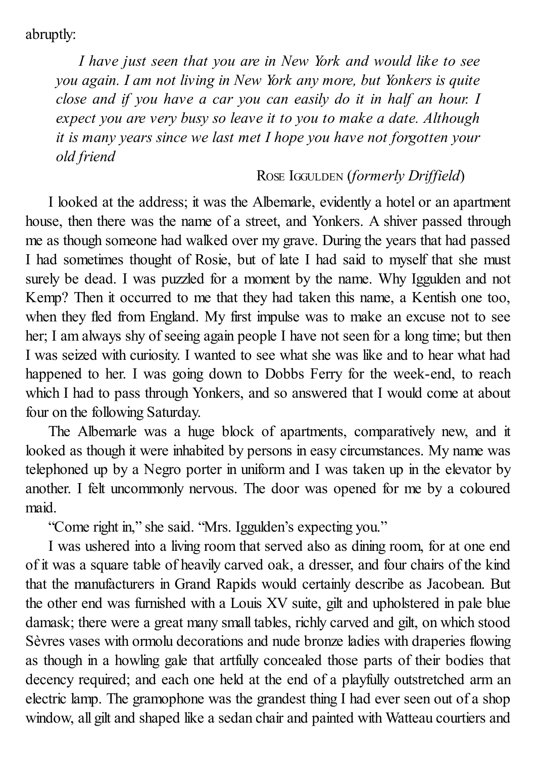abruptly:

> *I have just seen that you are in New York and would like to see you again. I am not living in New York any more, but Yonkers is quite close and if you have a car you can easily do it in half an hour. I expect you are very busy so leave it to you to make a date. Although it is many years since we last met I hope you have not forgotten your old friend*
>
> ROSE IGGULDEN (*formerly Driffield*)

I looked at the address; it was the Albemarle, evidently a hotel or an apartment house, then there was the name of a street, and Yonkers. A shiver passed through me as though someone had walked over my grave. During the years that had passed I had sometimes thought of Rosie, but of late I had said to myself that she must surely be dead. I was puzzled for a moment by the name. Why Iggulden and not Kemp? Then it occurred to me that they had taken this name, a Kentish one too, when they fled from England. My first impulse was to make an excuse not to see her; I am always shy of seeing again people I have not seen for a long time; but then I was seized with curiosity. I wanted to see what she was like and to hear what had happened to her. I was going down to Dobbs Ferry for the week-end, to reach which I had to pass through Yonkers, and so answered that I would come at about four on the following Saturday.

The Albemarle was a huge block of apartments, comparatively new, and it looked as though it were inhabited by persons in easy circumstances. My name was telephoned up by a Negro porter in uniform and I was taken up in the elevator by another. I felt uncommonly nervous. The door was opened for me by a coloured maid.

"Come right in," she said. "Mrs. Iggulden's expecting you."

I was ushered into a living room that served also as dining room, for at one end of it was a square table of heavily carved oak, a dresser, and four chairs of the kind that the manufacturers in Grand Rapids would certainly describe as Jacobean. But the other end was furnished with a Louis XV suite, gilt and upholstered in pale blue damask; there were a great many small tables, richly carved and gilt, on which stood Sèvres vases with ormolu decorations and nude bronze ladies with draperies flowing as though in a howling gale that artfully concealed those parts of their bodies that decency required; and each one held at the end of a playfully outstretched arm an electric lamp. The gramophone was the grandest thing I had ever seen out of a shop window, all gilt and shaped like a sedan chair and painted with Watteau courtiers and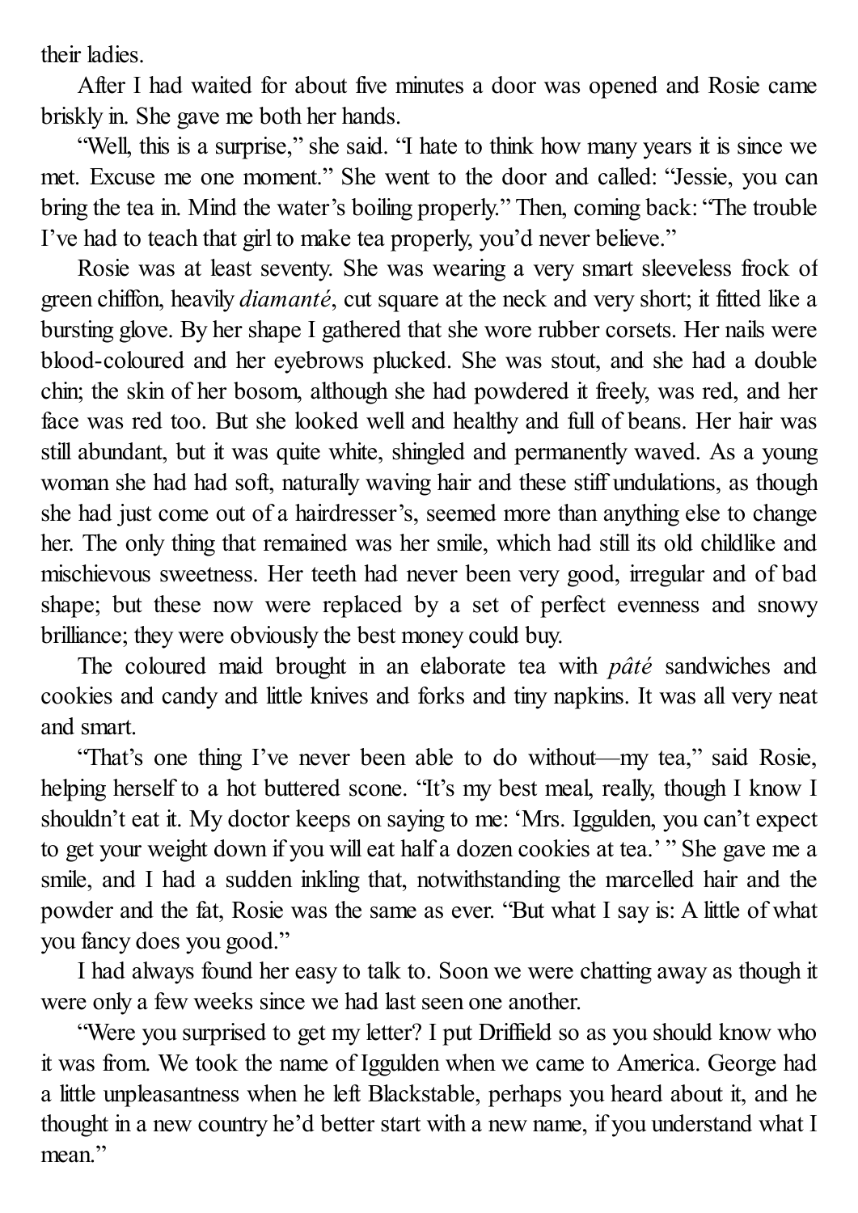their ladies.

After I had waited for about five minutes a door was opened and Rosie came briskly in. She gave me both her hands.

"Well, this is a surprise," she said. "I hate to think how many years it is since we met. Excuse me one moment." She went to the door and called: "Jessie, you can bring the tea in. Mind the water's boiling properly." Then, coming back: "The trouble I've had to teach that girl to make tea properly, you'd never believe."

Rosie was at least seventy. She was wearing a very smart sleeveless frock of green chiffon, heavily *diamanté*, cut square at the neck and very short; it fitted like a bursting glove. By her shape I gathered that she wore rubber corsets. Her nails were blood-coloured and her eyebrows plucked. She was stout, and she had a double chin; the skin of her bosom, although she had powdered it freely, was red, and her face was red too. But she looked well and healthy and full of beans. Her hair was still abundant, but it was quite white, shingled and permanently waved. As a young woman she had had soft, naturally waving hair and these stiff undulations, as though she had just come out of a hairdresser's, seemed more than anything else to change her. The only thing that remained was her smile, which had still its old childlike and mischievous sweetness. Her teeth had never been very good, irregular and of bad shape; but these now were replaced by a set of perfect evenness and snowy brilliance; they were obviously the best money could buy.

The coloured maid brought in an elaborate tea with *pâté* sandwiches and cookies and candy and little knives and forks and tiny napkins. It was all very neat and smart.

"That's one thing I've never been able to do without—my tea," said Rosie, helping herself to a hot buttered scone. "It's my best meal, really, though I know I shouldn't eat it. My doctor keeps on saying to me: 'Mrs. Iggulden, you can't expect to get your weight down if you will eat half a dozen cookies at tea.' " She gave me a smile, and I had a sudden inkling that, notwithstanding the marcelled hair and the powder and the fat, Rosie was the same as ever. "But what I say is: A little of what you fancy does you good."

I had always found her easy to talk to. Soon we were chatting away as though it were only a few weeks since we had last seen one another.

"Were you surprised to get my letter? I put Driffield so as you should know who it was from. We took the name of Iggulden when we came to America. George had a little unpleasantness when he left Blackstable, perhaps you heard about it, and he thought in a new country he'd better start with a new name, if you understand what I mean."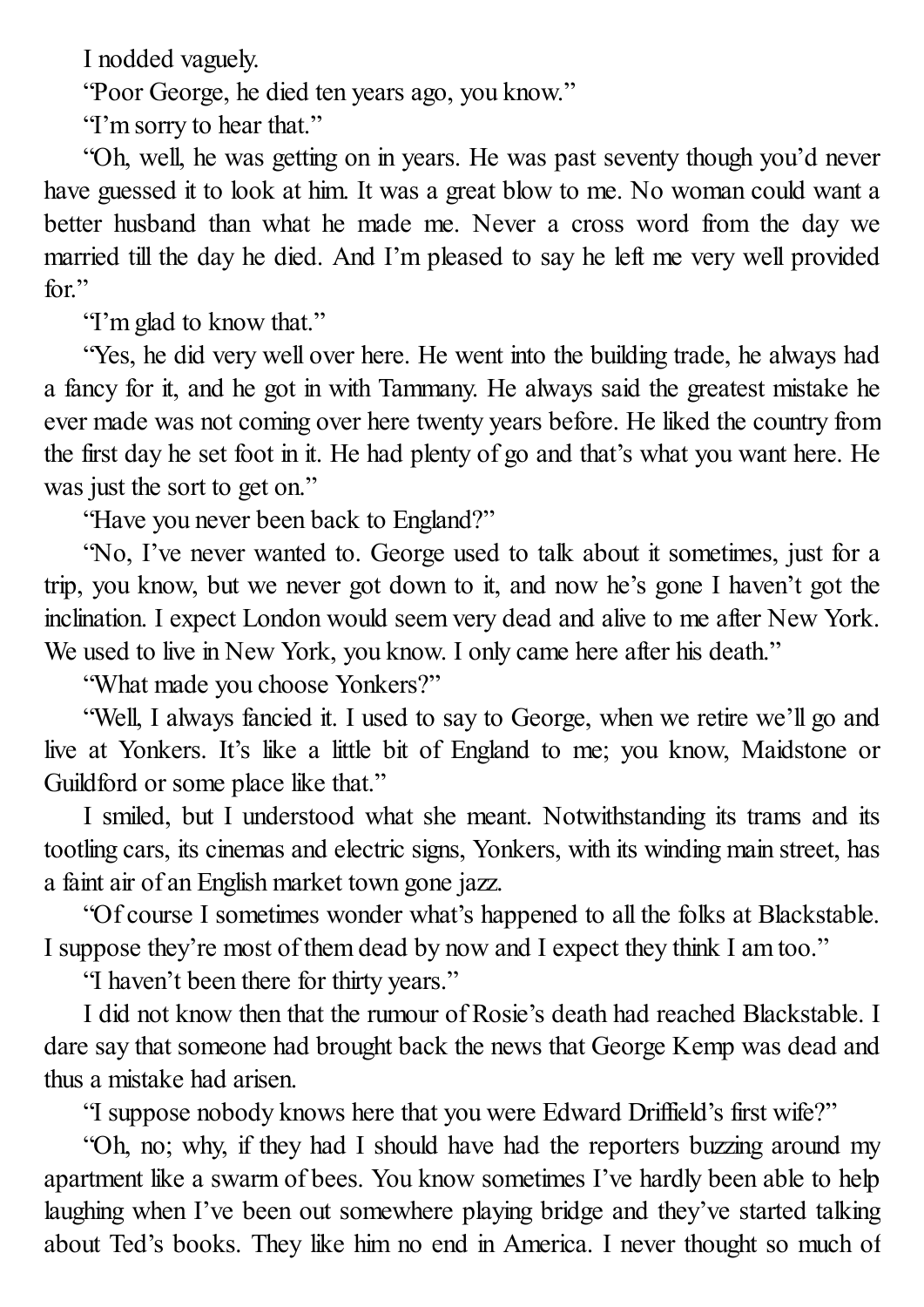I nodded vaguely.

"Poor George, he died ten years ago, you know."

"I'm sorry to hear that."

"Oh, well, he was getting on in years. He was past seventy though you'd never have guessed it to look at him. It was a great blow to me. No woman could want a better husband than what he made me. Never a cross word from the day we married till the day he died. And I'm pleased to say he left me very well provided for."

"I'm glad to know that."

"Yes, he did very well over here. He went into the building trade, he always had a fancy for it, and he got in with Tammany. He always said the greatest mistake he ever made was not coming over here twenty years before. He liked the country from the first day he set foot in it. He had plenty of go and that's what you want here. He was just the sort to get on."

"Have you never been back to England?"

"No, I've never wanted to. George used to talk about it sometimes, just for a trip, you know, but we never got down to it, and now he's gone I haven't got the inclination. I expect London would seem very dead and alive to me after New York. We used to live in New York, you know. I only came here after his death."

"What made you choose Yonkers?"

"Well, I always fancied it. I used to say to George, when we retire we'll go and live at Yonkers. It's like a little bit of England to me; you know, Maidstone or Guildford or some place like that."

I smiled, but I understood what she meant. Notwithstanding its trams and its tootling cars, its cinemas and electric signs, Yonkers, with its winding main street, has a faint air of an English market town gone jazz.

"Of course I sometimes wonder what's happened to all the folks at Blackstable. I suppose they're most of them dead by now and I expect they think I am too."

"I haven't been there for thirty years."

I did not know then that the rumour of Rosie's death had reached Blackstable. I dare say that someone had brought back the news that George Kemp was dead and thus a mistake had arisen.

"I suppose nobody knows here that you were Edward Driffield's first wife?"

"Oh, no; why, if they had I should have had the reporters buzzing around my apartment like a swarm of bees. You know sometimes I've hardly been able to help laughing when I've been out somewhere playing bridge and they've started talking about Ted's books. They like him no end in America. I never thought so much of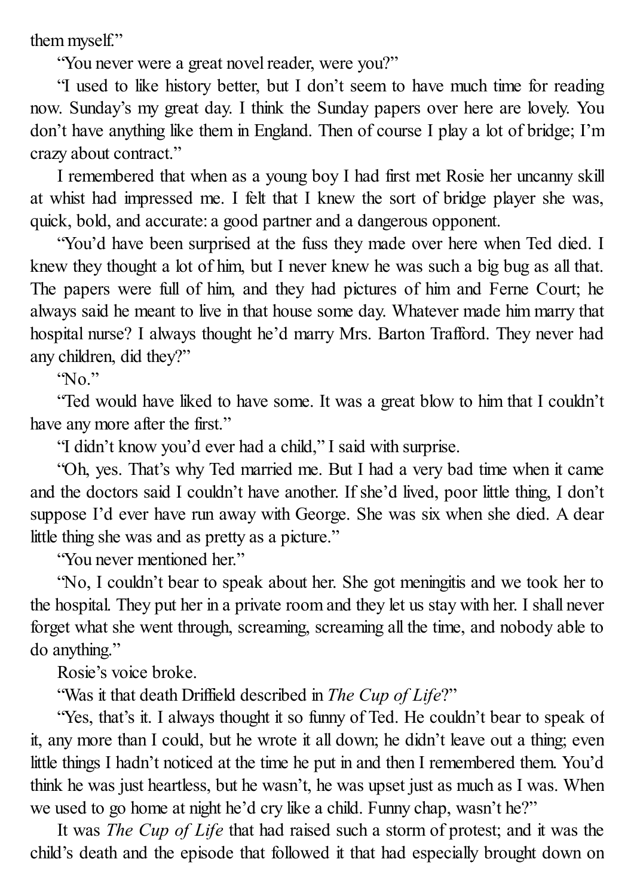them myself."

"You never were a great novel reader, were you?"

"I used to like history better, but I don't seem to have much time for reading now. Sunday's my great day. I think the Sunday papers over here are lovely. You don't have anything like them in England. Then of course I play a lot of bridge; I'm crazy about contract."

I remembered that when as a young boy I had first met Rosie her uncanny skill at whist had impressed me. I felt that I knew the sort of bridge player she was, quick, bold, and accurate: a good partner and a dangerous opponent.

"You'd have been surprised at the fuss they made over here when Ted died. I knew they thought a lot of him, but I never knew he was such a big bug as all that. The papers were full of him, and they had pictures of him and Ferne Court; he always said he meant to live in that house some day. Whatever made him marry that hospital nurse? I always thought he'd marry Mrs. Barton Trafford. They never had any children, did they?"

"No."

"Ted would have liked to have some. It was a great blow to him that I couldn't have any more after the first."

"I didn't know you'd ever had a child," I said with surprise.

"Oh, yes. That's why Ted married me. But I had a very bad time when it came and the doctors said I couldn't have another. If she'd lived, poor little thing, I don't suppose I'd ever have run away with George. She was six when she died. A dear little thing she was and as pretty as a picture."

"You never mentioned her."

"No, I couldn't bear to speak about her. She got meningitis and we took her to the hospital. They put her in a private room and they let us stay with her. I shall never forget what she went through, screaming, screaming all the time, and nobody able to do anything."

Rosie's voice broke.

"Was it that death Driffield described in *The Cup of Life*?"

"Yes, that's it. I always thought it so funny of Ted. He couldn't bear to speak of it, any more than I could, but he wrote it all down; he didn't leave out a thing; even little things I hadn't noticed at the time he put in and then I remembered them. You'd think he was just heartless, but he wasn't, he was upset just as much as I was. When we used to go home at night he'd cry like a child. Funny chap, wasn't he?"

It was *The Cup of Life* that had raised such a storm of protest; and it was the child's death and the episode that followed it that had especially brought down on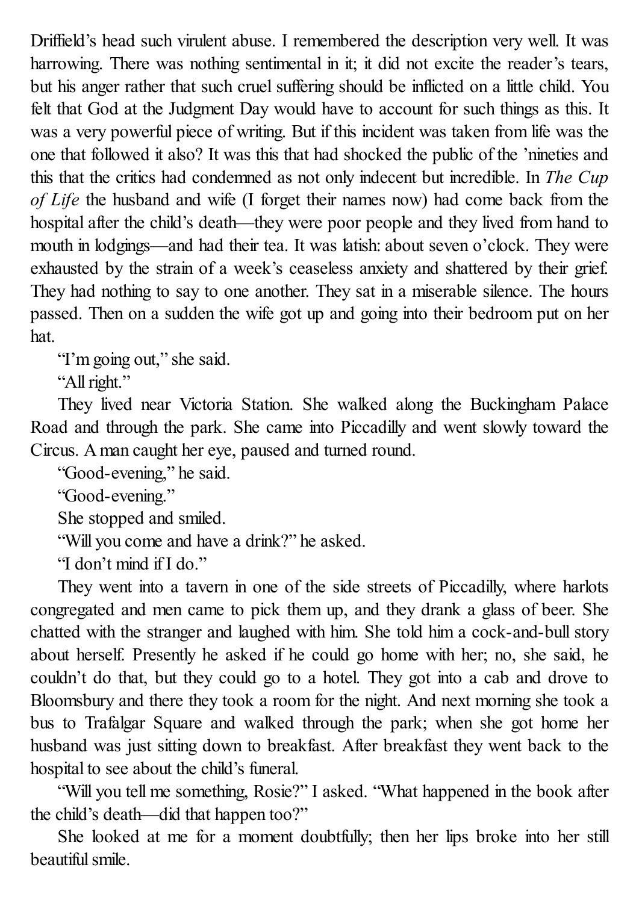Driffield's head such virulent abuse. I remembered the description very well. It was harrowing. There was nothing sentimental in it; it did not excite the reader's tears, but his anger rather that such cruel suffering should be inflicted on a little child. You felt that God at the Judgment Day would have to account for such things as this. It was a very powerful piece of writing. But if this incident was taken from life was the one that followed it also? It was this that had shocked the public of the 'nineties and this that the critics had condemned as not only indecent but incredible. In *The Cup of Life* the husband and wife (I forget their names now) had come back from the hospital after the child's death—they were poor people and they lived from hand to mouth in lodgings—and had their tea. It was latish: about seven o'clock. They were exhausted by the strain of a week's ceaseless anxiety and shattered by their grief. They had nothing to say to one another. They sat in a miserable silence. The hours passed. Then on a sudden the wife got up and going into their bedroom put on her hat.

"I'm going out," she said.

"All right."

They lived near Victoria Station. She walked along the Buckingham Palace Road and through the park. She came into Piccadilly and went slowly toward the Circus. A man caught her eye, paused and turned round.

"Good-evening," he said.

"Good-evening."

She stopped and smiled.

"Will you come and have a drink?" he asked.

"I don't mind if I do."

They went into a tavern in one of the side streets of Piccadilly, where harlots congregated and men came to pick them up, and they drank a glass of beer. She chatted with the stranger and laughed with him. She told him a cock-and-bull story about herself. Presently he asked if he could go home with her; no, she said, he couldn't do that, but they could go to a hotel. They got into a cab and drove to Bloomsbury and there they took a room for the night. And next morning she took a bus to Trafalgar Square and walked through the park; when she got home her husband was just sitting down to breakfast. After breakfast they went back to the hospital to see about the child's funeral.

"Will you tell me something, Rosie?" I asked. "What happened in the book after the child's death—did that happen too?"

She looked at me for a moment doubtfully; then her lips broke into her still beautiful smile.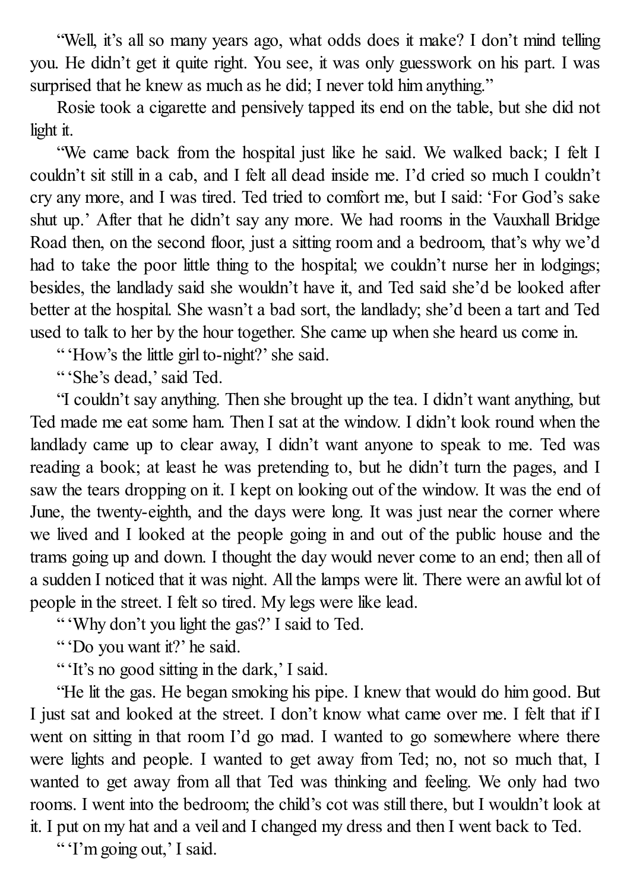"Well, it's all so many years ago, what odds does it make? I don't mind telling you. He didn't get it quite right. You see, it was only guesswork on his part. I was surprised that he knew as much as he did; I never told him anything."

Rosie took a cigarette and pensively tapped its end on the table, but she did not light it.

"We came back from the hospital just like he said. We walked back; I felt I couldn't sit still in a cab, and I felt all dead inside me. I'd cried so much I couldn't cry any more, and I was tired. Ted tried to comfort me, but I said: 'For God's sake shut up.' After that he didn't say any more. We had rooms in the Vauxhall Bridge Road then, on the second floor, just a sitting room and a bedroom, that's why we'd had to take the poor little thing to the hospital; we couldn't nurse her in lodgings; besides, the landlady said she wouldn't have it, and Ted said she'd be looked after better at the hospital. She wasn't a bad sort, the landlady; she'd been a tart and Ted used to talk to her by the hour together. She came up when she heard us come in.

"'How's the little girl to-night?' she said.

"'She's dead,' said Ted.

"I couldn't say anything. Then she brought up the tea. I didn't want anything, but Ted made me eat some ham. Then I sat at the window. I didn't look round when the landlady came up to clear away, I didn't want anyone to speak to me. Ted was reading a book; at least he was pretending to, but he didn't turn the pages, and I saw the tears dropping on it. I kept on looking out of the window. It was the end of June, the twenty-eighth, and the days were long. It was just near the corner where we lived and I looked at the people going in and out of the public house and the trams going up and down. I thought the day would never come to an end; then all of a sudden I noticed that it was night. All the lamps were lit. There were an awful lot of people in the street. I felt so tired. My legs were like lead.

"'Why don't you light the gas?' I said to Ted.

"'Do you want it?' he said.

"'It's no good sitting in the dark,' I said.

"He lit the gas. He began smoking his pipe. I knew that would do him good. But I just sat and looked at the street. I don't know what came over me. I felt that if I went on sitting in that room I'd go mad. I wanted to go somewhere where there were lights and people. I wanted to get away from Ted; no, not so much that, I wanted to get away from all that Ted was thinking and feeling. We only had two rooms. I went into the bedroom; the child's cot was still there, but I wouldn't look at it. I put on my hat and a veil and I changed my dress and then I went back to Ted.

"'I'm going out,' I said.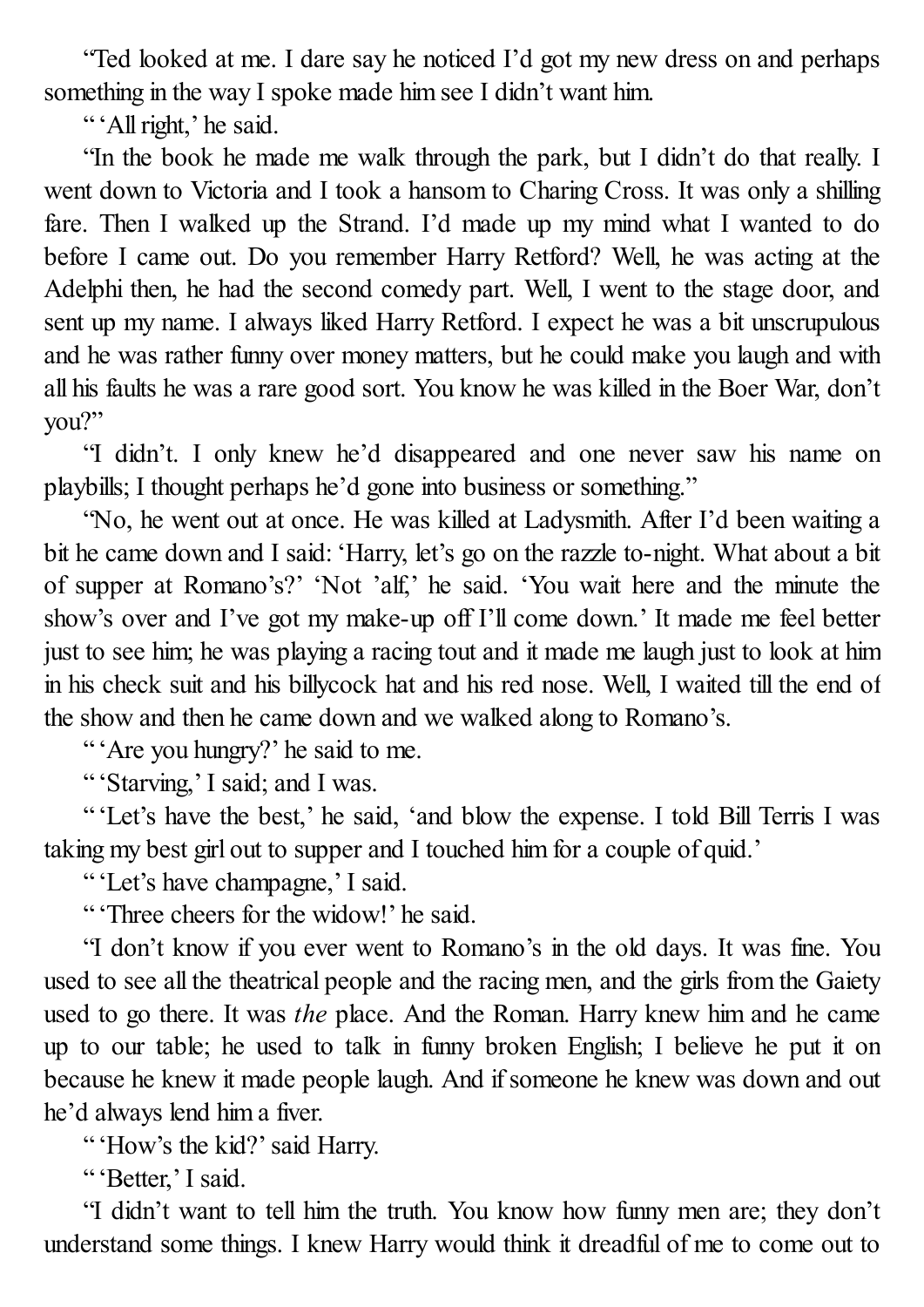"Ted looked at me. I dare say he noticed I'd got my new dress on and perhaps something in the way I spoke made him see I didn't want him.

" 'All right,' he said.

"In the book he made me walk through the park, but I didn't do that really. I went down to Victoria and I took a hansom to Charing Cross. It was only a shilling fare. Then I walked up the Strand. I'd made up my mind what I wanted to do before I came out. Do you remember Harry Retford? Well, he was acting at the Adelphi then, he had the second comedy part. Well, I went to the stage door, and sent up my name. I always liked Harry Retford. I expect he was a bit unscrupulous and he was rather funny over money matters, but he could make you laugh and with all his faults he was a rare good sort. You know he was killed in the Boer War, don't you?"

"I didn't. I only knew he'd disappeared and one never saw his name on playbills; I thought perhaps he'd gone into business or something."

"No, he went out at once. He was killed at Ladysmith. After I'd been waiting a bit he came down and I said: 'Harry, let's go on the razzle to-night. What about a bit of supper at Romano's?' 'Not 'alf,' he said. 'You wait here and the minute the show's over and I've got my make-up off I'll come down.' It made me feel better just to see him; he was playing a racing tout and it made me laugh just to look at him in his check suit and his billycock hat and his red nose. Well, I waited till the end of the show and then he came down and we walked along to Romano's.

" 'Are you hungry?' he said to me.

" 'Starving,' I said; and I was.

" 'Let's have the best,' he said, 'and blow the expense. I told Bill Terris I was taking my best girl out to supper and I touched him for a couple of quid.'

" 'Let's have champagne,' I said.

" 'Three cheers for the widow!' he said.

"I don't know if you ever went to Romano's in the old days. It was fine. You used to see all the theatrical people and the racing men, and the girls from the Gaiety used to go there. It was *the* place. And the Roman. Harry knew him and he came up to our table; he used to talk in funny broken English; I believe he put it on because he knew it made people laugh. And if someone he knew was down and out he'd always lend him a fiver.

" 'How's the kid?' said Harry.

" 'Better,' I said.

"I didn't want to tell him the truth. You know how funny men are; they don't understand some things. I knew Harry would think it dreadful of me to come out to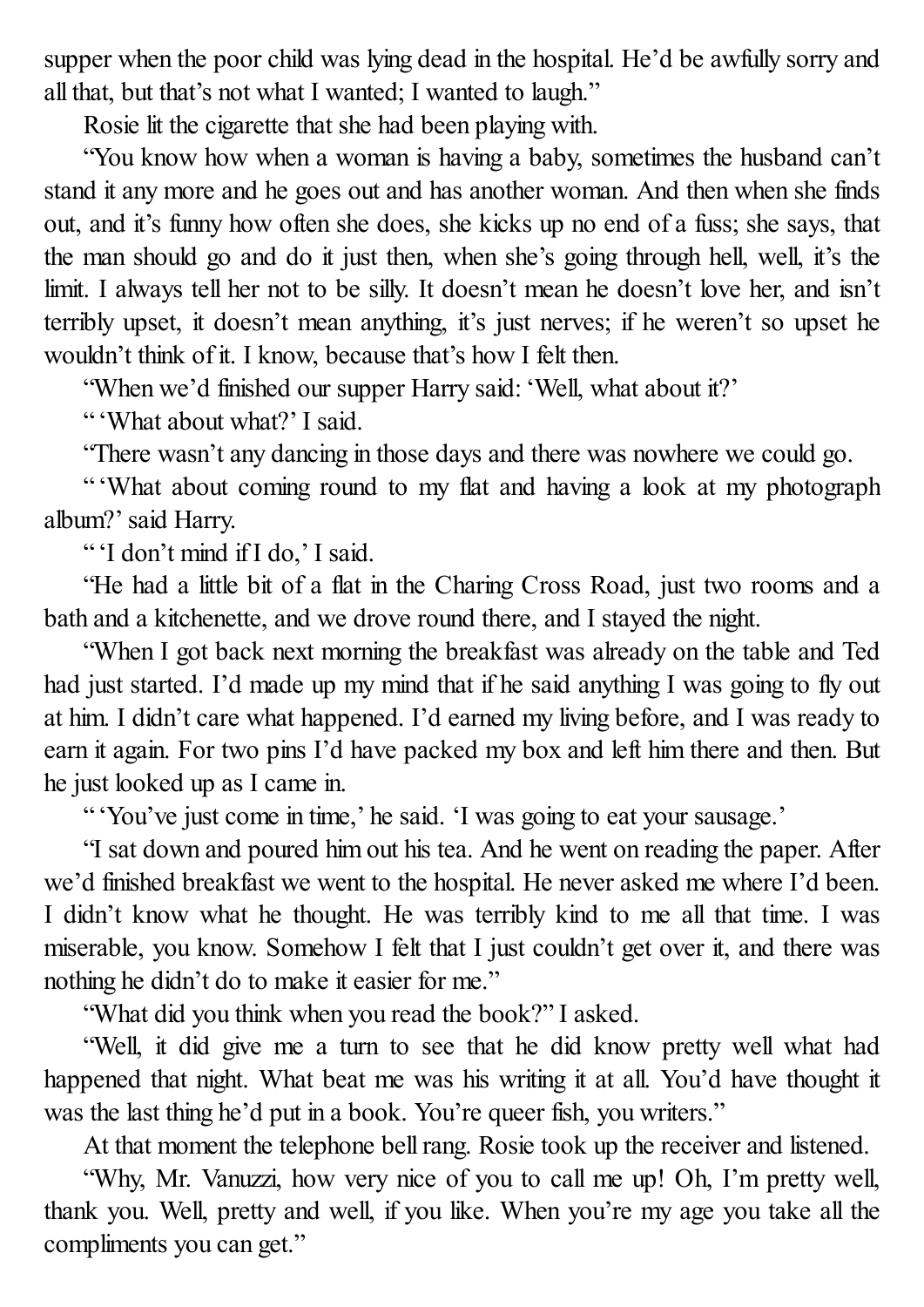supper when the poor child was lying dead in the hospital. He'd be awfully sorry and all that, but that's not what I wanted; I wanted to laugh."

Rosie lit the cigarette that she had been playing with.

"You know how when a woman is having a baby, sometimes the husband can't stand it any more and he goes out and has another woman. And then when she finds out, and it's funny how often she does, she kicks up no end of a fuss; she says, that the man should go and do it just then, when she's going through hell, well, it's the limit. I always tell her not to be silly. It doesn't mean he doesn't love her, and isn't terribly upset, it doesn't mean anything, it's just nerves; if he weren't so upset he wouldn't think of it. I know, because that's how I felt then.

"When we'd finished our supper Harry said: 'Well, what about it?'

" 'What about what?' I said.

"There wasn't any dancing in those days and there was nowhere we could go.

" 'What about coming round to my flat and having a look at my photograph album?' said Harry.

" 'I don't mind if I do,' I said.

"He had a little bit of a flat in the Charing Cross Road, just two rooms and a bath and a kitchenette, and we drove round there, and I stayed the night.

"When I got back next morning the breakfast was already on the table and Ted had just started. I'd made up my mind that if he said anything I was going to fly out at him. I didn't care what happened. I'd earned my living before, and I was ready to earn it again. For two pins I'd have packed my box and left him there and then. But he just looked up as I came in.

" 'You've just come in time,' he said. 'I was going to eat your sausage.'

"I sat down and poured him out his tea. And he went on reading the paper. After we'd finished breakfast we went to the hospital. He never asked me where I'd been. I didn't know what he thought. He was terribly kind to me all that time. I was miserable, you know. Somehow I felt that I just couldn't get over it, and there was nothing he didn't do to make it easier for me."

"What did you think when you read the book?" I asked.

"Well, it did give me a turn to see that he did know pretty well what had happened that night. What beat me was his writing it at all. You'd have thought it was the last thing he'd put in a book. You're queer fish, you writers."

At that moment the telephone bell rang. Rosie took up the receiver and listened.

"Why, Mr. Vanuzzi, how very nice of you to call me up! Oh, I'm pretty well, thank you. Well, pretty and well, if you like. When you're my age you take all the compliments you can get."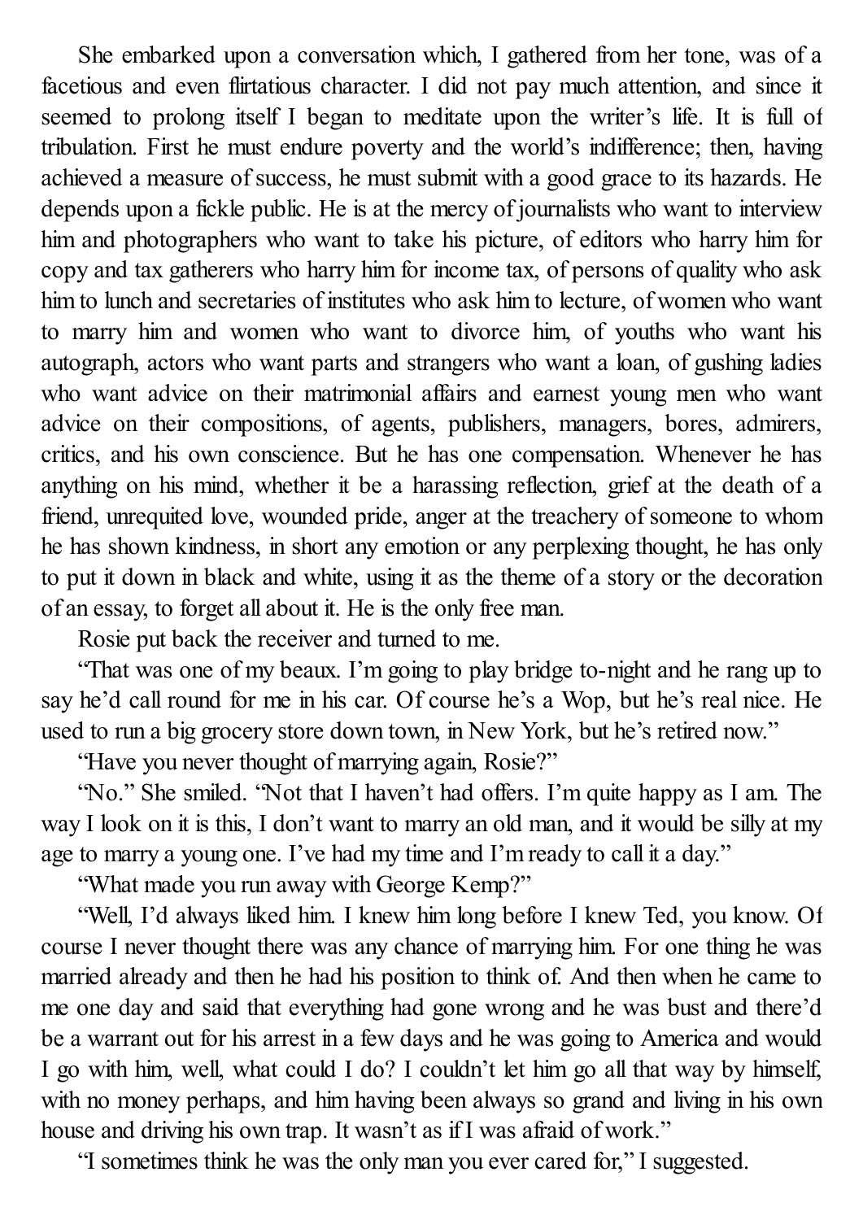She embarked upon a conversation which, I gathered from her tone, was of a facetious and even flirtatious character. I did not pay much attention, and since it seemed to prolong itself I began to meditate upon the writer's life. It is full of tribulation. First he must endure poverty and the world's indifference; then, having achieved a measure of success, he must submit with a good grace to its hazards. He depends upon a fickle public. He is at the mercy of journalists who want to interview him and photographers who want to take his picture, of editors who harry him for copy and tax gatherers who harry him for income tax, of persons of quality who ask him to lunch and secretaries of institutes who ask him to lecture, of women who want to marry him and women who want to divorce him, of youths who want his autograph, actors who want parts and strangers who want a loan, of gushing ladies who want advice on their matrimonial affairs and earnest young men who want advice on their compositions, of agents, publishers, managers, bores, admirers, critics, and his own conscience. But he has one compensation. Whenever he has anything on his mind, whether it be a harassing reflection, grief at the death of a friend, unrequited love, wounded pride, anger at the treachery of someone to whom he has shown kindness, in short any emotion or any perplexing thought, he has only to put it down in black and white, using it as the theme of a story or the decoration of an essay, to forget all about it. He is the only free man.

Rosie put back the receiver and turned to me.

"That was one of my beaux. I'm going to play bridge to-night and he rang up to say he'd call round for me in his car. Of course he's a Wop, but he's real nice. He used to run a big grocery store down town, in New York, but he's retired now."

"Have you never thought of marrying again, Rosie?"

"No." She smiled. "Not that I haven't had offers. I'm quite happy as I am. The way I look on it is this, I don't want to marry an old man, and it would be silly at my age to marry a young one. I've had my time and I'm ready to call it a day."

"What made you run away with George Kemp?"

"Well, I'd always liked him. I knew him long before I knew Ted, you know. Of course I never thought there was any chance of marrying him. For one thing he was married already and then he had his position to think of. And then when he came to me one day and said that everything had gone wrong and he was bust and there'd be a warrant out for his arrest in a few days and he was going to America and would I go with him, well, what could I do? I couldn't let him go all that way by himself, with no money perhaps, and him having been always so grand and living in his own house and driving his own trap. It wasn't as if I was afraid of work."

"I sometimes think he was the only man you ever cared for," I suggested.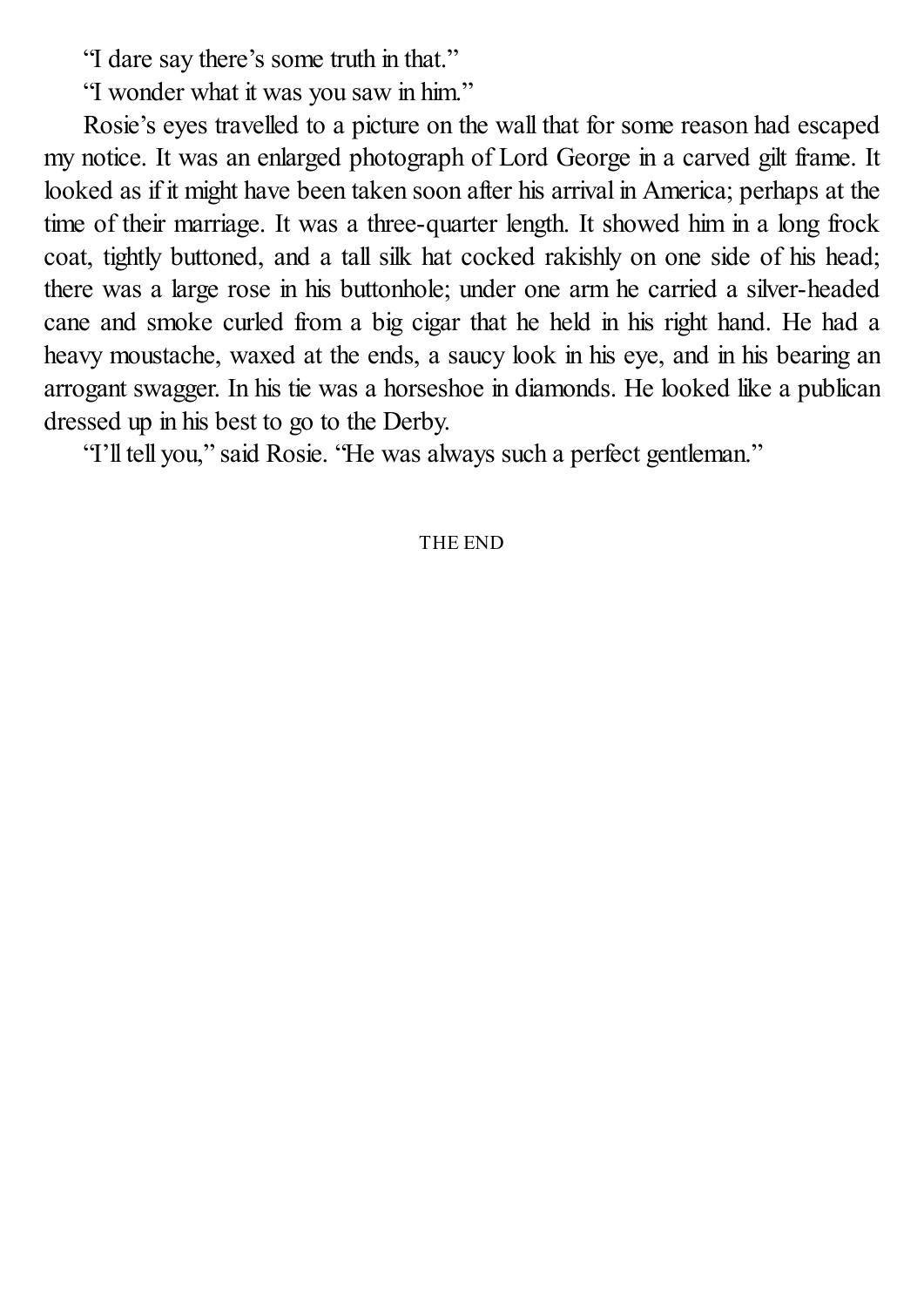"I dare say there's some truth in that."

"I wonder what it was you saw in him."

Rosie's eyes travelled to a picture on the wall that for some reason had escaped my notice. It was an enlarged photograph of Lord George in a carved gilt frame. It looked as if it might have been taken soon after his arrival in America; perhaps at the time of their marriage. It was a three-quarter length. It showed him in a long frock coat, tightly buttoned, and a tall silk hat cocked rakishly on one side of his head; there was a large rose in his buttonhole; under one arm he carried a silver-headed cane and smoke curled from a big cigar that he held in his right hand. He had a heavy moustache, waxed at the ends, a saucy look in his eye, and in his bearing an arrogant swagger. In his tie was a horseshoe in diamonds. He looked like a publican dressed up in his best to go to the Derby.

"I'll tell you," said Rosie. "He was always such a perfect gentleman."

THE END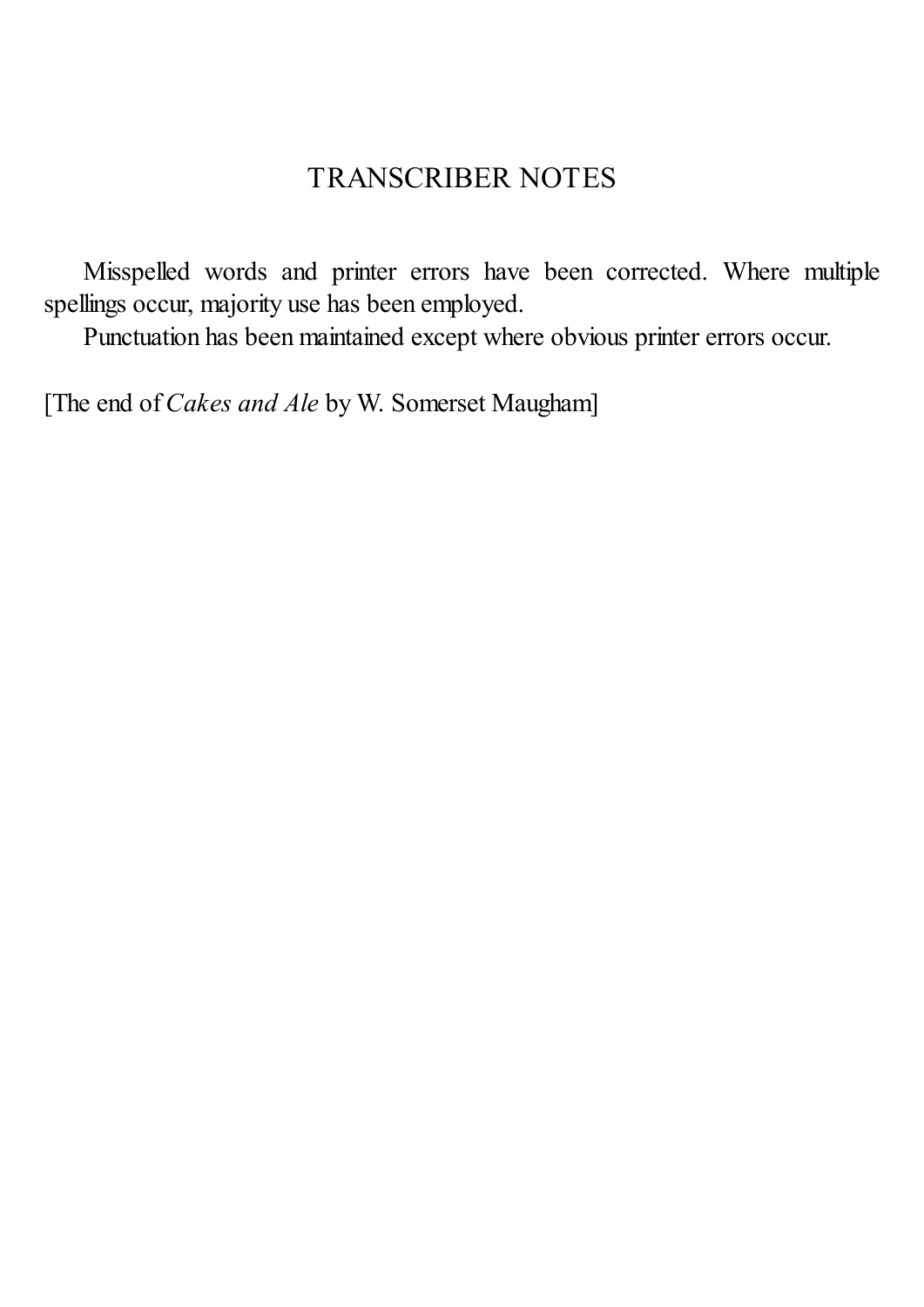# TRANSCRIBER NOTES

Misspelled words and printer errors have been corrected. Where multiple spellings occur, majority use has been employed.

Punctuation has been maintained except where obvious printer errors occur.

[The end of *Cakes and Ale* by W. Somerset Maugham]